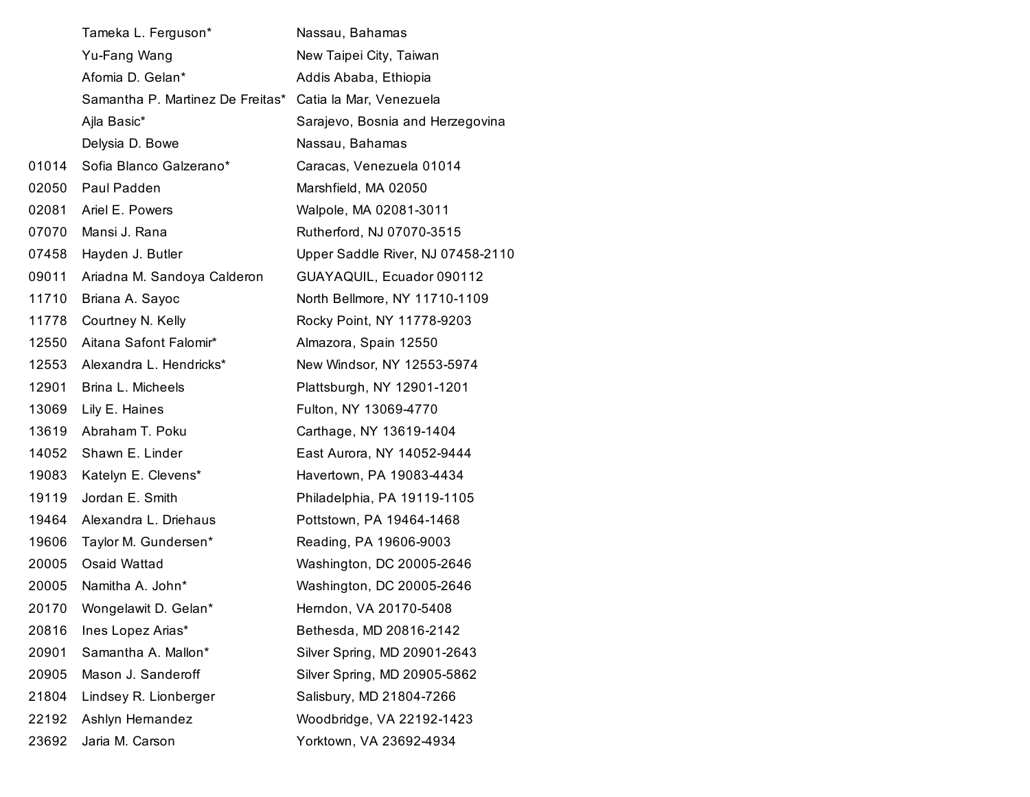| | | |
|---|---|---|
| | Tameka L. Ferguson* | Nassau, Bahamas |
| | Yu-Fang Wang | New Taipei City, Taiwan |
| | Afomia D. Gelan* | Addis Ababa, Ethiopia |
| | Samantha P. Martinez De Freitas* | Catia la Mar, Venezuela |
| | Ajla Basic* | Sarajevo, Bosnia and Herzegovina |
| | Delysia D. Bowe | Nassau, Bahamas |
| 01014 | Sofia Blanco Galzerano* | Caracas, Venezuela 01014 |
| 02050 | Paul Padden | Marshfield, MA 02050 |
| 02081 | Ariel E. Powers | Walpole, MA 02081-3011 |
| 07070 | Mansi J. Rana | Rutherford, NJ 07070-3515 |
| 07458 | Hayden J. Butler | Upper Saddle River, NJ 07458-2110 |
| 09011 | Ariadna M. Sandoya Calderon | GUAYAQUIL, Ecuador 090112 |
| 11710 | Briana A. Sayoc | North Bellmore, NY 11710-1109 |
| 11778 | Courtney N. Kelly | Rocky Point, NY 11778-9203 |
| 12550 | Aitana Safont Falomir* | Almazora, Spain 12550 |
| 12553 | Alexandra L. Hendricks* | New Windsor, NY 12553-5974 |
| 12901 | Brina L. Micheels | Plattsburgh, NY 12901-1201 |
| 13069 | Lily E. Haines | Fulton, NY 13069-4770 |
| 13619 | Abraham T. Poku | Carthage, NY 13619-1404 |
| 14052 | Shawn E. Linder | East Aurora, NY 14052-9444 |
| 19083 | Katelyn E. Clevens* | Havertown, PA 19083-4434 |
| 19119 | Jordan E. Smith | Philadelphia, PA 19119-1105 |
| 19464 | Alexandra L. Driehaus | Pottstown, PA 19464-1468 |
| 19606 | Taylor M. Gundersen* | Reading, PA 19606-9003 |
| 20005 | Osaid Wattad | Washington, DC 20005-2646 |
| 20005 | Namitha A. John* | Washington, DC 20005-2646 |
| 20170 | Wongelawit D. Gelan* | Herndon, VA 20170-5408 |
| 20816 | Ines Lopez Arias* | Bethesda, MD 20816-2142 |
| 20901 | Samantha A. Mallon* | Silver Spring, MD 20901-2643 |
| 20905 | Mason J. Sanderoff | Silver Spring, MD 20905-5862 |
| 21804 | Lindsey R. Lionberger | Salisbury, MD 21804-7266 |
| 22192 | Ashlyn Hernandez | Woodbridge, VA 22192-1423 |
| 23692 | Jaria M. Carson | Yorktown, VA 23692-4934 |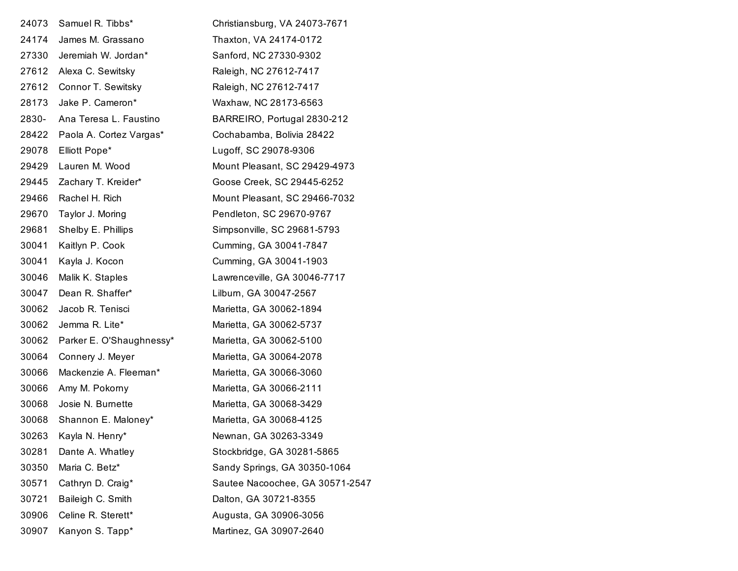| | | |
|---|---|---|
| 24073 | Samuel R. Tibbs* | Christiansburg, VA 24073-7671 |
| 24174 | James M. Grassano | Thaxton, VA 24174-0172 |
| 27330 | Jeremiah W. Jordan* | Sanford, NC 27330-9302 |
| 27612 | Alexa C. Sewitsky | Raleigh, NC 27612-7417 |
| 27612 | Connor T. Sewitsky | Raleigh, NC 27612-7417 |
| 28173 | Jake P. Cameron* | Waxhaw, NC 28173-6563 |
| 2830- | Ana Teresa L. Faustino | BARREIRO, Portugal 2830-212 |
| 28422 | Paola A. Cortez Vargas* | Cochabamba, Bolivia 28422 |
| 29078 | Elliott Pope* | Lugoff, SC 29078-9306 |
| 29429 | Lauren M. Wood | Mount Pleasant, SC 29429-4973 |
| 29445 | Zachary T. Kreider* | Goose Creek, SC 29445-6252 |
| 29466 | Rachel H. Rich | Mount Pleasant, SC 29466-7032 |
| 29670 | Taylor J. Moring | Pendleton, SC 29670-9767 |
| 29681 | Shelby E. Phillips | Simpsonville, SC 29681-5793 |
| 30041 | Kaitlyn P. Cook | Cumming, GA 30041-7847 |
| 30041 | Kayla J. Kocon | Cumming, GA 30041-1903 |
| 30046 | Malik K. Staples | Lawrenceville, GA 30046-7717 |
| 30047 | Dean R. Shaffer* | Lilburn, GA 30047-2567 |
| 30062 | Jacob R. Tenisci | Marietta, GA 30062-1894 |
| 30062 | Jemma R. Lite* | Marietta, GA 30062-5737 |
| 30062 | Parker E. O'Shaughnessy* | Marietta, GA 30062-5100 |
| 30064 | Connery J. Meyer | Marietta, GA 30064-2078 |
| 30066 | Mackenzie A. Fleeman* | Marietta, GA 30066-3060 |
| 30066 | Amy M. Pokorny | Marietta, GA 30066-2111 |
| 30068 | Josie N. Burnette | Marietta, GA 30068-3429 |
| 30068 | Shannon E. Maloney* | Marietta, GA 30068-4125 |
| 30263 | Kayla N. Henry* | Newnan, GA 30263-3349 |
| 30281 | Dante A. Whatley | Stockbridge, GA 30281-5865 |
| 30350 | Maria C. Betz* | Sandy Springs, GA 30350-1064 |
| 30571 | Cathryn D. Craig* | Sautee Nacoochee, GA 30571-2547 |
| 30721 | Baileigh C. Smith | Dalton, GA 30721-8355 |
| 30906 | Celine R. Sterett* | Augusta, GA 30906-3056 |
| 30907 | Kanyon S. Tapp* | Martinez, GA 30907-2640 |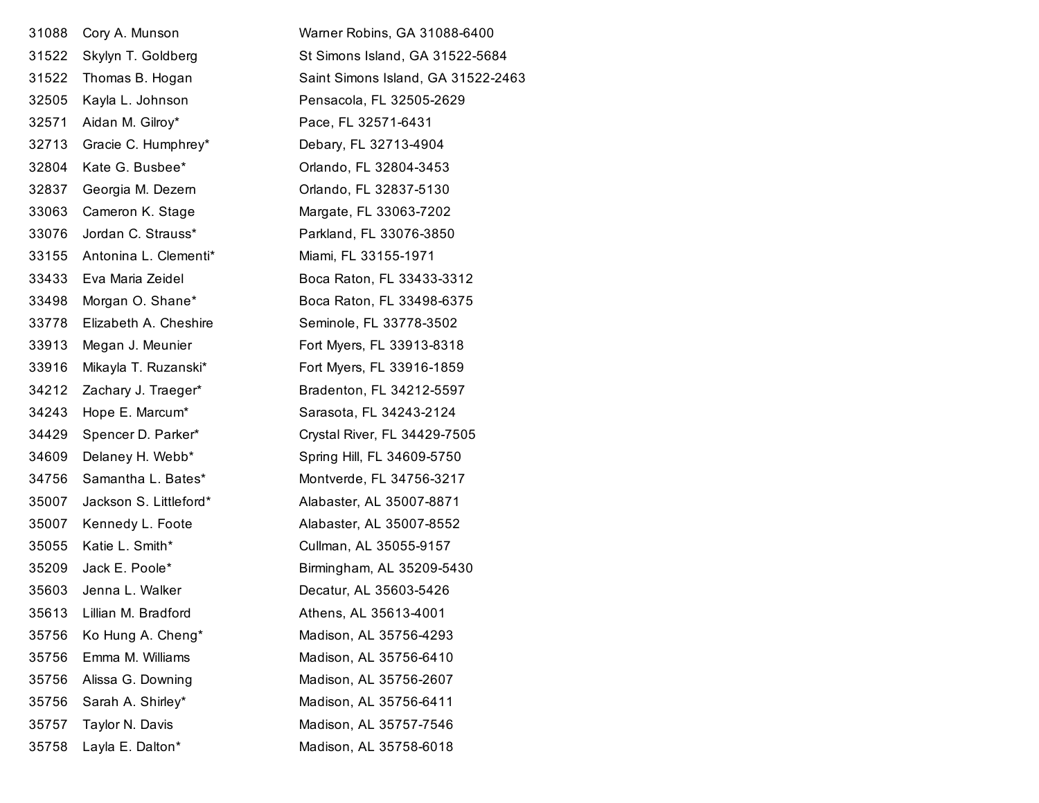| | | |
|---|---|---|
| 31088 | Cory A. Munson | Warner Robins, GA 31088-6400 |
| 31522 | Skylyn T. Goldberg | St Simons Island, GA 31522-5684 |
| 31522 | Thomas B. Hogan | Saint Simons Island, GA 31522-2463 |
| 32505 | Kayla L. Johnson | Pensacola, FL 32505-2629 |
| 32571 | Aidan M. Gilroy* | Pace, FL 32571-6431 |
| 32713 | Gracie C. Humphrey* | Debary, FL 32713-4904 |
| 32804 | Kate G. Busbee* | Orlando, FL 32804-3453 |
| 32837 | Georgia M. Dezern | Orlando, FL 32837-5130 |
| 33063 | Cameron K. Stage | Margate, FL 33063-7202 |
| 33076 | Jordan C. Strauss* | Parkland, FL 33076-3850 |
| 33155 | Antonina L. Clementi* | Miami, FL 33155-1971 |
| 33433 | Eva Maria Zeidel | Boca Raton, FL 33433-3312 |
| 33498 | Morgan O. Shane* | Boca Raton, FL 33498-6375 |
| 33778 | Elizabeth A. Cheshire | Seminole, FL 33778-3502 |
| 33913 | Megan J. Meunier | Fort Myers, FL 33913-8318 |
| 33916 | Mikayla T. Ruzanski* | Fort Myers, FL 33916-1859 |
| 34212 | Zachary J. Traeger* | Bradenton, FL 34212-5597 |
| 34243 | Hope E. Marcum* | Sarasota, FL 34243-2124 |
| 34429 | Spencer D. Parker* | Crystal River, FL 34429-7505 |
| 34609 | Delaney H. Webb* | Spring Hill, FL 34609-5750 |
| 34756 | Samantha L. Bates* | Montverde, FL 34756-3217 |
| 35007 | Jackson S. Littleford* | Alabaster, AL 35007-8871 |
| 35007 | Kennedy L. Foote | Alabaster, AL 35007-8552 |
| 35055 | Katie L. Smith* | Cullman, AL 35055-9157 |
| 35209 | Jack E. Poole* | Birmingham, AL 35209-5430 |
| 35603 | Jenna L. Walker | Decatur, AL 35603-5426 |
| 35613 | Lillian M. Bradford | Athens, AL 35613-4001 |
| 35756 | Ko Hung A. Cheng* | Madison, AL 35756-4293 |
| 35756 | Emma M. Williams | Madison, AL 35756-6410 |
| 35756 | Alissa G. Downing | Madison, AL 35756-2607 |
| 35756 | Sarah A. Shirley* | Madison, AL 35756-6411 |
| 35757 | Taylor N. Davis | Madison, AL 35757-7546 |
| 35758 | Layla E. Dalton* | Madison, AL 35758-6018 |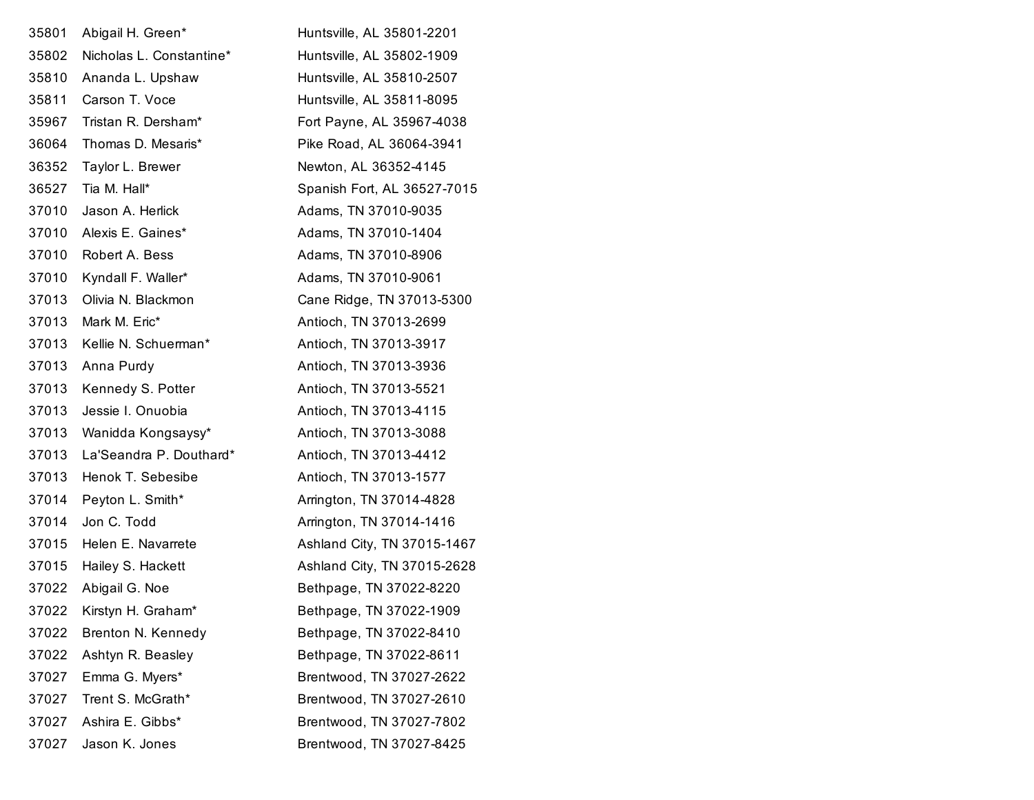| | | |
|---|---|---|
| 35801 | Abigail H. Green* | Huntsville, AL 35801-2201 |
| 35802 | Nicholas L. Constantine* | Huntsville, AL 35802-1909 |
| 35810 | Ananda L. Upshaw | Huntsville, AL 35810-2507 |
| 35811 | Carson T. Voce | Huntsville, AL 35811-8095 |
| 35967 | Tristan R. Dersham* | Fort Payne, AL 35967-4038 |
| 36064 | Thomas D. Mesaris* | Pike Road, AL 36064-3941 |
| 36352 | Taylor L. Brewer | Newton, AL 36352-4145 |
| 36527 | Tia M. Hall* | Spanish Fort, AL 36527-7015 |
| 37010 | Jason A. Herlick | Adams, TN 37010-9035 |
| 37010 | Alexis E. Gaines* | Adams, TN 37010-1404 |
| 37010 | Robert A. Bess | Adams, TN 37010-8906 |
| 37010 | Kyndall F. Waller* | Adams, TN 37010-9061 |
| 37013 | Olivia N. Blackmon | Cane Ridge, TN 37013-5300 |
| 37013 | Mark M. Eric* | Antioch, TN 37013-2699 |
| 37013 | Kellie N. Schuerman* | Antioch, TN 37013-3917 |
| 37013 | Anna Purdy | Antioch, TN 37013-3936 |
| 37013 | Kennedy S. Potter | Antioch, TN 37013-5521 |
| 37013 | Jessie I. Onuobia | Antioch, TN 37013-4115 |
| 37013 | Wanidda Kongsaysy* | Antioch, TN 37013-3088 |
| 37013 | La'Seandra P. Douthard* | Antioch, TN 37013-4412 |
| 37013 | Henok T. Sebesibe | Antioch, TN 37013-1577 |
| 37014 | Peyton L. Smith* | Arrington, TN 37014-4828 |
| 37014 | Jon C. Todd | Arrington, TN 37014-1416 |
| 37015 | Helen E. Navarrete | Ashland City, TN 37015-1467 |
| 37015 | Hailey S. Hackett | Ashland City, TN 37015-2628 |
| 37022 | Abigail G. Noe | Bethpage, TN 37022-8220 |
| 37022 | Kirstyn H. Graham* | Bethpage, TN 37022-1909 |
| 37022 | Brenton N. Kennedy | Bethpage, TN 37022-8410 |
| 37022 | Ashtyn R. Beasley | Bethpage, TN 37022-8611 |
| 37027 | Emma G. Myers* | Brentwood, TN 37027-2622 |
| 37027 | Trent S. McGrath* | Brentwood, TN 37027-2610 |
| 37027 | Ashira E. Gibbs* | Brentwood, TN 37027-7802 |
| 37027 | Jason K. Jones | Brentwood, TN 37027-8425 |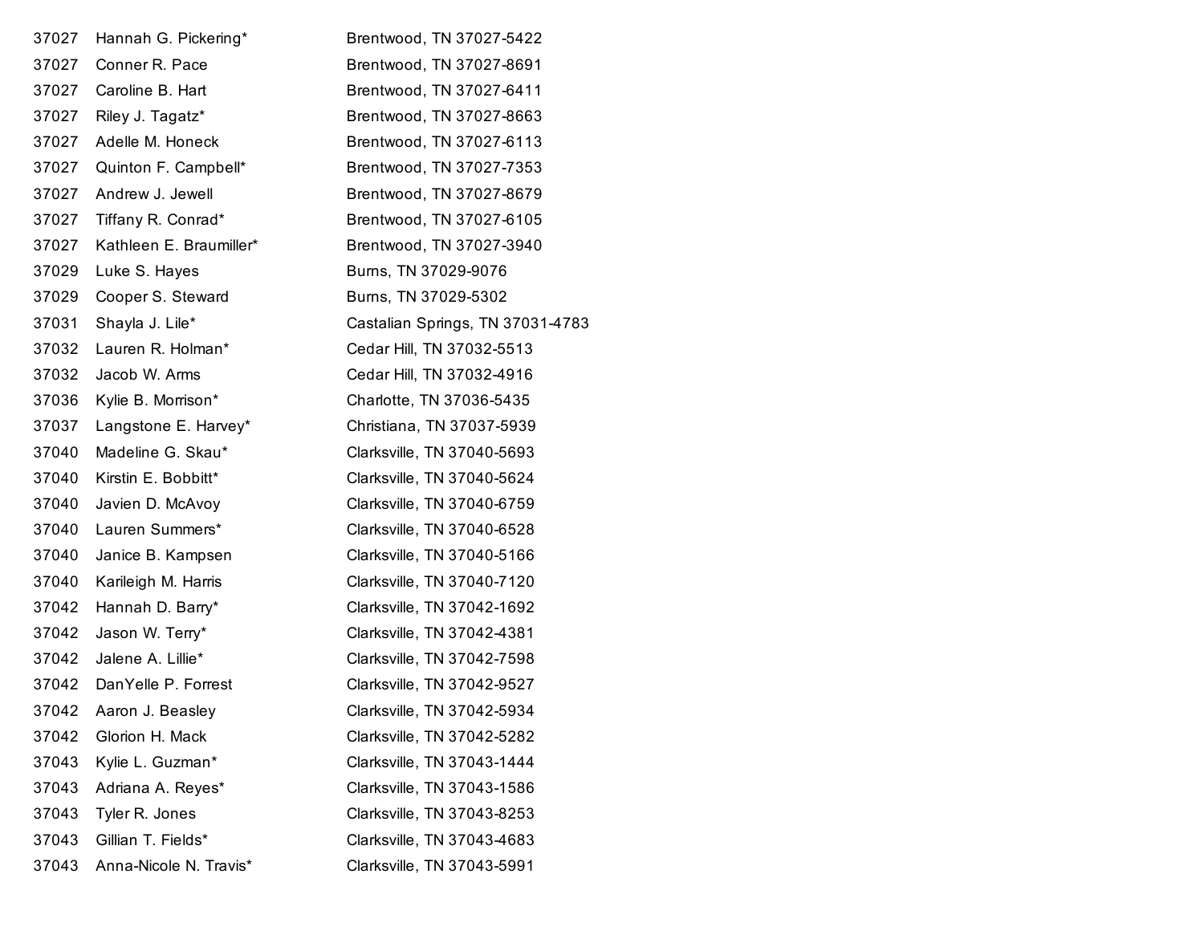| | | |
|---|---|---|
| 37027 | Hannah G. Pickering* | Brentwood, TN 37027-5422 |
| 37027 | Conner R. Pace | Brentwood, TN 37027-8691 |
| 37027 | Caroline B. Hart | Brentwood, TN 37027-6411 |
| 37027 | Riley J. Tagatz* | Brentwood, TN 37027-8663 |
| 37027 | Adelle M. Honeck | Brentwood, TN 37027-6113 |
| 37027 | Quinton F. Campbell* | Brentwood, TN 37027-7353 |
| 37027 | Andrew J. Jewell | Brentwood, TN 37027-8679 |
| 37027 | Tiffany R. Conrad* | Brentwood, TN 37027-6105 |
| 37027 | Kathleen E. Braumiller* | Brentwood, TN 37027-3940 |
| 37029 | Luke S. Hayes | Burns, TN 37029-9076 |
| 37029 | Cooper S. Steward | Burns, TN 37029-5302 |
| 37031 | Shayla J. Lile* | Castalian Springs, TN 37031-4783 |
| 37032 | Lauren R. Holman* | Cedar Hill, TN 37032-5513 |
| 37032 | Jacob W. Arms | Cedar Hill, TN 37032-4916 |
| 37036 | Kylie B. Morrison* | Charlotte, TN 37036-5435 |
| 37037 | Langstone E. Harvey* | Christiana, TN 37037-5939 |
| 37040 | Madeline G. Skau* | Clarksville, TN 37040-5693 |
| 37040 | Kirstin E. Bobbitt* | Clarksville, TN 37040-5624 |
| 37040 | Javien D. McAvoy | Clarksville, TN 37040-6759 |
| 37040 | Lauren Summers* | Clarksville, TN 37040-6528 |
| 37040 | Janice B. Kampsen | Clarksville, TN 37040-5166 |
| 37040 | Karileigh M. Harris | Clarksville, TN 37040-7120 |
| 37042 | Hannah D. Barry* | Clarksville, TN 37042-1692 |
| 37042 | Jason W. Terry* | Clarksville, TN 37042-4381 |
| 37042 | Jalene A. Lillie* | Clarksville, TN 37042-7598 |
| 37042 | DanYelle P. Forrest | Clarksville, TN 37042-9527 |
| 37042 | Aaron J. Beasley | Clarksville, TN 37042-5934 |
| 37042 | Glorion H. Mack | Clarksville, TN 37042-5282 |
| 37043 | Kylie L. Guzman* | Clarksville, TN 37043-1444 |
| 37043 | Adriana A. Reyes* | Clarksville, TN 37043-1586 |
| 37043 | Tyler R. Jones | Clarksville, TN 37043-8253 |
| 37043 | Gillian T. Fields* | Clarksville, TN 37043-4683 |
| 37043 | Anna-Nicole N. Travis* | Clarksville, TN 37043-5991 |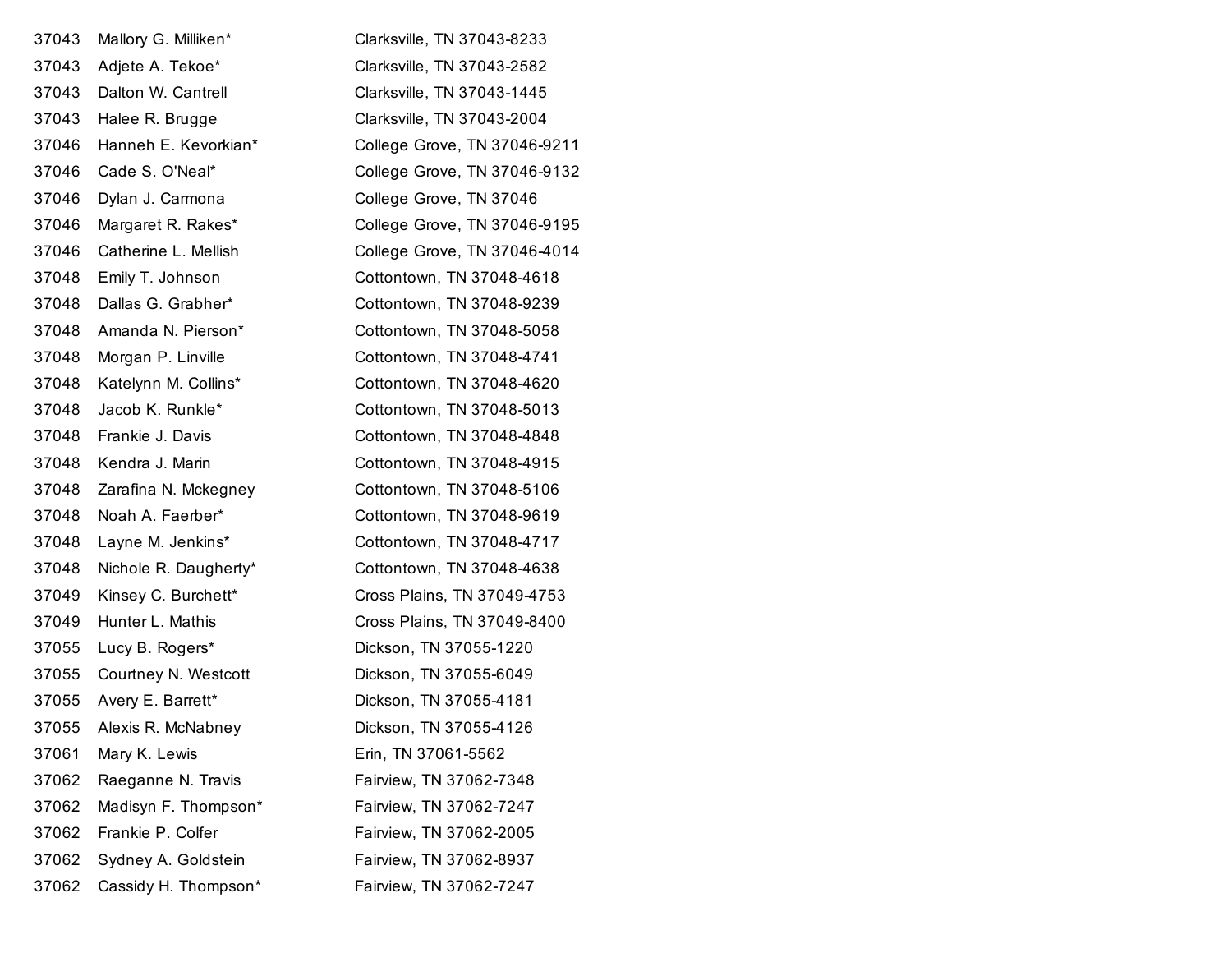| | | |
|---|---|---|
| 37043 | Mallory G. Milliken* | Clarksville, TN 37043-8233 |
| 37043 | Adjete A. Tekoe* | Clarksville, TN 37043-2582 |
| 37043 | Dalton W. Cantrell | Clarksville, TN 37043-1445 |
| 37043 | Halee R. Brugge | Clarksville, TN 37043-2004 |
| 37046 | Hanneh E. Kevorkian* | College Grove, TN 37046-9211 |
| 37046 | Cade S. O'Neal* | College Grove, TN 37046-9132 |
| 37046 | Dylan J. Carmona | College Grove, TN 37046 |
| 37046 | Margaret R. Rakes* | College Grove, TN 37046-9195 |
| 37046 | Catherine L. Mellish | College Grove, TN 37046-4014 |
| 37048 | Emily T. Johnson | Cottontown, TN 37048-4618 |
| 37048 | Dallas G. Grabher* | Cottontown, TN 37048-9239 |
| 37048 | Amanda N. Pierson* | Cottontown, TN 37048-5058 |
| 37048 | Morgan P. Linville | Cottontown, TN 37048-4741 |
| 37048 | Katelynn M. Collins* | Cottontown, TN 37048-4620 |
| 37048 | Jacob K. Runkle* | Cottontown, TN 37048-5013 |
| 37048 | Frankie J. Davis | Cottontown, TN 37048-4848 |
| 37048 | Kendra J. Marin | Cottontown, TN 37048-4915 |
| 37048 | Zarafina N. Mckegney | Cottontown, TN 37048-5106 |
| 37048 | Noah A. Faerber* | Cottontown, TN 37048-9619 |
| 37048 | Layne M. Jenkins* | Cottontown, TN 37048-4717 |
| 37048 | Nichole R. Daugherty* | Cottontown, TN 37048-4638 |
| 37049 | Kinsey C. Burchett* | Cross Plains, TN 37049-4753 |
| 37049 | Hunter L. Mathis | Cross Plains, TN 37049-8400 |
| 37055 | Lucy B. Rogers* | Dickson, TN 37055-1220 |
| 37055 | Courtney N. Westcott | Dickson, TN 37055-6049 |
| 37055 | Avery E. Barrett* | Dickson, TN 37055-4181 |
| 37055 | Alexis R. McNabney | Dickson, TN 37055-4126 |
| 37061 | Mary K. Lewis | Erin, TN 37061-5562 |
| 37062 | Raeganne N. Travis | Fairview, TN 37062-7348 |
| 37062 | Madisyn F. Thompson* | Fairview, TN 37062-7247 |
| 37062 | Frankie P. Colfer | Fairview, TN 37062-2005 |
| 37062 | Sydney A. Goldstein | Fairview, TN 37062-8937 |
| 37062 | Cassidy H. Thompson* | Fairview, TN 37062-7247 |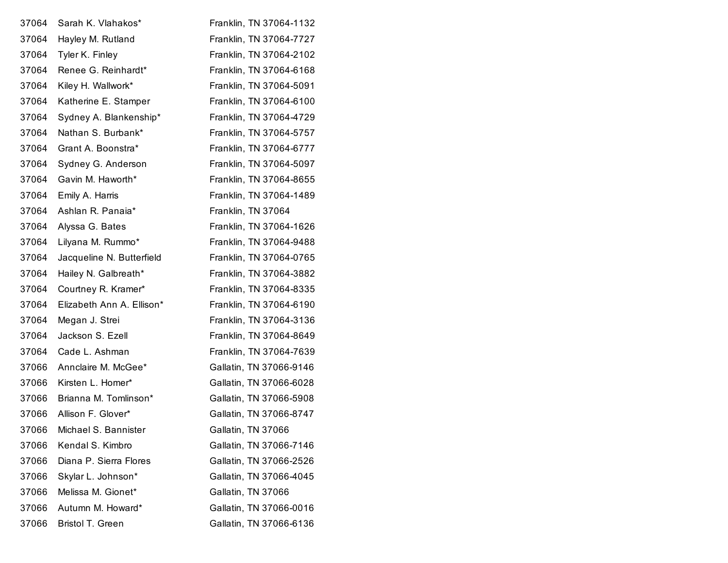| | | |
|---|---|---|
| 37064 | Sarah K. Vlahakos* | Franklin, TN 37064-1132 |
| 37064 | Hayley M. Rutland | Franklin, TN 37064-7727 |
| 37064 | Tyler K. Finley | Franklin, TN 37064-2102 |
| 37064 | Renee G. Reinhardt* | Franklin, TN 37064-6168 |
| 37064 | Kiley H. Wallwork* | Franklin, TN 37064-5091 |
| 37064 | Katherine E. Stamper | Franklin, TN 37064-6100 |
| 37064 | Sydney A. Blankenship* | Franklin, TN 37064-4729 |
| 37064 | Nathan S. Burbank* | Franklin, TN 37064-5757 |
| 37064 | Grant A. Boonstra* | Franklin, TN 37064-6777 |
| 37064 | Sydney G. Anderson | Franklin, TN 37064-5097 |
| 37064 | Gavin M. Haworth* | Franklin, TN 37064-8655 |
| 37064 | Emily A. Harris | Franklin, TN 37064-1489 |
| 37064 | Ashlan R. Panaia* | Franklin, TN 37064 |
| 37064 | Alyssa G. Bates | Franklin, TN 37064-1626 |
| 37064 | Lilyana M. Rummo* | Franklin, TN 37064-9488 |
| 37064 | Jacqueline N. Butterfield | Franklin, TN 37064-0765 |
| 37064 | Hailey N. Galbreath* | Franklin, TN 37064-3882 |
| 37064 | Courtney R. Kramer* | Franklin, TN 37064-8335 |
| 37064 | Elizabeth Ann A. Ellison* | Franklin, TN 37064-6190 |
| 37064 | Megan J. Strei | Franklin, TN 37064-3136 |
| 37064 | Jackson S. Ezell | Franklin, TN 37064-8649 |
| 37064 | Cade L. Ashman | Franklin, TN 37064-7639 |
| 37066 | Annclaire M. McGee* | Gallatin, TN 37066-9146 |
| 37066 | Kirsten L. Homer* | Gallatin, TN 37066-6028 |
| 37066 | Brianna M. Tomlinson* | Gallatin, TN 37066-5908 |
| 37066 | Allison F. Glover* | Gallatin, TN 37066-8747 |
| 37066 | Michael S. Bannister | Gallatin, TN 37066 |
| 37066 | Kendal S. Kimbro | Gallatin, TN 37066-7146 |
| 37066 | Diana P. Sierra Flores | Gallatin, TN 37066-2526 |
| 37066 | Skylar L. Johnson* | Gallatin, TN 37066-4045 |
| 37066 | Melissa M. Gionet* | Gallatin, TN 37066 |
| 37066 | Autumn M. Howard* | Gallatin, TN 37066-0016 |
| 37066 | Bristol T. Green | Gallatin, TN 37066-6136 |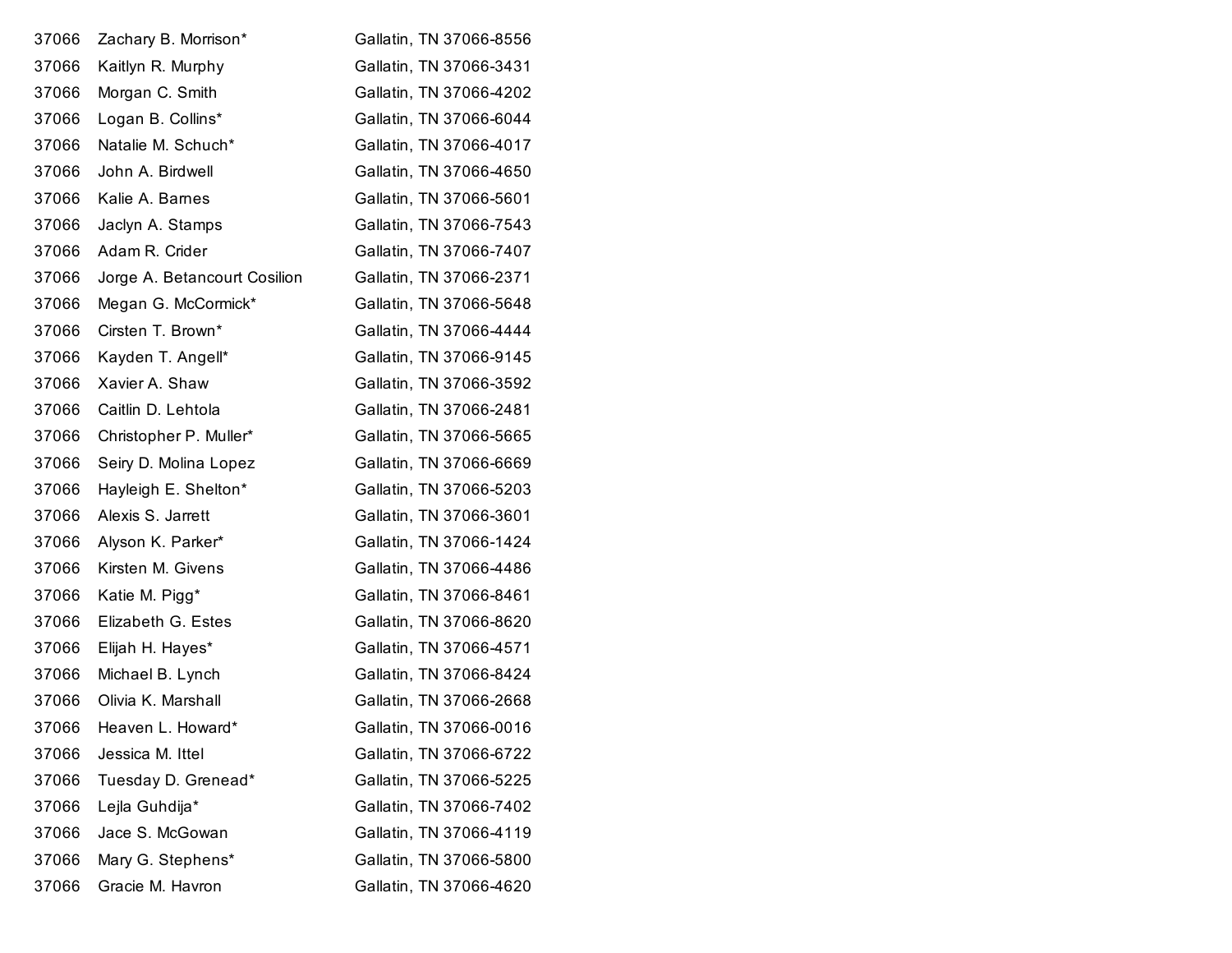| | | |
|---|---|---|
| 37066 | Zachary B. Morrison* | Gallatin, TN 37066-8556 |
| 37066 | Kaitlyn R. Murphy | Gallatin, TN 37066-3431 |
| 37066 | Morgan C. Smith | Gallatin, TN 37066-4202 |
| 37066 | Logan B. Collins* | Gallatin, TN 37066-6044 |
| 37066 | Natalie M. Schuch* | Gallatin, TN 37066-4017 |
| 37066 | John A. Birdwell | Gallatin, TN 37066-4650 |
| 37066 | Kalie A. Barnes | Gallatin, TN 37066-5601 |
| 37066 | Jaclyn A. Stamps | Gallatin, TN 37066-7543 |
| 37066 | Adam R. Crider | Gallatin, TN 37066-7407 |
| 37066 | Jorge A. Betancourt Cosilion | Gallatin, TN 37066-2371 |
| 37066 | Megan G. McCormick* | Gallatin, TN 37066-5648 |
| 37066 | Cirsten T. Brown* | Gallatin, TN 37066-4444 |
| 37066 | Kayden T. Angell* | Gallatin, TN 37066-9145 |
| 37066 | Xavier A. Shaw | Gallatin, TN 37066-3592 |
| 37066 | Caitlin D. Lehtola | Gallatin, TN 37066-2481 |
| 37066 | Christopher P. Muller* | Gallatin, TN 37066-5665 |
| 37066 | Seiry D. Molina Lopez | Gallatin, TN 37066-6669 |
| 37066 | Hayleigh E. Shelton* | Gallatin, TN 37066-5203 |
| 37066 | Alexis S. Jarrett | Gallatin, TN 37066-3601 |
| 37066 | Alyson K. Parker* | Gallatin, TN 37066-1424 |
| 37066 | Kirsten M. Givens | Gallatin, TN 37066-4486 |
| 37066 | Katie M. Pigg* | Gallatin, TN 37066-8461 |
| 37066 | Elizabeth G. Estes | Gallatin, TN 37066-8620 |
| 37066 | Elijah H. Hayes* | Gallatin, TN 37066-4571 |
| 37066 | Michael B. Lynch | Gallatin, TN 37066-8424 |
| 37066 | Olivia K. Marshall | Gallatin, TN 37066-2668 |
| 37066 | Heaven L. Howard* | Gallatin, TN 37066-0016 |
| 37066 | Jessica M. Ittel | Gallatin, TN 37066-6722 |
| 37066 | Tuesday D. Grenead* | Gallatin, TN 37066-5225 |
| 37066 | Lejla Guhdija* | Gallatin, TN 37066-7402 |
| 37066 | Jace S. McGowan | Gallatin, TN 37066-4119 |
| 37066 | Mary G. Stephens* | Gallatin, TN 37066-5800 |
| 37066 | Gracie M. Havron | Gallatin, TN 37066-4620 |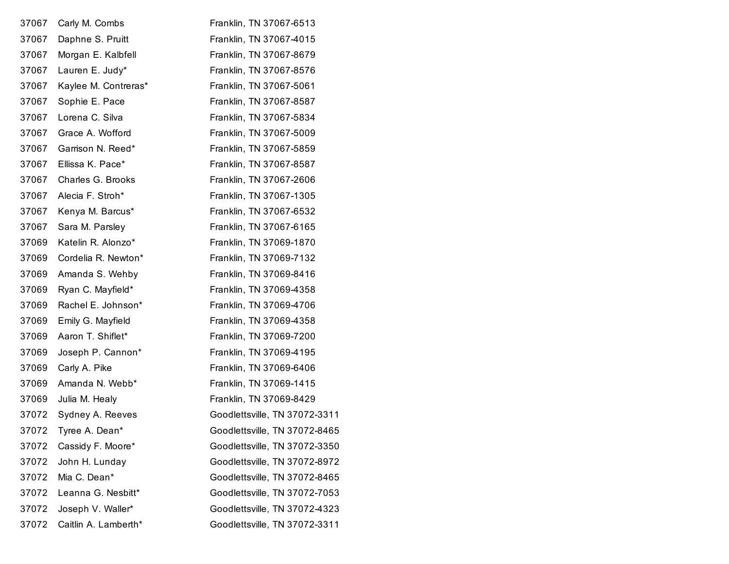| | | |
|---|---|---|
| 37067 | Carly M. Combs | Franklin, TN 37067-6513 |
| 37067 | Daphne S. Pruitt | Franklin, TN 37067-4015 |
| 37067 | Morgan E. Kalbfell | Franklin, TN 37067-8679 |
| 37067 | Lauren E. Judy* | Franklin, TN 37067-8576 |
| 37067 | Kaylee M. Contreras* | Franklin, TN 37067-5061 |
| 37067 | Sophie E. Pace | Franklin, TN 37067-8587 |
| 37067 | Lorena C. Silva | Franklin, TN 37067-5834 |
| 37067 | Grace A. Wofford | Franklin, TN 37067-5009 |
| 37067 | Garrison N. Reed* | Franklin, TN 37067-5859 |
| 37067 | Ellissa K. Pace* | Franklin, TN 37067-8587 |
| 37067 | Charles G. Brooks | Franklin, TN 37067-2606 |
| 37067 | Alecia F. Stroh* | Franklin, TN 37067-1305 |
| 37067 | Kenya M. Barcus* | Franklin, TN 37067-6532 |
| 37067 | Sara M. Parsley | Franklin, TN 37067-6165 |
| 37069 | Katelin R. Alonzo* | Franklin, TN 37069-1870 |
| 37069 | Cordelia R. Newton* | Franklin, TN 37069-7132 |
| 37069 | Amanda S. Wehby | Franklin, TN 37069-8416 |
| 37069 | Ryan C. Mayfield* | Franklin, TN 37069-4358 |
| 37069 | Rachel E. Johnson* | Franklin, TN 37069-4706 |
| 37069 | Emily G. Mayfield | Franklin, TN 37069-4358 |
| 37069 | Aaron T. Shiflet* | Franklin, TN 37069-7200 |
| 37069 | Joseph P. Cannon* | Franklin, TN 37069-4195 |
| 37069 | Carly A. Pike | Franklin, TN 37069-6406 |
| 37069 | Amanda N. Webb* | Franklin, TN 37069-1415 |
| 37069 | Julia M. Healy | Franklin, TN 37069-8429 |
| 37072 | Sydney A. Reeves | Goodlettsville, TN 37072-3311 |
| 37072 | Tyree A. Dean* | Goodlettsville, TN 37072-8465 |
| 37072 | Cassidy F. Moore* | Goodlettsville, TN 37072-3350 |
| 37072 | John H. Lunday | Goodlettsville, TN 37072-8972 |
| 37072 | Mia C. Dean* | Goodlettsville, TN 37072-8465 |
| 37072 | Leanna G. Nesbitt* | Goodlettsville, TN 37072-7053 |
| 37072 | Joseph V. Waller* | Goodlettsville, TN 37072-4323 |
| 37072 | Caitlin A. Lamberth* | Goodlettsville, TN 37072-3311 |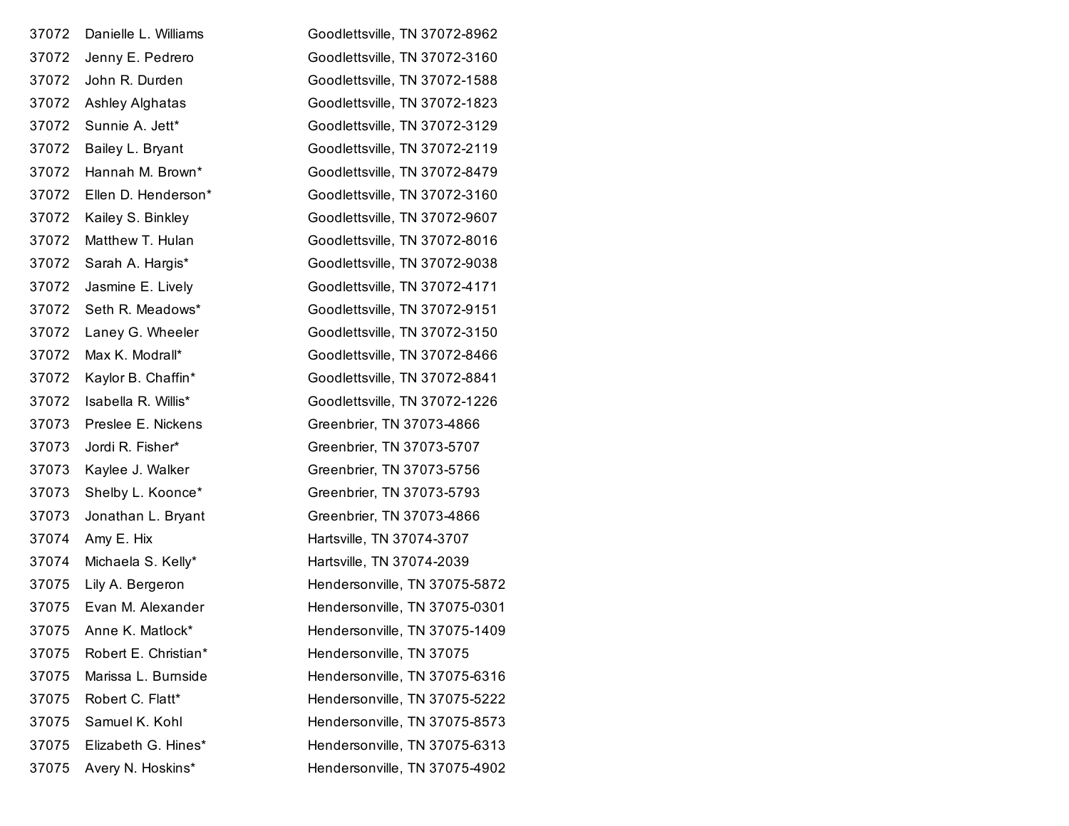| | | |
|---|---|---|
| 37072 | Danielle L. Williams | Goodlettsville, TN 37072-8962 |
| 37072 | Jenny E. Pedrero | Goodlettsville, TN 37072-3160 |
| 37072 | John R. Durden | Goodlettsville, TN 37072-1588 |
| 37072 | Ashley Alghatas | Goodlettsville, TN 37072-1823 |
| 37072 | Sunnie A. Jett* | Goodlettsville, TN 37072-3129 |
| 37072 | Bailey L. Bryant | Goodlettsville, TN 37072-2119 |
| 37072 | Hannah M. Brown* | Goodlettsville, TN 37072-8479 |
| 37072 | Ellen D. Henderson* | Goodlettsville, TN 37072-3160 |
| 37072 | Kailey S. Binkley | Goodlettsville, TN 37072-9607 |
| 37072 | Matthew T. Hulan | Goodlettsville, TN 37072-8016 |
| 37072 | Sarah A. Hargis* | Goodlettsville, TN 37072-9038 |
| 37072 | Jasmine E. Lively | Goodlettsville, TN 37072-4171 |
| 37072 | Seth R. Meadows* | Goodlettsville, TN 37072-9151 |
| 37072 | Laney G. Wheeler | Goodlettsville, TN 37072-3150 |
| 37072 | Max K. Modrall* | Goodlettsville, TN 37072-8466 |
| 37072 | Kaylor B. Chaffin* | Goodlettsville, TN 37072-8841 |
| 37072 | Isabella R. Willis* | Goodlettsville, TN 37072-1226 |
| 37073 | Preslee E. Nickens | Greenbrier, TN 37073-4866 |
| 37073 | Jordi R. Fisher* | Greenbrier, TN 37073-5707 |
| 37073 | Kaylee J. Walker | Greenbrier, TN 37073-5756 |
| 37073 | Shelby L. Koonce* | Greenbrier, TN 37073-5793 |
| 37073 | Jonathan L. Bryant | Greenbrier, TN 37073-4866 |
| 37074 | Amy E. Hix | Hartsville, TN 37074-3707 |
| 37074 | Michaela S. Kelly* | Hartsville, TN 37074-2039 |
| 37075 | Lily A. Bergeron | Hendersonville, TN 37075-5872 |
| 37075 | Evan M. Alexander | Hendersonville, TN 37075-0301 |
| 37075 | Anne K. Matlock* | Hendersonville, TN 37075-1409 |
| 37075 | Robert E. Christian* | Hendersonville, TN 37075 |
| 37075 | Marissa L. Burnside | Hendersonville, TN 37075-6316 |
| 37075 | Robert C. Flatt* | Hendersonville, TN 37075-5222 |
| 37075 | Samuel K. Kohl | Hendersonville, TN 37075-8573 |
| 37075 | Elizabeth G. Hines* | Hendersonville, TN 37075-6313 |
| 37075 | Avery N. Hoskins* | Hendersonville, TN 37075-4902 |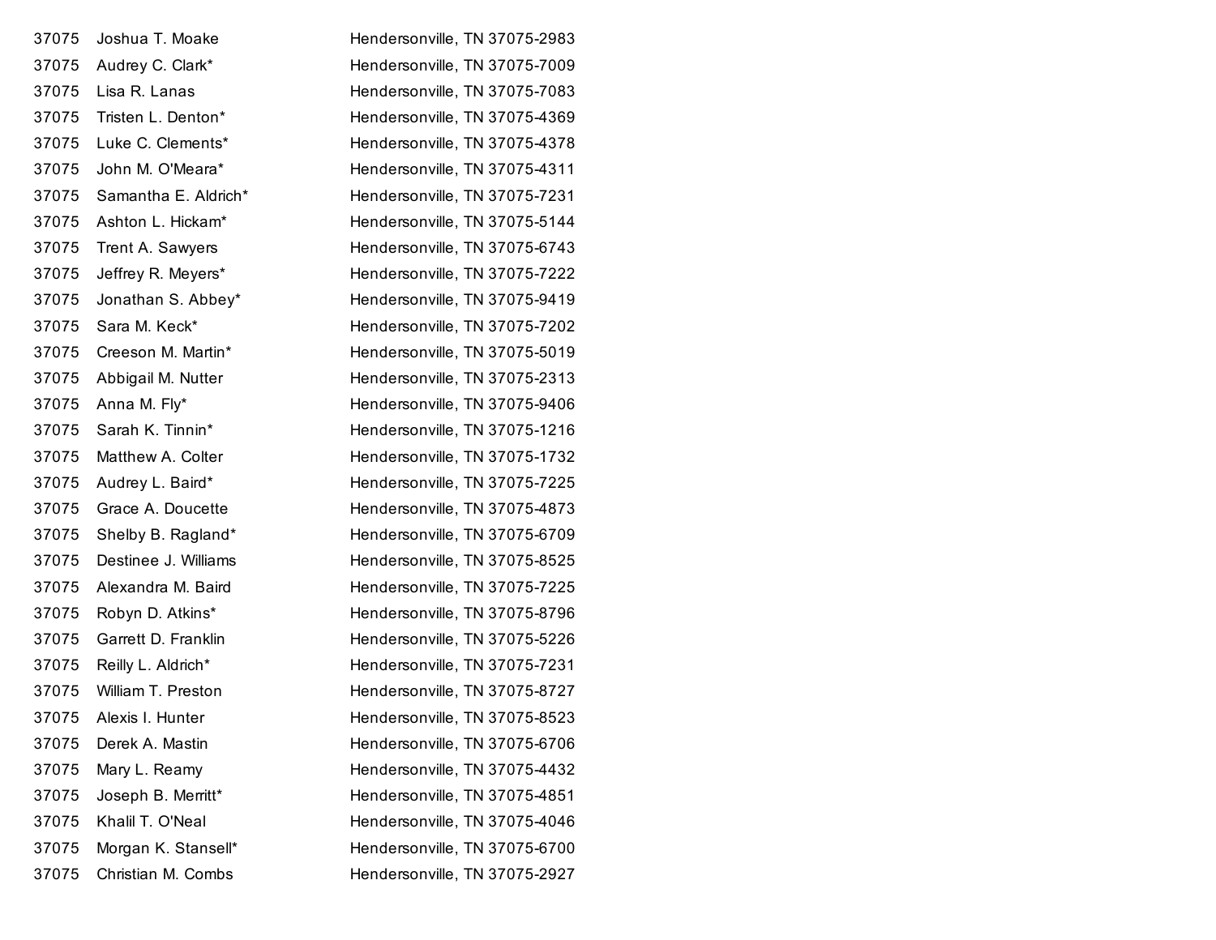| | | |
|---|---|---|
| 37075 | Joshua T. Moake | Hendersonville, TN 37075-2983 |
| 37075 | Audrey C. Clark* | Hendersonville, TN 37075-7009 |
| 37075 | Lisa R. Lanas | Hendersonville, TN 37075-7083 |
| 37075 | Tristen L. Denton* | Hendersonville, TN 37075-4369 |
| 37075 | Luke C. Clements* | Hendersonville, TN 37075-4378 |
| 37075 | John M. O'Meara* | Hendersonville, TN 37075-4311 |
| 37075 | Samantha E. Aldrich* | Hendersonville, TN 37075-7231 |
| 37075 | Ashton L. Hickam* | Hendersonville, TN 37075-5144 |
| 37075 | Trent A. Sawyers | Hendersonville, TN 37075-6743 |
| 37075 | Jeffrey R. Meyers* | Hendersonville, TN 37075-7222 |
| 37075 | Jonathan S. Abbey* | Hendersonville, TN 37075-9419 |
| 37075 | Sara M. Keck* | Hendersonville, TN 37075-7202 |
| 37075 | Creeson M. Martin* | Hendersonville, TN 37075-5019 |
| 37075 | Abbigail M. Nutter | Hendersonville, TN 37075-2313 |
| 37075 | Anna M. Fly* | Hendersonville, TN 37075-9406 |
| 37075 | Sarah K. Tinnin* | Hendersonville, TN 37075-1216 |
| 37075 | Matthew A. Colter | Hendersonville, TN 37075-1732 |
| 37075 | Audrey L. Baird* | Hendersonville, TN 37075-7225 |
| 37075 | Grace A. Doucette | Hendersonville, TN 37075-4873 |
| 37075 | Shelby B. Ragland* | Hendersonville, TN 37075-6709 |
| 37075 | Destinee J. Williams | Hendersonville, TN 37075-8525 |
| 37075 | Alexandra M. Baird | Hendersonville, TN 37075-7225 |
| 37075 | Robyn D. Atkins* | Hendersonville, TN 37075-8796 |
| 37075 | Garrett D. Franklin | Hendersonville, TN 37075-5226 |
| 37075 | Reilly L. Aldrich* | Hendersonville, TN 37075-7231 |
| 37075 | William T. Preston | Hendersonville, TN 37075-8727 |
| 37075 | Alexis I. Hunter | Hendersonville, TN 37075-8523 |
| 37075 | Derek A. Mastin | Hendersonville, TN 37075-6706 |
| 37075 | Mary L. Reamy | Hendersonville, TN 37075-4432 |
| 37075 | Joseph B. Merritt* | Hendersonville, TN 37075-4851 |
| 37075 | Khalil T. O'Neal | Hendersonville, TN 37075-4046 |
| 37075 | Morgan K. Stansell* | Hendersonville, TN 37075-6700 |
| 37075 | Christian M. Combs | Hendersonville, TN 37075-2927 |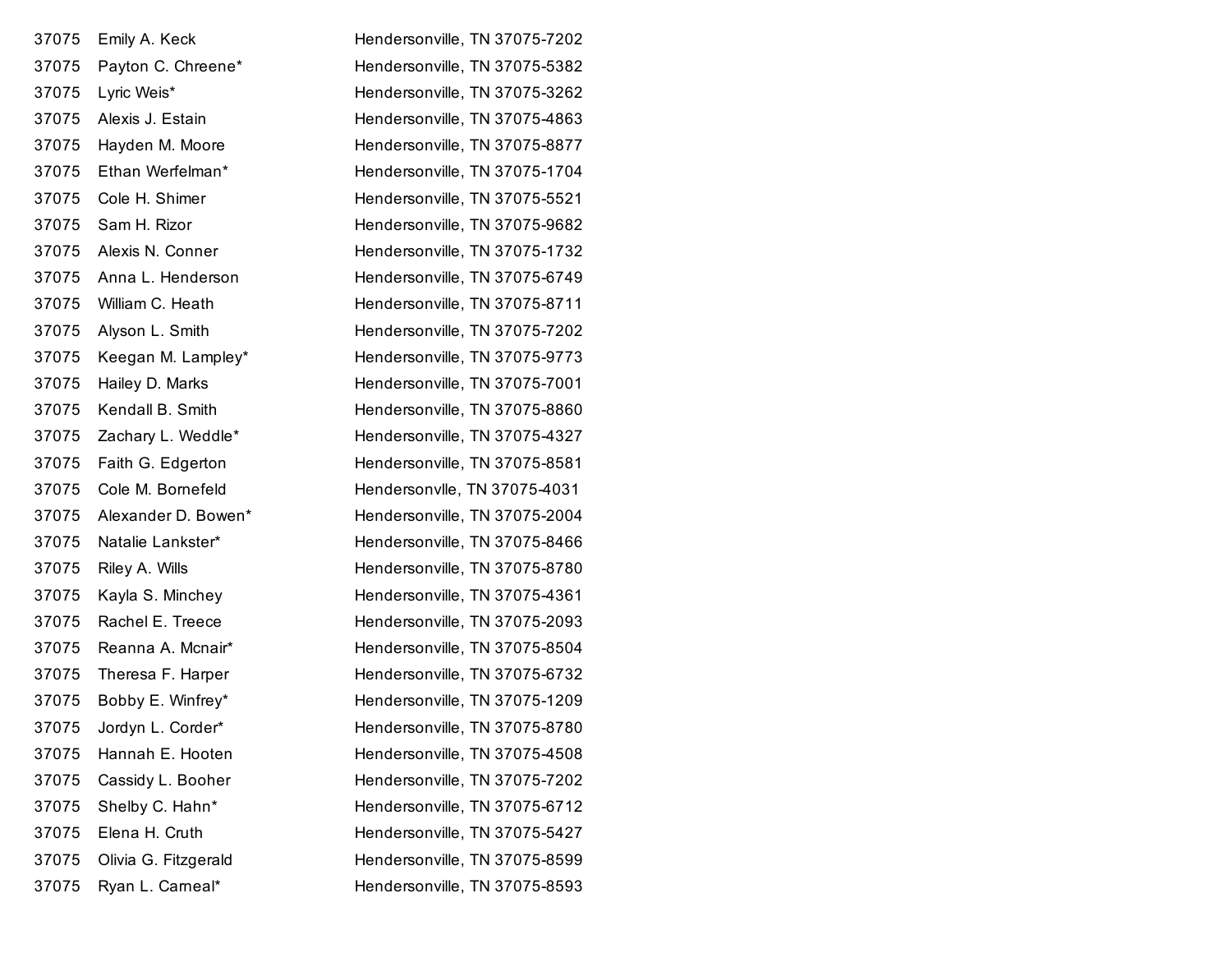| | | |
|---|---|---|
| 37075 | Emily A. Keck | Hendersonville, TN 37075-7202 |
| 37075 | Payton C. Chreene* | Hendersonville, TN 37075-5382 |
| 37075 | Lyric Weis* | Hendersonville, TN 37075-3262 |
| 37075 | Alexis J. Estain | Hendersonville, TN 37075-4863 |
| 37075 | Hayden M. Moore | Hendersonville, TN 37075-8877 |
| 37075 | Ethan Werfelman* | Hendersonville, TN 37075-1704 |
| 37075 | Cole H. Shimer | Hendersonville, TN 37075-5521 |
| 37075 | Sam H. Rizor | Hendersonville, TN 37075-9682 |
| 37075 | Alexis N. Conner | Hendersonville, TN 37075-1732 |
| 37075 | Anna L. Henderson | Hendersonville, TN 37075-6749 |
| 37075 | William C. Heath | Hendersonville, TN 37075-8711 |
| 37075 | Alyson L. Smith | Hendersonville, TN 37075-7202 |
| 37075 | Keegan M. Lampley* | Hendersonville, TN 37075-9773 |
| 37075 | Hailey D. Marks | Hendersonville, TN 37075-7001 |
| 37075 | Kendall B. Smith | Hendersonville, TN 37075-8860 |
| 37075 | Zachary L. Weddle* | Hendersonville, TN 37075-4327 |
| 37075 | Faith G. Edgerton | Hendersonville, TN 37075-8581 |
| 37075 | Cole M. Bornefeld | Hendersonvlle, TN 37075-4031 |
| 37075 | Alexander D. Bowen* | Hendersonville, TN 37075-2004 |
| 37075 | Natalie Lankster* | Hendersonville, TN 37075-8466 |
| 37075 | Riley A. Wills | Hendersonville, TN 37075-8780 |
| 37075 | Kayla S. Minchey | Hendersonville, TN 37075-4361 |
| 37075 | Rachel E. Treece | Hendersonville, TN 37075-2093 |
| 37075 | Reanna A. Mcnair* | Hendersonville, TN 37075-8504 |
| 37075 | Theresa F. Harper | Hendersonville, TN 37075-6732 |
| 37075 | Bobby E. Winfrey* | Hendersonville, TN 37075-1209 |
| 37075 | Jordyn L. Corder* | Hendersonville, TN 37075-8780 |
| 37075 | Hannah E. Hooten | Hendersonville, TN 37075-4508 |
| 37075 | Cassidy L. Booher | Hendersonville, TN 37075-7202 |
| 37075 | Shelby C. Hahn* | Hendersonville, TN 37075-6712 |
| 37075 | Elena H. Cruth | Hendersonville, TN 37075-5427 |
| 37075 | Olivia G. Fitzgerald | Hendersonville, TN 37075-8599 |
| 37075 | Ryan L. Carneal* | Hendersonville, TN 37075-8593 |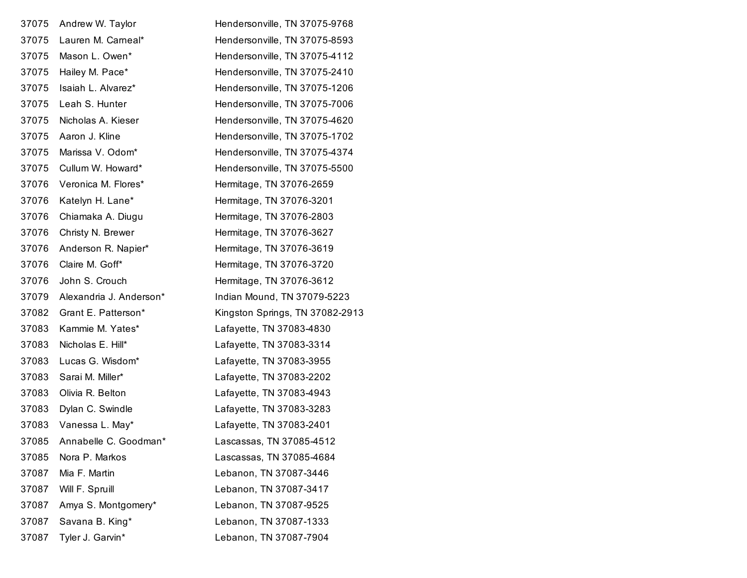| | | |
|---|---|---|
| 37075 | Andrew W. Taylor | Hendersonville, TN 37075-9768 |
| 37075 | Lauren M. Carneal* | Hendersonville, TN 37075-8593 |
| 37075 | Mason L. Owen* | Hendersonville, TN 37075-4112 |
| 37075 | Hailey M. Pace* | Hendersonville, TN 37075-2410 |
| 37075 | Isaiah L. Alvarez* | Hendersonville, TN 37075-1206 |
| 37075 | Leah S. Hunter | Hendersonville, TN 37075-7006 |
| 37075 | Nicholas A. Kieser | Hendersonville, TN 37075-4620 |
| 37075 | Aaron J. Kline | Hendersonville, TN 37075-1702 |
| 37075 | Marissa V. Odom* | Hendersonville, TN 37075-4374 |
| 37075 | Cullum W. Howard* | Hendersonville, TN 37075-5500 |
| 37076 | Veronica M. Flores* | Hermitage, TN 37076-2659 |
| 37076 | Katelyn H. Lane* | Hermitage, TN 37076-3201 |
| 37076 | Chiamaka A. Diugu | Hermitage, TN 37076-2803 |
| 37076 | Christy N. Brewer | Hermitage, TN 37076-3627 |
| 37076 | Anderson R. Napier* | Hermitage, TN 37076-3619 |
| 37076 | Claire M. Goff* | Hermitage, TN 37076-3720 |
| 37076 | John S. Crouch | Hermitage, TN 37076-3612 |
| 37079 | Alexandria J. Anderson* | Indian Mound, TN 37079-5223 |
| 37082 | Grant E. Patterson* | Kingston Springs, TN 37082-2913 |
| 37083 | Kammie M. Yates* | Lafayette, TN 37083-4830 |
| 37083 | Nicholas E. Hill* | Lafayette, TN 37083-3314 |
| 37083 | Lucas G. Wisdom* | Lafayette, TN 37083-3955 |
| 37083 | Sarai M. Miller* | Lafayette, TN 37083-2202 |
| 37083 | Olivia R. Belton | Lafayette, TN 37083-4943 |
| 37083 | Dylan C. Swindle | Lafayette, TN 37083-3283 |
| 37083 | Vanessa L. May* | Lafayette, TN 37083-2401 |
| 37085 | Annabelle C. Goodman* | Lascassas, TN 37085-4512 |
| 37085 | Nora P. Markos | Lascassas, TN 37085-4684 |
| 37087 | Mia F. Martin | Lebanon, TN 37087-3446 |
| 37087 | Will F. Spruill | Lebanon, TN 37087-3417 |
| 37087 | Amya S. Montgomery* | Lebanon, TN 37087-9525 |
| 37087 | Savana B. King* | Lebanon, TN 37087-1333 |
| 37087 | Tyler J. Garvin* | Lebanon, TN 37087-7904 |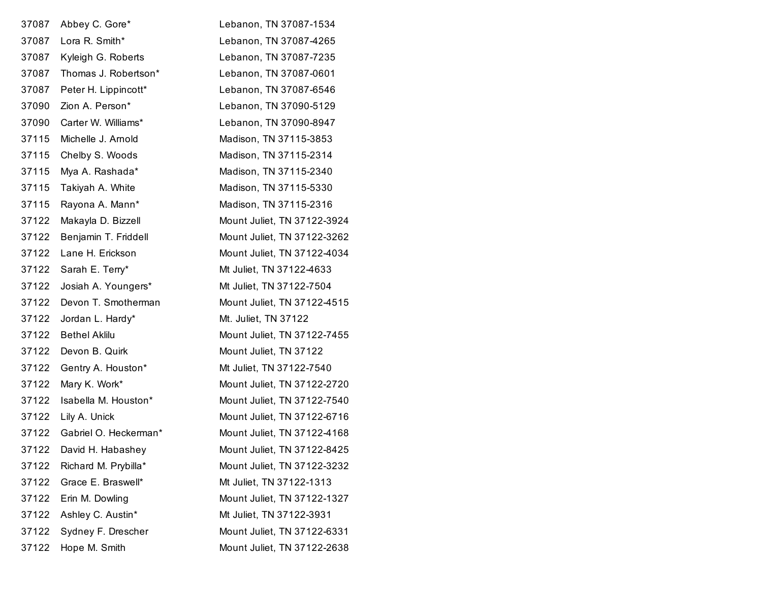| | | |
|---|---|---|
| 37087 | Abbey C. Gore* | Lebanon, TN 37087-1534 |
| 37087 | Lora R. Smith* | Lebanon, TN 37087-4265 |
| 37087 | Kyleigh G. Roberts | Lebanon, TN 37087-7235 |
| 37087 | Thomas J. Robertson* | Lebanon, TN 37087-0601 |
| 37087 | Peter H. Lippincott* | Lebanon, TN 37087-6546 |
| 37090 | Zion A. Person* | Lebanon, TN 37090-5129 |
| 37090 | Carter W. Williams* | Lebanon, TN 37090-8947 |
| 37115 | Michelle J. Arnold | Madison, TN 37115-3853 |
| 37115 | Chelby S. Woods | Madison, TN 37115-2314 |
| 37115 | Mya A. Rashada* | Madison, TN 37115-2340 |
| 37115 | Takiyah A. White | Madison, TN 37115-5330 |
| 37115 | Rayona A. Mann* | Madison, TN 37115-2316 |
| 37122 | Makayla D. Bizzell | Mount Juliet, TN 37122-3924 |
| 37122 | Benjamin T. Friddell | Mount Juliet, TN 37122-3262 |
| 37122 | Lane H. Erickson | Mount Juliet, TN 37122-4034 |
| 37122 | Sarah E. Terry* | Mt Juliet, TN 37122-4633 |
| 37122 | Josiah A. Youngers* | Mt Juliet, TN 37122-7504 |
| 37122 | Devon T. Smotherman | Mount Juliet, TN 37122-4515 |
| 37122 | Jordan L. Hardy* | Mt. Juliet, TN 37122 |
| 37122 | Bethel Aklilu | Mount Juliet, TN 37122-7455 |
| 37122 | Devon B. Quirk | Mount Juliet, TN 37122 |
| 37122 | Gentry A. Houston* | Mt Juliet, TN 37122-7540 |
| 37122 | Mary K. Work* | Mount Juliet, TN 37122-2720 |
| 37122 | Isabella M. Houston* | Mount Juliet, TN 37122-7540 |
| 37122 | Lily A. Unick | Mount Juliet, TN 37122-6716 |
| 37122 | Gabriel O. Heckerman* | Mount Juliet, TN 37122-4168 |
| 37122 | David H. Habashey | Mount Juliet, TN 37122-8425 |
| 37122 | Richard M. Prybilla* | Mount Juliet, TN 37122-3232 |
| 37122 | Grace E. Braswell* | Mt Juliet, TN 37122-1313 |
| 37122 | Erin M. Dowling | Mount Juliet, TN 37122-1327 |
| 37122 | Ashley C. Austin* | Mt Juliet, TN 37122-3931 |
| 37122 | Sydney F. Drescher | Mount Juliet, TN 37122-6331 |
| 37122 | Hope M. Smith | Mount Juliet, TN 37122-2638 |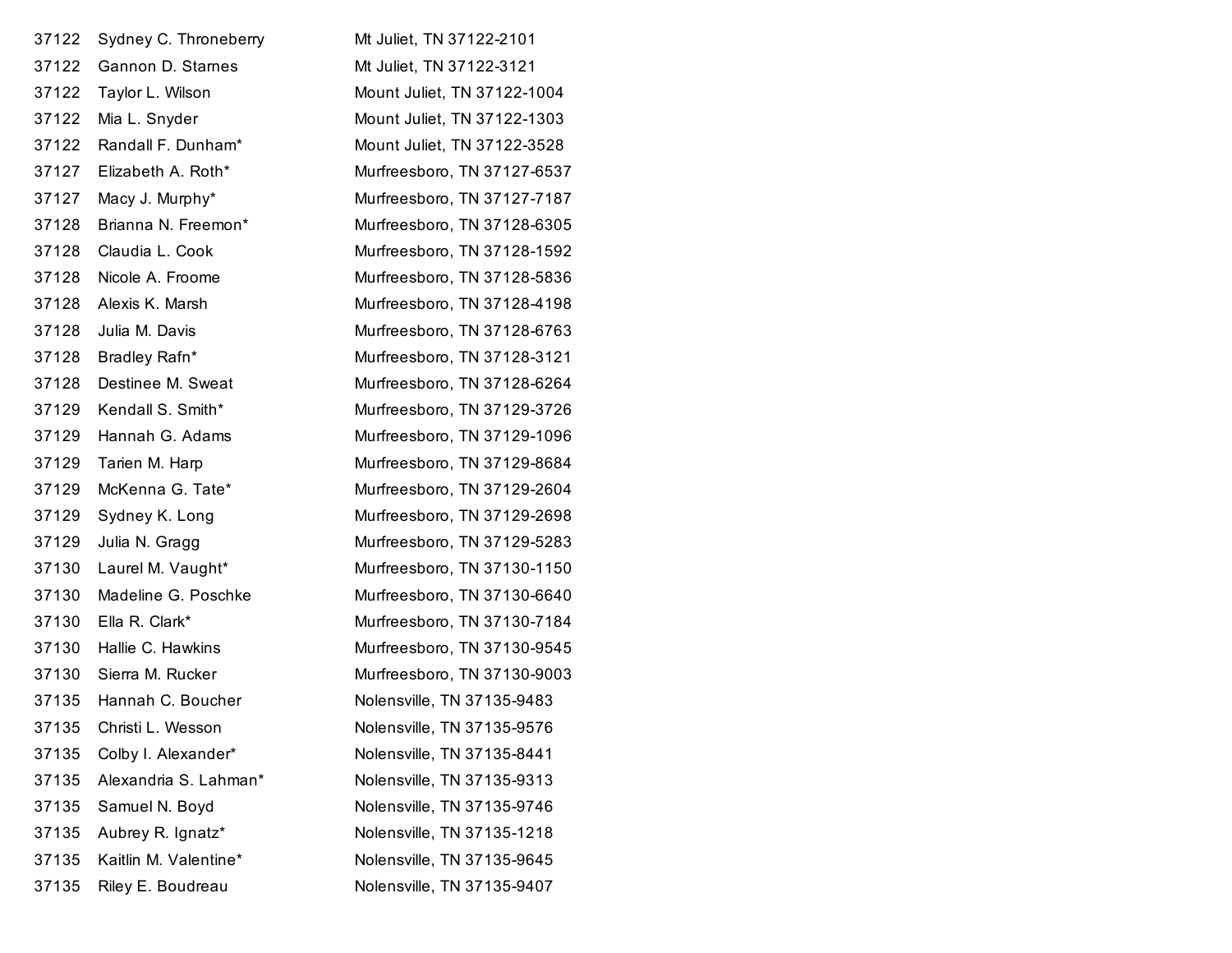| | | |
|---|---|---|
| 37122 | Sydney C. Throneberry | Mt Juliet, TN 37122-2101 |
| 37122 | Gannon D. Starnes | Mt Juliet, TN 37122-3121 |
| 37122 | Taylor L. Wilson | Mount Juliet, TN 37122-1004 |
| 37122 | Mia L. Snyder | Mount Juliet, TN 37122-1303 |
| 37122 | Randall F. Dunham* | Mount Juliet, TN 37122-3528 |
| 37127 | Elizabeth A. Roth* | Murfreesboro, TN 37127-6537 |
| 37127 | Macy J. Murphy* | Murfreesboro, TN 37127-7187 |
| 37128 | Brianna N. Freemon* | Murfreesboro, TN 37128-6305 |
| 37128 | Claudia L. Cook | Murfreesboro, TN 37128-1592 |
| 37128 | Nicole A. Froome | Murfreesboro, TN 37128-5836 |
| 37128 | Alexis K. Marsh | Murfreesboro, TN 37128-4198 |
| 37128 | Julia M. Davis | Murfreesboro, TN 37128-6763 |
| 37128 | Bradley Rafn* | Murfreesboro, TN 37128-3121 |
| 37128 | Destinee M. Sweat | Murfreesboro, TN 37128-6264 |
| 37129 | Kendall S. Smith* | Murfreesboro, TN 37129-3726 |
| 37129 | Hannah G. Adams | Murfreesboro, TN 37129-1096 |
| 37129 | Tarien M. Harp | Murfreesboro, TN 37129-8684 |
| 37129 | McKenna G. Tate* | Murfreesboro, TN 37129-2604 |
| 37129 | Sydney K. Long | Murfreesboro, TN 37129-2698 |
| 37129 | Julia N. Gragg | Murfreesboro, TN 37129-5283 |
| 37130 | Laurel M. Vaught* | Murfreesboro, TN 37130-1150 |
| 37130 | Madeline G. Poschke | Murfreesboro, TN 37130-6640 |
| 37130 | Ella R. Clark* | Murfreesboro, TN 37130-7184 |
| 37130 | Hallie C. Hawkins | Murfreesboro, TN 37130-9545 |
| 37130 | Sierra M. Rucker | Murfreesboro, TN 37130-9003 |
| 37135 | Hannah C. Boucher | Nolensville, TN 37135-9483 |
| 37135 | Christi L. Wesson | Nolensville, TN 37135-9576 |
| 37135 | Colby I. Alexander* | Nolensville, TN 37135-8441 |
| 37135 | Alexandria S. Lahman* | Nolensville, TN 37135-9313 |
| 37135 | Samuel N. Boyd | Nolensville, TN 37135-9746 |
| 37135 | Aubrey R. Ignatz* | Nolensville, TN 37135-1218 |
| 37135 | Kaitlin M. Valentine* | Nolensville, TN 37135-9645 |
| 37135 | Riley E. Boudreau | Nolensville, TN 37135-9407 |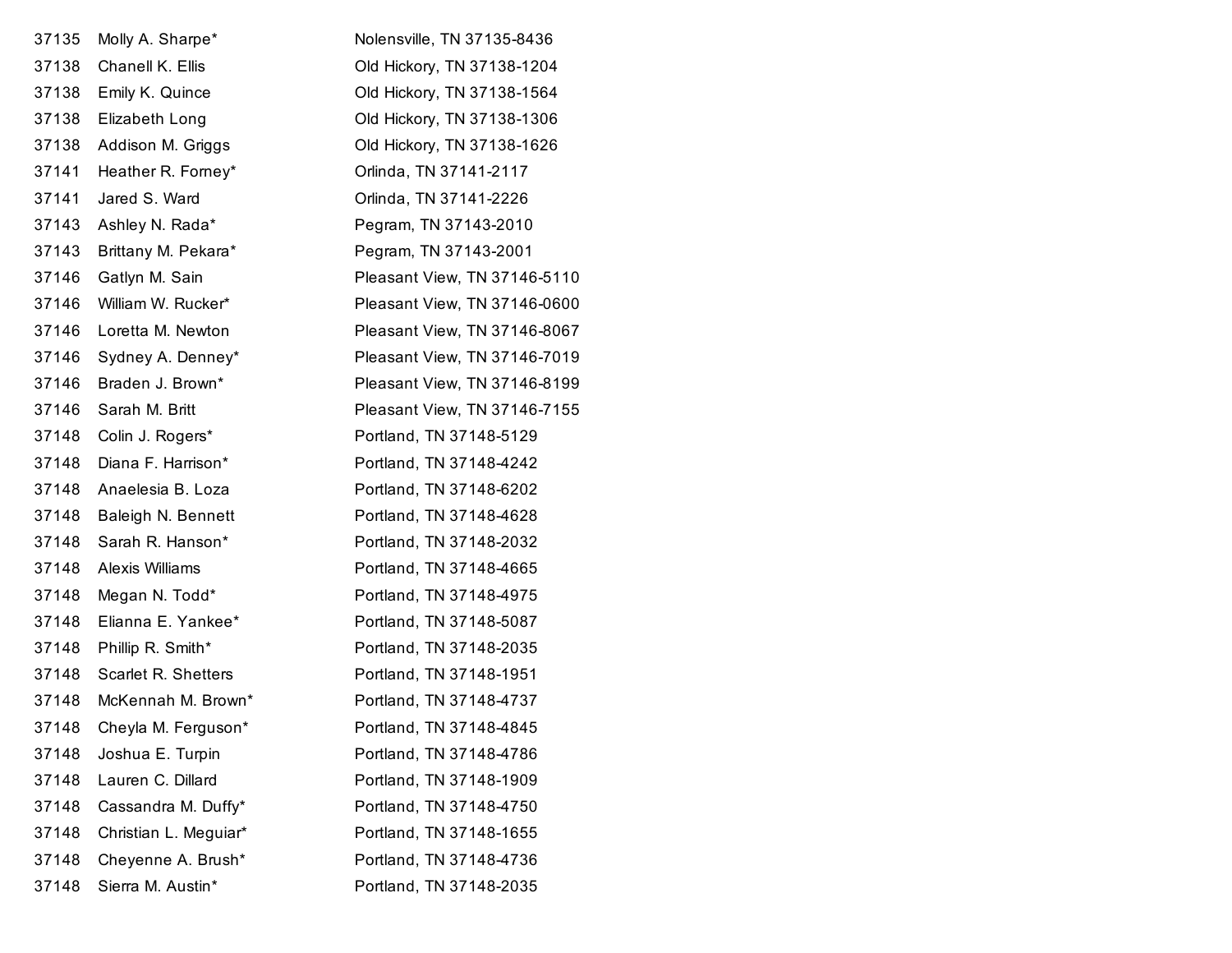| | | |
|---|---|---|
| 37135 | Molly A. Sharpe* | Nolensville, TN 37135-8436 |
| 37138 | Chanell K. Ellis | Old Hickory, TN 37138-1204 |
| 37138 | Emily K. Quince | Old Hickory, TN 37138-1564 |
| 37138 | Elizabeth Long | Old Hickory, TN 37138-1306 |
| 37138 | Addison M. Griggs | Old Hickory, TN 37138-1626 |
| 37141 | Heather R. Forney* | Orlinda, TN 37141-2117 |
| 37141 | Jared S. Ward | Orlinda, TN 37141-2226 |
| 37143 | Ashley N. Rada* | Pegram, TN 37143-2010 |
| 37143 | Brittany M. Pekara* | Pegram, TN 37143-2001 |
| 37146 | Gatlyn M. Sain | Pleasant View, TN 37146-5110 |
| 37146 | William W. Rucker* | Pleasant View, TN 37146-0600 |
| 37146 | Loretta M. Newton | Pleasant View, TN 37146-8067 |
| 37146 | Sydney A. Denney* | Pleasant View, TN 37146-7019 |
| 37146 | Braden J. Brown* | Pleasant View, TN 37146-8199 |
| 37146 | Sarah M. Britt | Pleasant View, TN 37146-7155 |
| 37148 | Colin J. Rogers* | Portland, TN 37148-5129 |
| 37148 | Diana F. Harrison* | Portland, TN 37148-4242 |
| 37148 | Anaelesia B. Loza | Portland, TN 37148-6202 |
| 37148 | Baleigh N. Bennett | Portland, TN 37148-4628 |
| 37148 | Sarah R. Hanson* | Portland, TN 37148-2032 |
| 37148 | Alexis Williams | Portland, TN 37148-4665 |
| 37148 | Megan N. Todd* | Portland, TN 37148-4975 |
| 37148 | Elianna E. Yankee* | Portland, TN 37148-5087 |
| 37148 | Phillip R. Smith* | Portland, TN 37148-2035 |
| 37148 | Scarlet R. Shetters | Portland, TN 37148-1951 |
| 37148 | McKennah M. Brown* | Portland, TN 37148-4737 |
| 37148 | Cheyla M. Ferguson* | Portland, TN 37148-4845 |
| 37148 | Joshua E. Turpin | Portland, TN 37148-4786 |
| 37148 | Lauren C. Dillard | Portland, TN 37148-1909 |
| 37148 | Cassandra M. Duffy* | Portland, TN 37148-4750 |
| 37148 | Christian L. Meguiar* | Portland, TN 37148-1655 |
| 37148 | Cheyenne A. Brush* | Portland, TN 37148-4736 |
| 37148 | Sierra M. Austin* | Portland, TN 37148-2035 |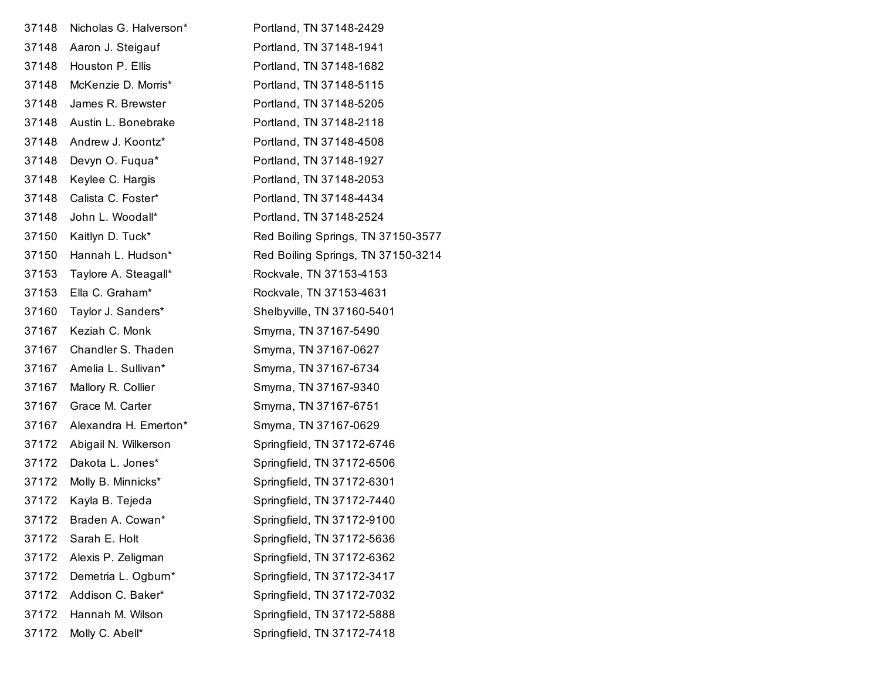| | | |
|---|---|---|
| 37148 | Nicholas G. Halverson* | Portland, TN 37148-2429 |
| 37148 | Aaron J. Steigauf | Portland, TN 37148-1941 |
| 37148 | Houston P. Ellis | Portland, TN 37148-1682 |
| 37148 | McKenzie D. Morris* | Portland, TN 37148-5115 |
| 37148 | James R. Brewster | Portland, TN 37148-5205 |
| 37148 | Austin L. Bonebrake | Portland, TN 37148-2118 |
| 37148 | Andrew J. Koontz* | Portland, TN 37148-4508 |
| 37148 | Devyn O. Fuqua* | Portland, TN 37148-1927 |
| 37148 | Keylee C. Hargis | Portland, TN 37148-2053 |
| 37148 | Calista C. Foster* | Portland, TN 37148-4434 |
| 37148 | John L. Woodall* | Portland, TN 37148-2524 |
| 37150 | Kaitlyn D. Tuck* | Red Boiling Springs, TN 37150-3577 |
| 37150 | Hannah L. Hudson* | Red Boiling Springs, TN 37150-3214 |
| 37153 | Taylore A. Steagall* | Rockvale, TN 37153-4153 |
| 37153 | Ella C. Graham* | Rockvale, TN 37153-4631 |
| 37160 | Taylor J. Sanders* | Shelbyville, TN 37160-5401 |
| 37167 | Keziah C. Monk | Smyrna, TN 37167-5490 |
| 37167 | Chandler S. Thaden | Smyrna, TN 37167-0627 |
| 37167 | Amelia L. Sullivan* | Smyrna, TN 37167-6734 |
| 37167 | Mallory R. Collier | Smyrna, TN 37167-9340 |
| 37167 | Grace M. Carter | Smyrna, TN 37167-6751 |
| 37167 | Alexandra H. Emerton* | Smyrna, TN 37167-0629 |
| 37172 | Abigail N. Wilkerson | Springfield, TN 37172-6746 |
| 37172 | Dakota L. Jones* | Springfield, TN 37172-6506 |
| 37172 | Molly B. Minnicks* | Springfield, TN 37172-6301 |
| 37172 | Kayla B. Tejeda | Springfield, TN 37172-7440 |
| 37172 | Braden A. Cowan* | Springfield, TN 37172-9100 |
| 37172 | Sarah E. Holt | Springfield, TN 37172-5636 |
| 37172 | Alexis P. Zeligman | Springfield, TN 37172-6362 |
| 37172 | Demetria L. Ogburn* | Springfield, TN 37172-3417 |
| 37172 | Addison C. Baker* | Springfield, TN 37172-7032 |
| 37172 | Hannah M. Wilson | Springfield, TN 37172-5888 |
| 37172 | Molly C. Abell* | Springfield, TN 37172-7418 |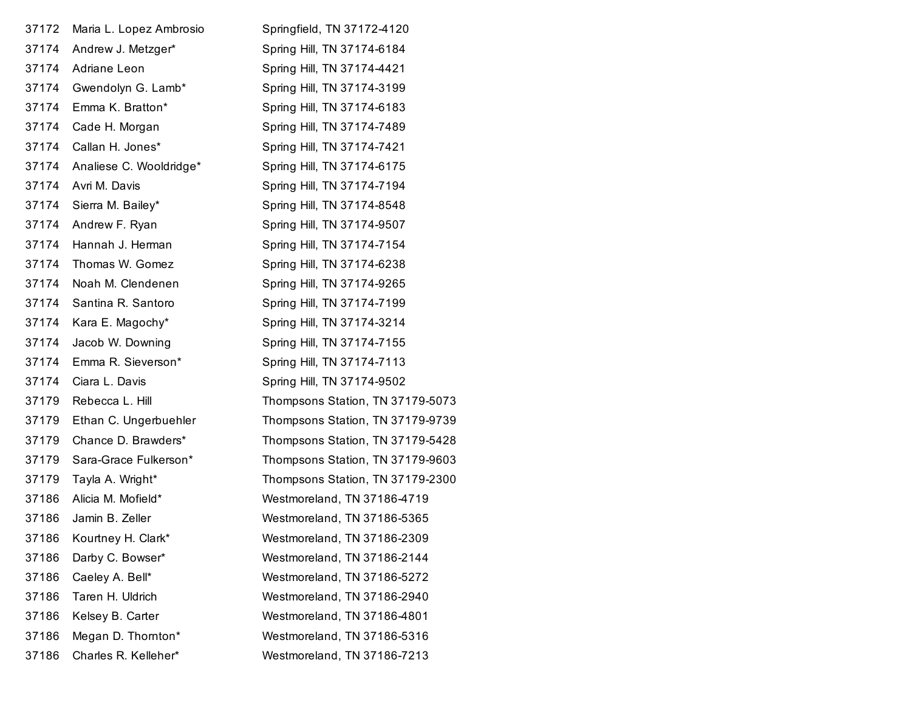| | | |
|---|---|---|
| 37172 | Maria L. Lopez Ambrosio | Springfield, TN 37172-4120 |
| 37174 | Andrew J. Metzger* | Spring Hill, TN 37174-6184 |
| 37174 | Adriane Leon | Spring Hill, TN 37174-4421 |
| 37174 | Gwendolyn G. Lamb* | Spring Hill, TN 37174-3199 |
| 37174 | Emma K. Bratton* | Spring Hill, TN 37174-6183 |
| 37174 | Cade H. Morgan | Spring Hill, TN 37174-7489 |
| 37174 | Callan H. Jones* | Spring Hill, TN 37174-7421 |
| 37174 | Analiese C. Wooldridge* | Spring Hill, TN 37174-6175 |
| 37174 | Avri M. Davis | Spring Hill, TN 37174-7194 |
| 37174 | Sierra M. Bailey* | Spring Hill, TN 37174-8548 |
| 37174 | Andrew F. Ryan | Spring Hill, TN 37174-9507 |
| 37174 | Hannah J. Herman | Spring Hill, TN 37174-7154 |
| 37174 | Thomas W. Gomez | Spring Hill, TN 37174-6238 |
| 37174 | Noah M. Clendenen | Spring Hill, TN 37174-9265 |
| 37174 | Santina R. Santoro | Spring Hill, TN 37174-7199 |
| 37174 | Kara E. Magochy* | Spring Hill, TN 37174-3214 |
| 37174 | Jacob W. Downing | Spring Hill, TN 37174-7155 |
| 37174 | Emma R. Sieverson* | Spring Hill, TN 37174-7113 |
| 37174 | Ciara L. Davis | Spring Hill, TN 37174-9502 |
| 37179 | Rebecca L. Hill | Thompsons Station, TN 37179-5073 |
| 37179 | Ethan C. Ungerbuehler | Thompsons Station, TN 37179-9739 |
| 37179 | Chance D. Brawders* | Thompsons Station, TN 37179-5428 |
| 37179 | Sara-Grace Fulkerson* | Thompsons Station, TN 37179-9603 |
| 37179 | Tayla A. Wright* | Thompsons Station, TN 37179-2300 |
| 37186 | Alicia M. Mofield* | Westmoreland, TN 37186-4719 |
| 37186 | Jamin B. Zeller | Westmoreland, TN 37186-5365 |
| 37186 | Kourtney H. Clark* | Westmoreland, TN 37186-2309 |
| 37186 | Darby C. Bowser* | Westmoreland, TN 37186-2144 |
| 37186 | Caeley A. Bell* | Westmoreland, TN 37186-5272 |
| 37186 | Taren H. Uldrich | Westmoreland, TN 37186-2940 |
| 37186 | Kelsey B. Carter | Westmoreland, TN 37186-4801 |
| 37186 | Megan D. Thornton* | Westmoreland, TN 37186-5316 |
| 37186 | Charles R. Kelleher* | Westmoreland, TN 37186-7213 |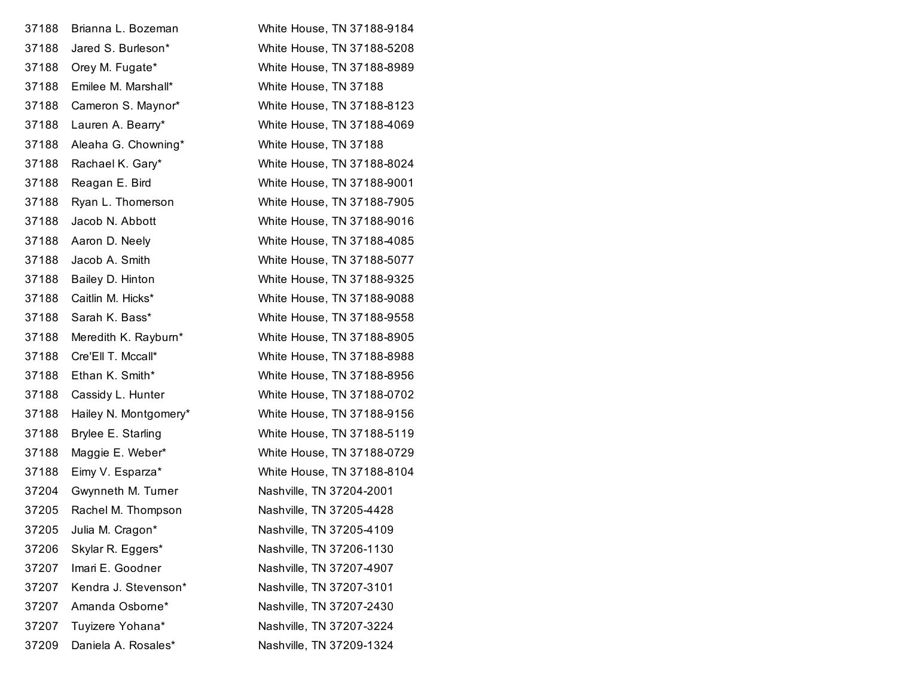| | | |
|---|---|---|
| 37188 | Brianna L. Bozeman | White House, TN 37188-9184 |
| 37188 | Jared S. Burleson* | White House, TN 37188-5208 |
| 37188 | Orey M. Fugate* | White House, TN 37188-8989 |
| 37188 | Emilee M. Marshall* | White House, TN 37188 |
| 37188 | Cameron S. Maynor* | White House, TN 37188-8123 |
| 37188 | Lauren A. Bearry* | White House, TN 37188-4069 |
| 37188 | Aleaha G. Chowning* | White House, TN 37188 |
| 37188 | Rachael K. Gary* | White House, TN 37188-8024 |
| 37188 | Reagan E. Bird | White House, TN 37188-9001 |
| 37188 | Ryan L. Thomerson | White House, TN 37188-7905 |
| 37188 | Jacob N. Abbott | White House, TN 37188-9016 |
| 37188 | Aaron D. Neely | White House, TN 37188-4085 |
| 37188 | Jacob A. Smith | White House, TN 37188-5077 |
| 37188 | Bailey D. Hinton | White House, TN 37188-9325 |
| 37188 | Caitlin M. Hicks* | White House, TN 37188-9088 |
| 37188 | Sarah K. Bass* | White House, TN 37188-9558 |
| 37188 | Meredith K. Rayburn* | White House, TN 37188-8905 |
| 37188 | Cre'Ell T. Mccall* | White House, TN 37188-8988 |
| 37188 | Ethan K. Smith* | White House, TN 37188-8956 |
| 37188 | Cassidy L. Hunter | White House, TN 37188-0702 |
| 37188 | Hailey N. Montgomery* | White House, TN 37188-9156 |
| 37188 | Brylee E. Starling | White House, TN 37188-5119 |
| 37188 | Maggie E. Weber* | White House, TN 37188-0729 |
| 37188 | Eimy V. Esparza* | White House, TN 37188-8104 |
| 37204 | Gwynneth M. Turner | Nashville, TN 37204-2001 |
| 37205 | Rachel M. Thompson | Nashville, TN 37205-4428 |
| 37205 | Julia M. Cragon* | Nashville, TN 37205-4109 |
| 37206 | Skylar R. Eggers* | Nashville, TN 37206-1130 |
| 37207 | Imari E. Goodner | Nashville, TN 37207-4907 |
| 37207 | Kendra J. Stevenson* | Nashville, TN 37207-3101 |
| 37207 | Amanda Osborne* | Nashville, TN 37207-2430 |
| 37207 | Tuyizere Yohana* | Nashville, TN 37207-3224 |
| 37209 | Daniela A. Rosales* | Nashville, TN 37209-1324 |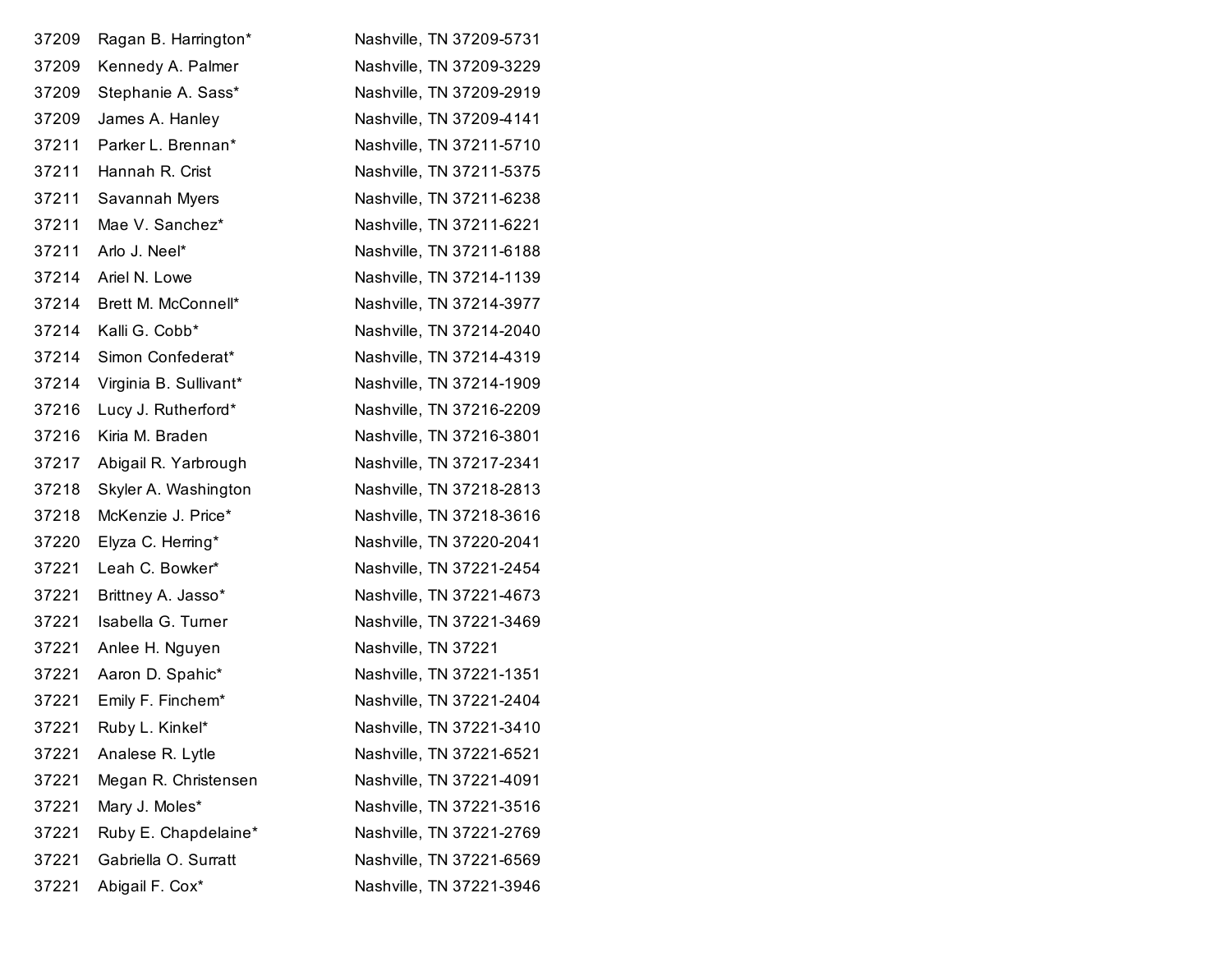| | | |
|---|---|---|
| 37209 | Ragan B. Harrington* | Nashville, TN 37209-5731 |
| 37209 | Kennedy A. Palmer | Nashville, TN 37209-3229 |
| 37209 | Stephanie A. Sass* | Nashville, TN 37209-2919 |
| 37209 | James A. Hanley | Nashville, TN 37209-4141 |
| 37211 | Parker L. Brennan* | Nashville, TN 37211-5710 |
| 37211 | Hannah R. Crist | Nashville, TN 37211-5375 |
| 37211 | Savannah Myers | Nashville, TN 37211-6238 |
| 37211 | Mae V. Sanchez* | Nashville, TN 37211-6221 |
| 37211 | Arlo J. Neel* | Nashville, TN 37211-6188 |
| 37214 | Ariel N. Lowe | Nashville, TN 37214-1139 |
| 37214 | Brett M. McConnell* | Nashville, TN 37214-3977 |
| 37214 | Kalli G. Cobb* | Nashville, TN 37214-2040 |
| 37214 | Simon Confederat* | Nashville, TN 37214-4319 |
| 37214 | Virginia B. Sullivant* | Nashville, TN 37214-1909 |
| 37216 | Lucy J. Rutherford* | Nashville, TN 37216-2209 |
| 37216 | Kiria M. Braden | Nashville, TN 37216-3801 |
| 37217 | Abigail R. Yarbrough | Nashville, TN 37217-2341 |
| 37218 | Skyler A. Washington | Nashville, TN 37218-2813 |
| 37218 | McKenzie J. Price* | Nashville, TN 37218-3616 |
| 37220 | Elyza C. Herring* | Nashville, TN 37220-2041 |
| 37221 | Leah C. Bowker* | Nashville, TN 37221-2454 |
| 37221 | Brittney A. Jasso* | Nashville, TN 37221-4673 |
| 37221 | Isabella G. Turner | Nashville, TN 37221-3469 |
| 37221 | Anlee H. Nguyen | Nashville, TN 37221 |
| 37221 | Aaron D. Spahic* | Nashville, TN 37221-1351 |
| 37221 | Emily F. Finchem* | Nashville, TN 37221-2404 |
| 37221 | Ruby L. Kinkel* | Nashville, TN 37221-3410 |
| 37221 | Analese R. Lytle | Nashville, TN 37221-6521 |
| 37221 | Megan R. Christensen | Nashville, TN 37221-4091 |
| 37221 | Mary J. Moles* | Nashville, TN 37221-3516 |
| 37221 | Ruby E. Chapdelaine* | Nashville, TN 37221-2769 |
| 37221 | Gabriella O. Surratt | Nashville, TN 37221-6569 |
| 37221 | Abigail F. Cox* | Nashville, TN 37221-3946 |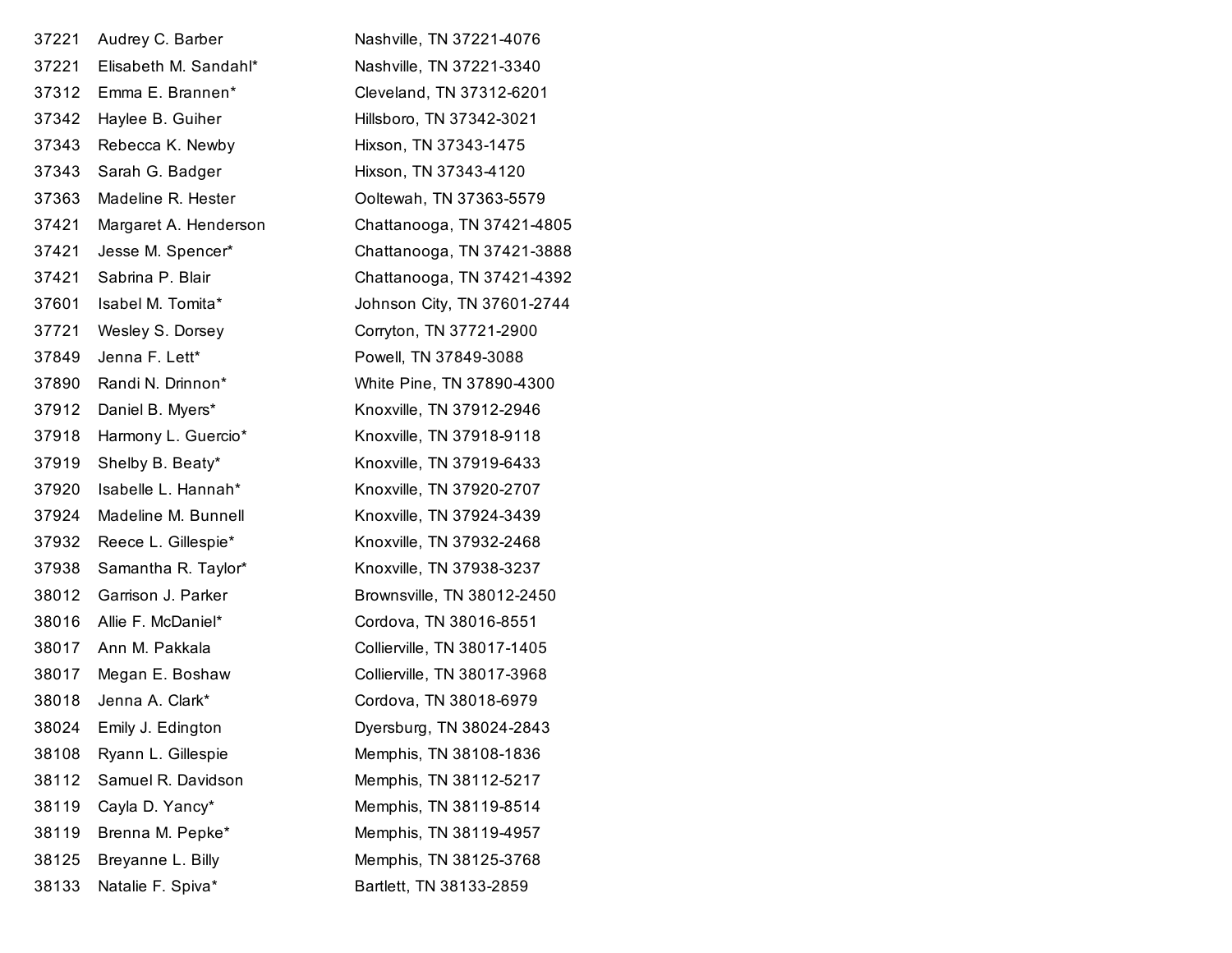| | | |
|---|---|---|
| 37221 | Audrey C. Barber | Nashville, TN 37221-4076 |
| 37221 | Elisabeth M. Sandahl* | Nashville, TN 37221-3340 |
| 37312 | Emma E. Brannen* | Cleveland, TN 37312-6201 |
| 37342 | Haylee B. Guiher | Hillsboro, TN 37342-3021 |
| 37343 | Rebecca K. Newby | Hixson, TN 37343-1475 |
| 37343 | Sarah G. Badger | Hixson, TN 37343-4120 |
| 37363 | Madeline R. Hester | Ooltewah, TN 37363-5579 |
| 37421 | Margaret A. Henderson | Chattanooga, TN 37421-4805 |
| 37421 | Jesse M. Spencer* | Chattanooga, TN 37421-3888 |
| 37421 | Sabrina P. Blair | Chattanooga, TN 37421-4392 |
| 37601 | Isabel M. Tomita* | Johnson City, TN 37601-2744 |
| 37721 | Wesley S. Dorsey | Corryton, TN 37721-2900 |
| 37849 | Jenna F. Lett* | Powell, TN 37849-3088 |
| 37890 | Randi N. Drinnon* | White Pine, TN 37890-4300 |
| 37912 | Daniel B. Myers* | Knoxville, TN 37912-2946 |
| 37918 | Harmony L. Guercio* | Knoxville, TN 37918-9118 |
| 37919 | Shelby B. Beaty* | Knoxville, TN 37919-6433 |
| 37920 | Isabelle L. Hannah* | Knoxville, TN 37920-2707 |
| 37924 | Madeline M. Bunnell | Knoxville, TN 37924-3439 |
| 37932 | Reece L. Gillespie* | Knoxville, TN 37932-2468 |
| 37938 | Samantha R. Taylor* | Knoxville, TN 37938-3237 |
| 38012 | Garrison J. Parker | Brownsville, TN 38012-2450 |
| 38016 | Allie F. McDaniel* | Cordova, TN 38016-8551 |
| 38017 | Ann M. Pakkala | Collierville, TN 38017-1405 |
| 38017 | Megan E. Boshaw | Collierville, TN 38017-3968 |
| 38018 | Jenna A. Clark* | Cordova, TN 38018-6979 |
| 38024 | Emily J. Edington | Dyersburg, TN 38024-2843 |
| 38108 | Ryann L. Gillespie | Memphis, TN 38108-1836 |
| 38112 | Samuel R. Davidson | Memphis, TN 38112-5217 |
| 38119 | Cayla D. Yancy* | Memphis, TN 38119-8514 |
| 38119 | Brenna M. Pepke* | Memphis, TN 38119-4957 |
| 38125 | Breyanne L. Billy | Memphis, TN 38125-3768 |
| 38133 | Natalie F. Spiva* | Bartlett, TN 38133-2859 |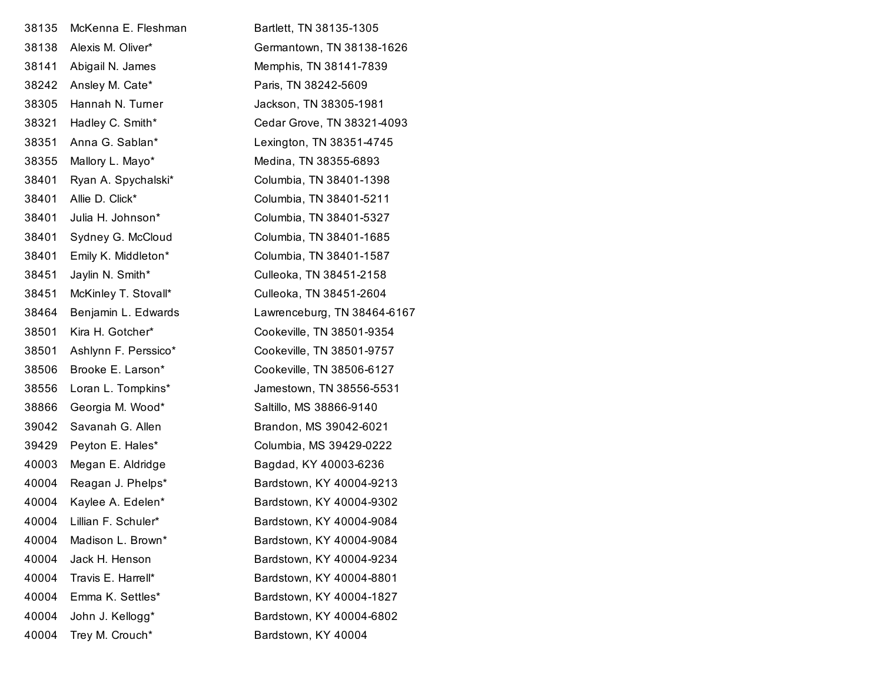| | | |
|---|---|---|
| 38135 | McKenna E. Fleshman | Bartlett, TN 38135-1305 |
| 38138 | Alexis M. Oliver* | Germantown, TN 38138-1626 |
| 38141 | Abigail N. James | Memphis, TN 38141-7839 |
| 38242 | Ansley M. Cate* | Paris, TN 38242-5609 |
| 38305 | Hannah N. Turner | Jackson, TN 38305-1981 |
| 38321 | Hadley C. Smith* | Cedar Grove, TN 38321-4093 |
| 38351 | Anna G. Sablan* | Lexington, TN 38351-4745 |
| 38355 | Mallory L. Mayo* | Medina, TN 38355-6893 |
| 38401 | Ryan A. Spychalski* | Columbia, TN 38401-1398 |
| 38401 | Allie D. Click* | Columbia, TN 38401-5211 |
| 38401 | Julia H. Johnson* | Columbia, TN 38401-5327 |
| 38401 | Sydney G. McCloud | Columbia, TN 38401-1685 |
| 38401 | Emily K. Middleton* | Columbia, TN 38401-1587 |
| 38451 | Jaylin N. Smith* | Culleoka, TN 38451-2158 |
| 38451 | McKinley T. Stovall* | Culleoka, TN 38451-2604 |
| 38464 | Benjamin L. Edwards | Lawrenceburg, TN 38464-6167 |
| 38501 | Kira H. Gotcher* | Cookeville, TN 38501-9354 |
| 38501 | Ashlynn F. Perssico* | Cookeville, TN 38501-9757 |
| 38506 | Brooke E. Larson* | Cookeville, TN 38506-6127 |
| 38556 | Loran L. Tompkins* | Jamestown, TN 38556-5531 |
| 38866 | Georgia M. Wood* | Saltillo, MS 38866-9140 |
| 39042 | Savanah G. Allen | Brandon, MS 39042-6021 |
| 39429 | Peyton E. Hales* | Columbia, MS 39429-0222 |
| 40003 | Megan E. Aldridge | Bagdad, KY 40003-6236 |
| 40004 | Reagan J. Phelps* | Bardstown, KY 40004-9213 |
| 40004 | Kaylee A. Edelen* | Bardstown, KY 40004-9302 |
| 40004 | Lillian F. Schuler* | Bardstown, KY 40004-9084 |
| 40004 | Madison L. Brown* | Bardstown, KY 40004-9084 |
| 40004 | Jack H. Henson | Bardstown, KY 40004-9234 |
| 40004 | Travis E. Harrell* | Bardstown, KY 40004-8801 |
| 40004 | Emma K. Settles* | Bardstown, KY 40004-1827 |
| 40004 | John J. Kellogg* | Bardstown, KY 40004-6802 |
| 40004 | Trey M. Crouch* | Bardstown, KY 40004 |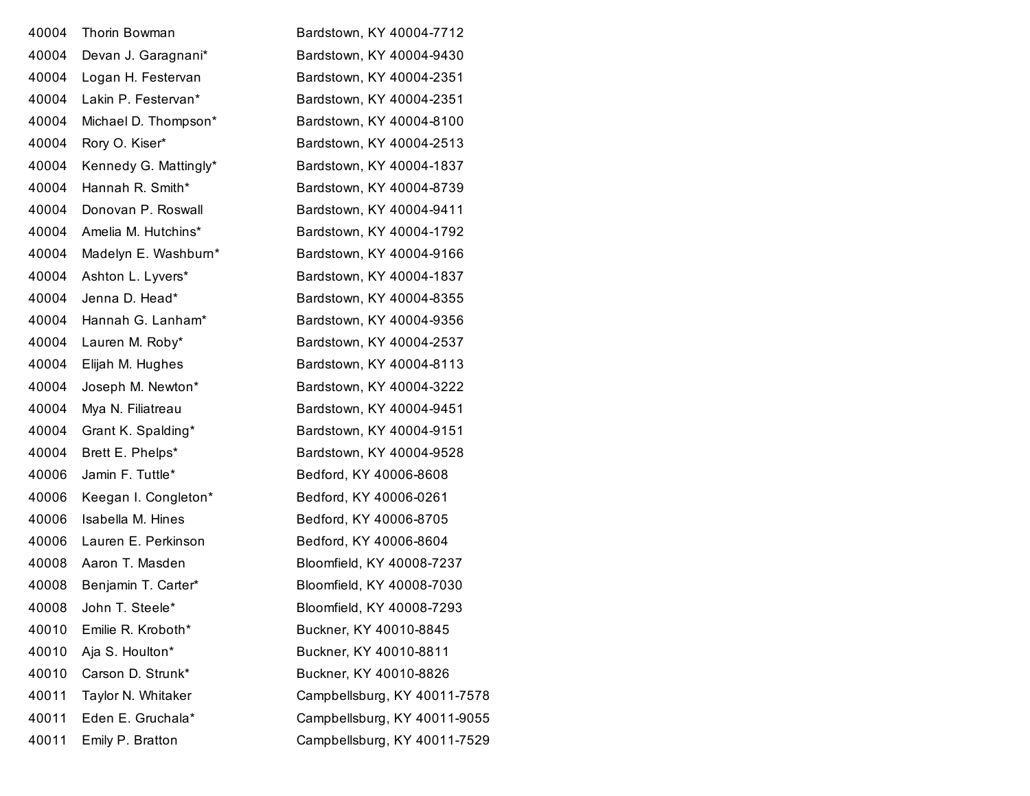| | | |
|---|---|---|
| 40004 | Thorin Bowman | Bardstown, KY 40004-7712 |
| 40004 | Devan J. Garagnani* | Bardstown, KY 40004-9430 |
| 40004 | Logan H. Festervan | Bardstown, KY 40004-2351 |
| 40004 | Lakin P. Festervan* | Bardstown, KY 40004-2351 |
| 40004 | Michael D. Thompson* | Bardstown, KY 40004-8100 |
| 40004 | Rory O. Kiser* | Bardstown, KY 40004-2513 |
| 40004 | Kennedy G. Mattingly* | Bardstown, KY 40004-1837 |
| 40004 | Hannah R. Smith* | Bardstown, KY 40004-8739 |
| 40004 | Donovan P. Roswall | Bardstown, KY 40004-9411 |
| 40004 | Amelia M. Hutchins* | Bardstown, KY 40004-1792 |
| 40004 | Madelyn E. Washburn* | Bardstown, KY 40004-9166 |
| 40004 | Ashton L. Lyvers* | Bardstown, KY 40004-1837 |
| 40004 | Jenna D. Head* | Bardstown, KY 40004-8355 |
| 40004 | Hannah G. Lanham* | Bardstown, KY 40004-9356 |
| 40004 | Lauren M. Roby* | Bardstown, KY 40004-2537 |
| 40004 | Elijah M. Hughes | Bardstown, KY 40004-8113 |
| 40004 | Joseph M. Newton* | Bardstown, KY 40004-3222 |
| 40004 | Mya N. Filiatreau | Bardstown, KY 40004-9451 |
| 40004 | Grant K. Spalding* | Bardstown, KY 40004-9151 |
| 40004 | Brett E. Phelps* | Bardstown, KY 40004-9528 |
| 40006 | Jamin F. Tuttle* | Bedford, KY 40006-8608 |
| 40006 | Keegan I. Congleton* | Bedford, KY 40006-0261 |
| 40006 | Isabella M. Hines | Bedford, KY 40006-8705 |
| 40006 | Lauren E. Perkinson | Bedford, KY 40006-8604 |
| 40008 | Aaron T. Masden | Bloomfield, KY 40008-7237 |
| 40008 | Benjamin T. Carter* | Bloomfield, KY 40008-7030 |
| 40008 | John T. Steele* | Bloomfield, KY 40008-7293 |
| 40010 | Emilie R. Kroboth* | Buckner, KY 40010-8845 |
| 40010 | Aja S. Houlton* | Buckner, KY 40010-8811 |
| 40010 | Carson D. Strunk* | Buckner, KY 40010-8826 |
| 40011 | Taylor N. Whitaker | Campbellsburg, KY 40011-7578 |
| 40011 | Eden E. Gruchala* | Campbellsburg, KY 40011-9055 |
| 40011 | Emily P. Bratton | Campbellsburg, KY 40011-7529 |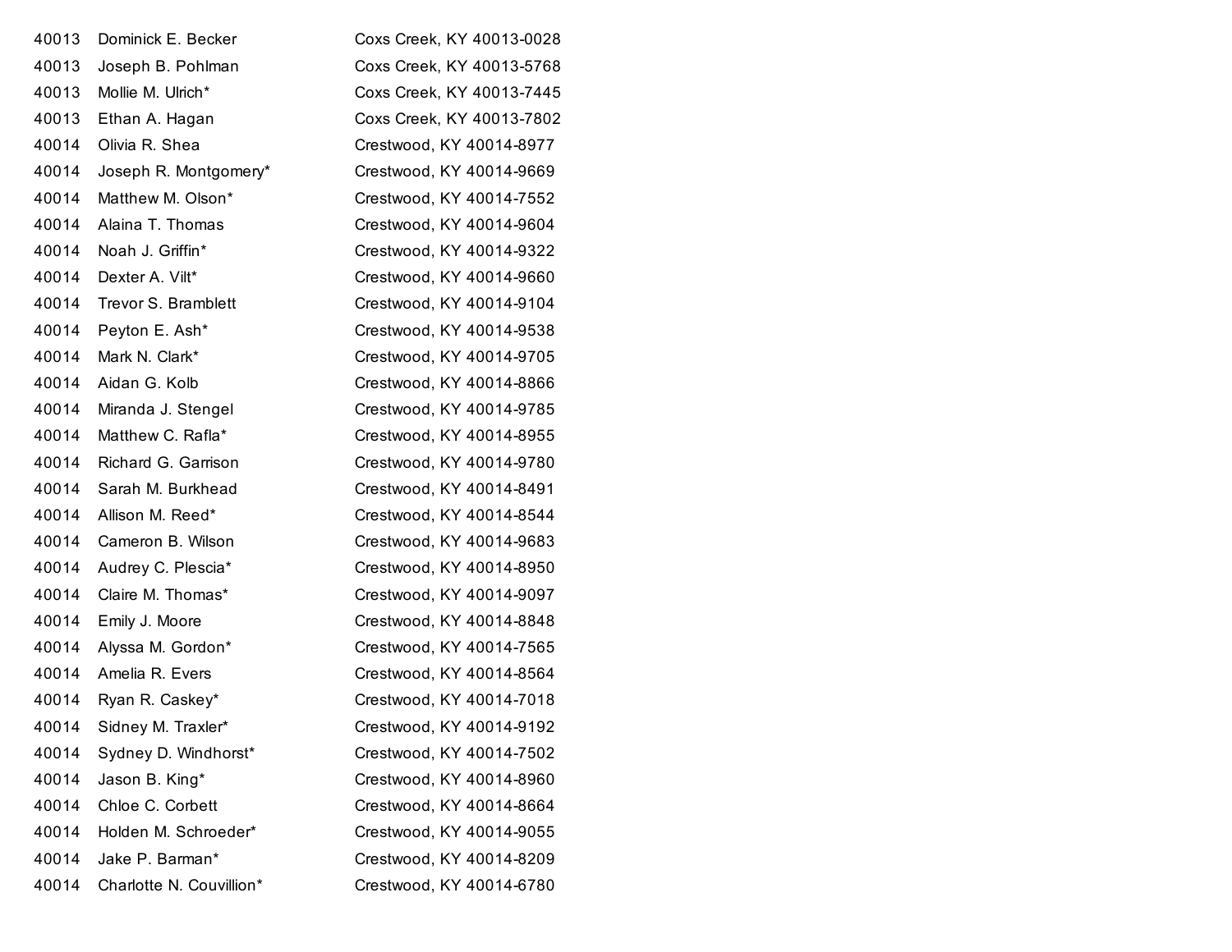| | | |
|---|---|---|
| 40013 | Dominick E. Becker | Coxs Creek, KY 40013-0028 |
| 40013 | Joseph B. Pohlman | Coxs Creek, KY 40013-5768 |
| 40013 | Mollie M. Ulrich* | Coxs Creek, KY 40013-7445 |
| 40013 | Ethan A. Hagan | Coxs Creek, KY 40013-7802 |
| 40014 | Olivia R. Shea | Crestwood, KY 40014-8977 |
| 40014 | Joseph R. Montgomery* | Crestwood, KY 40014-9669 |
| 40014 | Matthew M. Olson* | Crestwood, KY 40014-7552 |
| 40014 | Alaina T. Thomas | Crestwood, KY 40014-9604 |
| 40014 | Noah J. Griffin* | Crestwood, KY 40014-9322 |
| 40014 | Dexter A. Vilt* | Crestwood, KY 40014-9660 |
| 40014 | Trevor S. Bramblett | Crestwood, KY 40014-9104 |
| 40014 | Peyton E. Ash* | Crestwood, KY 40014-9538 |
| 40014 | Mark N. Clark* | Crestwood, KY 40014-9705 |
| 40014 | Aidan G. Kolb | Crestwood, KY 40014-8866 |
| 40014 | Miranda J. Stengel | Crestwood, KY 40014-9785 |
| 40014 | Matthew C. Rafla* | Crestwood, KY 40014-8955 |
| 40014 | Richard G. Garrison | Crestwood, KY 40014-9780 |
| 40014 | Sarah M. Burkhead | Crestwood, KY 40014-8491 |
| 40014 | Allison M. Reed* | Crestwood, KY 40014-8544 |
| 40014 | Cameron B. Wilson | Crestwood, KY 40014-9683 |
| 40014 | Audrey C. Plescia* | Crestwood, KY 40014-8950 |
| 40014 | Claire M. Thomas* | Crestwood, KY 40014-9097 |
| 40014 | Emily J. Moore | Crestwood, KY 40014-8848 |
| 40014 | Alyssa M. Gordon* | Crestwood, KY 40014-7565 |
| 40014 | Amelia R. Evers | Crestwood, KY 40014-8564 |
| 40014 | Ryan R. Caskey* | Crestwood, KY 40014-7018 |
| 40014 | Sidney M. Traxler* | Crestwood, KY 40014-9192 |
| 40014 | Sydney D. Windhorst* | Crestwood, KY 40014-7502 |
| 40014 | Jason B. King* | Crestwood, KY 40014-8960 |
| 40014 | Chloe C. Corbett | Crestwood, KY 40014-8664 |
| 40014 | Holden M. Schroeder* | Crestwood, KY 40014-9055 |
| 40014 | Jake P. Barman* | Crestwood, KY 40014-8209 |
| 40014 | Charlotte N. Couvillion* | Crestwood, KY 40014-6780 |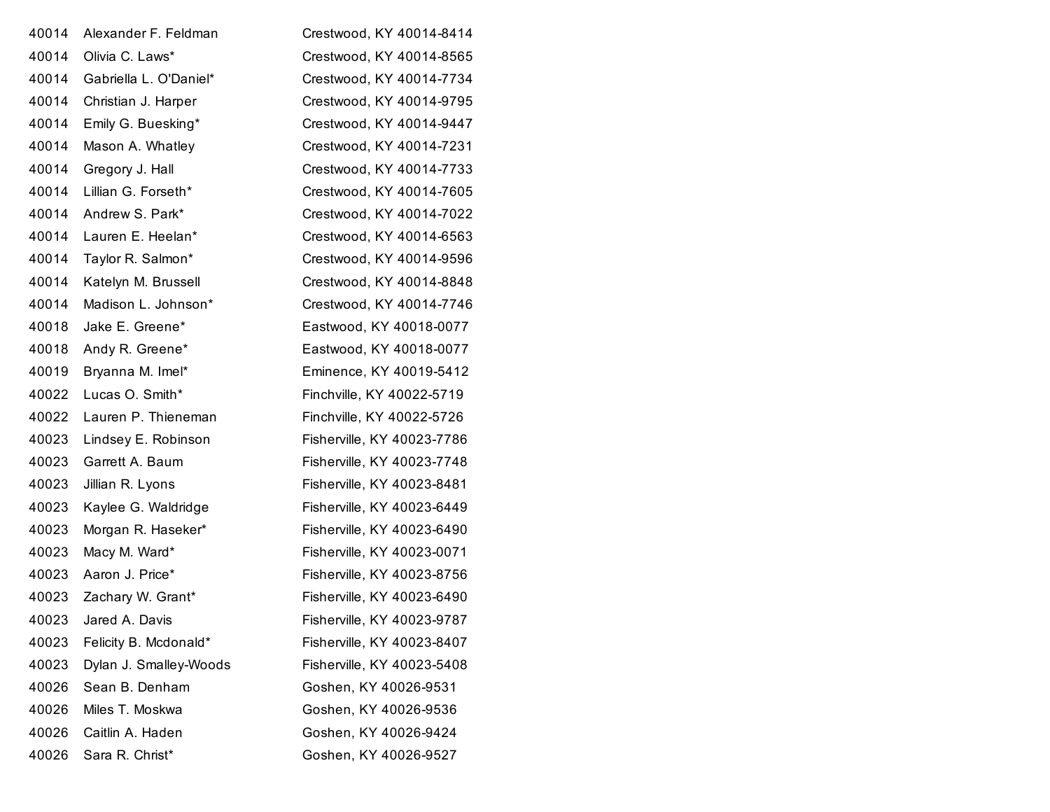| | | |
|---|---|---|
| 40014 | Alexander F. Feldman | Crestwood, KY 40014-8414 |
| 40014 | Olivia C. Laws* | Crestwood, KY 40014-8565 |
| 40014 | Gabriella L. O'Daniel* | Crestwood, KY 40014-7734 |
| 40014 | Christian J. Harper | Crestwood, KY 40014-9795 |
| 40014 | Emily G. Buesking* | Crestwood, KY 40014-9447 |
| 40014 | Mason A. Whatley | Crestwood, KY 40014-7231 |
| 40014 | Gregory J. Hall | Crestwood, KY 40014-7733 |
| 40014 | Lillian G. Forseth* | Crestwood, KY 40014-7605 |
| 40014 | Andrew S. Park* | Crestwood, KY 40014-7022 |
| 40014 | Lauren E. Heelan* | Crestwood, KY 40014-6563 |
| 40014 | Taylor R. Salmon* | Crestwood, KY 40014-9596 |
| 40014 | Katelyn M. Brussell | Crestwood, KY 40014-8848 |
| 40014 | Madison L. Johnson* | Crestwood, KY 40014-7746 |
| 40018 | Jake E. Greene* | Eastwood, KY 40018-0077 |
| 40018 | Andy R. Greene* | Eastwood, KY 40018-0077 |
| 40019 | Bryanna M. Imel* | Eminence, KY 40019-5412 |
| 40022 | Lucas O. Smith* | Finchville, KY 40022-5719 |
| 40022 | Lauren P. Thieneman | Finchville, KY 40022-5726 |
| 40023 | Lindsey E. Robinson | Fisherville, KY 40023-7786 |
| 40023 | Garrett A. Baum | Fisherville, KY 40023-7748 |
| 40023 | Jillian R. Lyons | Fisherville, KY 40023-8481 |
| 40023 | Kaylee G. Waldridge | Fisherville, KY 40023-6449 |
| 40023 | Morgan R. Haseker* | Fisherville, KY 40023-6490 |
| 40023 | Macy M. Ward* | Fisherville, KY 40023-0071 |
| 40023 | Aaron J. Price* | Fisherville, KY 40023-8756 |
| 40023 | Zachary W. Grant* | Fisherville, KY 40023-6490 |
| 40023 | Jared A. Davis | Fisherville, KY 40023-9787 |
| 40023 | Felicity B. Mcdonald* | Fisherville, KY 40023-8407 |
| 40023 | Dylan J. Smalley-Woods | Fisherville, KY 40023-5408 |
| 40026 | Sean B. Denham | Goshen, KY 40026-9531 |
| 40026 | Miles T. Moskwa | Goshen, KY 40026-9536 |
| 40026 | Caitlin A. Haden | Goshen, KY 40026-9424 |
| 40026 | Sara R. Christ* | Goshen, KY 40026-9527 |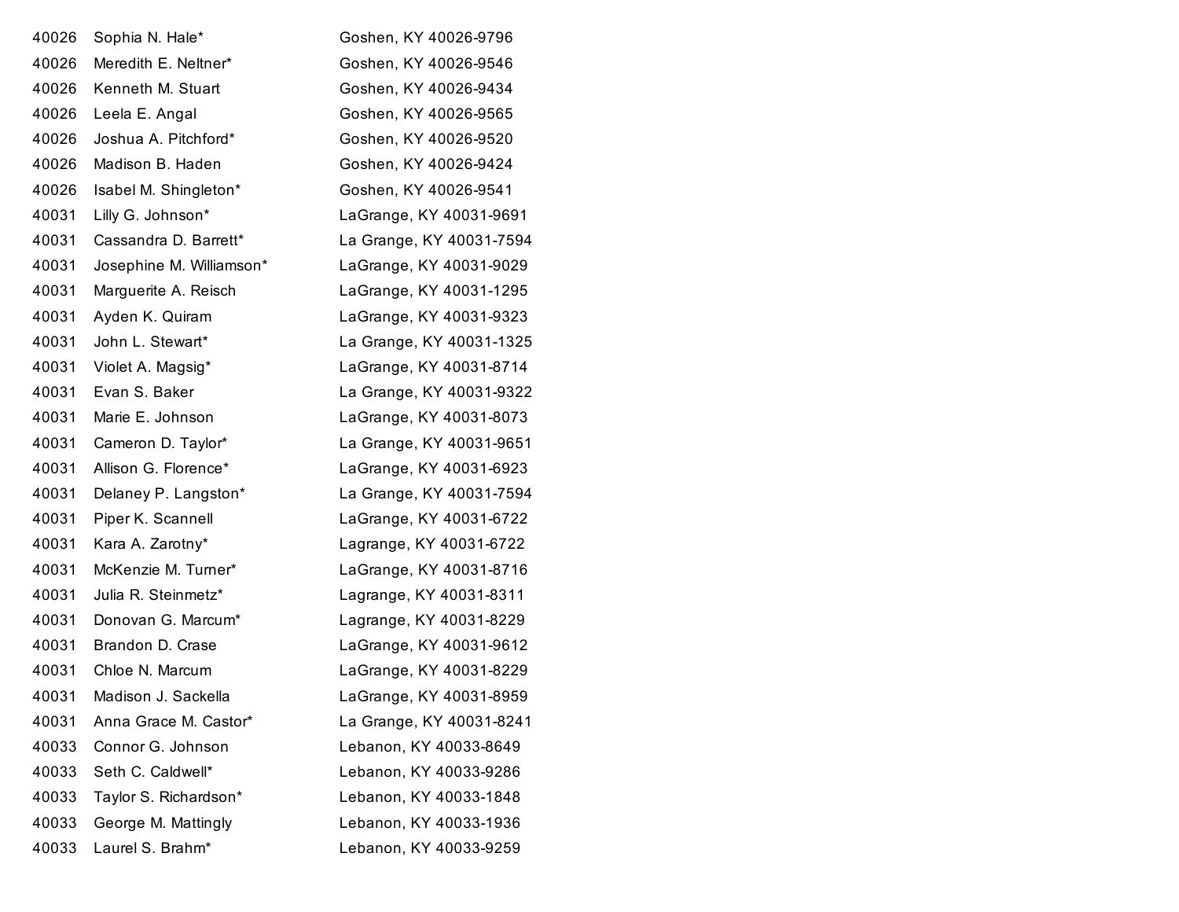| | | |
|---|---|---|
| 40026 | Sophia N. Hale* | Goshen, KY 40026-9796 |
| 40026 | Meredith E. Neltner* | Goshen, KY 40026-9546 |
| 40026 | Kenneth M. Stuart | Goshen, KY 40026-9434 |
| 40026 | Leela E. Angal | Goshen, KY 40026-9565 |
| 40026 | Joshua A. Pitchford* | Goshen, KY 40026-9520 |
| 40026 | Madison B. Haden | Goshen, KY 40026-9424 |
| 40026 | Isabel M. Shingleton* | Goshen, KY 40026-9541 |
| 40031 | Lilly G. Johnson* | LaGrange, KY 40031-9691 |
| 40031 | Cassandra D. Barrett* | La Grange, KY 40031-7594 |
| 40031 | Josephine M. Williamson* | LaGrange, KY 40031-9029 |
| 40031 | Marguerite A. Reisch | LaGrange, KY 40031-1295 |
| 40031 | Ayden K. Quiram | LaGrange, KY 40031-9323 |
| 40031 | John L. Stewart* | La Grange, KY 40031-1325 |
| 40031 | Violet A. Magsig* | LaGrange, KY 40031-8714 |
| 40031 | Evan S. Baker | La Grange, KY 40031-9322 |
| 40031 | Marie E. Johnson | LaGrange, KY 40031-8073 |
| 40031 | Cameron D. Taylor* | La Grange, KY 40031-9651 |
| 40031 | Allison G. Florence* | LaGrange, KY 40031-6923 |
| 40031 | Delaney P. Langston* | La Grange, KY 40031-7594 |
| 40031 | Piper K. Scannell | LaGrange, KY 40031-6722 |
| 40031 | Kara A. Zarotny* | Lagrange, KY 40031-6722 |
| 40031 | McKenzie M. Turner* | LaGrange, KY 40031-8716 |
| 40031 | Julia R. Steinmetz* | Lagrange, KY 40031-8311 |
| 40031 | Donovan G. Marcum* | Lagrange, KY 40031-8229 |
| 40031 | Brandon D. Crase | LaGrange, KY 40031-9612 |
| 40031 | Chloe N. Marcum | LaGrange, KY 40031-8229 |
| 40031 | Madison J. Sackella | LaGrange, KY 40031-8959 |
| 40031 | Anna Grace M. Castor* | La Grange, KY 40031-8241 |
| 40033 | Connor G. Johnson | Lebanon, KY 40033-8649 |
| 40033 | Seth C. Caldwell* | Lebanon, KY 40033-9286 |
| 40033 | Taylor S. Richardson* | Lebanon, KY 40033-1848 |
| 40033 | George M. Mattingly | Lebanon, KY 40033-1936 |
| 40033 | Laurel S. Brahm* | Lebanon, KY 40033-9259 |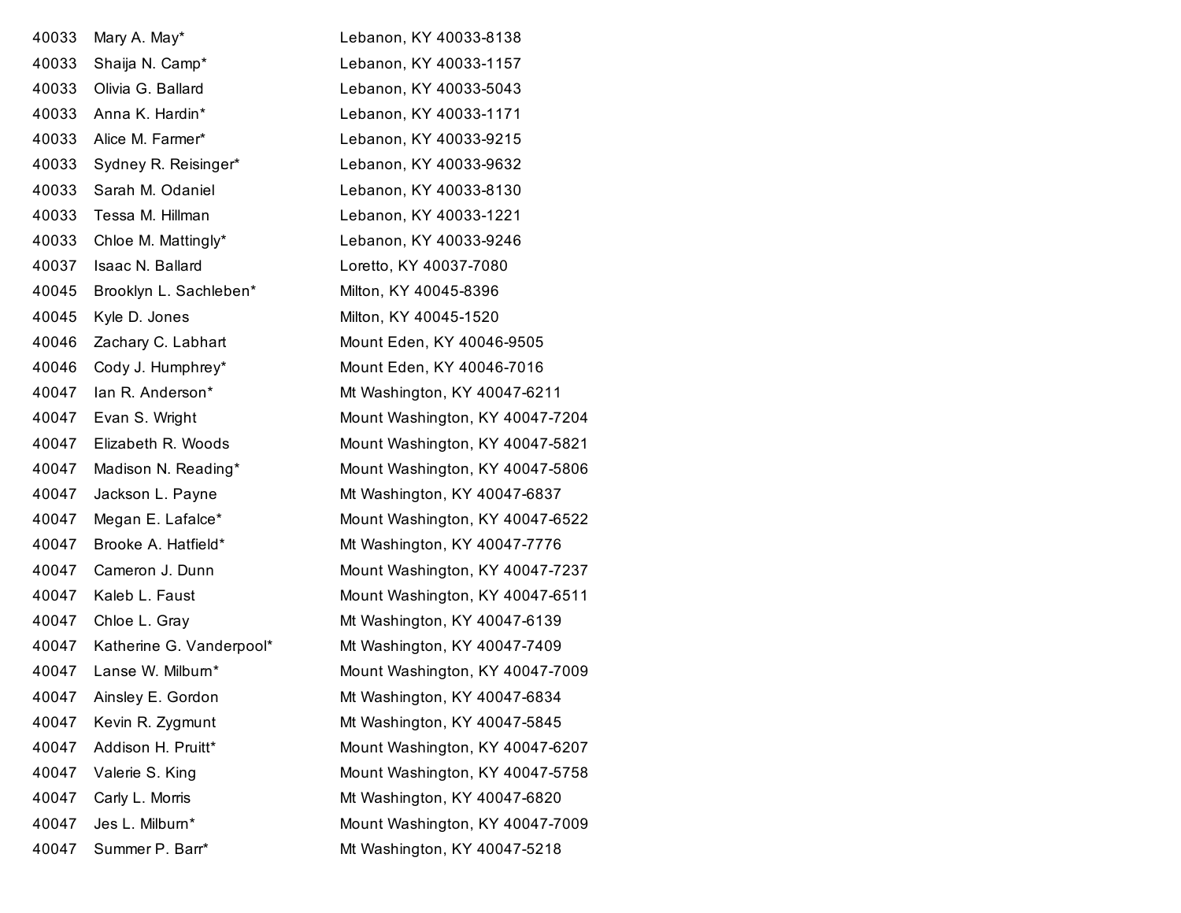| | | |
|---|---|---|
| 40033 | Mary A. May* | Lebanon, KY 40033-8138 |
| 40033 | Shaija N. Camp* | Lebanon, KY 40033-1157 |
| 40033 | Olivia G. Ballard | Lebanon, KY 40033-5043 |
| 40033 | Anna K. Hardin* | Lebanon, KY 40033-1171 |
| 40033 | Alice M. Farmer* | Lebanon, KY 40033-9215 |
| 40033 | Sydney R. Reisinger* | Lebanon, KY 40033-9632 |
| 40033 | Sarah M. Odaniel | Lebanon, KY 40033-8130 |
| 40033 | Tessa M. Hillman | Lebanon, KY 40033-1221 |
| 40033 | Chloe M. Mattingly* | Lebanon, KY 40033-9246 |
| 40037 | Isaac N. Ballard | Loretto, KY 40037-7080 |
| 40045 | Brooklyn L. Sachleben* | Milton, KY 40045-8396 |
| 40045 | Kyle D. Jones | Milton, KY 40045-1520 |
| 40046 | Zachary C. Labhart | Mount Eden, KY 40046-9505 |
| 40046 | Cody J. Humphrey* | Mount Eden, KY 40046-7016 |
| 40047 | Ian R. Anderson* | Mt Washington, KY 40047-6211 |
| 40047 | Evan S. Wright | Mount Washington, KY 40047-7204 |
| 40047 | Elizabeth R. Woods | Mount Washington, KY 40047-5821 |
| 40047 | Madison N. Reading* | Mount Washington, KY 40047-5806 |
| 40047 | Jackson L. Payne | Mt Washington, KY 40047-6837 |
| 40047 | Megan E. Lafalce* | Mount Washington, KY 40047-6522 |
| 40047 | Brooke A. Hatfield* | Mt Washington, KY 40047-7776 |
| 40047 | Cameron J. Dunn | Mount Washington, KY 40047-7237 |
| 40047 | Kaleb L. Faust | Mount Washington, KY 40047-6511 |
| 40047 | Chloe L. Gray | Mt Washington, KY 40047-6139 |
| 40047 | Katherine G. Vanderpool* | Mt Washington, KY 40047-7409 |
| 40047 | Lanse W. Milburn* | Mount Washington, KY 40047-7009 |
| 40047 | Ainsley E. Gordon | Mt Washington, KY 40047-6834 |
| 40047 | Kevin R. Zygmunt | Mt Washington, KY 40047-5845 |
| 40047 | Addison H. Pruitt* | Mount Washington, KY 40047-6207 |
| 40047 | Valerie S. King | Mount Washington, KY 40047-5758 |
| 40047 | Carly L. Morris | Mt Washington, KY 40047-6820 |
| 40047 | Jes L. Milburn* | Mount Washington, KY 40047-7009 |
| 40047 | Summer P. Barr* | Mt Washington, KY 40047-5218 |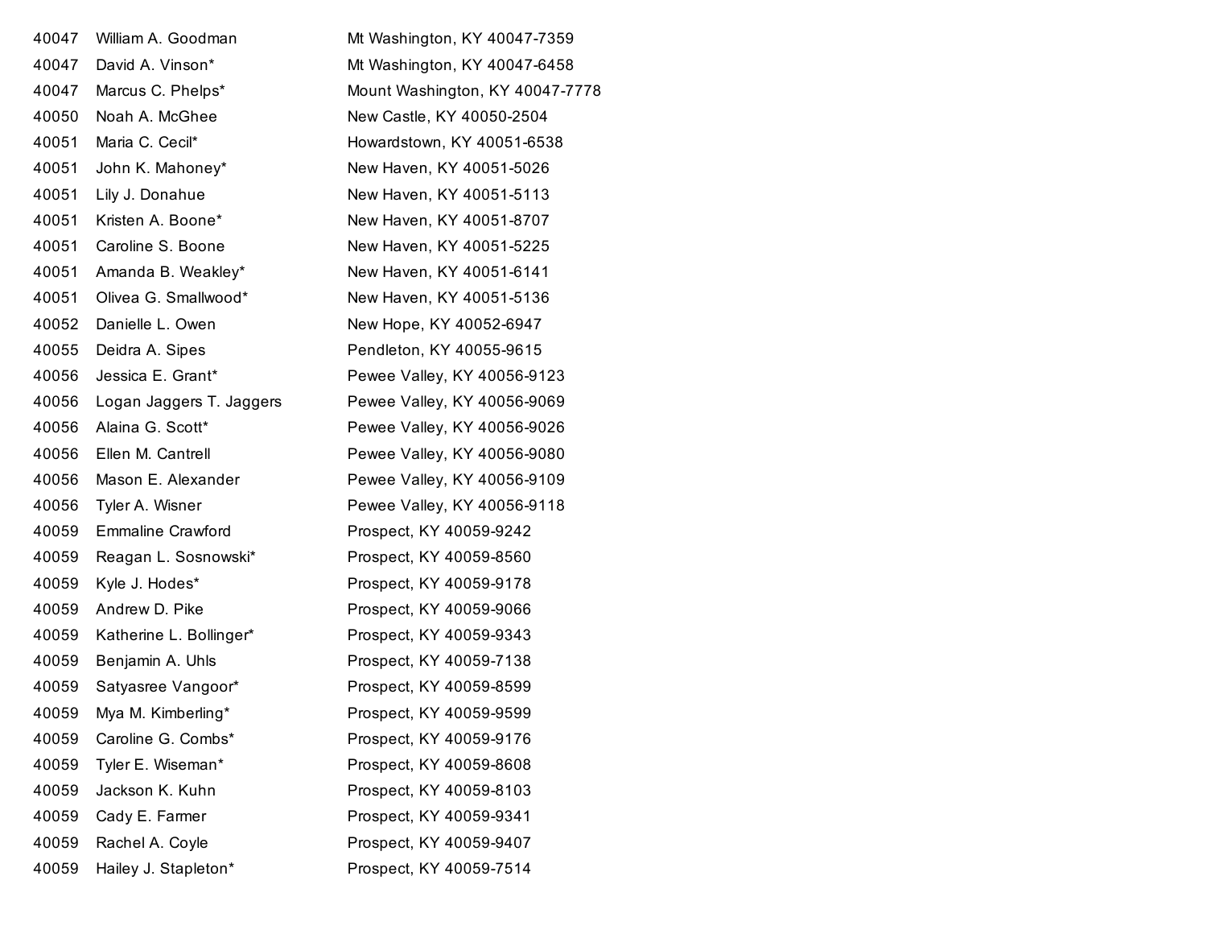| | | |
|---|---|---|
| 40047 | William A. Goodman | Mt Washington, KY 40047-7359 |
| 40047 | David A. Vinson* | Mt Washington, KY 40047-6458 |
| 40047 | Marcus C. Phelps* | Mount Washington, KY 40047-7778 |
| 40050 | Noah A. McGhee | New Castle, KY 40050-2504 |
| 40051 | Maria C. Cecil* | Howardstown, KY 40051-6538 |
| 40051 | John K. Mahoney* | New Haven, KY 40051-5026 |
| 40051 | Lily J. Donahue | New Haven, KY 40051-5113 |
| 40051 | Kristen A. Boone* | New Haven, KY 40051-8707 |
| 40051 | Caroline S. Boone | New Haven, KY 40051-5225 |
| 40051 | Amanda B. Weakley* | New Haven, KY 40051-6141 |
| 40051 | Olivea G. Smallwood* | New Haven, KY 40051-5136 |
| 40052 | Danielle L. Owen | New Hope, KY 40052-6947 |
| 40055 | Deidra A. Sipes | Pendleton, KY 40055-9615 |
| 40056 | Jessica E. Grant* | Pewee Valley, KY 40056-9123 |
| 40056 | Logan Jaggers T. Jaggers | Pewee Valley, KY 40056-9069 |
| 40056 | Alaina G. Scott* | Pewee Valley, KY 40056-9026 |
| 40056 | Ellen M. Cantrell | Pewee Valley, KY 40056-9080 |
| 40056 | Mason E. Alexander | Pewee Valley, KY 40056-9109 |
| 40056 | Tyler A. Wisner | Pewee Valley, KY 40056-9118 |
| 40059 | Emmaline Crawford | Prospect, KY 40059-9242 |
| 40059 | Reagan L. Sosnowski* | Prospect, KY 40059-8560 |
| 40059 | Kyle J. Hodes* | Prospect, KY 40059-9178 |
| 40059 | Andrew D. Pike | Prospect, KY 40059-9066 |
| 40059 | Katherine L. Bollinger* | Prospect, KY 40059-9343 |
| 40059 | Benjamin A. Uhls | Prospect, KY 40059-7138 |
| 40059 | Satyasree Vangoor* | Prospect, KY 40059-8599 |
| 40059 | Mya M. Kimberling* | Prospect, KY 40059-9599 |
| 40059 | Caroline G. Combs* | Prospect, KY 40059-9176 |
| 40059 | Tyler E. Wiseman* | Prospect, KY 40059-8608 |
| 40059 | Jackson K. Kuhn | Prospect, KY 40059-8103 |
| 40059 | Cady E. Farmer | Prospect, KY 40059-9341 |
| 40059 | Rachel A. Coyle | Prospect, KY 40059-9407 |
| 40059 | Hailey J. Stapleton* | Prospect, KY 40059-7514 |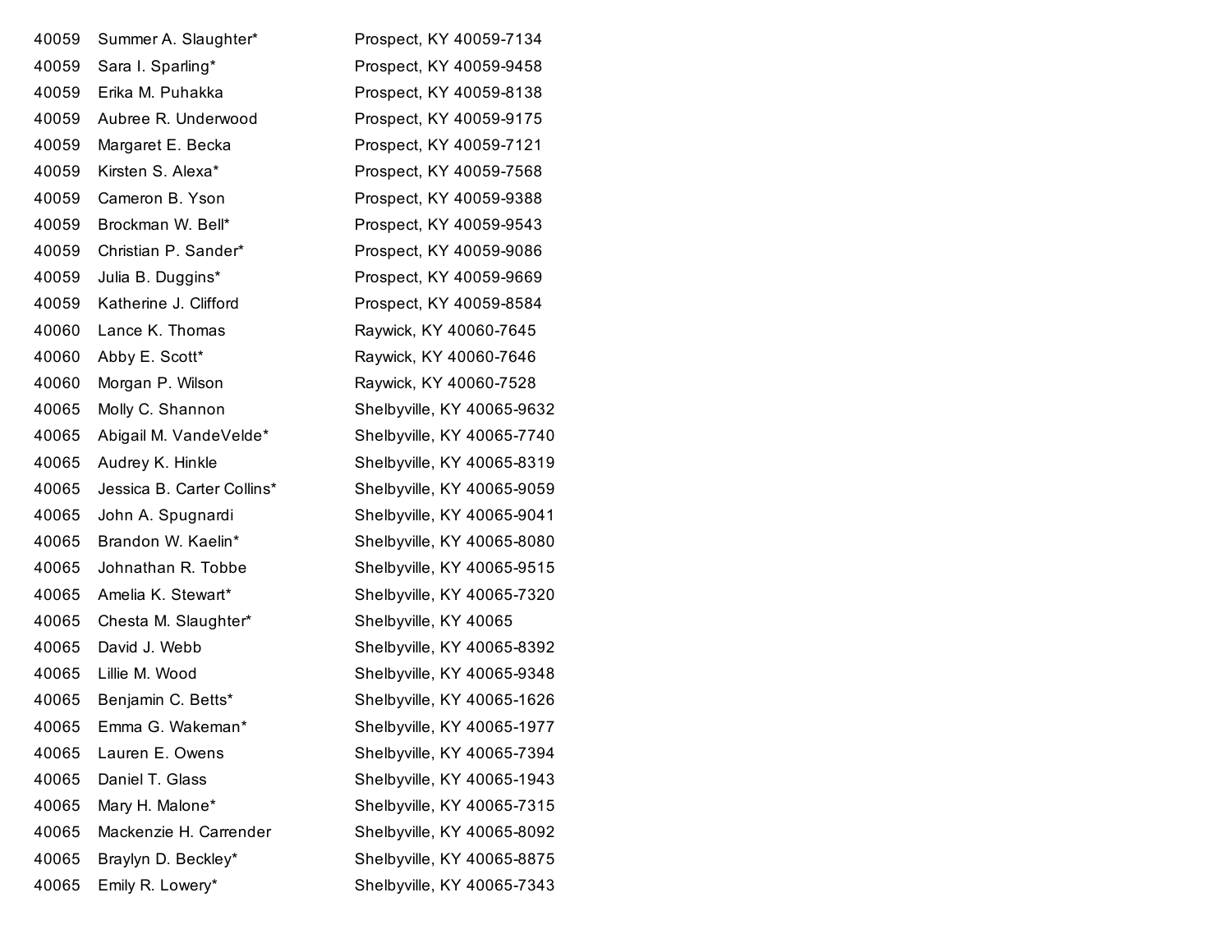| | | |
|---|---|---|
| 40059 | Summer A. Slaughter* | Prospect, KY 40059-7134 |
| 40059 | Sara I. Sparling* | Prospect, KY 40059-9458 |
| 40059 | Erika M. Puhakka | Prospect, KY 40059-8138 |
| 40059 | Aubree R. Underwood | Prospect, KY 40059-9175 |
| 40059 | Margaret E. Becka | Prospect, KY 40059-7121 |
| 40059 | Kirsten S. Alexa* | Prospect, KY 40059-7568 |
| 40059 | Cameron B. Yson | Prospect, KY 40059-9388 |
| 40059 | Brockman W. Bell* | Prospect, KY 40059-9543 |
| 40059 | Christian P. Sander* | Prospect, KY 40059-9086 |
| 40059 | Julia B. Duggins* | Prospect, KY 40059-9669 |
| 40059 | Katherine J. Clifford | Prospect, KY 40059-8584 |
| 40060 | Lance K. Thomas | Raywick, KY 40060-7645 |
| 40060 | Abby E. Scott* | Raywick, KY 40060-7646 |
| 40060 | Morgan P. Wilson | Raywick, KY 40060-7528 |
| 40065 | Molly C. Shannon | Shelbyville, KY 40065-9632 |
| 40065 | Abigail M. VandeVelde* | Shelbyville, KY 40065-7740 |
| 40065 | Audrey K. Hinkle | Shelbyville, KY 40065-8319 |
| 40065 | Jessica B. Carter Collins* | Shelbyville, KY 40065-9059 |
| 40065 | John A. Spugnardi | Shelbyville, KY 40065-9041 |
| 40065 | Brandon W. Kaelin* | Shelbyville, KY 40065-8080 |
| 40065 | Johnathan R. Tobbe | Shelbyville, KY 40065-9515 |
| 40065 | Amelia K. Stewart* | Shelbyville, KY 40065-7320 |
| 40065 | Chesta M. Slaughter* | Shelbyville, KY 40065 |
| 40065 | David J. Webb | Shelbyville, KY 40065-8392 |
| 40065 | Lillie M. Wood | Shelbyville, KY 40065-9348 |
| 40065 | Benjamin C. Betts* | Shelbyville, KY 40065-1626 |
| 40065 | Emma G. Wakeman* | Shelbyville, KY 40065-1977 |
| 40065 | Lauren E. Owens | Shelbyville, KY 40065-7394 |
| 40065 | Daniel T. Glass | Shelbyville, KY 40065-1943 |
| 40065 | Mary H. Malone* | Shelbyville, KY 40065-7315 |
| 40065 | Mackenzie H. Carrender | Shelbyville, KY 40065-8092 |
| 40065 | Braylyn D. Beckley* | Shelbyville, KY 40065-8875 |
| 40065 | Emily R. Lowery* | Shelbyville, KY 40065-7343 |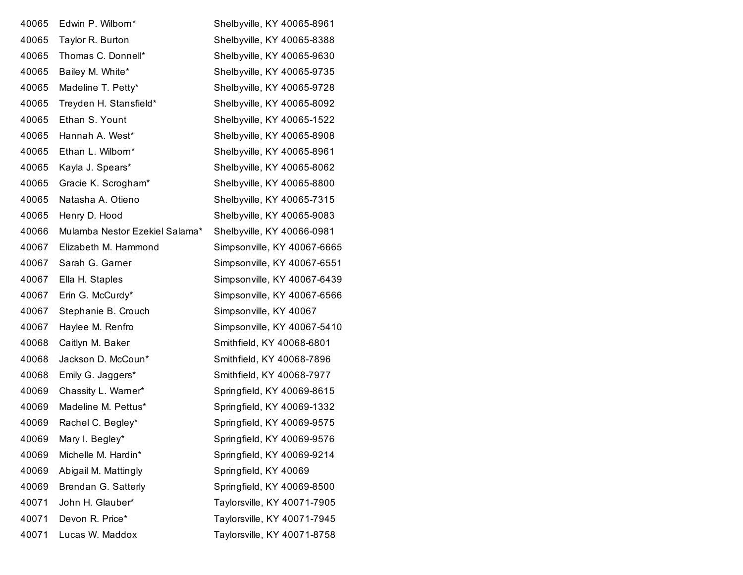| | | |
|---|---|---|
| 40065 | Edwin P. Wilborn* | Shelbyville, KY 40065-8961 |
| 40065 | Taylor R. Burton | Shelbyville, KY 40065-8388 |
| 40065 | Thomas C. Donnell* | Shelbyville, KY 40065-9630 |
| 40065 | Bailey M. White* | Shelbyville, KY 40065-9735 |
| 40065 | Madeline T. Petty* | Shelbyville, KY 40065-9728 |
| 40065 | Treyden H. Stansfield* | Shelbyville, KY 40065-8092 |
| 40065 | Ethan S. Yount | Shelbyville, KY 40065-1522 |
| 40065 | Hannah A. West* | Shelbyville, KY 40065-8908 |
| 40065 | Ethan L. Wilborn* | Shelbyville, KY 40065-8961 |
| 40065 | Kayla J. Spears* | Shelbyville, KY 40065-8062 |
| 40065 | Gracie K. Scrogham* | Shelbyville, KY 40065-8800 |
| 40065 | Natasha A. Otieno | Shelbyville, KY 40065-7315 |
| 40065 | Henry D. Hood | Shelbyville, KY 40065-9083 |
| 40066 | Mulamba Nestor Ezekiel Salama* | Shelbyville, KY 40066-0981 |
| 40067 | Elizabeth M. Hammond | Simpsonville, KY 40067-6665 |
| 40067 | Sarah G. Garner | Simpsonville, KY 40067-6551 |
| 40067 | Ella H. Staples | Simpsonville, KY 40067-6439 |
| 40067 | Erin G. McCurdy* | Simpsonville, KY 40067-6566 |
| 40067 | Stephanie B. Crouch | Simpsonville, KY 40067 |
| 40067 | Haylee M. Renfro | Simpsonville, KY 40067-5410 |
| 40068 | Caitlyn M. Baker | Smithfield, KY 40068-6801 |
| 40068 | Jackson D. McCoun* | Smithfield, KY 40068-7896 |
| 40068 | Emily G. Jaggers* | Smithfield, KY 40068-7977 |
| 40069 | Chassity L. Warner* | Springfield, KY 40069-8615 |
| 40069 | Madeline M. Pettus* | Springfield, KY 40069-1332 |
| 40069 | Rachel C. Begley* | Springfield, KY 40069-9575 |
| 40069 | Mary I. Begley* | Springfield, KY 40069-9576 |
| 40069 | Michelle M. Hardin* | Springfield, KY 40069-9214 |
| 40069 | Abigail M. Mattingly | Springfield, KY 40069 |
| 40069 | Brendan G. Satterly | Springfield, KY 40069-8500 |
| 40071 | John H. Glauber* | Taylorsville, KY 40071-7905 |
| 40071 | Devon R. Price* | Taylorsville, KY 40071-7945 |
| 40071 | Lucas W. Maddox | Taylorsville, KY 40071-8758 |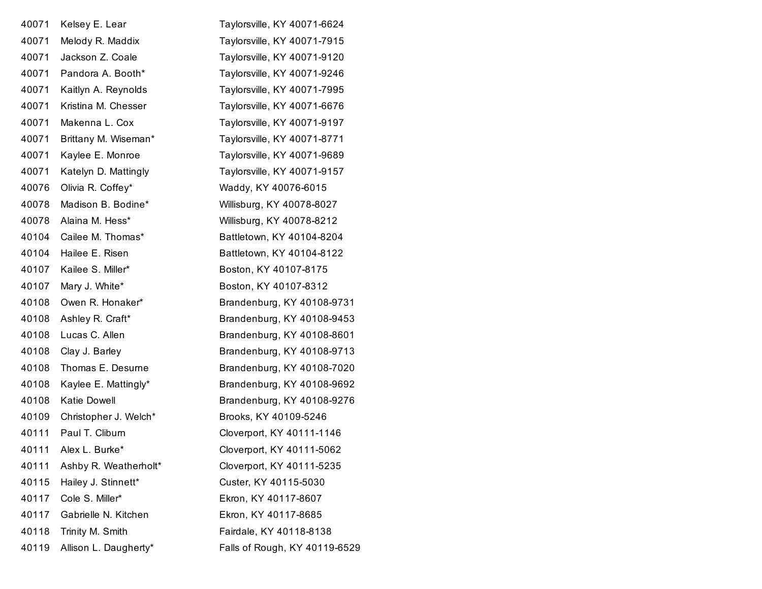| | | |
|---|---|---|
| 40071 | Kelsey E. Lear | Taylorsville, KY 40071-6624 |
| 40071 | Melody R. Maddix | Taylorsville, KY 40071-7915 |
| 40071 | Jackson Z. Coale | Taylorsville, KY 40071-9120 |
| 40071 | Pandora A. Booth* | Taylorsville, KY 40071-9246 |
| 40071 | Kaitlyn A. Reynolds | Taylorsville, KY 40071-7995 |
| 40071 | Kristina M. Chesser | Taylorsville, KY 40071-6676 |
| 40071 | Makenna L. Cox | Taylorsville, KY 40071-9197 |
| 40071 | Brittany M. Wiseman* | Taylorsville, KY 40071-8771 |
| 40071 | Kaylee E. Monroe | Taylorsville, KY 40071-9689 |
| 40071 | Katelyn D. Mattingly | Taylorsville, KY 40071-9157 |
| 40076 | Olivia R. Coffey* | Waddy, KY 40076-6015 |
| 40078 | Madison B. Bodine* | Willisburg, KY 40078-8027 |
| 40078 | Alaina M. Hess* | Willisburg, KY 40078-8212 |
| 40104 | Cailee M. Thomas* | Battletown, KY 40104-8204 |
| 40104 | Hailee E. Risen | Battletown, KY 40104-8122 |
| 40107 | Kailee S. Miller* | Boston, KY 40107-8175 |
| 40107 | Mary J. White* | Boston, KY 40107-8312 |
| 40108 | Owen R. Honaker* | Brandenburg, KY 40108-9731 |
| 40108 | Ashley R. Craft* | Brandenburg, KY 40108-9453 |
| 40108 | Lucas C. Allen | Brandenburg, KY 40108-8601 |
| 40108 | Clay J. Barley | Brandenburg, KY 40108-9713 |
| 40108 | Thomas E. Desurne | Brandenburg, KY 40108-7020 |
| 40108 | Kaylee E. Mattingly* | Brandenburg, KY 40108-9692 |
| 40108 | Katie Dowell | Brandenburg, KY 40108-9276 |
| 40109 | Christopher J. Welch* | Brooks, KY 40109-5246 |
| 40111 | Paul T. Cliburn | Cloverport, KY 40111-1146 |
| 40111 | Alex L. Burke* | Cloverport, KY 40111-5062 |
| 40111 | Ashby R. Weatherholt* | Cloverport, KY 40111-5235 |
| 40115 | Hailey J. Stinnett* | Custer, KY 40115-5030 |
| 40117 | Cole S. Miller* | Ekron, KY 40117-8607 |
| 40117 | Gabrielle N. Kitchen | Ekron, KY 40117-8685 |
| 40118 | Trinity M. Smith | Fairdale, KY 40118-8138 |
| 40119 | Allison L. Daugherty* | Falls of Rough, KY 40119-6529 |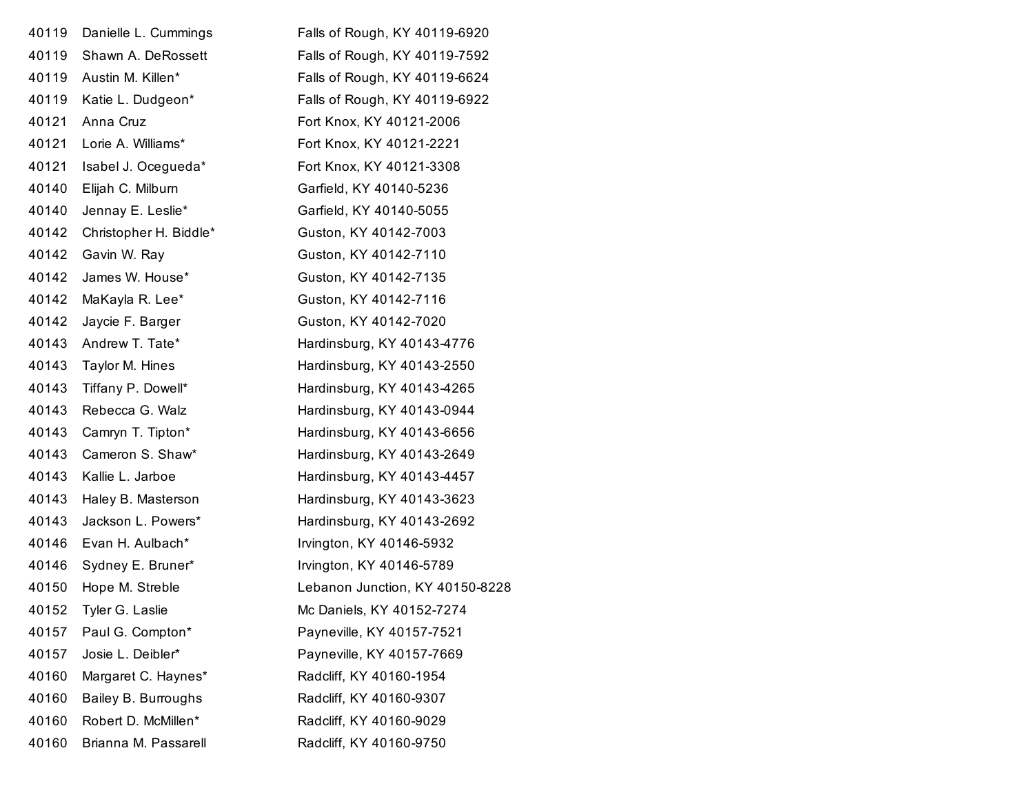| | | |
|---|---|---|
| 40119 | Danielle L. Cummings | Falls of Rough, KY 40119-6920 |
| 40119 | Shawn A. DeRossett | Falls of Rough, KY 40119-7592 |
| 40119 | Austin M. Killen* | Falls of Rough, KY 40119-6624 |
| 40119 | Katie L. Dudgeon* | Falls of Rough, KY 40119-6922 |
| 40121 | Anna Cruz | Fort Knox, KY 40121-2006 |
| 40121 | Lorie A. Williams* | Fort Knox, KY 40121-2221 |
| 40121 | Isabel J. Ocegueda* | Fort Knox, KY 40121-3308 |
| 40140 | Elijah C. Milburn | Garfield, KY 40140-5236 |
| 40140 | Jennay E. Leslie* | Garfield, KY 40140-5055 |
| 40142 | Christopher H. Biddle* | Guston, KY 40142-7003 |
| 40142 | Gavin W. Ray | Guston, KY 40142-7110 |
| 40142 | James W. House* | Guston, KY 40142-7135 |
| 40142 | MaKayla R. Lee* | Guston, KY 40142-7116 |
| 40142 | Jaycie F. Barger | Guston, KY 40142-7020 |
| 40143 | Andrew T. Tate* | Hardinsburg, KY 40143-4776 |
| 40143 | Taylor M. Hines | Hardinsburg, KY 40143-2550 |
| 40143 | Tiffany P. Dowell* | Hardinsburg, KY 40143-4265 |
| 40143 | Rebecca G. Walz | Hardinsburg, KY 40143-0944 |
| 40143 | Camryn T. Tipton* | Hardinsburg, KY 40143-6656 |
| 40143 | Cameron S. Shaw* | Hardinsburg, KY 40143-2649 |
| 40143 | Kallie L. Jarboe | Hardinsburg, KY 40143-4457 |
| 40143 | Haley B. Masterson | Hardinsburg, KY 40143-3623 |
| 40143 | Jackson L. Powers* | Hardinsburg, KY 40143-2692 |
| 40146 | Evan H. Aulbach* | Irvington, KY 40146-5932 |
| 40146 | Sydney E. Bruner* | Irvington, KY 40146-5789 |
| 40150 | Hope M. Streble | Lebanon Junction, KY 40150-8228 |
| 40152 | Tyler G. Laslie | Mc Daniels, KY 40152-7274 |
| 40157 | Paul G. Compton* | Payneville, KY 40157-7521 |
| 40157 | Josie L. Deibler* | Payneville, KY 40157-7669 |
| 40160 | Margaret C. Haynes* | Radcliff, KY 40160-1954 |
| 40160 | Bailey B. Burroughs | Radcliff, KY 40160-9307 |
| 40160 | Robert D. McMillen* | Radcliff, KY 40160-9029 |
| 40160 | Brianna M. Passarell | Radcliff, KY 40160-9750 |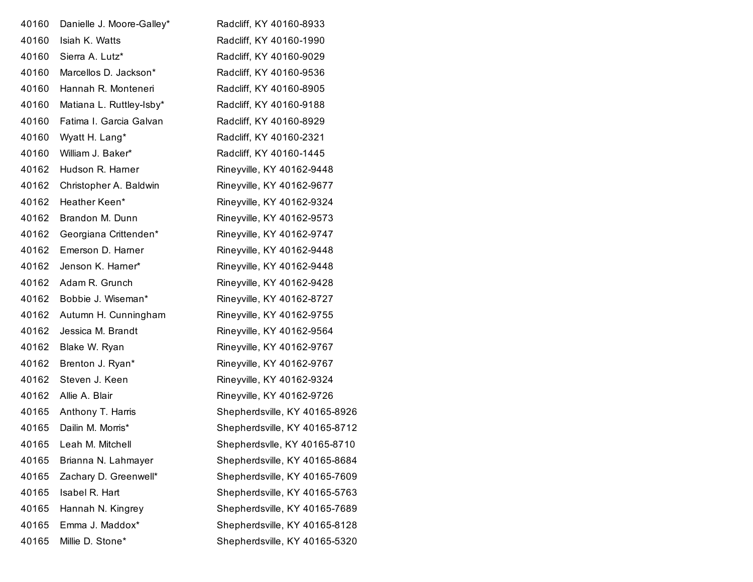| | | |
|---|---|---|
| 40160 | Danielle J. Moore-Galley* | Radcliff, KY 40160-8933 |
| 40160 | Isiah K. Watts | Radcliff, KY 40160-1990 |
| 40160 | Sierra A. Lutz* | Radcliff, KY 40160-9029 |
| 40160 | Marcellos D. Jackson* | Radcliff, KY 40160-9536 |
| 40160 | Hannah R. Monteneri | Radcliff, KY 40160-8905 |
| 40160 | Matiana L. Ruttley-Isby* | Radcliff, KY 40160-9188 |
| 40160 | Fatima I. Garcia Galvan | Radcliff, KY 40160-8929 |
| 40160 | Wyatt H. Lang* | Radcliff, KY 40160-2321 |
| 40160 | William J. Baker* | Radcliff, KY 40160-1445 |
| 40162 | Hudson R. Harner | Rineyville, KY 40162-9448 |
| 40162 | Christopher A. Baldwin | Rineyville, KY 40162-9677 |
| 40162 | Heather Keen* | Rineyville, KY 40162-9324 |
| 40162 | Brandon M. Dunn | Rineyville, KY 40162-9573 |
| 40162 | Georgiana Crittenden* | Rineyville, KY 40162-9747 |
| 40162 | Emerson D. Harner | Rineyville, KY 40162-9448 |
| 40162 | Jenson K. Harner* | Rineyville, KY 40162-9448 |
| 40162 | Adam R. Grunch | Rineyville, KY 40162-9428 |
| 40162 | Bobbie J. Wiseman* | Rineyville, KY 40162-8727 |
| 40162 | Autumn H. Cunningham | Rineyville, KY 40162-9755 |
| 40162 | Jessica M. Brandt | Rineyville, KY 40162-9564 |
| 40162 | Blake W. Ryan | Rineyville, KY 40162-9767 |
| 40162 | Brenton J. Ryan* | Rineyville, KY 40162-9767 |
| 40162 | Steven J. Keen | Rineyville, KY 40162-9324 |
| 40162 | Allie A. Blair | Rineyville, KY 40162-9726 |
| 40165 | Anthony T. Harris | Shepherdsville, KY 40165-8926 |
| 40165 | Dailin M. Morris* | Shepherdsville, KY 40165-8712 |
| 40165 | Leah M. Mitchell | Shepherdsvlle, KY 40165-8710 |
| 40165 | Brianna N. Lahmayer | Shepherdsville, KY 40165-8684 |
| 40165 | Zachary D. Greenwell* | Shepherdsville, KY 40165-7609 |
| 40165 | Isabel R. Hart | Shepherdsville, KY 40165-5763 |
| 40165 | Hannah N. Kingrey | Shepherdsville, KY 40165-7689 |
| 40165 | Emma J. Maddox* | Shepherdsville, KY 40165-8128 |
| 40165 | Millie D. Stone* | Shepherdsville, KY 40165-5320 |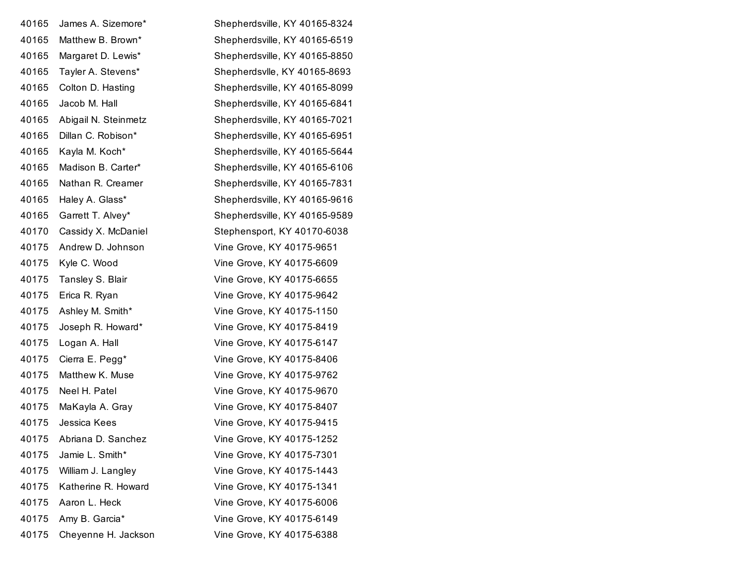| | | |
|---|---|---|
| 40165 | James A. Sizemore* | Shepherdsville, KY 40165-8324 |
| 40165 | Matthew B. Brown* | Shepherdsville, KY 40165-6519 |
| 40165 | Margaret D. Lewis* | Shepherdsville, KY 40165-8850 |
| 40165 | Tayler A. Stevens* | Shepherdsvlle, KY 40165-8693 |
| 40165 | Colton D. Hasting | Shepherdsville, KY 40165-8099 |
| 40165 | Jacob M. Hall | Shepherdsville, KY 40165-6841 |
| 40165 | Abigail N. Steinmetz | Shepherdsville, KY 40165-7021 |
| 40165 | Dillan C. Robison* | Shepherdsville, KY 40165-6951 |
| 40165 | Kayla M. Koch* | Shepherdsville, KY 40165-5644 |
| 40165 | Madison B. Carter* | Shepherdsville, KY 40165-6106 |
| 40165 | Nathan R. Creamer | Shepherdsville, KY 40165-7831 |
| 40165 | Haley A. Glass* | Shepherdsville, KY 40165-9616 |
| 40165 | Garrett T. Alvey* | Shepherdsville, KY 40165-9589 |
| 40170 | Cassidy X. McDaniel | Stephensport, KY 40170-6038 |
| 40175 | Andrew D. Johnson | Vine Grove, KY 40175-9651 |
| 40175 | Kyle C. Wood | Vine Grove, KY 40175-6609 |
| 40175 | Tansley S. Blair | Vine Grove, KY 40175-6655 |
| 40175 | Erica R. Ryan | Vine Grove, KY 40175-9642 |
| 40175 | Ashley M. Smith* | Vine Grove, KY 40175-1150 |
| 40175 | Joseph R. Howard* | Vine Grove, KY 40175-8419 |
| 40175 | Logan A. Hall | Vine Grove, KY 40175-6147 |
| 40175 | Cierra E. Pegg* | Vine Grove, KY 40175-8406 |
| 40175 | Matthew K. Muse | Vine Grove, KY 40175-9762 |
| 40175 | Neel H. Patel | Vine Grove, KY 40175-9670 |
| 40175 | MaKayla A. Gray | Vine Grove, KY 40175-8407 |
| 40175 | Jessica Kees | Vine Grove, KY 40175-9415 |
| 40175 | Abriana D. Sanchez | Vine Grove, KY 40175-1252 |
| 40175 | Jamie L. Smith* | Vine Grove, KY 40175-7301 |
| 40175 | William J. Langley | Vine Grove, KY 40175-1443 |
| 40175 | Katherine R. Howard | Vine Grove, KY 40175-1341 |
| 40175 | Aaron L. Heck | Vine Grove, KY 40175-6006 |
| 40175 | Amy B. Garcia* | Vine Grove, KY 40175-6149 |
| 40175 | Cheyenne H. Jackson | Vine Grove, KY 40175-6388 |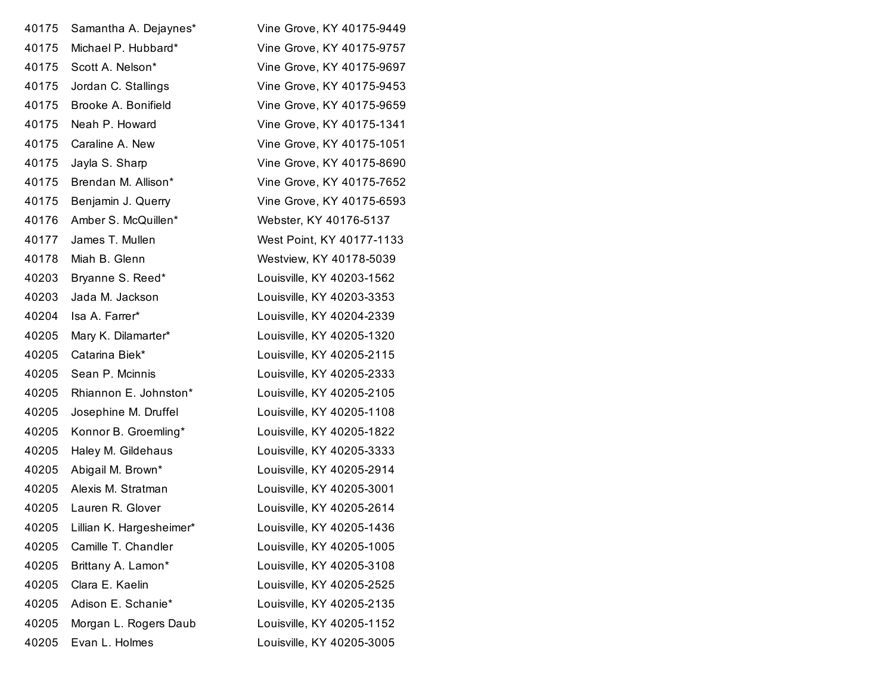| | | |
|---|---|---|
| 40175 | Samantha A. Dejaynes* | Vine Grove, KY 40175-9449 |
| 40175 | Michael P. Hubbard* | Vine Grove, KY 40175-9757 |
| 40175 | Scott A. Nelson* | Vine Grove, KY 40175-9697 |
| 40175 | Jordan C. Stallings | Vine Grove, KY 40175-9453 |
| 40175 | Brooke A. Bonifield | Vine Grove, KY 40175-9659 |
| 40175 | Neah P. Howard | Vine Grove, KY 40175-1341 |
| 40175 | Caraline A. New | Vine Grove, KY 40175-1051 |
| 40175 | Jayla S. Sharp | Vine Grove, KY 40175-8690 |
| 40175 | Brendan M. Allison* | Vine Grove, KY 40175-7652 |
| 40175 | Benjamin J. Querry | Vine Grove, KY 40175-6593 |
| 40176 | Amber S. McQuillen* | Webster, KY 40176-5137 |
| 40177 | James T. Mullen | West Point, KY 40177-1133 |
| 40178 | Miah B. Glenn | Westview, KY 40178-5039 |
| 40203 | Bryanne S. Reed* | Louisville, KY 40203-1562 |
| 40203 | Jada M. Jackson | Louisville, KY 40203-3353 |
| 40204 | Isa A. Farrer* | Louisville, KY 40204-2339 |
| 40205 | Mary K. Dilamarter* | Louisville, KY 40205-1320 |
| 40205 | Catarina Biek* | Louisville, KY 40205-2115 |
| 40205 | Sean P. Mcinnis | Louisville, KY 40205-2333 |
| 40205 | Rhiannon E. Johnston* | Louisville, KY 40205-2105 |
| 40205 | Josephine M. Druffel | Louisville, KY 40205-1108 |
| 40205 | Konnor B. Groemling* | Louisville, KY 40205-1822 |
| 40205 | Haley M. Gildehaus | Louisville, KY 40205-3333 |
| 40205 | Abigail M. Brown* | Louisville, KY 40205-2914 |
| 40205 | Alexis M. Stratman | Louisville, KY 40205-3001 |
| 40205 | Lauren R. Glover | Louisville, KY 40205-2614 |
| 40205 | Lillian K. Hargesheimer* | Louisville, KY 40205-1436 |
| 40205 | Camille T. Chandler | Louisville, KY 40205-1005 |
| 40205 | Brittany A. Lamon* | Louisville, KY 40205-3108 |
| 40205 | Clara E. Kaelin | Louisville, KY 40205-2525 |
| 40205 | Adison E. Schanie* | Louisville, KY 40205-2135 |
| 40205 | Morgan L. Rogers Daub | Louisville, KY 40205-1152 |
| 40205 | Evan L. Holmes | Louisville, KY 40205-3005 |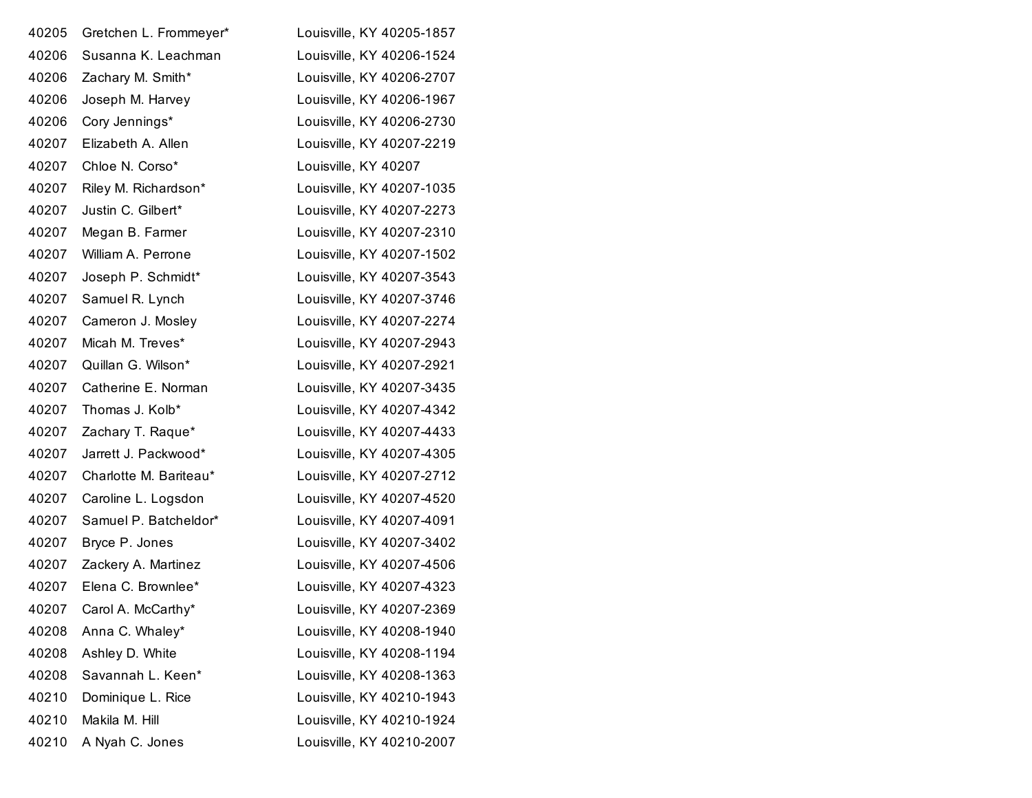| | | |
|---|---|---|
| 40205 | Gretchen L. Frommeyer* | Louisville, KY 40205-1857 |
| 40206 | Susanna K. Leachman | Louisville, KY 40206-1524 |
| 40206 | Zachary M. Smith* | Louisville, KY 40206-2707 |
| 40206 | Joseph M. Harvey | Louisville, KY 40206-1967 |
| 40206 | Cory Jennings* | Louisville, KY 40206-2730 |
| 40207 | Elizabeth A. Allen | Louisville, KY 40207-2219 |
| 40207 | Chloe N. Corso* | Louisville, KY 40207 |
| 40207 | Riley M. Richardson* | Louisville, KY 40207-1035 |
| 40207 | Justin C. Gilbert* | Louisville, KY 40207-2273 |
| 40207 | Megan B. Farmer | Louisville, KY 40207-2310 |
| 40207 | William A. Perrone | Louisville, KY 40207-1502 |
| 40207 | Joseph P. Schmidt* | Louisville, KY 40207-3543 |
| 40207 | Samuel R. Lynch | Louisville, KY 40207-3746 |
| 40207 | Cameron J. Mosley | Louisville, KY 40207-2274 |
| 40207 | Micah M. Treves* | Louisville, KY 40207-2943 |
| 40207 | Quillan G. Wilson* | Louisville, KY 40207-2921 |
| 40207 | Catherine E. Norman | Louisville, KY 40207-3435 |
| 40207 | Thomas J. Kolb* | Louisville, KY 40207-4342 |
| 40207 | Zachary T. Raque* | Louisville, KY 40207-4433 |
| 40207 | Jarrett J. Packwood* | Louisville, KY 40207-4305 |
| 40207 | Charlotte M. Bariteau* | Louisville, KY 40207-2712 |
| 40207 | Caroline L. Logsdon | Louisville, KY 40207-4520 |
| 40207 | Samuel P. Batcheldor* | Louisville, KY 40207-4091 |
| 40207 | Bryce P. Jones | Louisville, KY 40207-3402 |
| 40207 | Zackery A. Martinez | Louisville, KY 40207-4506 |
| 40207 | Elena C. Brownlee* | Louisville, KY 40207-4323 |
| 40207 | Carol A. McCarthy* | Louisville, KY 40207-2369 |
| 40208 | Anna C. Whaley* | Louisville, KY 40208-1940 |
| 40208 | Ashley D. White | Louisville, KY 40208-1194 |
| 40208 | Savannah L. Keen* | Louisville, KY 40208-1363 |
| 40210 | Dominique L. Rice | Louisville, KY 40210-1943 |
| 40210 | Makila M. Hill | Louisville, KY 40210-1924 |
| 40210 | A Nyah C. Jones | Louisville, KY 40210-2007 |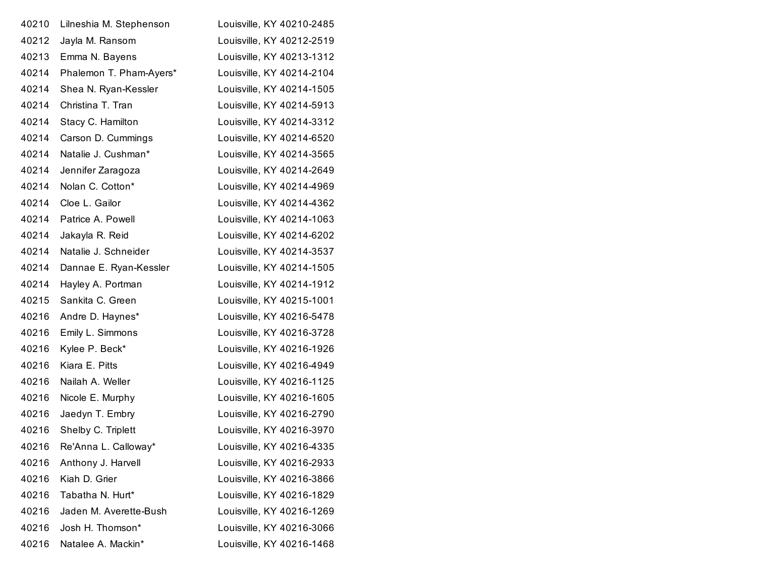| | | |
|---|---|---|
| 40210 | Lilneshia M. Stephenson | Louisville, KY 40210-2485 |
| 40212 | Jayla M. Ransom | Louisville, KY 40212-2519 |
| 40213 | Emma N. Bayens | Louisville, KY 40213-1312 |
| 40214 | Phalemon T. Pham-Ayers* | Louisville, KY 40214-2104 |
| 40214 | Shea N. Ryan-Kessler | Louisville, KY 40214-1505 |
| 40214 | Christina T. Tran | Louisville, KY 40214-5913 |
| 40214 | Stacy C. Hamilton | Louisville, KY 40214-3312 |
| 40214 | Carson D. Cummings | Louisville, KY 40214-6520 |
| 40214 | Natalie J. Cushman* | Louisville, KY 40214-3565 |
| 40214 | Jennifer Zaragoza | Louisville, KY 40214-2649 |
| 40214 | Nolan C. Cotton* | Louisville, KY 40214-4969 |
| 40214 | Cloe L. Gailor | Louisville, KY 40214-4362 |
| 40214 | Patrice A. Powell | Louisville, KY 40214-1063 |
| 40214 | Jakayla R. Reid | Louisville, KY 40214-6202 |
| 40214 | Natalie J. Schneider | Louisville, KY 40214-3537 |
| 40214 | Dannae E. Ryan-Kessler | Louisville, KY 40214-1505 |
| 40214 | Hayley A. Portman | Louisville, KY 40214-1912 |
| 40215 | Sankita C. Green | Louisville, KY 40215-1001 |
| 40216 | Andre D. Haynes* | Louisville, KY 40216-5478 |
| 40216 | Emily L. Simmons | Louisville, KY 40216-3728 |
| 40216 | Kylee P. Beck* | Louisville, KY 40216-1926 |
| 40216 | Kiara E. Pitts | Louisville, KY 40216-4949 |
| 40216 | Nailah A. Weller | Louisville, KY 40216-1125 |
| 40216 | Nicole E. Murphy | Louisville, KY 40216-1605 |
| 40216 | Jaedyn T. Embry | Louisville, KY 40216-2790 |
| 40216 | Shelby C. Triplett | Louisville, KY 40216-3970 |
| 40216 | Re'Anna L. Calloway* | Louisville, KY 40216-4335 |
| 40216 | Anthony J. Harvell | Louisville, KY 40216-2933 |
| 40216 | Kiah D. Grier | Louisville, KY 40216-3866 |
| 40216 | Tabatha N. Hurt* | Louisville, KY 40216-1829 |
| 40216 | Jaden M. Averette-Bush | Louisville, KY 40216-1269 |
| 40216 | Josh H. Thomson* | Louisville, KY 40216-3066 |
| 40216 | Natalee A. Mackin* | Louisville, KY 40216-1468 |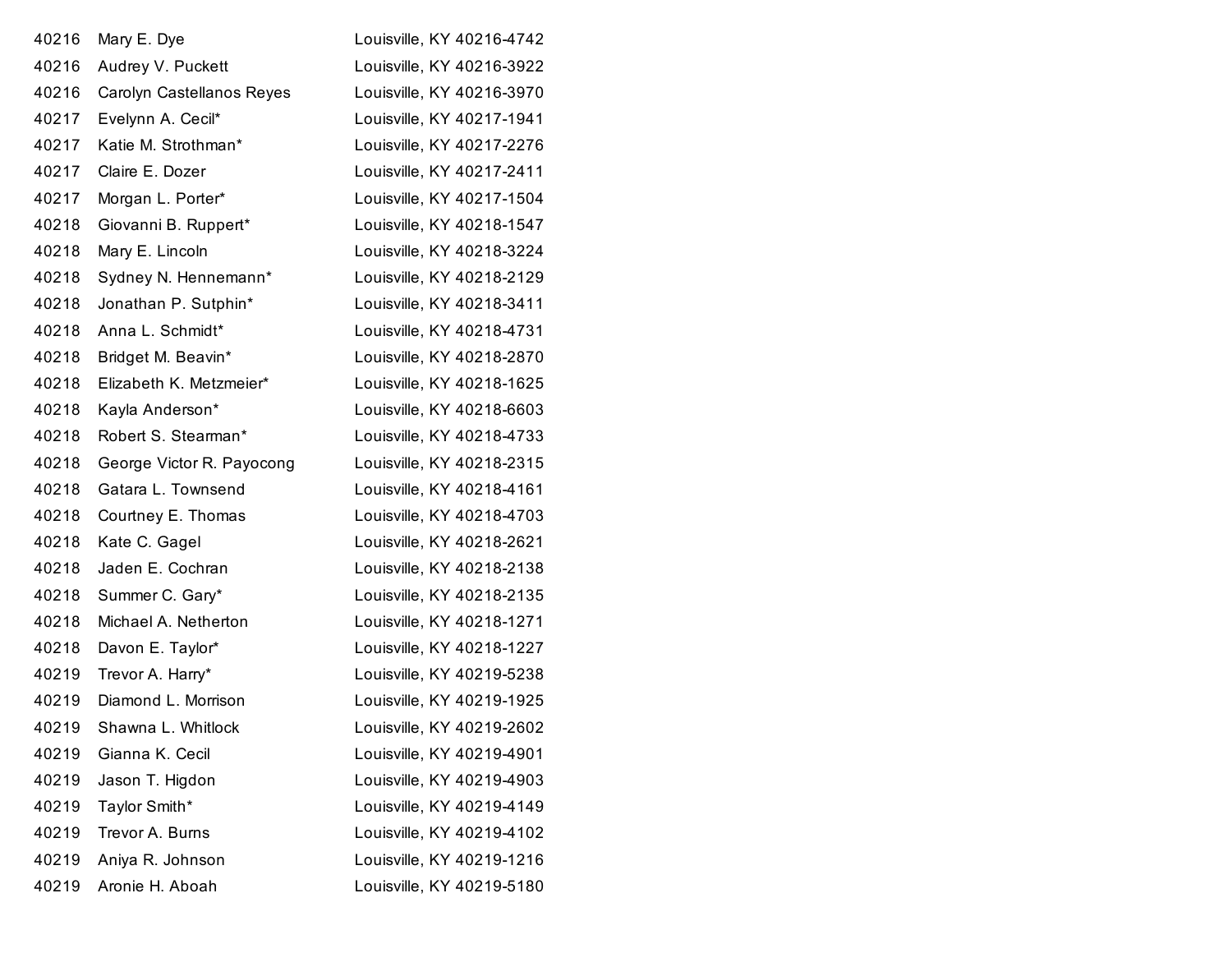| | | |
|---|---|---|
| 40216 | Mary E. Dye | Louisville, KY 40216-4742 |
| 40216 | Audrey V. Puckett | Louisville, KY 40216-3922 |
| 40216 | Carolyn Castellanos Reyes | Louisville, KY 40216-3970 |
| 40217 | Evelynn A. Cecil* | Louisville, KY 40217-1941 |
| 40217 | Katie M. Strothman* | Louisville, KY 40217-2276 |
| 40217 | Claire E. Dozer | Louisville, KY 40217-2411 |
| 40217 | Morgan L. Porter* | Louisville, KY 40217-1504 |
| 40218 | Giovanni B. Ruppert* | Louisville, KY 40218-1547 |
| 40218 | Mary E. Lincoln | Louisville, KY 40218-3224 |
| 40218 | Sydney N. Hennemann* | Louisville, KY 40218-2129 |
| 40218 | Jonathan P. Sutphin* | Louisville, KY 40218-3411 |
| 40218 | Anna L. Schmidt* | Louisville, KY 40218-4731 |
| 40218 | Bridget M. Beavin* | Louisville, KY 40218-2870 |
| 40218 | Elizabeth K. Metzmeier* | Louisville, KY 40218-1625 |
| 40218 | Kayla Anderson* | Louisville, KY 40218-6603 |
| 40218 | Robert S. Stearman* | Louisville, KY 40218-4733 |
| 40218 | George Victor R. Payocong | Louisville, KY 40218-2315 |
| 40218 | Gatara L. Townsend | Louisville, KY 40218-4161 |
| 40218 | Courtney E. Thomas | Louisville, KY 40218-4703 |
| 40218 | Kate C. Gagel | Louisville, KY 40218-2621 |
| 40218 | Jaden E. Cochran | Louisville, KY 40218-2138 |
| 40218 | Summer C. Gary* | Louisville, KY 40218-2135 |
| 40218 | Michael A. Netherton | Louisville, KY 40218-1271 |
| 40218 | Davon E. Taylor* | Louisville, KY 40218-1227 |
| 40219 | Trevor A. Harry* | Louisville, KY 40219-5238 |
| 40219 | Diamond L. Morrison | Louisville, KY 40219-1925 |
| 40219 | Shawna L. Whitlock | Louisville, KY 40219-2602 |
| 40219 | Gianna K. Cecil | Louisville, KY 40219-4901 |
| 40219 | Jason T. Higdon | Louisville, KY 40219-4903 |
| 40219 | Taylor Smith* | Louisville, KY 40219-4149 |
| 40219 | Trevor A. Burns | Louisville, KY 40219-4102 |
| 40219 | Aniya R. Johnson | Louisville, KY 40219-1216 |
| 40219 | Aronie H. Aboah | Louisville, KY 40219-5180 |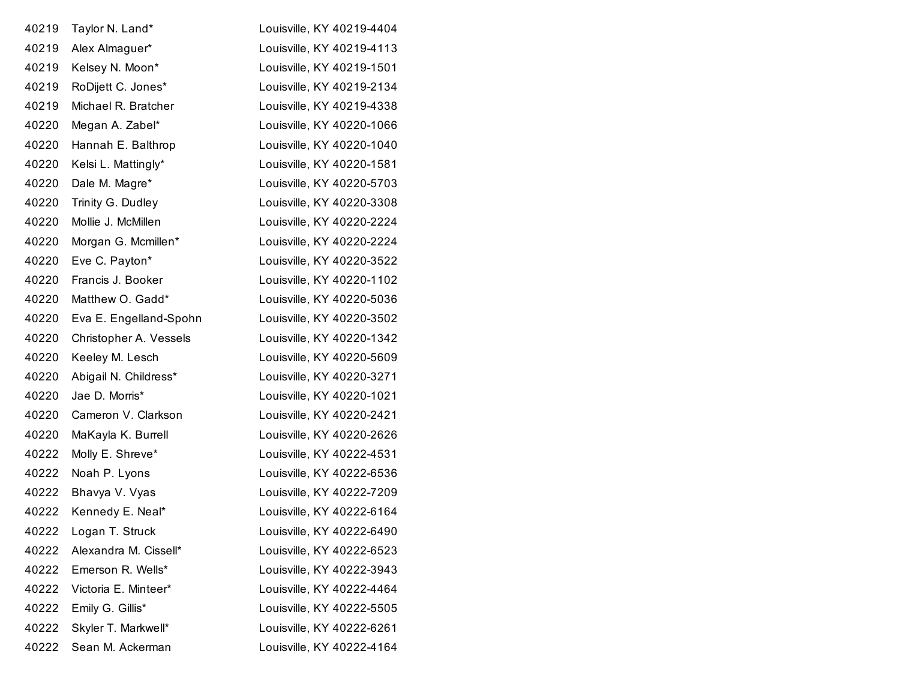| | | |
|---|---|---|
| 40219 | Taylor N. Land* | Louisville, KY 40219-4404 |
| 40219 | Alex Almaguer* | Louisville, KY 40219-4113 |
| 40219 | Kelsey N. Moon* | Louisville, KY 40219-1501 |
| 40219 | RoDijett C. Jones* | Louisville, KY 40219-2134 |
| 40219 | Michael R. Bratcher | Louisville, KY 40219-4338 |
| 40220 | Megan A. Zabel* | Louisville, KY 40220-1066 |
| 40220 | Hannah E. Balthrop | Louisville, KY 40220-1040 |
| 40220 | Kelsi L. Mattingly* | Louisville, KY 40220-1581 |
| 40220 | Dale M. Magre* | Louisville, KY 40220-5703 |
| 40220 | Trinity G. Dudley | Louisville, KY 40220-3308 |
| 40220 | Mollie J. McMillen | Louisville, KY 40220-2224 |
| 40220 | Morgan G. Mcmillen* | Louisville, KY 40220-2224 |
| 40220 | Eve C. Payton* | Louisville, KY 40220-3522 |
| 40220 | Francis J. Booker | Louisville, KY 40220-1102 |
| 40220 | Matthew O. Gadd* | Louisville, KY 40220-5036 |
| 40220 | Eva E. Engelland-Spohn | Louisville, KY 40220-3502 |
| 40220 | Christopher A. Vessels | Louisville, KY 40220-1342 |
| 40220 | Keeley M. Lesch | Louisville, KY 40220-5609 |
| 40220 | Abigail N. Childress* | Louisville, KY 40220-3271 |
| 40220 | Jae D. Morris* | Louisville, KY 40220-1021 |
| 40220 | Cameron V. Clarkson | Louisville, KY 40220-2421 |
| 40220 | MaKayla K. Burrell | Louisville, KY 40220-2626 |
| 40222 | Molly E. Shreve* | Louisville, KY 40222-4531 |
| 40222 | Noah P. Lyons | Louisville, KY 40222-6536 |
| 40222 | Bhavya V. Vyas | Louisville, KY 40222-7209 |
| 40222 | Kennedy E. Neal* | Louisville, KY 40222-6164 |
| 40222 | Logan T. Struck | Louisville, KY 40222-6490 |
| 40222 | Alexandra M. Cissell* | Louisville, KY 40222-6523 |
| 40222 | Emerson R. Wells* | Louisville, KY 40222-3943 |
| 40222 | Victoria E. Minteer* | Louisville, KY 40222-4464 |
| 40222 | Emily G. Gillis* | Louisville, KY 40222-5505 |
| 40222 | Skyler T. Markwell* | Louisville, KY 40222-6261 |
| 40222 | Sean M. Ackerman | Louisville, KY 40222-4164 |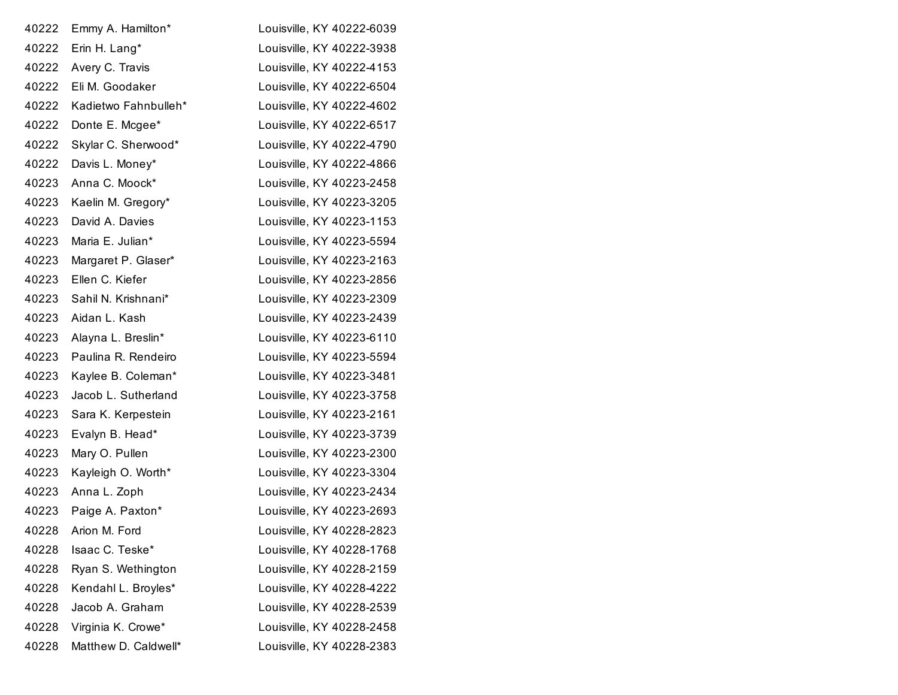| | | |
|---|---|---|
| 40222 | Emmy A. Hamilton* | Louisville, KY 40222-6039 |
| 40222 | Erin H. Lang* | Louisville, KY 40222-3938 |
| 40222 | Avery C. Travis | Louisville, KY 40222-4153 |
| 40222 | Eli M. Goodaker | Louisville, KY 40222-6504 |
| 40222 | Kadietwo Fahnbulleh* | Louisville, KY 40222-4602 |
| 40222 | Donte E. Mcgee* | Louisville, KY 40222-6517 |
| 40222 | Skylar C. Sherwood* | Louisville, KY 40222-4790 |
| 40222 | Davis L. Money* | Louisville, KY 40222-4866 |
| 40223 | Anna C. Moock* | Louisville, KY 40223-2458 |
| 40223 | Kaelin M. Gregory* | Louisville, KY 40223-3205 |
| 40223 | David A. Davies | Louisville, KY 40223-1153 |
| 40223 | Maria E. Julian* | Louisville, KY 40223-5594 |
| 40223 | Margaret P. Glaser* | Louisville, KY 40223-2163 |
| 40223 | Ellen C. Kiefer | Louisville, KY 40223-2856 |
| 40223 | Sahil N. Krishnani* | Louisville, KY 40223-2309 |
| 40223 | Aidan L. Kash | Louisville, KY 40223-2439 |
| 40223 | Alayna L. Breslin* | Louisville, KY 40223-6110 |
| 40223 | Paulina R. Rendeiro | Louisville, KY 40223-5594 |
| 40223 | Kaylee B. Coleman* | Louisville, KY 40223-3481 |
| 40223 | Jacob L. Sutherland | Louisville, KY 40223-3758 |
| 40223 | Sara K. Kerpestein | Louisville, KY 40223-2161 |
| 40223 | Evalyn B. Head* | Louisville, KY 40223-3739 |
| 40223 | Mary O. Pullen | Louisville, KY 40223-2300 |
| 40223 | Kayleigh O. Worth* | Louisville, KY 40223-3304 |
| 40223 | Anna L. Zoph | Louisville, KY 40223-2434 |
| 40223 | Paige A. Paxton* | Louisville, KY 40223-2693 |
| 40228 | Arion M. Ford | Louisville, KY 40228-2823 |
| 40228 | Isaac C. Teske* | Louisville, KY 40228-1768 |
| 40228 | Ryan S. Wethington | Louisville, KY 40228-2159 |
| 40228 | Kendahl L. Broyles* | Louisville, KY 40228-4222 |
| 40228 | Jacob A. Graham | Louisville, KY 40228-2539 |
| 40228 | Virginia K. Crowe* | Louisville, KY 40228-2458 |
| 40228 | Matthew D. Caldwell* | Louisville, KY 40228-2383 |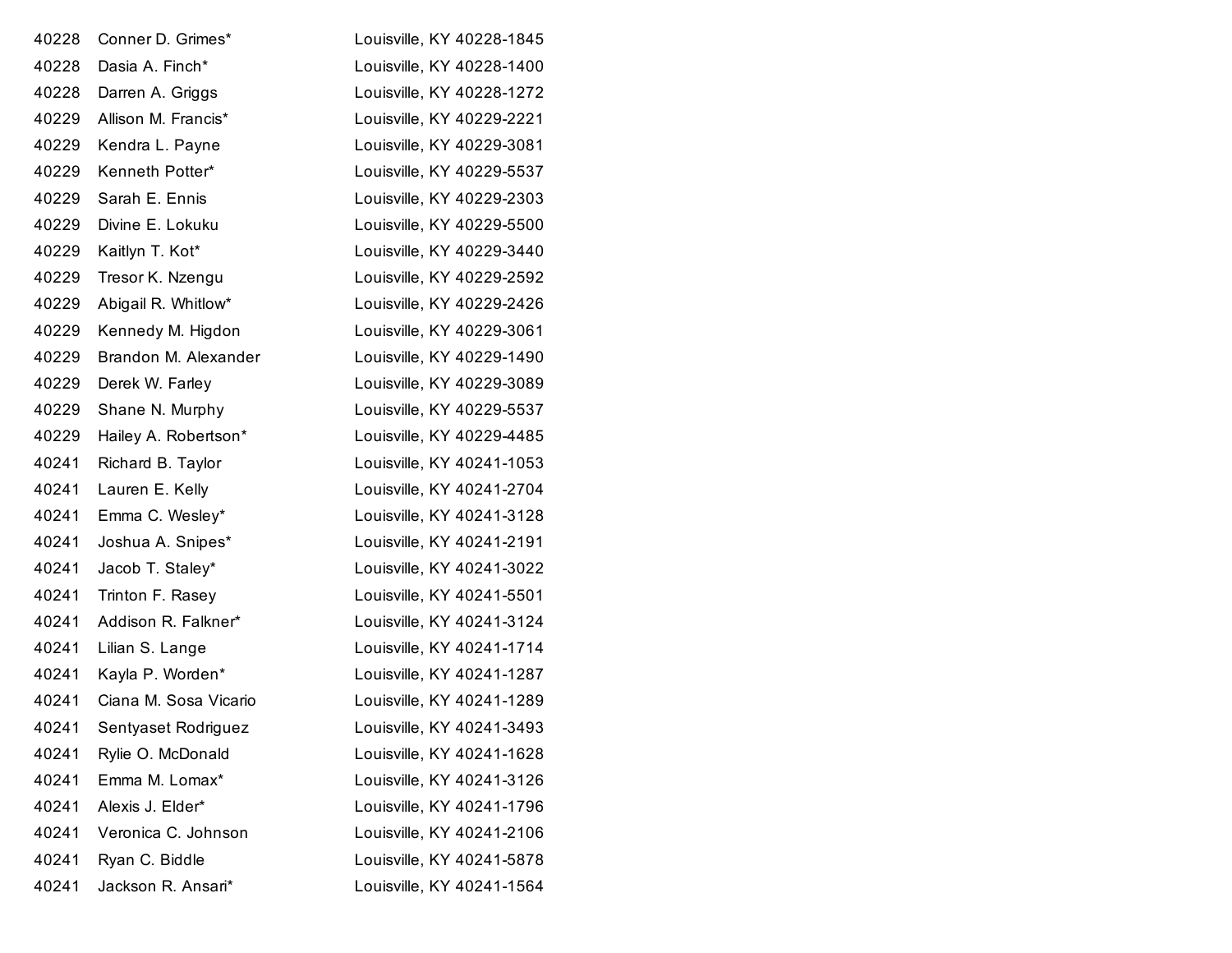| | | |
|---|---|---|
| 40228 | Conner D. Grimes* | Louisville, KY 40228-1845 |
| 40228 | Dasia A. Finch* | Louisville, KY 40228-1400 |
| 40228 | Darren A. Griggs | Louisville, KY 40228-1272 |
| 40229 | Allison M. Francis* | Louisville, KY 40229-2221 |
| 40229 | Kendra L. Payne | Louisville, KY 40229-3081 |
| 40229 | Kenneth Potter* | Louisville, KY 40229-5537 |
| 40229 | Sarah E. Ennis | Louisville, KY 40229-2303 |
| 40229 | Divine E. Lokuku | Louisville, KY 40229-5500 |
| 40229 | Kaitlyn T. Kot* | Louisville, KY 40229-3440 |
| 40229 | Tresor K. Nzengu | Louisville, KY 40229-2592 |
| 40229 | Abigail R. Whitlow* | Louisville, KY 40229-2426 |
| 40229 | Kennedy M. Higdon | Louisville, KY 40229-3061 |
| 40229 | Brandon M. Alexander | Louisville, KY 40229-1490 |
| 40229 | Derek W. Farley | Louisville, KY 40229-3089 |
| 40229 | Shane N. Murphy | Louisville, KY 40229-5537 |
| 40229 | Hailey A. Robertson* | Louisville, KY 40229-4485 |
| 40241 | Richard B. Taylor | Louisville, KY 40241-1053 |
| 40241 | Lauren E. Kelly | Louisville, KY 40241-2704 |
| 40241 | Emma C. Wesley* | Louisville, KY 40241-3128 |
| 40241 | Joshua A. Snipes* | Louisville, KY 40241-2191 |
| 40241 | Jacob T. Staley* | Louisville, KY 40241-3022 |
| 40241 | Trinton F. Rasey | Louisville, KY 40241-5501 |
| 40241 | Addison R. Falkner* | Louisville, KY 40241-3124 |
| 40241 | Lilian S. Lange | Louisville, KY 40241-1714 |
| 40241 | Kayla P. Worden* | Louisville, KY 40241-1287 |
| 40241 | Ciana M. Sosa Vicario | Louisville, KY 40241-1289 |
| 40241 | Sentyaset Rodriguez | Louisville, KY 40241-3493 |
| 40241 | Rylie O. McDonald | Louisville, KY 40241-1628 |
| 40241 | Emma M. Lomax* | Louisville, KY 40241-3126 |
| 40241 | Alexis J. Elder* | Louisville, KY 40241-1796 |
| 40241 | Veronica C. Johnson | Louisville, KY 40241-2106 |
| 40241 | Ryan C. Biddle | Louisville, KY 40241-5878 |
| 40241 | Jackson R. Ansari* | Louisville, KY 40241-1564 |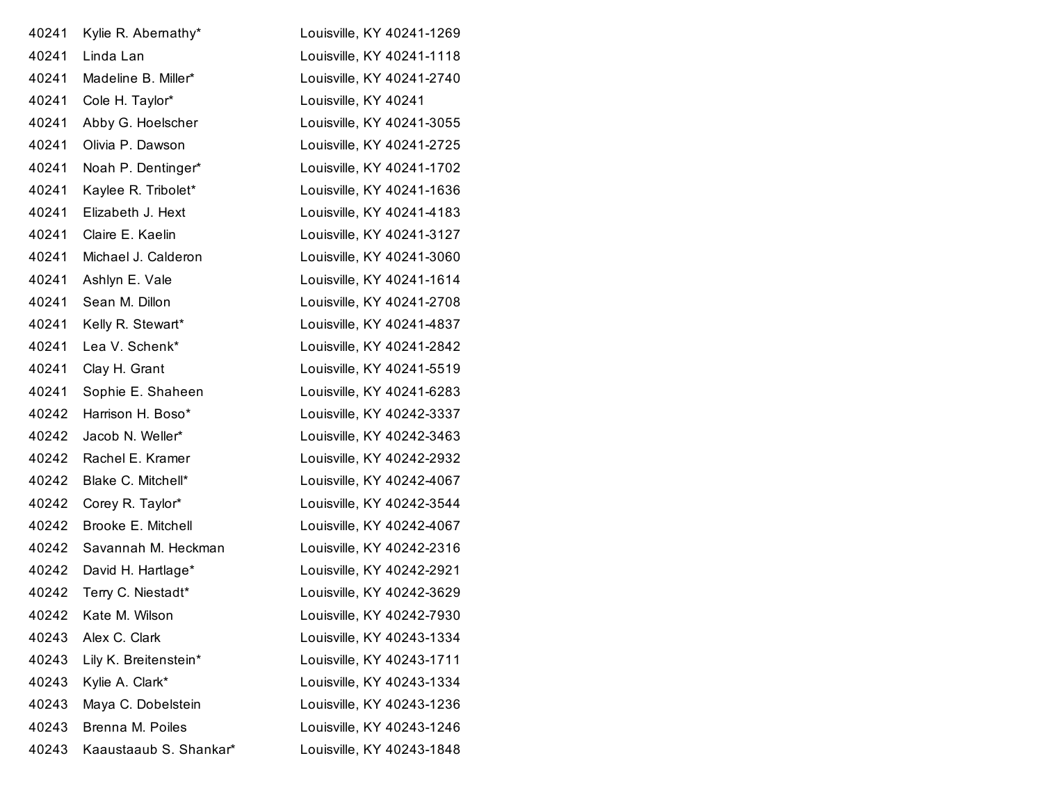| | | |
|---|---|---|
| 40241 | Kylie R. Abernathy* | Louisville, KY 40241-1269 |
| 40241 | Linda Lan | Louisville, KY 40241-1118 |
| 40241 | Madeline B. Miller* | Louisville, KY 40241-2740 |
| 40241 | Cole H. Taylor* | Louisville, KY 40241 |
| 40241 | Abby G. Hoelscher | Louisville, KY 40241-3055 |
| 40241 | Olivia P. Dawson | Louisville, KY 40241-2725 |
| 40241 | Noah P. Dentinger* | Louisville, KY 40241-1702 |
| 40241 | Kaylee R. Tribolet* | Louisville, KY 40241-1636 |
| 40241 | Elizabeth J. Hext | Louisville, KY 40241-4183 |
| 40241 | Claire E. Kaelin | Louisville, KY 40241-3127 |
| 40241 | Michael J. Calderon | Louisville, KY 40241-3060 |
| 40241 | Ashlyn E. Vale | Louisville, KY 40241-1614 |
| 40241 | Sean M. Dillon | Louisville, KY 40241-2708 |
| 40241 | Kelly R. Stewart* | Louisville, KY 40241-4837 |
| 40241 | Lea V. Schenk* | Louisville, KY 40241-2842 |
| 40241 | Clay H. Grant | Louisville, KY 40241-5519 |
| 40241 | Sophie E. Shaheen | Louisville, KY 40241-6283 |
| 40242 | Harrison H. Boso* | Louisville, KY 40242-3337 |
| 40242 | Jacob N. Weller* | Louisville, KY 40242-3463 |
| 40242 | Rachel E. Kramer | Louisville, KY 40242-2932 |
| 40242 | Blake C. Mitchell* | Louisville, KY 40242-4067 |
| 40242 | Corey R. Taylor* | Louisville, KY 40242-3544 |
| 40242 | Brooke E. Mitchell | Louisville, KY 40242-4067 |
| 40242 | Savannah M. Heckman | Louisville, KY 40242-2316 |
| 40242 | David H. Hartlage* | Louisville, KY 40242-2921 |
| 40242 | Terry C. Niestadt* | Louisville, KY 40242-3629 |
| 40242 | Kate M. Wilson | Louisville, KY 40242-7930 |
| 40243 | Alex C. Clark | Louisville, KY 40243-1334 |
| 40243 | Lily K. Breitenstein* | Louisville, KY 40243-1711 |
| 40243 | Kylie A. Clark* | Louisville, KY 40243-1334 |
| 40243 | Maya C. Dobelstein | Louisville, KY 40243-1236 |
| 40243 | Brenna M. Poiles | Louisville, KY 40243-1246 |
| 40243 | Kaaustaaub S. Shankar* | Louisville, KY 40243-1848 |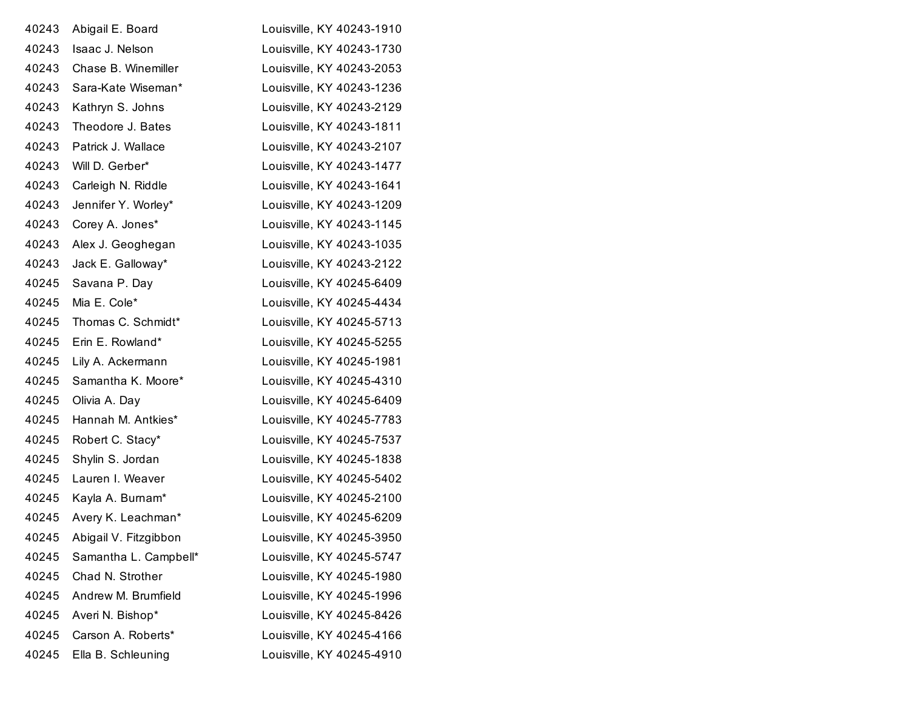| | | |
|---|---|---|
| 40243 | Abigail E. Board | Louisville, KY 40243-1910 |
| 40243 | Isaac J. Nelson | Louisville, KY 40243-1730 |
| 40243 | Chase B. Winemiller | Louisville, KY 40243-2053 |
| 40243 | Sara-Kate Wiseman* | Louisville, KY 40243-1236 |
| 40243 | Kathryn S. Johns | Louisville, KY 40243-2129 |
| 40243 | Theodore J. Bates | Louisville, KY 40243-1811 |
| 40243 | Patrick J. Wallace | Louisville, KY 40243-2107 |
| 40243 | Will D. Gerber* | Louisville, KY 40243-1477 |
| 40243 | Carleigh N. Riddle | Louisville, KY 40243-1641 |
| 40243 | Jennifer Y. Worley* | Louisville, KY 40243-1209 |
| 40243 | Corey A. Jones* | Louisville, KY 40243-1145 |
| 40243 | Alex J. Geoghegan | Louisville, KY 40243-1035 |
| 40243 | Jack E. Galloway* | Louisville, KY 40243-2122 |
| 40245 | Savana P. Day | Louisville, KY 40245-6409 |
| 40245 | Mia E. Cole* | Louisville, KY 40245-4434 |
| 40245 | Thomas C. Schmidt* | Louisville, KY 40245-5713 |
| 40245 | Erin E. Rowland* | Louisville, KY 40245-5255 |
| 40245 | Lily A. Ackermann | Louisville, KY 40245-1981 |
| 40245 | Samantha K. Moore* | Louisville, KY 40245-4310 |
| 40245 | Olivia A. Day | Louisville, KY 40245-6409 |
| 40245 | Hannah M. Antkies* | Louisville, KY 40245-7783 |
| 40245 | Robert C. Stacy* | Louisville, KY 40245-7537 |
| 40245 | Shylin S. Jordan | Louisville, KY 40245-1838 |
| 40245 | Lauren I. Weaver | Louisville, KY 40245-5402 |
| 40245 | Kayla A. Burnam* | Louisville, KY 40245-2100 |
| 40245 | Avery K. Leachman* | Louisville, KY 40245-6209 |
| 40245 | Abigail V. Fitzgibbon | Louisville, KY 40245-3950 |
| 40245 | Samantha L. Campbell* | Louisville, KY 40245-5747 |
| 40245 | Chad N. Strother | Louisville, KY 40245-1980 |
| 40245 | Andrew M. Brumfield | Louisville, KY 40245-1996 |
| 40245 | Averi N. Bishop* | Louisville, KY 40245-8426 |
| 40245 | Carson A. Roberts* | Louisville, KY 40245-4166 |
| 40245 | Ella B. Schleuning | Louisville, KY 40245-4910 |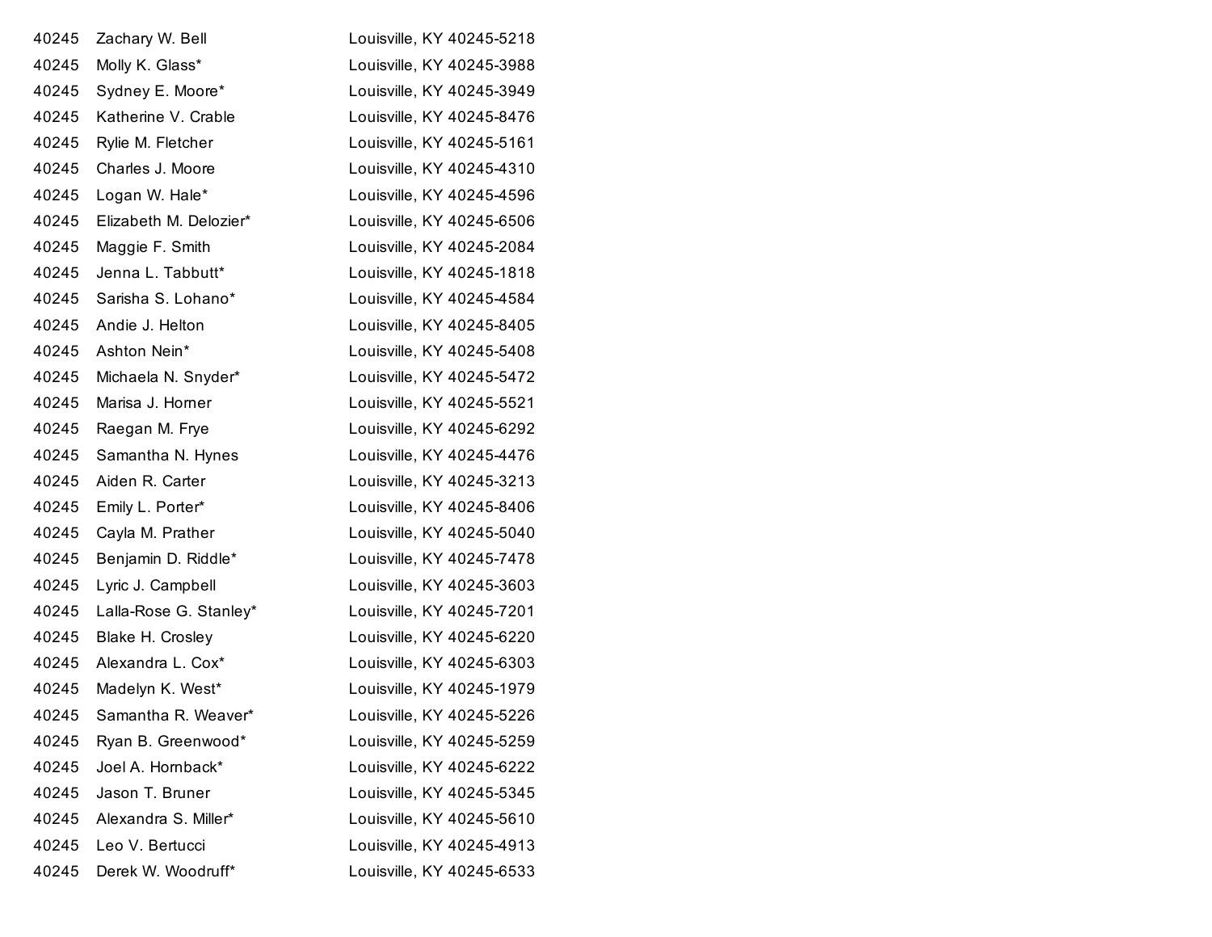| | | |
|---|---|---|
| 40245 | Zachary W. Bell | Louisville, KY 40245-5218 |
| 40245 | Molly K. Glass* | Louisville, KY 40245-3988 |
| 40245 | Sydney E. Moore* | Louisville, KY 40245-3949 |
| 40245 | Katherine V. Crable | Louisville, KY 40245-8476 |
| 40245 | Rylie M. Fletcher | Louisville, KY 40245-5161 |
| 40245 | Charles J. Moore | Louisville, KY 40245-4310 |
| 40245 | Logan W. Hale* | Louisville, KY 40245-4596 |
| 40245 | Elizabeth M. Delozier* | Louisville, KY 40245-6506 |
| 40245 | Maggie F. Smith | Louisville, KY 40245-2084 |
| 40245 | Jenna L. Tabbutt* | Louisville, KY 40245-1818 |
| 40245 | Sarisha S. Lohano* | Louisville, KY 40245-4584 |
| 40245 | Andie J. Helton | Louisville, KY 40245-8405 |
| 40245 | Ashton Nein* | Louisville, KY 40245-5408 |
| 40245 | Michaela N. Snyder* | Louisville, KY 40245-5472 |
| 40245 | Marisa J. Horner | Louisville, KY 40245-5521 |
| 40245 | Raegan M. Frye | Louisville, KY 40245-6292 |
| 40245 | Samantha N. Hynes | Louisville, KY 40245-4476 |
| 40245 | Aiden R. Carter | Louisville, KY 40245-3213 |
| 40245 | Emily L. Porter* | Louisville, KY 40245-8406 |
| 40245 | Cayla M. Prather | Louisville, KY 40245-5040 |
| 40245 | Benjamin D. Riddle* | Louisville, KY 40245-7478 |
| 40245 | Lyric J. Campbell | Louisville, KY 40245-3603 |
| 40245 | Lalla-Rose G. Stanley* | Louisville, KY 40245-7201 |
| 40245 | Blake H. Crosley | Louisville, KY 40245-6220 |
| 40245 | Alexandra L. Cox* | Louisville, KY 40245-6303 |
| 40245 | Madelyn K. West* | Louisville, KY 40245-1979 |
| 40245 | Samantha R. Weaver* | Louisville, KY 40245-5226 |
| 40245 | Ryan B. Greenwood* | Louisville, KY 40245-5259 |
| 40245 | Joel A. Hornback* | Louisville, KY 40245-6222 |
| 40245 | Jason T. Bruner | Louisville, KY 40245-5345 |
| 40245 | Alexandra S. Miller* | Louisville, KY 40245-5610 |
| 40245 | Leo V. Bertucci | Louisville, KY 40245-4913 |
| 40245 | Derek W. Woodruff* | Louisville, KY 40245-6533 |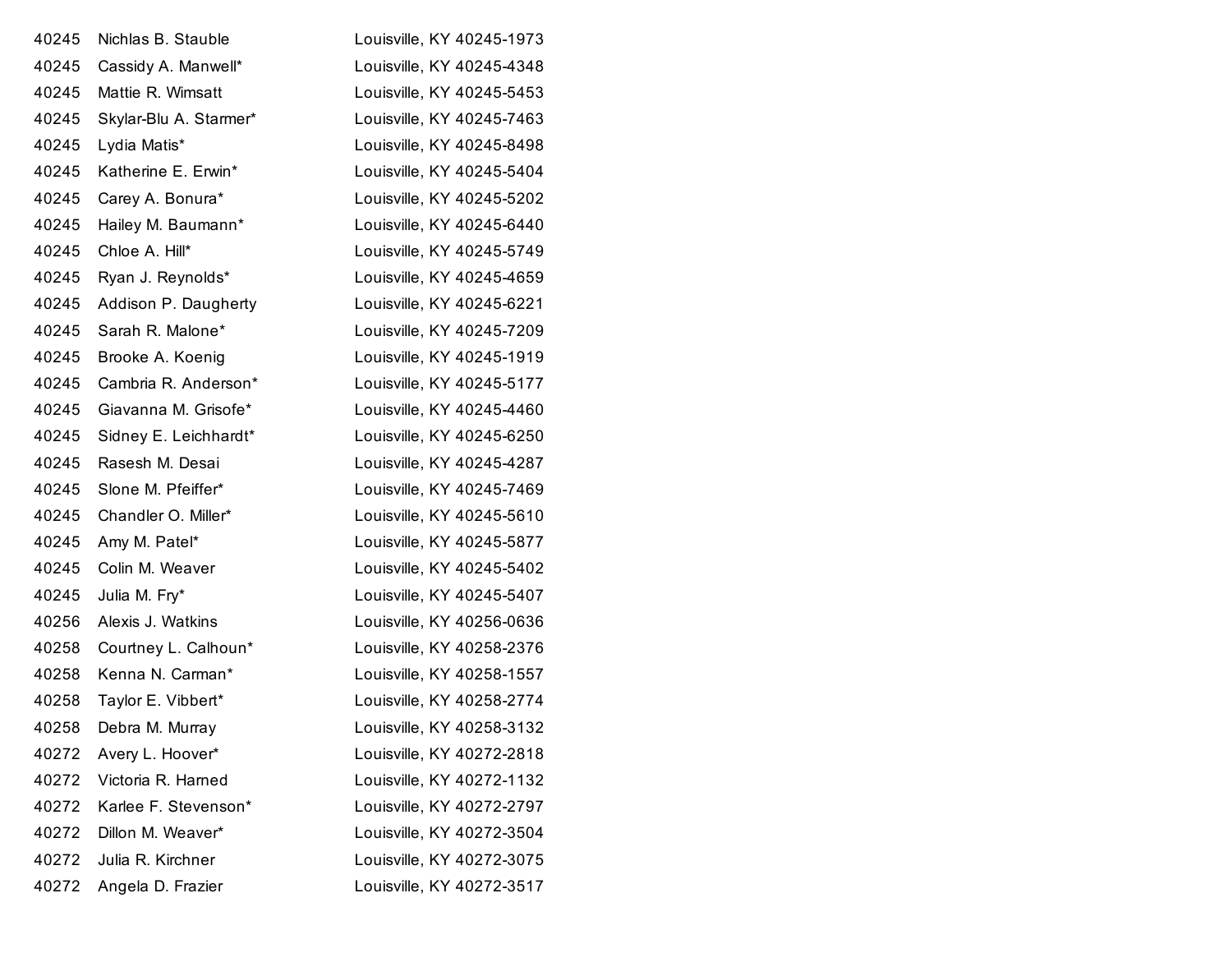| | | |
|---|---|---|
| 40245 | Nichlas B. Stauble | Louisville, KY 40245-1973 |
| 40245 | Cassidy A. Manwell* | Louisville, KY 40245-4348 |
| 40245 | Mattie R. Wimsatt | Louisville, KY 40245-5453 |
| 40245 | Skylar-Blu A. Starmer* | Louisville, KY 40245-7463 |
| 40245 | Lydia Matis* | Louisville, KY 40245-8498 |
| 40245 | Katherine E. Erwin* | Louisville, KY 40245-5404 |
| 40245 | Carey A. Bonura* | Louisville, KY 40245-5202 |
| 40245 | Hailey M. Baumann* | Louisville, KY 40245-6440 |
| 40245 | Chloe A. Hill* | Louisville, KY 40245-5749 |
| 40245 | Ryan J. Reynolds* | Louisville, KY 40245-4659 |
| 40245 | Addison P. Daugherty | Louisville, KY 40245-6221 |
| 40245 | Sarah R. Malone* | Louisville, KY 40245-7209 |
| 40245 | Brooke A. Koenig | Louisville, KY 40245-1919 |
| 40245 | Cambria R. Anderson* | Louisville, KY 40245-5177 |
| 40245 | Giavanna M. Grisofe* | Louisville, KY 40245-4460 |
| 40245 | Sidney E. Leichhardt* | Louisville, KY 40245-6250 |
| 40245 | Rasesh M. Desai | Louisville, KY 40245-4287 |
| 40245 | Slone M. Pfeiffer* | Louisville, KY 40245-7469 |
| 40245 | Chandler O. Miller* | Louisville, KY 40245-5610 |
| 40245 | Amy M. Patel* | Louisville, KY 40245-5877 |
| 40245 | Colin M. Weaver | Louisville, KY 40245-5402 |
| 40245 | Julia M. Fry* | Louisville, KY 40245-5407 |
| 40256 | Alexis J. Watkins | Louisville, KY 40256-0636 |
| 40258 | Courtney L. Calhoun* | Louisville, KY 40258-2376 |
| 40258 | Kenna N. Carman* | Louisville, KY 40258-1557 |
| 40258 | Taylor E. Vibbert* | Louisville, KY 40258-2774 |
| 40258 | Debra M. Murray | Louisville, KY 40258-3132 |
| 40272 | Avery L. Hoover* | Louisville, KY 40272-2818 |
| 40272 | Victoria R. Harned | Louisville, KY 40272-1132 |
| 40272 | Karlee F. Stevenson* | Louisville, KY 40272-2797 |
| 40272 | Dillon M. Weaver* | Louisville, KY 40272-3504 |
| 40272 | Julia R. Kirchner | Louisville, KY 40272-3075 |
| 40272 | Angela D. Frazier | Louisville, KY 40272-3517 |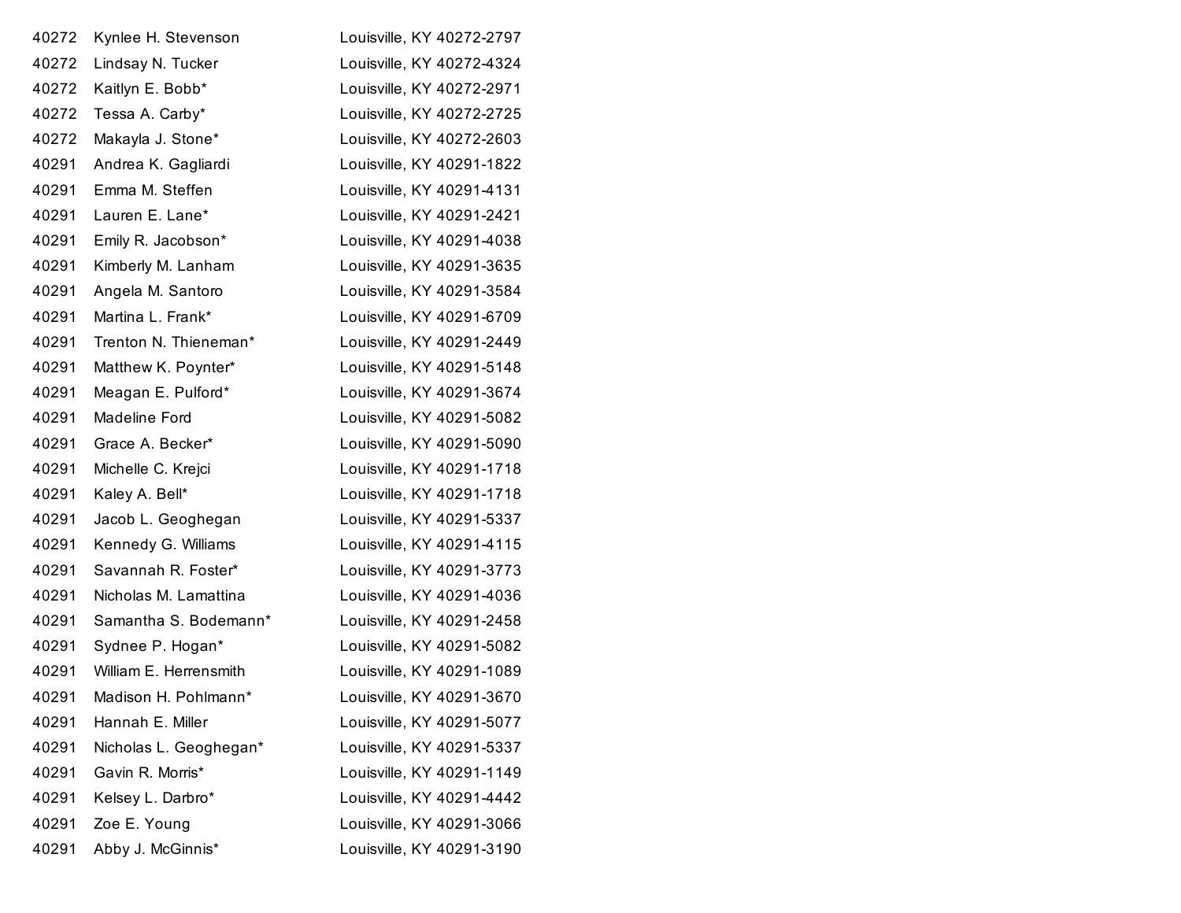| | | |
|---|---|---|
| 40272 | Kynlee H. Stevenson | Louisville, KY 40272-2797 |
| 40272 | Lindsay N. Tucker | Louisville, KY 40272-4324 |
| 40272 | Kaitlyn E. Bobb* | Louisville, KY 40272-2971 |
| 40272 | Tessa A. Carby* | Louisville, KY 40272-2725 |
| 40272 | Makayla J. Stone* | Louisville, KY 40272-2603 |
| 40291 | Andrea K. Gagliardi | Louisville, KY 40291-1822 |
| 40291 | Emma M. Steffen | Louisville, KY 40291-4131 |
| 40291 | Lauren E. Lane* | Louisville, KY 40291-2421 |
| 40291 | Emily R. Jacobson* | Louisville, KY 40291-4038 |
| 40291 | Kimberly M. Lanham | Louisville, KY 40291-3635 |
| 40291 | Angela M. Santoro | Louisville, KY 40291-3584 |
| 40291 | Martina L. Frank* | Louisville, KY 40291-6709 |
| 40291 | Trenton N. Thieneman* | Louisville, KY 40291-2449 |
| 40291 | Matthew K. Poynter* | Louisville, KY 40291-5148 |
| 40291 | Meagan E. Pulford* | Louisville, KY 40291-3674 |
| 40291 | Madeline Ford | Louisville, KY 40291-5082 |
| 40291 | Grace A. Becker* | Louisville, KY 40291-5090 |
| 40291 | Michelle C. Krejci | Louisville, KY 40291-1718 |
| 40291 | Kaley A. Bell* | Louisville, KY 40291-1718 |
| 40291 | Jacob L. Geoghegan | Louisville, KY 40291-5337 |
| 40291 | Kennedy G. Williams | Louisville, KY 40291-4115 |
| 40291 | Savannah R. Foster* | Louisville, KY 40291-3773 |
| 40291 | Nicholas M. Lamattina | Louisville, KY 40291-4036 |
| 40291 | Samantha S. Bodemann* | Louisville, KY 40291-2458 |
| 40291 | Sydnee P. Hogan* | Louisville, KY 40291-5082 |
| 40291 | William E. Herrensmith | Louisville, KY 40291-1089 |
| 40291 | Madison H. Pohlmann* | Louisville, KY 40291-3670 |
| 40291 | Hannah E. Miller | Louisville, KY 40291-5077 |
| 40291 | Nicholas L. Geoghegan* | Louisville, KY 40291-5337 |
| 40291 | Gavin R. Morris* | Louisville, KY 40291-1149 |
| 40291 | Kelsey L. Darbro* | Louisville, KY 40291-4442 |
| 40291 | Zoe E. Young | Louisville, KY 40291-3066 |
| 40291 | Abby J. McGinnis* | Louisville, KY 40291-3190 |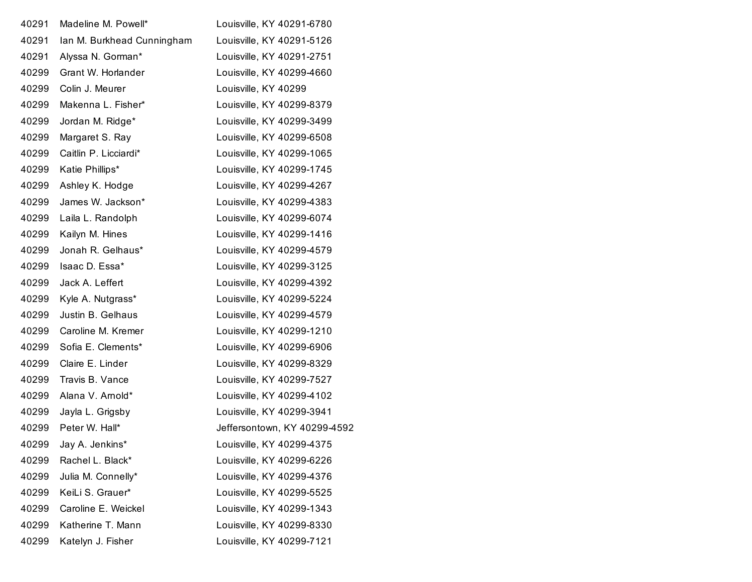| | | |
|---|---|---|
| 40291 | Madeline M. Powell* | Louisville, KY 40291-6780 |
| 40291 | Ian M. Burkhead Cunningham | Louisville, KY 40291-5126 |
| 40291 | Alyssa N. Gorman* | Louisville, KY 40291-2751 |
| 40299 | Grant W. Horlander | Louisville, KY 40299-4660 |
| 40299 | Colin J. Meurer | Louisville, KY 40299 |
| 40299 | Makenna L. Fisher* | Louisville, KY 40299-8379 |
| 40299 | Jordan M. Ridge* | Louisville, KY 40299-3499 |
| 40299 | Margaret S. Ray | Louisville, KY 40299-6508 |
| 40299 | Caitlin P. Licciardi* | Louisville, KY 40299-1065 |
| 40299 | Katie Phillips* | Louisville, KY 40299-1745 |
| 40299 | Ashley K. Hodge | Louisville, KY 40299-4267 |
| 40299 | James W. Jackson* | Louisville, KY 40299-4383 |
| 40299 | Laila L. Randolph | Louisville, KY 40299-6074 |
| 40299 | Kailyn M. Hines | Louisville, KY 40299-1416 |
| 40299 | Jonah R. Gelhaus* | Louisville, KY 40299-4579 |
| 40299 | Isaac D. Essa* | Louisville, KY 40299-3125 |
| 40299 | Jack A. Leffert | Louisville, KY 40299-4392 |
| 40299 | Kyle A. Nutgrass* | Louisville, KY 40299-5224 |
| 40299 | Justin B. Gelhaus | Louisville, KY 40299-4579 |
| 40299 | Caroline M. Kremer | Louisville, KY 40299-1210 |
| 40299 | Sofia E. Clements* | Louisville, KY 40299-6906 |
| 40299 | Claire E. Linder | Louisville, KY 40299-8329 |
| 40299 | Travis B. Vance | Louisville, KY 40299-7527 |
| 40299 | Alana V. Arnold* | Louisville, KY 40299-4102 |
| 40299 | Jayla L. Grigsby | Louisville, KY 40299-3941 |
| 40299 | Peter W. Hall* | Jeffersontown, KY 40299-4592 |
| 40299 | Jay A. Jenkins* | Louisville, KY 40299-4375 |
| 40299 | Rachel L. Black* | Louisville, KY 40299-6226 |
| 40299 | Julia M. Connelly* | Louisville, KY 40299-4376 |
| 40299 | KeiLi S. Grauer* | Louisville, KY 40299-5525 |
| 40299 | Caroline E. Weickel | Louisville, KY 40299-1343 |
| 40299 | Katherine T. Mann | Louisville, KY 40299-8330 |
| 40299 | Katelyn J. Fisher | Louisville, KY 40299-7121 |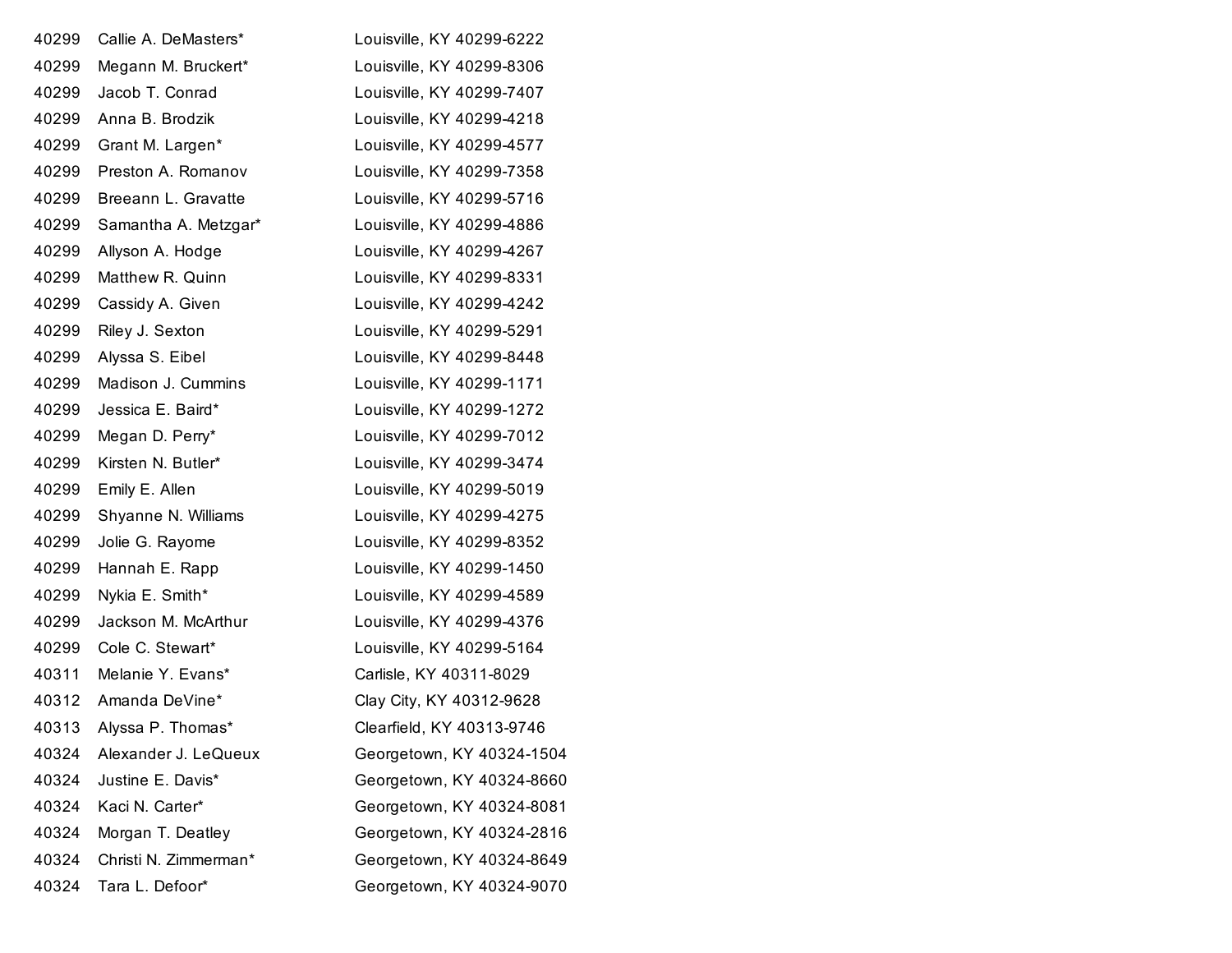| | | |
|---|---|---|
| 40299 | Callie A. DeMasters* | Louisville, KY 40299-6222 |
| 40299 | Megann M. Bruckert* | Louisville, KY 40299-8306 |
| 40299 | Jacob T. Conrad | Louisville, KY 40299-7407 |
| 40299 | Anna B. Brodzik | Louisville, KY 40299-4218 |
| 40299 | Grant M. Largen* | Louisville, KY 40299-4577 |
| 40299 | Preston A. Romanov | Louisville, KY 40299-7358 |
| 40299 | Breeann L. Gravatte | Louisville, KY 40299-5716 |
| 40299 | Samantha A. Metzgar* | Louisville, KY 40299-4886 |
| 40299 | Allyson A. Hodge | Louisville, KY 40299-4267 |
| 40299 | Matthew R. Quinn | Louisville, KY 40299-8331 |
| 40299 | Cassidy A. Given | Louisville, KY 40299-4242 |
| 40299 | Riley J. Sexton | Louisville, KY 40299-5291 |
| 40299 | Alyssa S. Eibel | Louisville, KY 40299-8448 |
| 40299 | Madison J. Cummins | Louisville, KY 40299-1171 |
| 40299 | Jessica E. Baird* | Louisville, KY 40299-1272 |
| 40299 | Megan D. Perry* | Louisville, KY 40299-7012 |
| 40299 | Kirsten N. Butler* | Louisville, KY 40299-3474 |
| 40299 | Emily E. Allen | Louisville, KY 40299-5019 |
| 40299 | Shyanne N. Williams | Louisville, KY 40299-4275 |
| 40299 | Jolie G. Rayome | Louisville, KY 40299-8352 |
| 40299 | Hannah E. Rapp | Louisville, KY 40299-1450 |
| 40299 | Nykia E. Smith* | Louisville, KY 40299-4589 |
| 40299 | Jackson M. McArthur | Louisville, KY 40299-4376 |
| 40299 | Cole C. Stewart* | Louisville, KY 40299-5164 |
| 40311 | Melanie Y. Evans* | Carlisle, KY 40311-8029 |
| 40312 | Amanda DeVine* | Clay City, KY 40312-9628 |
| 40313 | Alyssa P. Thomas* | Clearfield, KY 40313-9746 |
| 40324 | Alexander J. LeQueux | Georgetown, KY 40324-1504 |
| 40324 | Justine E. Davis* | Georgetown, KY 40324-8660 |
| 40324 | Kaci N. Carter* | Georgetown, KY 40324-8081 |
| 40324 | Morgan T. Deatley | Georgetown, KY 40324-2816 |
| 40324 | Christi N. Zimmerman* | Georgetown, KY 40324-8649 |
| 40324 | Tara L. Defoor* | Georgetown, KY 40324-9070 |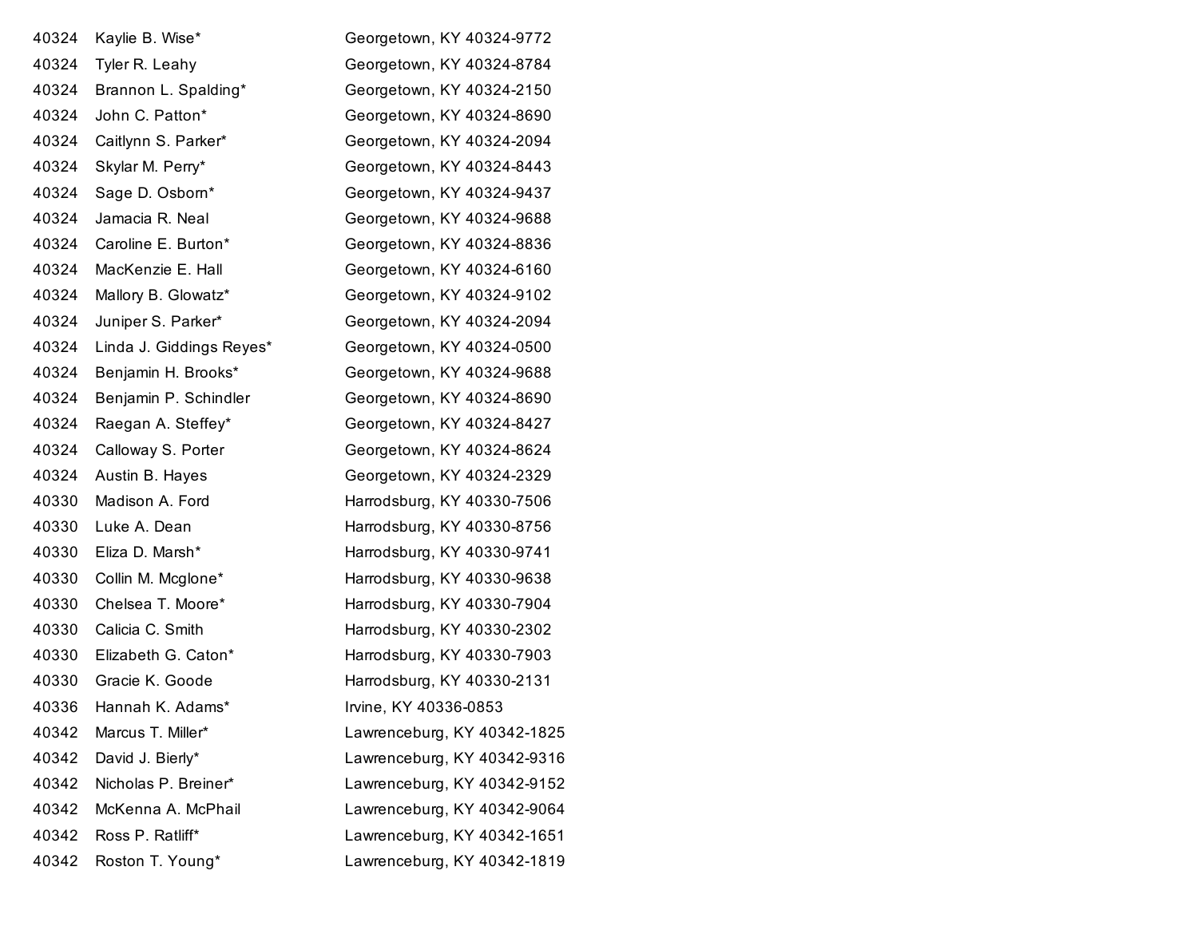| | | |
|---|---|---|
| 40324 | Kaylie B. Wise* | Georgetown, KY 40324-9772 |
| 40324 | Tyler R. Leahy | Georgetown, KY 40324-8784 |
| 40324 | Brannon L. Spalding* | Georgetown, KY 40324-2150 |
| 40324 | John C. Patton* | Georgetown, KY 40324-8690 |
| 40324 | Caitlynn S. Parker* | Georgetown, KY 40324-2094 |
| 40324 | Skylar M. Perry* | Georgetown, KY 40324-8443 |
| 40324 | Sage D. Osborn* | Georgetown, KY 40324-9437 |
| 40324 | Jamacia R. Neal | Georgetown, KY 40324-9688 |
| 40324 | Caroline E. Burton* | Georgetown, KY 40324-8836 |
| 40324 | MacKenzie E. Hall | Georgetown, KY 40324-6160 |
| 40324 | Mallory B. Glowatz* | Georgetown, KY 40324-9102 |
| 40324 | Juniper S. Parker* | Georgetown, KY 40324-2094 |
| 40324 | Linda J. Giddings Reyes* | Georgetown, KY 40324-0500 |
| 40324 | Benjamin H. Brooks* | Georgetown, KY 40324-9688 |
| 40324 | Benjamin P. Schindler | Georgetown, KY 40324-8690 |
| 40324 | Raegan A. Steffey* | Georgetown, KY 40324-8427 |
| 40324 | Calloway S. Porter | Georgetown, KY 40324-8624 |
| 40324 | Austin B. Hayes | Georgetown, KY 40324-2329 |
| 40330 | Madison A. Ford | Harrodsburg, KY 40330-7506 |
| 40330 | Luke A. Dean | Harrodsburg, KY 40330-8756 |
| 40330 | Eliza D. Marsh* | Harrodsburg, KY 40330-9741 |
| 40330 | Collin M. Mcglone* | Harrodsburg, KY 40330-9638 |
| 40330 | Chelsea T. Moore* | Harrodsburg, KY 40330-7904 |
| 40330 | Calicia C. Smith | Harrodsburg, KY 40330-2302 |
| 40330 | Elizabeth G. Caton* | Harrodsburg, KY 40330-7903 |
| 40330 | Gracie K. Goode | Harrodsburg, KY 40330-2131 |
| 40336 | Hannah K. Adams* | Irvine, KY 40336-0853 |
| 40342 | Marcus T. Miller* | Lawrenceburg, KY 40342-1825 |
| 40342 | David J. Bierly* | Lawrenceburg, KY 40342-9316 |
| 40342 | Nicholas P. Breiner* | Lawrenceburg, KY 40342-9152 |
| 40342 | McKenna A. McPhail | Lawrenceburg, KY 40342-9064 |
| 40342 | Ross P. Ratliff* | Lawrenceburg, KY 40342-1651 |
| 40342 | Roston T. Young* | Lawrenceburg, KY 40342-1819 |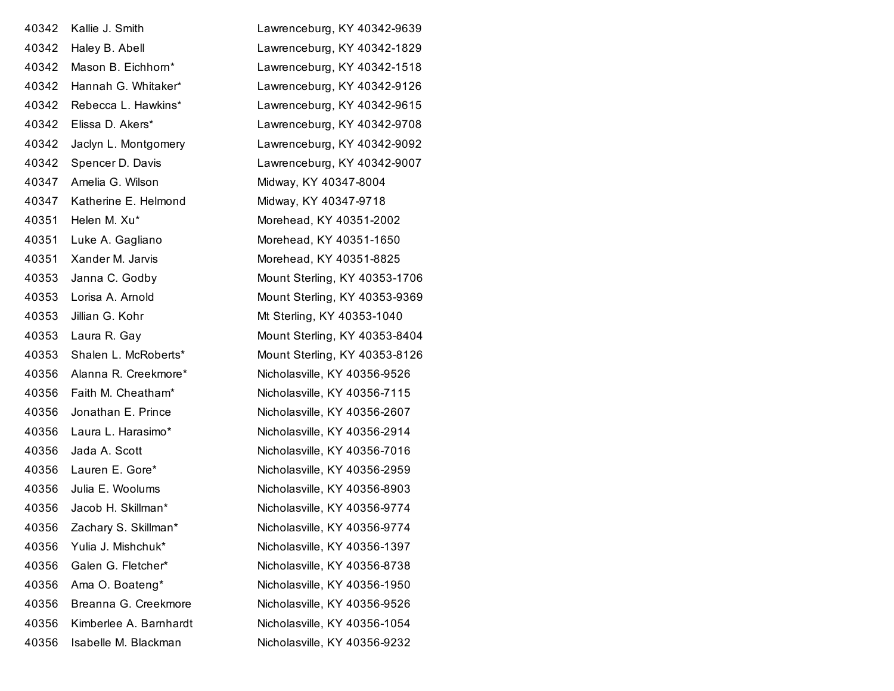| | | |
|---|---|---|
| 40342 | Kallie J. Smith | Lawrenceburg, KY 40342-9639 |
| 40342 | Haley B. Abell | Lawrenceburg, KY 40342-1829 |
| 40342 | Mason B. Eichhorn* | Lawrenceburg, KY 40342-1518 |
| 40342 | Hannah G. Whitaker* | Lawrenceburg, KY 40342-9126 |
| 40342 | Rebecca L. Hawkins* | Lawrenceburg, KY 40342-9615 |
| 40342 | Elissa D. Akers* | Lawrenceburg, KY 40342-9708 |
| 40342 | Jaclyn L. Montgomery | Lawrenceburg, KY 40342-9092 |
| 40342 | Spencer D. Davis | Lawrenceburg, KY 40342-9007 |
| 40347 | Amelia G. Wilson | Midway, KY 40347-8004 |
| 40347 | Katherine E. Helmond | Midway, KY 40347-9718 |
| 40351 | Helen M. Xu* | Morehead, KY 40351-2002 |
| 40351 | Luke A. Gagliano | Morehead, KY 40351-1650 |
| 40351 | Xander M. Jarvis | Morehead, KY 40351-8825 |
| 40353 | Janna C. Godby | Mount Sterling, KY 40353-1706 |
| 40353 | Lorisa A. Arnold | Mount Sterling, KY 40353-9369 |
| 40353 | Jillian G. Kohr | Mt Sterling, KY 40353-1040 |
| 40353 | Laura R. Gay | Mount Sterling, KY 40353-8404 |
| 40353 | Shalen L. McRoberts* | Mount Sterling, KY 40353-8126 |
| 40356 | Alanna R. Creekmore* | Nicholasville, KY 40356-9526 |
| 40356 | Faith M. Cheatham* | Nicholasville, KY 40356-7115 |
| 40356 | Jonathan E. Prince | Nicholasville, KY 40356-2607 |
| 40356 | Laura L. Harasimo* | Nicholasville, KY 40356-2914 |
| 40356 | Jada A. Scott | Nicholasville, KY 40356-7016 |
| 40356 | Lauren E. Gore* | Nicholasville, KY 40356-2959 |
| 40356 | Julia E. Woolums | Nicholasville, KY 40356-8903 |
| 40356 | Jacob H. Skillman* | Nicholasville, KY 40356-9774 |
| 40356 | Zachary S. Skillman* | Nicholasville, KY 40356-9774 |
| 40356 | Yulia J. Mishchuk* | Nicholasville, KY 40356-1397 |
| 40356 | Galen G. Fletcher* | Nicholasville, KY 40356-8738 |
| 40356 | Ama O. Boateng* | Nicholasville, KY 40356-1950 |
| 40356 | Breanna G. Creekmore | Nicholasville, KY 40356-9526 |
| 40356 | Kimberlee A. Barnhardt | Nicholasville, KY 40356-1054 |
| 40356 | Isabelle M. Blackman | Nicholasville, KY 40356-9232 |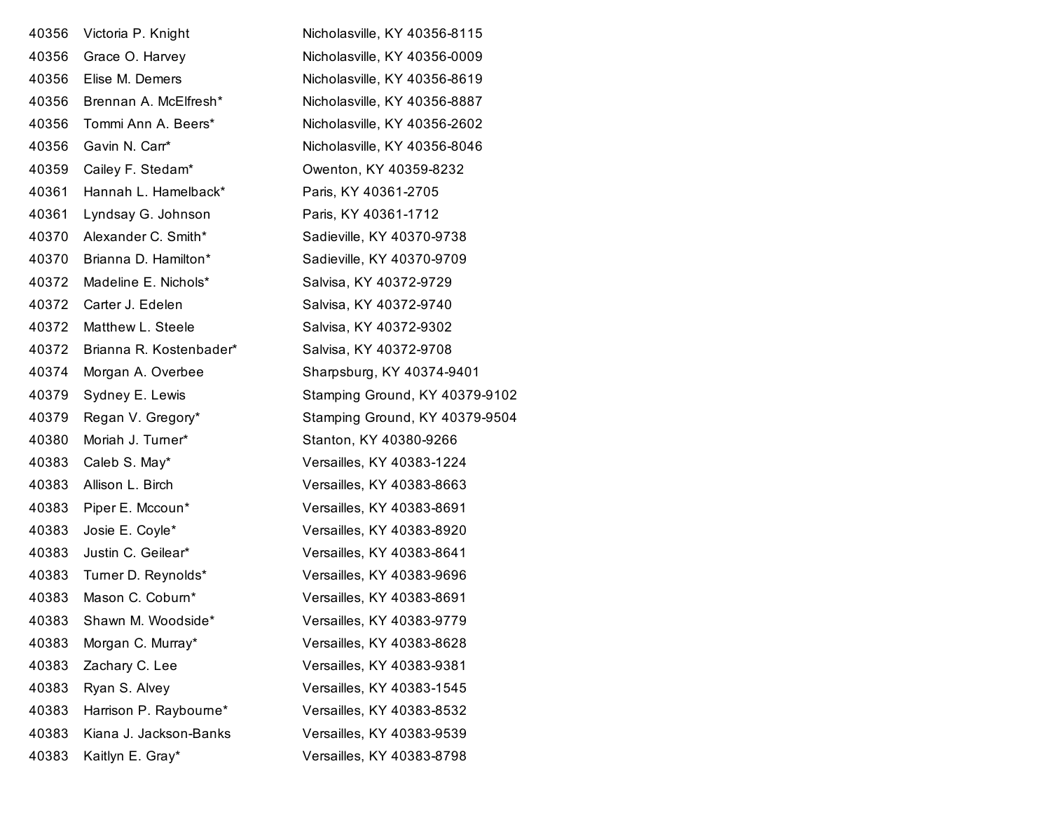| | | |
|---|---|---|
| 40356 | Victoria P. Knight | Nicholasville, KY 40356-8115 |
| 40356 | Grace O. Harvey | Nicholasville, KY 40356-0009 |
| 40356 | Elise M. Demers | Nicholasville, KY 40356-8619 |
| 40356 | Brennan A. McElfresh* | Nicholasville, KY 40356-8887 |
| 40356 | Tommi Ann A. Beers* | Nicholasville, KY 40356-2602 |
| 40356 | Gavin N. Carr* | Nicholasville, KY 40356-8046 |
| 40359 | Cailey F. Stedam* | Owenton, KY 40359-8232 |
| 40361 | Hannah L. Hamelback* | Paris, KY 40361-2705 |
| 40361 | Lyndsay G. Johnson | Paris, KY 40361-1712 |
| 40370 | Alexander C. Smith* | Sadieville, KY 40370-9738 |
| 40370 | Brianna D. Hamilton* | Sadieville, KY 40370-9709 |
| 40372 | Madeline E. Nichols* | Salvisa, KY 40372-9729 |
| 40372 | Carter J. Edelen | Salvisa, KY 40372-9740 |
| 40372 | Matthew L. Steele | Salvisa, KY 40372-9302 |
| 40372 | Brianna R. Kostenbader* | Salvisa, KY 40372-9708 |
| 40374 | Morgan A. Overbee | Sharpsburg, KY 40374-9401 |
| 40379 | Sydney E. Lewis | Stamping Ground, KY 40379-9102 |
| 40379 | Regan V. Gregory* | Stamping Ground, KY 40379-9504 |
| 40380 | Moriah J. Turner* | Stanton, KY 40380-9266 |
| 40383 | Caleb S. May* | Versailles, KY 40383-1224 |
| 40383 | Allison L. Birch | Versailles, KY 40383-8663 |
| 40383 | Piper E. Mccoun* | Versailles, KY 40383-8691 |
| 40383 | Josie E. Coyle* | Versailles, KY 40383-8920 |
| 40383 | Justin C. Geilear* | Versailles, KY 40383-8641 |
| 40383 | Turner D. Reynolds* | Versailles, KY 40383-9696 |
| 40383 | Mason C. Coburn* | Versailles, KY 40383-8691 |
| 40383 | Shawn M. Woodside* | Versailles, KY 40383-9779 |
| 40383 | Morgan C. Murray* | Versailles, KY 40383-8628 |
| 40383 | Zachary C. Lee | Versailles, KY 40383-9381 |
| 40383 | Ryan S. Alvey | Versailles, KY 40383-1545 |
| 40383 | Harrison P. Raybourne* | Versailles, KY 40383-8532 |
| 40383 | Kiana J. Jackson-Banks | Versailles, KY 40383-9539 |
| 40383 | Kaitlyn E. Gray* | Versailles, KY 40383-8798 |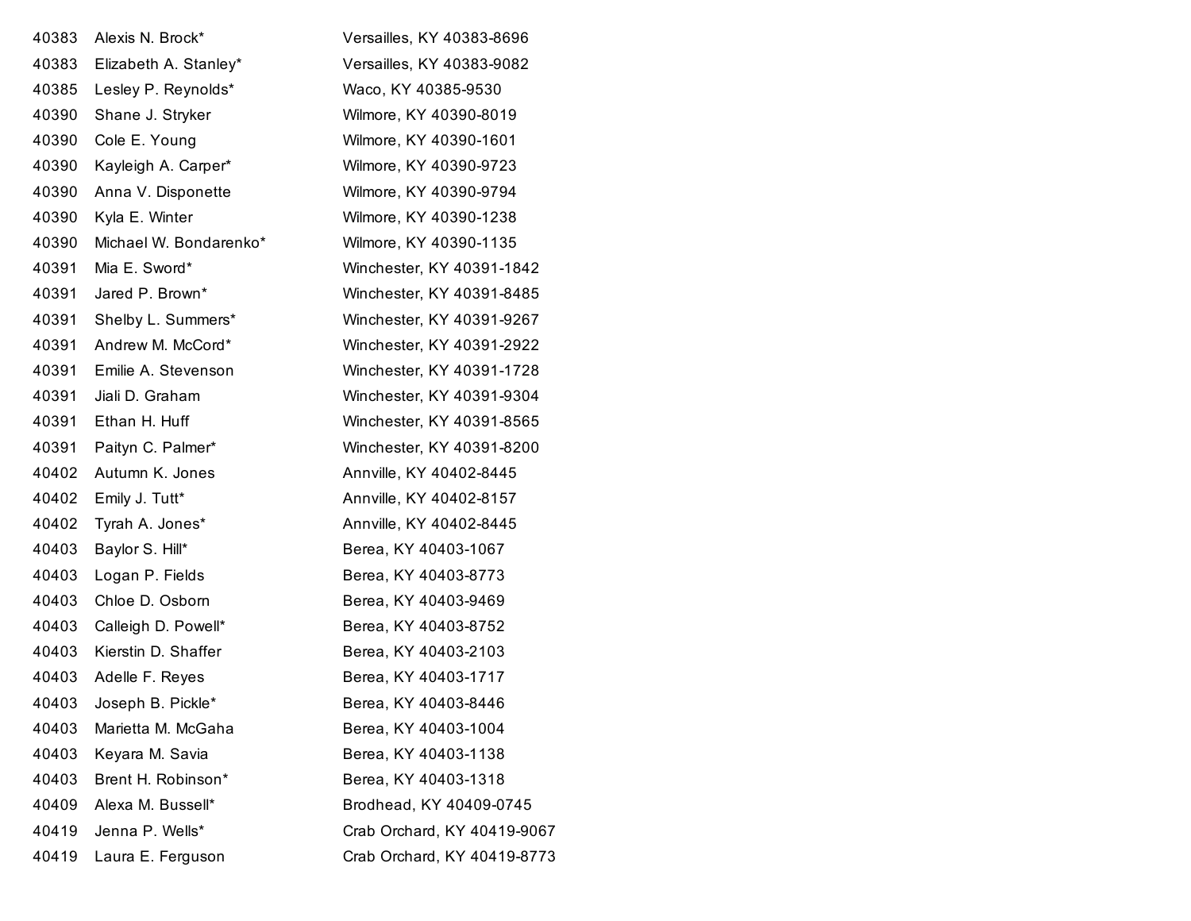| | | |
|---|---|---|
| 40383 | Alexis N. Brock* | Versailles, KY 40383-8696 |
| 40383 | Elizabeth A. Stanley* | Versailles, KY 40383-9082 |
| 40385 | Lesley P. Reynolds* | Waco, KY 40385-9530 |
| 40390 | Shane J. Stryker | Wilmore, KY 40390-8019 |
| 40390 | Cole E. Young | Wilmore, KY 40390-1601 |
| 40390 | Kayleigh A. Carper* | Wilmore, KY 40390-9723 |
| 40390 | Anna V. Disponette | Wilmore, KY 40390-9794 |
| 40390 | Kyla E. Winter | Wilmore, KY 40390-1238 |
| 40390 | Michael W. Bondarenko* | Wilmore, KY 40390-1135 |
| 40391 | Mia E. Sword* | Winchester, KY 40391-1842 |
| 40391 | Jared P. Brown* | Winchester, KY 40391-8485 |
| 40391 | Shelby L. Summers* | Winchester, KY 40391-9267 |
| 40391 | Andrew M. McCord* | Winchester, KY 40391-2922 |
| 40391 | Emilie A. Stevenson | Winchester, KY 40391-1728 |
| 40391 | Jiali D. Graham | Winchester, KY 40391-9304 |
| 40391 | Ethan H. Huff | Winchester, KY 40391-8565 |
| 40391 | Paityn C. Palmer* | Winchester, KY 40391-8200 |
| 40402 | Autumn K. Jones | Annville, KY 40402-8445 |
| 40402 | Emily J. Tutt* | Annville, KY 40402-8157 |
| 40402 | Tyrah A. Jones* | Annville, KY 40402-8445 |
| 40403 | Baylor S. Hill* | Berea, KY 40403-1067 |
| 40403 | Logan P. Fields | Berea, KY 40403-8773 |
| 40403 | Chloe D. Osborn | Berea, KY 40403-9469 |
| 40403 | Calleigh D. Powell* | Berea, KY 40403-8752 |
| 40403 | Kierstin D. Shaffer | Berea, KY 40403-2103 |
| 40403 | Adelle F. Reyes | Berea, KY 40403-1717 |
| 40403 | Joseph B. Pickle* | Berea, KY 40403-8446 |
| 40403 | Marietta M. McGaha | Berea, KY 40403-1004 |
| 40403 | Keyara M. Savia | Berea, KY 40403-1138 |
| 40403 | Brent H. Robinson* | Berea, KY 40403-1318 |
| 40409 | Alexa M. Bussell* | Brodhead, KY 40409-0745 |
| 40419 | Jenna P. Wells* | Crab Orchard, KY 40419-9067 |
| 40419 | Laura E. Ferguson | Crab Orchard, KY 40419-8773 |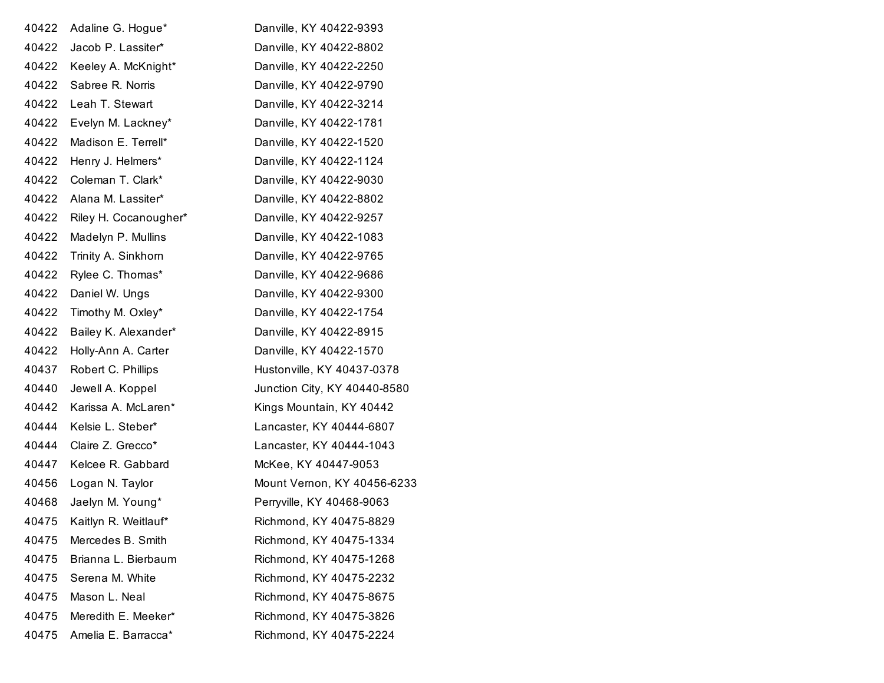| | | |
|---|---|---|
| 40422 | Adaline G. Hogue* | Danville, KY 40422-9393 |
| 40422 | Jacob P. Lassiter* | Danville, KY 40422-8802 |
| 40422 | Keeley A. McKnight* | Danville, KY 40422-2250 |
| 40422 | Sabree R. Norris | Danville, KY 40422-9790 |
| 40422 | Leah T. Stewart | Danville, KY 40422-3214 |
| 40422 | Evelyn M. Lackney* | Danville, KY 40422-1781 |
| 40422 | Madison E. Terrell* | Danville, KY 40422-1520 |
| 40422 | Henry J. Helmers* | Danville, KY 40422-1124 |
| 40422 | Coleman T. Clark* | Danville, KY 40422-9030 |
| 40422 | Alana M. Lassiter* | Danville, KY 40422-8802 |
| 40422 | Riley H. Cocanougher* | Danville, KY 40422-9257 |
| 40422 | Madelyn P. Mullins | Danville, KY 40422-1083 |
| 40422 | Trinity A. Sinkhorn | Danville, KY 40422-9765 |
| 40422 | Rylee C. Thomas* | Danville, KY 40422-9686 |
| 40422 | Daniel W. Ungs | Danville, KY 40422-9300 |
| 40422 | Timothy M. Oxley* | Danville, KY 40422-1754 |
| 40422 | Bailey K. Alexander* | Danville, KY 40422-8915 |
| 40422 | Holly-Ann A. Carter | Danville, KY 40422-1570 |
| 40437 | Robert C. Phillips | Hustonville, KY 40437-0378 |
| 40440 | Jewell A. Koppel | Junction City, KY 40440-8580 |
| 40442 | Karissa A. McLaren* | Kings Mountain, KY 40442 |
| 40444 | Kelsie L. Steber* | Lancaster, KY 40444-6807 |
| 40444 | Claire Z. Grecco* | Lancaster, KY 40444-1043 |
| 40447 | Kelcee R. Gabbard | McKee, KY 40447-9053 |
| 40456 | Logan N. Taylor | Mount Vernon, KY 40456-6233 |
| 40468 | Jaelyn M. Young* | Perryville, KY 40468-9063 |
| 40475 | Kaitlyn R. Weitlauf* | Richmond, KY 40475-8829 |
| 40475 | Mercedes B. Smith | Richmond, KY 40475-1334 |
| 40475 | Brianna L. Bierbaum | Richmond, KY 40475-1268 |
| 40475 | Serena M. White | Richmond, KY 40475-2232 |
| 40475 | Mason L. Neal | Richmond, KY 40475-8675 |
| 40475 | Meredith E. Meeker* | Richmond, KY 40475-3826 |
| 40475 | Amelia E. Barracca* | Richmond, KY 40475-2224 |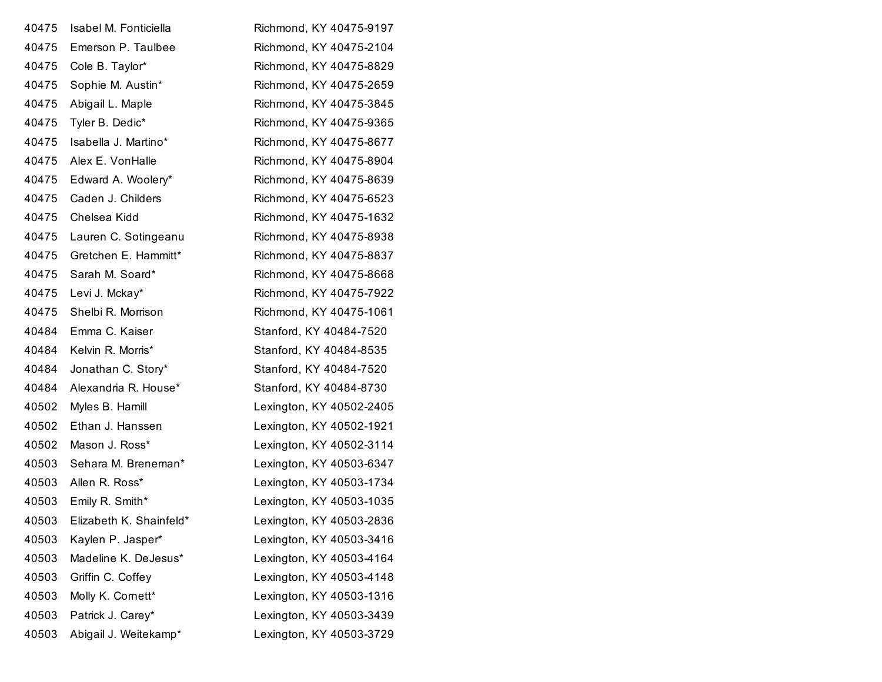| | | |
|---|---|---|
| 40475 | Isabel M. Fonticiella | Richmond, KY 40475-9197 |
| 40475 | Emerson P. Taulbee | Richmond, KY 40475-2104 |
| 40475 | Cole B. Taylor* | Richmond, KY 40475-8829 |
| 40475 | Sophie M. Austin* | Richmond, KY 40475-2659 |
| 40475 | Abigail L. Maple | Richmond, KY 40475-3845 |
| 40475 | Tyler B. Dedic* | Richmond, KY 40475-9365 |
| 40475 | Isabella J. Martino* | Richmond, KY 40475-8677 |
| 40475 | Alex E. VonHalle | Richmond, KY 40475-8904 |
| 40475 | Edward A. Woolery* | Richmond, KY 40475-8639 |
| 40475 | Caden J. Childers | Richmond, KY 40475-6523 |
| 40475 | Chelsea Kidd | Richmond, KY 40475-1632 |
| 40475 | Lauren C. Sotingeanu | Richmond, KY 40475-8938 |
| 40475 | Gretchen E. Hammitt* | Richmond, KY 40475-8837 |
| 40475 | Sarah M. Soard* | Richmond, KY 40475-8668 |
| 40475 | Levi J. Mckay* | Richmond, KY 40475-7922 |
| 40475 | Shelbi R. Morrison | Richmond, KY 40475-1061 |
| 40484 | Emma C. Kaiser | Stanford, KY 40484-7520 |
| 40484 | Kelvin R. Morris* | Stanford, KY 40484-8535 |
| 40484 | Jonathan C. Story* | Stanford, KY 40484-7520 |
| 40484 | Alexandria R. House* | Stanford, KY 40484-8730 |
| 40502 | Myles B. Hamill | Lexington, KY 40502-2405 |
| 40502 | Ethan J. Hanssen | Lexington, KY 40502-1921 |
| 40502 | Mason J. Ross* | Lexington, KY 40502-3114 |
| 40503 | Sehara M. Breneman* | Lexington, KY 40503-6347 |
| 40503 | Allen R. Ross* | Lexington, KY 40503-1734 |
| 40503 | Emily R. Smith* | Lexington, KY 40503-1035 |
| 40503 | Elizabeth K. Shainfeld* | Lexington, KY 40503-2836 |
| 40503 | Kaylen P. Jasper* | Lexington, KY 40503-3416 |
| 40503 | Madeline K. DeJesus* | Lexington, KY 40503-4164 |
| 40503 | Griffin C. Coffey | Lexington, KY 40503-4148 |
| 40503 | Molly K. Cornett* | Lexington, KY 40503-1316 |
| 40503 | Patrick J. Carey* | Lexington, KY 40503-3439 |
| 40503 | Abigail J. Weitekamp* | Lexington, KY 40503-3729 |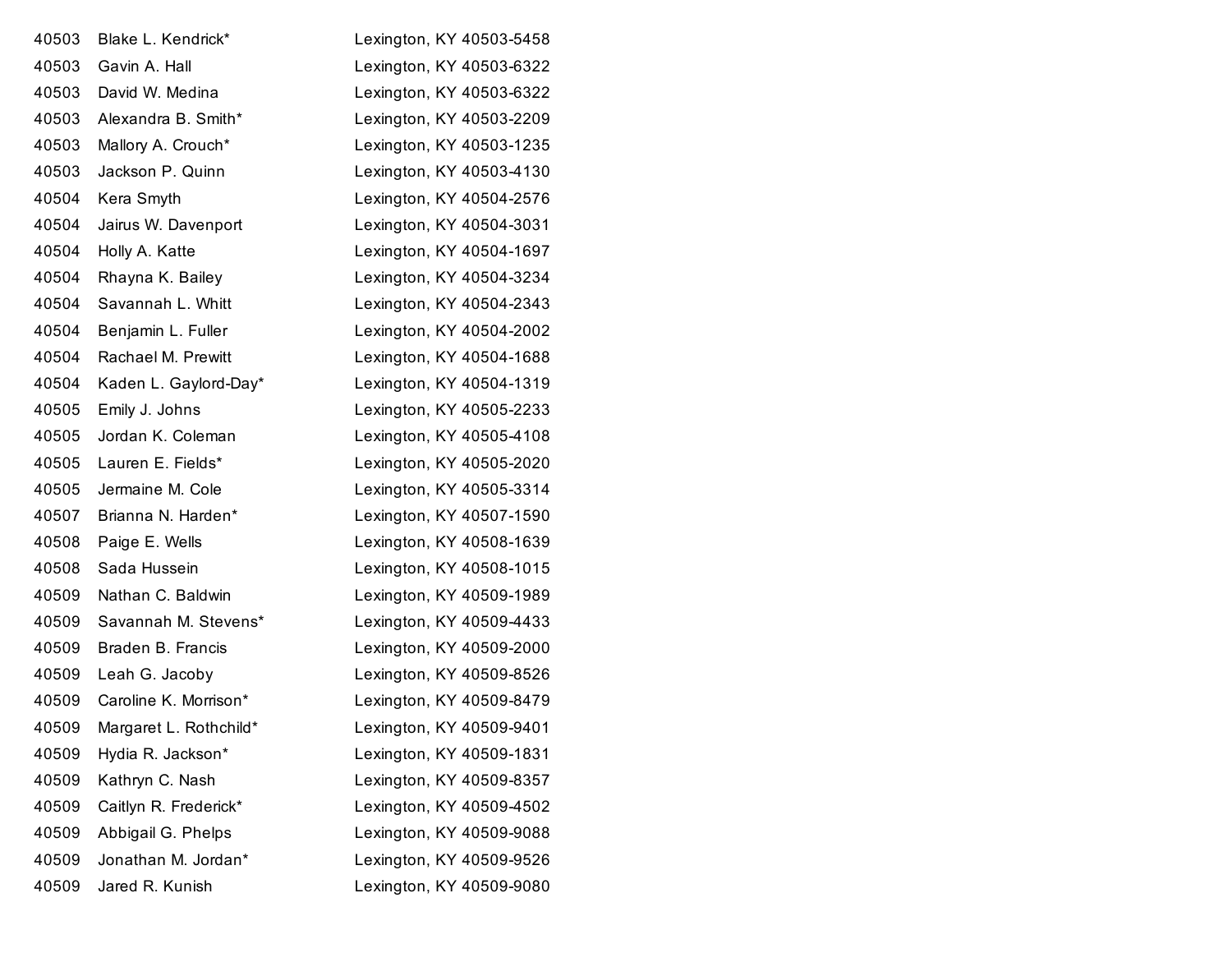| | | |
|---|---|---|
| 40503 | Blake L. Kendrick* | Lexington, KY 40503-5458 |
| 40503 | Gavin A. Hall | Lexington, KY 40503-6322 |
| 40503 | David W. Medina | Lexington, KY 40503-6322 |
| 40503 | Alexandra B. Smith* | Lexington, KY 40503-2209 |
| 40503 | Mallory A. Crouch* | Lexington, KY 40503-1235 |
| 40503 | Jackson P. Quinn | Lexington, KY 40503-4130 |
| 40504 | Kera Smyth | Lexington, KY 40504-2576 |
| 40504 | Jairus W. Davenport | Lexington, KY 40504-3031 |
| 40504 | Holly A. Katte | Lexington, KY 40504-1697 |
| 40504 | Rhayna K. Bailey | Lexington, KY 40504-3234 |
| 40504 | Savannah L. Whitt | Lexington, KY 40504-2343 |
| 40504 | Benjamin L. Fuller | Lexington, KY 40504-2002 |
| 40504 | Rachael M. Prewitt | Lexington, KY 40504-1688 |
| 40504 | Kaden L. Gaylord-Day* | Lexington, KY 40504-1319 |
| 40505 | Emily J. Johns | Lexington, KY 40505-2233 |
| 40505 | Jordan K. Coleman | Lexington, KY 40505-4108 |
| 40505 | Lauren E. Fields* | Lexington, KY 40505-2020 |
| 40505 | Jermaine M. Cole | Lexington, KY 40505-3314 |
| 40507 | Brianna N. Harden* | Lexington, KY 40507-1590 |
| 40508 | Paige E. Wells | Lexington, KY 40508-1639 |
| 40508 | Sada Hussein | Lexington, KY 40508-1015 |
| 40509 | Nathan C. Baldwin | Lexington, KY 40509-1989 |
| 40509 | Savannah M. Stevens* | Lexington, KY 40509-4433 |
| 40509 | Braden B. Francis | Lexington, KY 40509-2000 |
| 40509 | Leah G. Jacoby | Lexington, KY 40509-8526 |
| 40509 | Caroline K. Morrison* | Lexington, KY 40509-8479 |
| 40509 | Margaret L. Rothchild* | Lexington, KY 40509-9401 |
| 40509 | Hydia R. Jackson* | Lexington, KY 40509-1831 |
| 40509 | Kathryn C. Nash | Lexington, KY 40509-8357 |
| 40509 | Caitlyn R. Frederick* | Lexington, KY 40509-4502 |
| 40509 | Abbigail G. Phelps | Lexington, KY 40509-9088 |
| 40509 | Jonathan M. Jordan* | Lexington, KY 40509-9526 |
| 40509 | Jared R. Kunish | Lexington, KY 40509-9080 |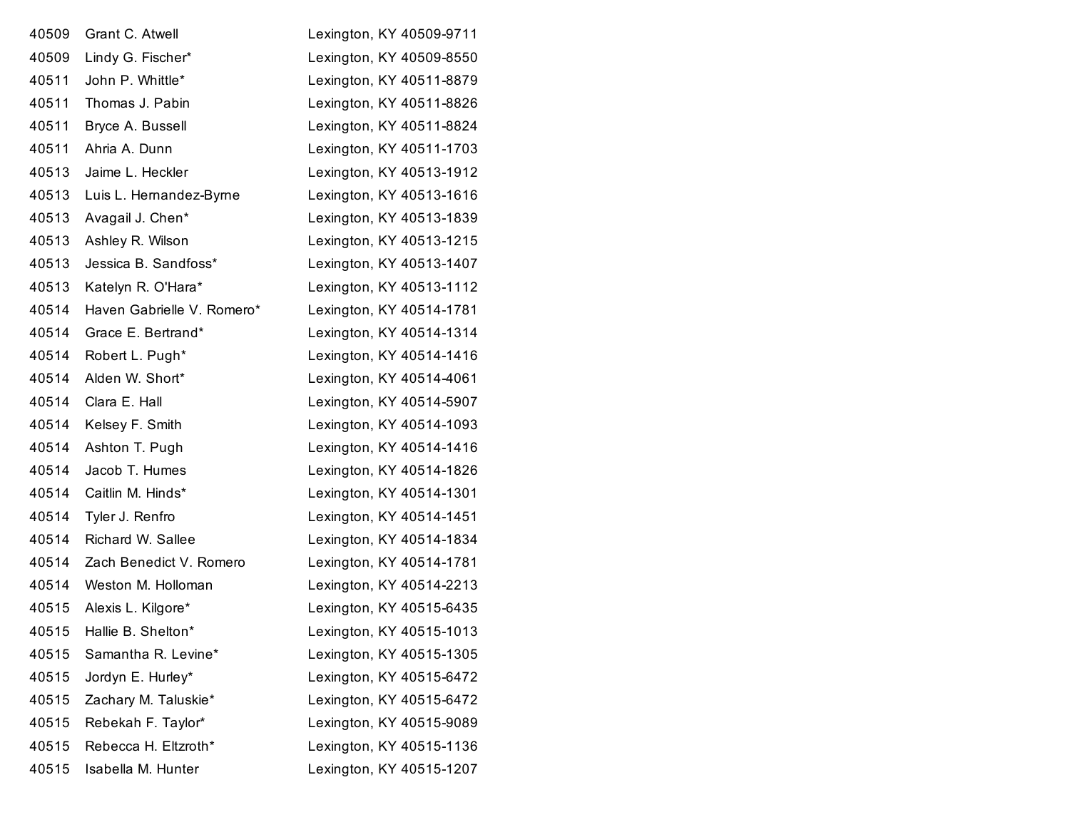| | | |
|---|---|---|
| 40509 | Grant C. Atwell | Lexington, KY 40509-9711 |
| 40509 | Lindy G. Fischer* | Lexington, KY 40509-8550 |
| 40511 | John P. Whittle* | Lexington, KY 40511-8879 |
| 40511 | Thomas J. Pabin | Lexington, KY 40511-8826 |
| 40511 | Bryce A. Bussell | Lexington, KY 40511-8824 |
| 40511 | Ahria A. Dunn | Lexington, KY 40511-1703 |
| 40513 | Jaime L. Heckler | Lexington, KY 40513-1912 |
| 40513 | Luis L. Hernandez-Byrne | Lexington, KY 40513-1616 |
| 40513 | Avagail J. Chen* | Lexington, KY 40513-1839 |
| 40513 | Ashley R. Wilson | Lexington, KY 40513-1215 |
| 40513 | Jessica B. Sandfoss* | Lexington, KY 40513-1407 |
| 40513 | Katelyn R. O'Hara* | Lexington, KY 40513-1112 |
| 40514 | Haven Gabrielle V. Romero* | Lexington, KY 40514-1781 |
| 40514 | Grace E. Bertrand* | Lexington, KY 40514-1314 |
| 40514 | Robert L. Pugh* | Lexington, KY 40514-1416 |
| 40514 | Alden W. Short* | Lexington, KY 40514-4061 |
| 40514 | Clara E. Hall | Lexington, KY 40514-5907 |
| 40514 | Kelsey F. Smith | Lexington, KY 40514-1093 |
| 40514 | Ashton T. Pugh | Lexington, KY 40514-1416 |
| 40514 | Jacob T. Humes | Lexington, KY 40514-1826 |
| 40514 | Caitlin M. Hinds* | Lexington, KY 40514-1301 |
| 40514 | Tyler J. Renfro | Lexington, KY 40514-1451 |
| 40514 | Richard W. Sallee | Lexington, KY 40514-1834 |
| 40514 | Zach Benedict V. Romero | Lexington, KY 40514-1781 |
| 40514 | Weston M. Holloman | Lexington, KY 40514-2213 |
| 40515 | Alexis L. Kilgore* | Lexington, KY 40515-6435 |
| 40515 | Hallie B. Shelton* | Lexington, KY 40515-1013 |
| 40515 | Samantha R. Levine* | Lexington, KY 40515-1305 |
| 40515 | Jordyn E. Hurley* | Lexington, KY 40515-6472 |
| 40515 | Zachary M. Taluskie* | Lexington, KY 40515-6472 |
| 40515 | Rebekah F. Taylor* | Lexington, KY 40515-9089 |
| 40515 | Rebecca H. Eltzroth* | Lexington, KY 40515-1136 |
| 40515 | Isabella M. Hunter | Lexington, KY 40515-1207 |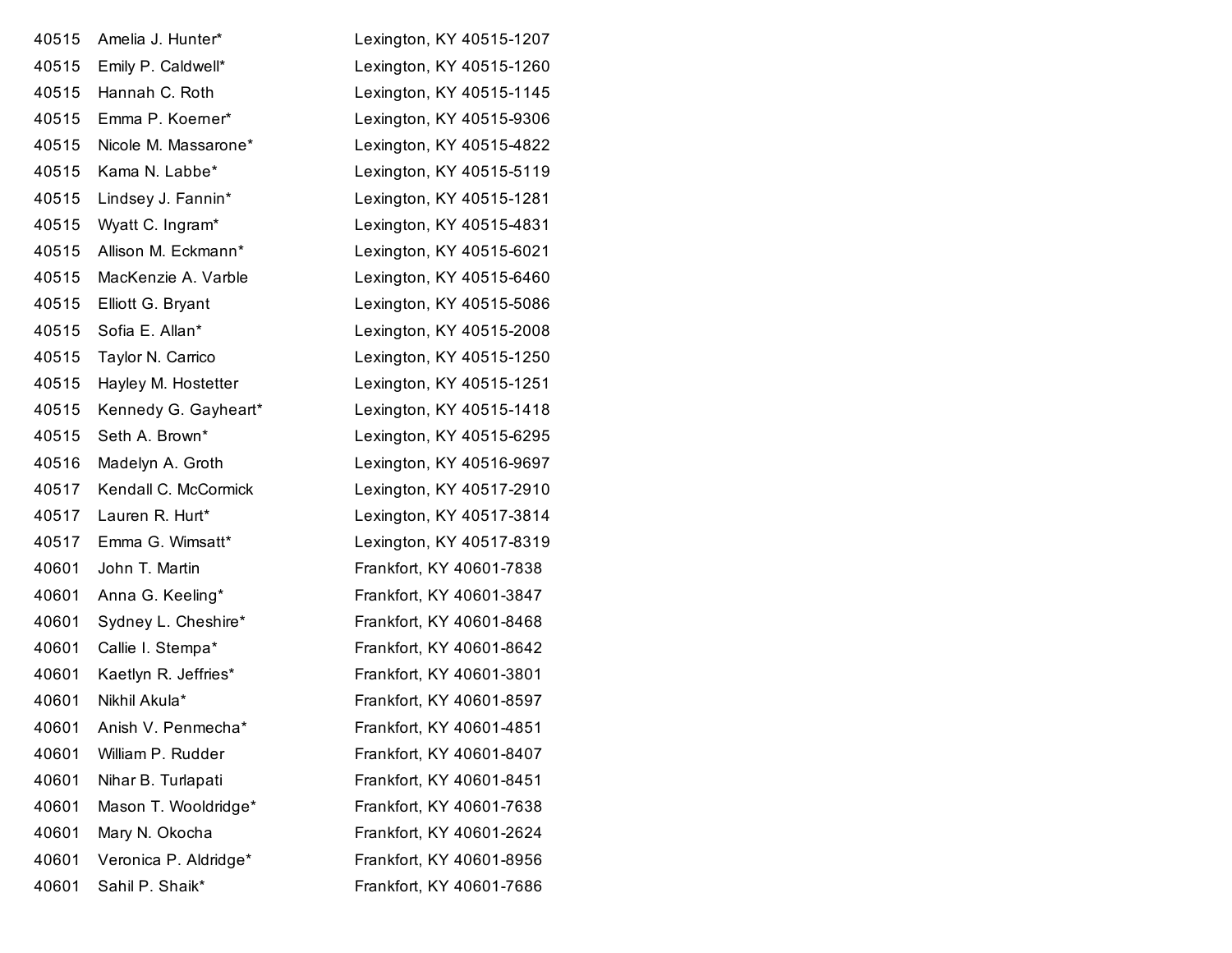| | | |
|---|---|---|
| 40515 | Amelia J. Hunter* | Lexington, KY 40515-1207 |
| 40515 | Emily P. Caldwell* | Lexington, KY 40515-1260 |
| 40515 | Hannah C. Roth | Lexington, KY 40515-1145 |
| 40515 | Emma P. Koerner* | Lexington, KY 40515-9306 |
| 40515 | Nicole M. Massarone* | Lexington, KY 40515-4822 |
| 40515 | Kama N. Labbe* | Lexington, KY 40515-5119 |
| 40515 | Lindsey J. Fannin* | Lexington, KY 40515-1281 |
| 40515 | Wyatt C. Ingram* | Lexington, KY 40515-4831 |
| 40515 | Allison M. Eckmann* | Lexington, KY 40515-6021 |
| 40515 | MacKenzie A. Varble | Lexington, KY 40515-6460 |
| 40515 | Elliott G. Bryant | Lexington, KY 40515-5086 |
| 40515 | Sofia E. Allan* | Lexington, KY 40515-2008 |
| 40515 | Taylor N. Carrico | Lexington, KY 40515-1250 |
| 40515 | Hayley M. Hostetter | Lexington, KY 40515-1251 |
| 40515 | Kennedy G. Gayheart* | Lexington, KY 40515-1418 |
| 40515 | Seth A. Brown* | Lexington, KY 40515-6295 |
| 40516 | Madelyn A. Groth | Lexington, KY 40516-9697 |
| 40517 | Kendall C. McCormick | Lexington, KY 40517-2910 |
| 40517 | Lauren R. Hurt* | Lexington, KY 40517-3814 |
| 40517 | Emma G. Wimsatt* | Lexington, KY 40517-8319 |
| 40601 | John T. Martin | Frankfort, KY 40601-7838 |
| 40601 | Anna G. Keeling* | Frankfort, KY 40601-3847 |
| 40601 | Sydney L. Cheshire* | Frankfort, KY 40601-8468 |
| 40601 | Callie I. Stempa* | Frankfort, KY 40601-8642 |
| 40601 | Kaetlyn R. Jeffries* | Frankfort, KY 40601-3801 |
| 40601 | Nikhil Akula* | Frankfort, KY 40601-8597 |
| 40601 | Anish V. Penmecha* | Frankfort, KY 40601-4851 |
| 40601 | William P. Rudder | Frankfort, KY 40601-8407 |
| 40601 | Nihar B. Turlapati | Frankfort, KY 40601-8451 |
| 40601 | Mason T. Wooldridge* | Frankfort, KY 40601-7638 |
| 40601 | Mary N. Okocha | Frankfort, KY 40601-2624 |
| 40601 | Veronica P. Aldridge* | Frankfort, KY 40601-8956 |
| 40601 | Sahil P. Shaik* | Frankfort, KY 40601-7686 |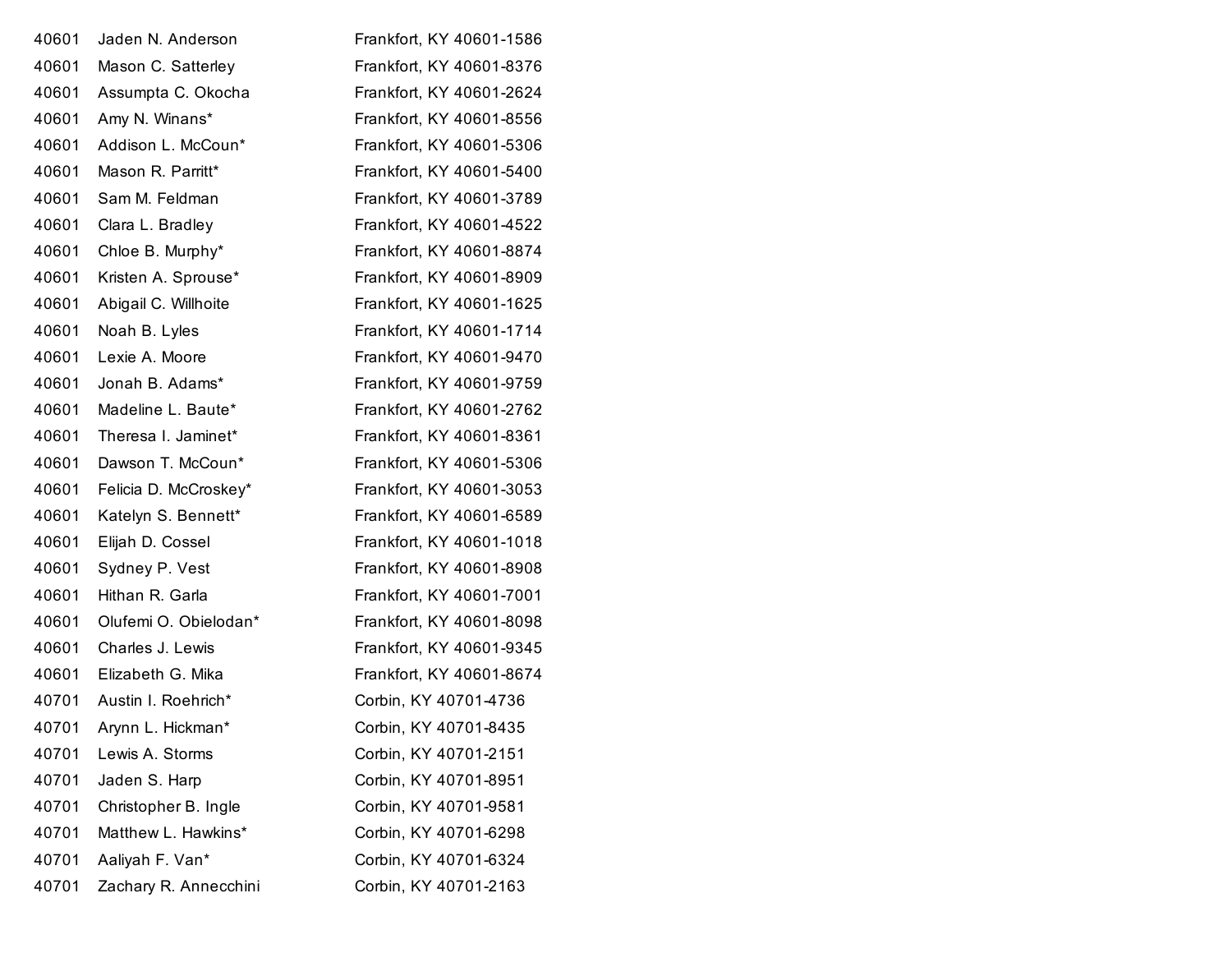| | | |
|---|---|---|
| 40601 | Jaden N. Anderson | Frankfort, KY 40601-1586 |
| 40601 | Mason C. Satterley | Frankfort, KY 40601-8376 |
| 40601 | Assumpta C. Okocha | Frankfort, KY 40601-2624 |
| 40601 | Amy N. Winans* | Frankfort, KY 40601-8556 |
| 40601 | Addison L. McCoun* | Frankfort, KY 40601-5306 |
| 40601 | Mason R. Parritt* | Frankfort, KY 40601-5400 |
| 40601 | Sam M. Feldman | Frankfort, KY 40601-3789 |
| 40601 | Clara L. Bradley | Frankfort, KY 40601-4522 |
| 40601 | Chloe B. Murphy* | Frankfort, KY 40601-8874 |
| 40601 | Kristen A. Sprouse* | Frankfort, KY 40601-8909 |
| 40601 | Abigail C. Willhoite | Frankfort, KY 40601-1625 |
| 40601 | Noah B. Lyles | Frankfort, KY 40601-1714 |
| 40601 | Lexie A. Moore | Frankfort, KY 40601-9470 |
| 40601 | Jonah B. Adams* | Frankfort, KY 40601-9759 |
| 40601 | Madeline L. Baute* | Frankfort, KY 40601-2762 |
| 40601 | Theresa I. Jaminet* | Frankfort, KY 40601-8361 |
| 40601 | Dawson T. McCoun* | Frankfort, KY 40601-5306 |
| 40601 | Felicia D. McCroskey* | Frankfort, KY 40601-3053 |
| 40601 | Katelyn S. Bennett* | Frankfort, KY 40601-6589 |
| 40601 | Elijah D. Cossel | Frankfort, KY 40601-1018 |
| 40601 | Sydney P. Vest | Frankfort, KY 40601-8908 |
| 40601 | Hithan R. Garla | Frankfort, KY 40601-7001 |
| 40601 | Olufemi O. Obielodan* | Frankfort, KY 40601-8098 |
| 40601 | Charles J. Lewis | Frankfort, KY 40601-9345 |
| 40601 | Elizabeth G. Mika | Frankfort, KY 40601-8674 |
| 40701 | Austin I. Roehrich* | Corbin, KY 40701-4736 |
| 40701 | Arynn L. Hickman* | Corbin, KY 40701-8435 |
| 40701 | Lewis A. Storms | Corbin, KY 40701-2151 |
| 40701 | Jaden S. Harp | Corbin, KY 40701-8951 |
| 40701 | Christopher B. Ingle | Corbin, KY 40701-9581 |
| 40701 | Matthew L. Hawkins* | Corbin, KY 40701-6298 |
| 40701 | Aaliyah F. Van* | Corbin, KY 40701-6324 |
| 40701 | Zachary R. Annecchini | Corbin, KY 40701-2163 |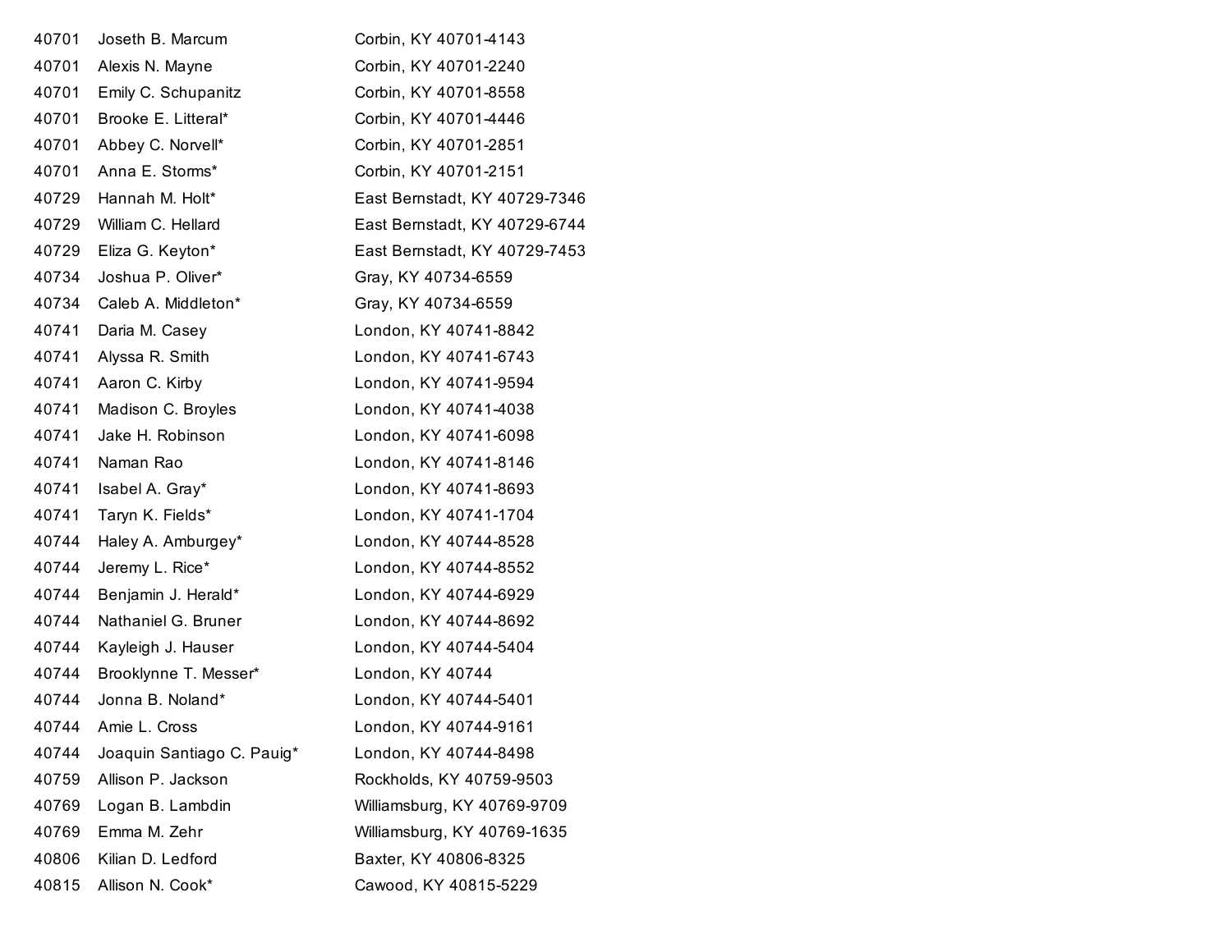| | | |
|---|---|---|
| 40701 | Joseth B. Marcum | Corbin, KY 40701-4143 |
| 40701 | Alexis N. Mayne | Corbin, KY 40701-2240 |
| 40701 | Emily C. Schupanitz | Corbin, KY 40701-8558 |
| 40701 | Brooke E. Litteral* | Corbin, KY 40701-4446 |
| 40701 | Abbey C. Norvell* | Corbin, KY 40701-2851 |
| 40701 | Anna E. Storms* | Corbin, KY 40701-2151 |
| 40729 | Hannah M. Holt* | East Bernstadt, KY 40729-7346 |
| 40729 | William C. Hellard | East Bernstadt, KY 40729-6744 |
| 40729 | Eliza G. Keyton* | East Bernstadt, KY 40729-7453 |
| 40734 | Joshua P. Oliver* | Gray, KY 40734-6559 |
| 40734 | Caleb A. Middleton* | Gray, KY 40734-6559 |
| 40741 | Daria M. Casey | London, KY 40741-8842 |
| 40741 | Alyssa R. Smith | London, KY 40741-6743 |
| 40741 | Aaron C. Kirby | London, KY 40741-9594 |
| 40741 | Madison C. Broyles | London, KY 40741-4038 |
| 40741 | Jake H. Robinson | London, KY 40741-6098 |
| 40741 | Naman Rao | London, KY 40741-8146 |
| 40741 | Isabel A. Gray* | London, KY 40741-8693 |
| 40741 | Taryn K. Fields* | London, KY 40741-1704 |
| 40744 | Haley A. Amburgey* | London, KY 40744-8528 |
| 40744 | Jeremy L. Rice* | London, KY 40744-8552 |
| 40744 | Benjamin J. Herald* | London, KY 40744-6929 |
| 40744 | Nathaniel G. Bruner | London, KY 40744-8692 |
| 40744 | Kayleigh J. Hauser | London, KY 40744-5404 |
| 40744 | Brooklynne T. Messer* | London, KY 40744 |
| 40744 | Jonna B. Noland* | London, KY 40744-5401 |
| 40744 | Amie L. Cross | London, KY 40744-9161 |
| 40744 | Joaquin Santiago C. Pauig* | London, KY 40744-8498 |
| 40759 | Allison P. Jackson | Rockholds, KY 40759-9503 |
| 40769 | Logan B. Lambdin | Williamsburg, KY 40769-9709 |
| 40769 | Emma M. Zehr | Williamsburg, KY 40769-1635 |
| 40806 | Kilian D. Ledford | Baxter, KY 40806-8325 |
| 40815 | Allison N. Cook* | Cawood, KY 40815-5229 |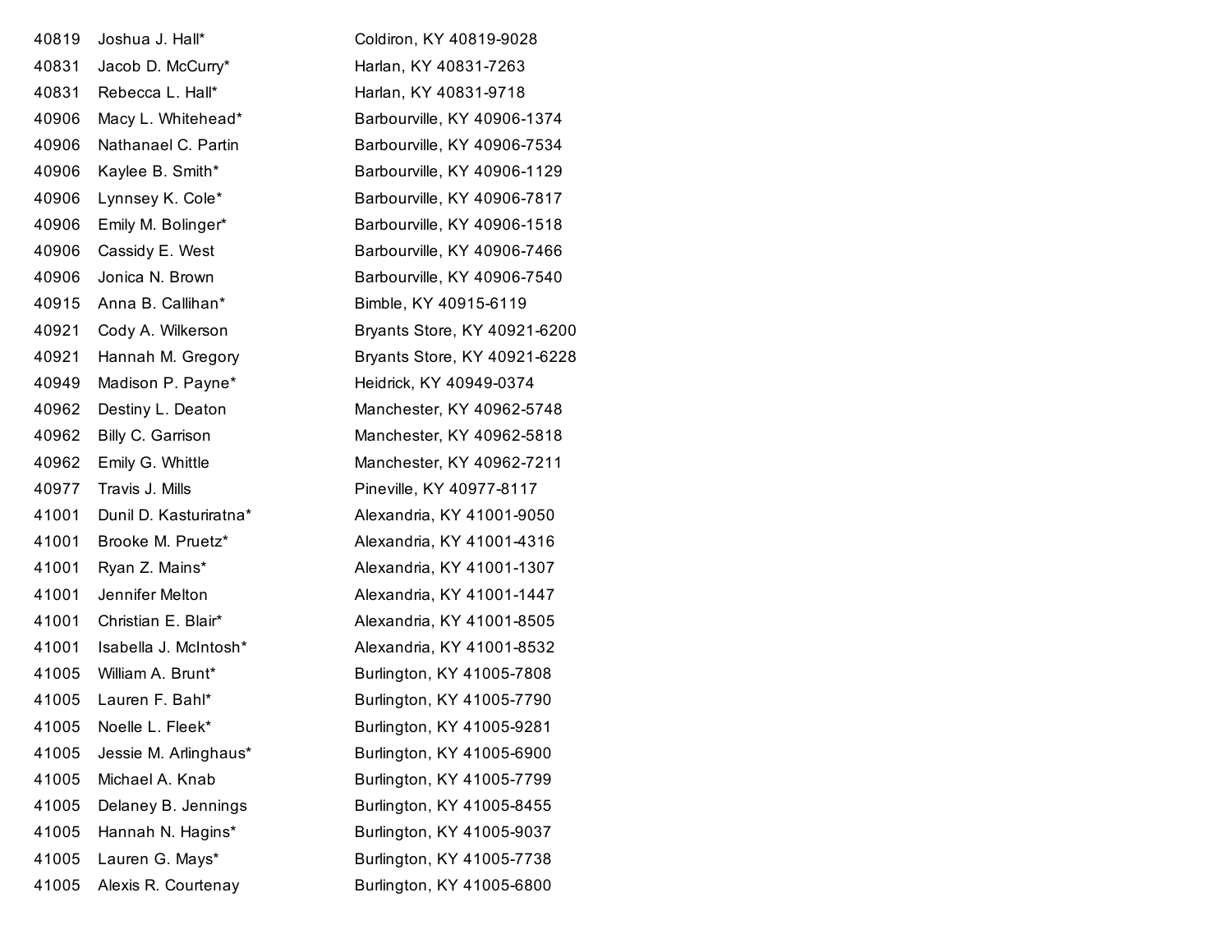| | | |
|---|---|---|
| 40819 | Joshua J. Hall* | Coldiron, KY 40819-9028 |
| 40831 | Jacob D. McCurry* | Harlan, KY 40831-7263 |
| 40831 | Rebecca L. Hall* | Harlan, KY 40831-9718 |
| 40906 | Macy L. Whitehead* | Barbourville, KY 40906-1374 |
| 40906 | Nathanael C. Partin | Barbourville, KY 40906-7534 |
| 40906 | Kaylee B. Smith* | Barbourville, KY 40906-1129 |
| 40906 | Lynnsey K. Cole* | Barbourville, KY 40906-7817 |
| 40906 | Emily M. Bolinger* | Barbourville, KY 40906-1518 |
| 40906 | Cassidy E. West | Barbourville, KY 40906-7466 |
| 40906 | Jonica N. Brown | Barbourville, KY 40906-7540 |
| 40915 | Anna B. Callihan* | Bimble, KY 40915-6119 |
| 40921 | Cody A. Wilkerson | Bryants Store, KY 40921-6200 |
| 40921 | Hannah M. Gregory | Bryants Store, KY 40921-6228 |
| 40949 | Madison P. Payne* | Heidrick, KY 40949-0374 |
| 40962 | Destiny L. Deaton | Manchester, KY 40962-5748 |
| 40962 | Billy C. Garrison | Manchester, KY 40962-5818 |
| 40962 | Emily G. Whittle | Manchester, KY 40962-7211 |
| 40977 | Travis J. Mills | Pineville, KY 40977-8117 |
| 41001 | Dunil D. Kasturiratna* | Alexandria, KY 41001-9050 |
| 41001 | Brooke M. Pruetz* | Alexandria, KY 41001-4316 |
| 41001 | Ryan Z. Mains* | Alexandria, KY 41001-1307 |
| 41001 | Jennifer Melton | Alexandria, KY 41001-1447 |
| 41001 | Christian E. Blair* | Alexandria, KY 41001-8505 |
| 41001 | Isabella J. McIntosh* | Alexandria, KY 41001-8532 |
| 41005 | William A. Brunt* | Burlington, KY 41005-7808 |
| 41005 | Lauren F. Bahl* | Burlington, KY 41005-7790 |
| 41005 | Noelle L. Fleek* | Burlington, KY 41005-9281 |
| 41005 | Jessie M. Arlinghaus* | Burlington, KY 41005-6900 |
| 41005 | Michael A. Knab | Burlington, KY 41005-7799 |
| 41005 | Delaney B. Jennings | Burlington, KY 41005-8455 |
| 41005 | Hannah N. Hagins* | Burlington, KY 41005-9037 |
| 41005 | Lauren G. Mays* | Burlington, KY 41005-7738 |
| 41005 | Alexis R. Courtenay | Burlington, KY 41005-6800 |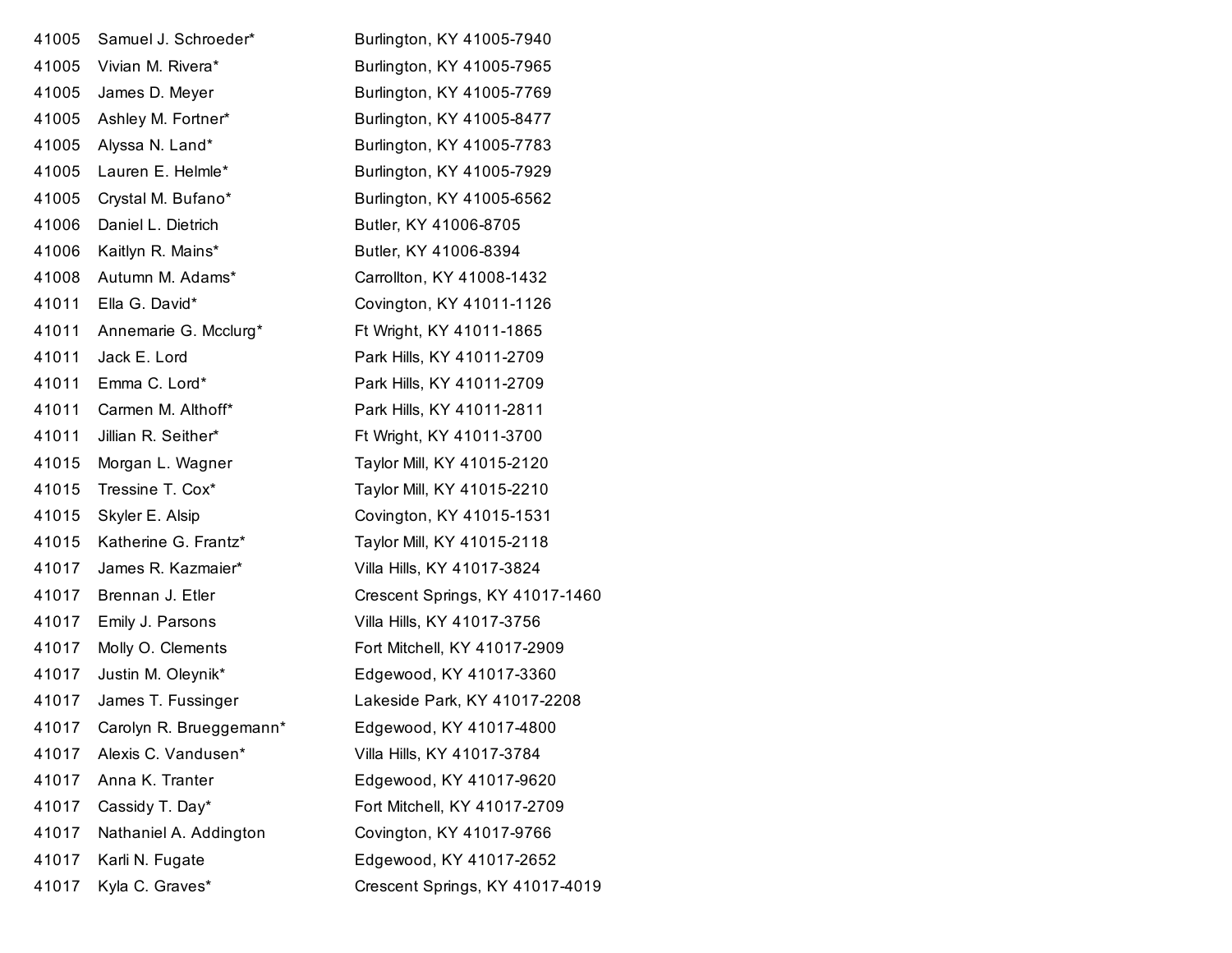| | | |
|---|---|---|
| 41005 | Samuel J. Schroeder* | Burlington, KY 41005-7940 |
| 41005 | Vivian M. Rivera* | Burlington, KY 41005-7965 |
| 41005 | James D. Meyer | Burlington, KY 41005-7769 |
| 41005 | Ashley M. Fortner* | Burlington, KY 41005-8477 |
| 41005 | Alyssa N. Land* | Burlington, KY 41005-7783 |
| 41005 | Lauren E. Helmle* | Burlington, KY 41005-7929 |
| 41005 | Crystal M. Bufano* | Burlington, KY 41005-6562 |
| 41006 | Daniel L. Dietrich | Butler, KY 41006-8705 |
| 41006 | Kaitlyn R. Mains* | Butler, KY 41006-8394 |
| 41008 | Autumn M. Adams* | Carrollton, KY 41008-1432 |
| 41011 | Ella G. David* | Covington, KY 41011-1126 |
| 41011 | Annemarie G. Mcclurg* | Ft Wright, KY 41011-1865 |
| 41011 | Jack E. Lord | Park Hills, KY 41011-2709 |
| 41011 | Emma C. Lord* | Park Hills, KY 41011-2709 |
| 41011 | Carmen M. Althoff* | Park Hills, KY 41011-2811 |
| 41011 | Jillian R. Seither* | Ft Wright, KY 41011-3700 |
| 41015 | Morgan L. Wagner | Taylor Mill, KY 41015-2120 |
| 41015 | Tressine T. Cox* | Taylor Mill, KY 41015-2210 |
| 41015 | Skyler E. Alsip | Covington, KY 41015-1531 |
| 41015 | Katherine G. Frantz* | Taylor Mill, KY 41015-2118 |
| 41017 | James R. Kazmaier* | Villa Hills, KY 41017-3824 |
| 41017 | Brennan J. Etler | Crescent Springs, KY 41017-1460 |
| 41017 | Emily J. Parsons | Villa Hills, KY 41017-3756 |
| 41017 | Molly O. Clements | Fort Mitchell, KY 41017-2909 |
| 41017 | Justin M. Oleynik* | Edgewood, KY 41017-3360 |
| 41017 | James T. Fussinger | Lakeside Park, KY 41017-2208 |
| 41017 | Carolyn R. Brueggemann* | Edgewood, KY 41017-4800 |
| 41017 | Alexis C. Vandusen* | Villa Hills, KY 41017-3784 |
| 41017 | Anna K. Tranter | Edgewood, KY 41017-9620 |
| 41017 | Cassidy T. Day* | Fort Mitchell, KY 41017-2709 |
| 41017 | Nathaniel A. Addington | Covington, KY 41017-9766 |
| 41017 | Karli N. Fugate | Edgewood, KY 41017-2652 |
| 41017 | Kyla C. Graves* | Crescent Springs, KY 41017-4019 |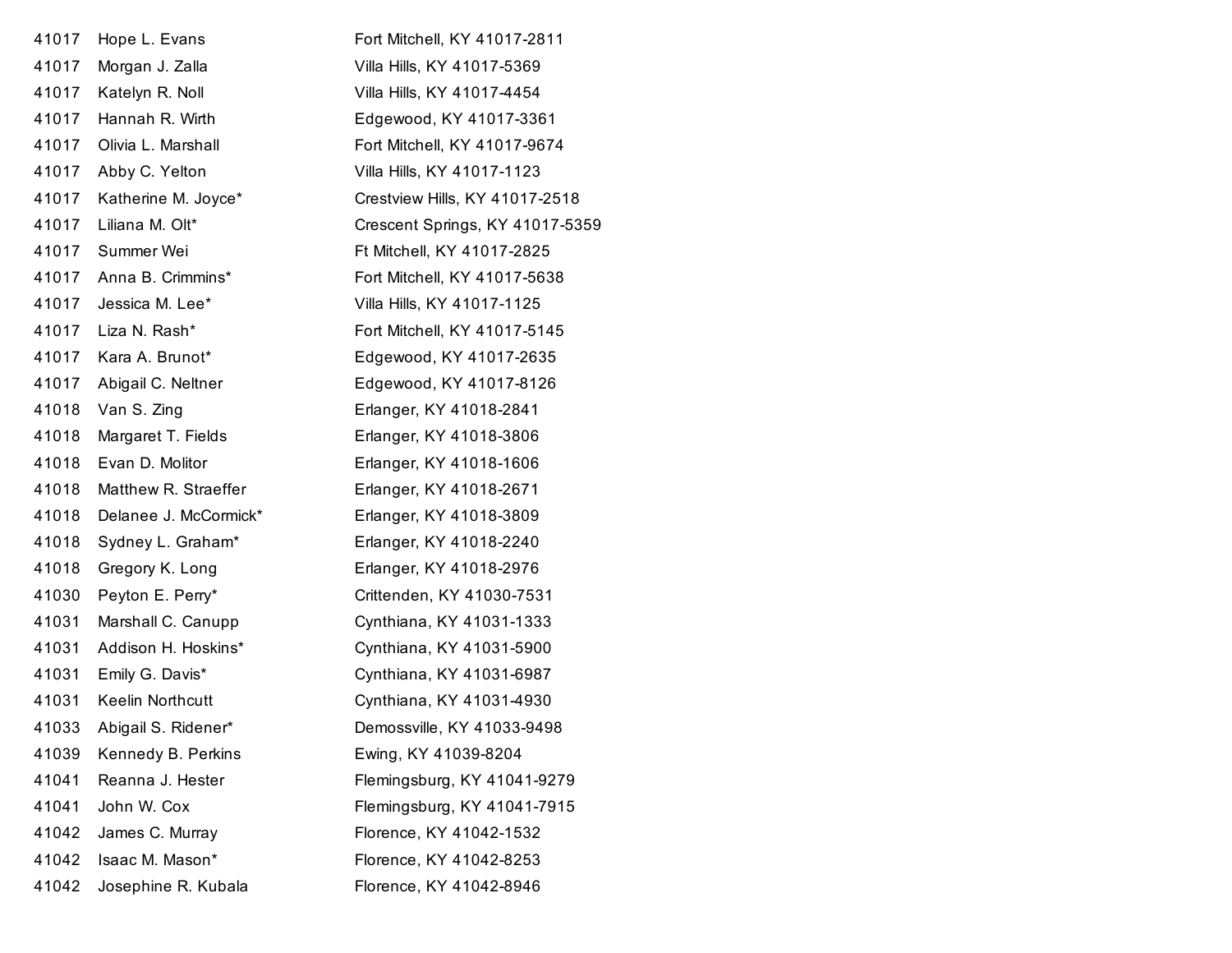| | | |
|---|---|---|
| 41017 | Hope L. Evans | Fort Mitchell, KY 41017-2811 |
| 41017 | Morgan J. Zalla | Villa Hills, KY 41017-5369 |
| 41017 | Katelyn R. Noll | Villa Hills, KY 41017-4454 |
| 41017 | Hannah R. Wirth | Edgewood, KY 41017-3361 |
| 41017 | Olivia L. Marshall | Fort Mitchell, KY 41017-9674 |
| 41017 | Abby C. Yelton | Villa Hills, KY 41017-1123 |
| 41017 | Katherine M. Joyce* | Crestview Hills, KY 41017-2518 |
| 41017 | Liliana M. Olt* | Crescent Springs, KY 41017-5359 |
| 41017 | Summer Wei | Ft Mitchell, KY 41017-2825 |
| 41017 | Anna B. Crimmins* | Fort Mitchell, KY 41017-5638 |
| 41017 | Jessica M. Lee* | Villa Hills, KY 41017-1125 |
| 41017 | Liza N. Rash* | Fort Mitchell, KY 41017-5145 |
| 41017 | Kara A. Brunot* | Edgewood, KY 41017-2635 |
| 41017 | Abigail C. Neltner | Edgewood, KY 41017-8126 |
| 41018 | Van S. Zing | Erlanger, KY 41018-2841 |
| 41018 | Margaret T. Fields | Erlanger, KY 41018-3806 |
| 41018 | Evan D. Molitor | Erlanger, KY 41018-1606 |
| 41018 | Matthew R. Straeffer | Erlanger, KY 41018-2671 |
| 41018 | Delanee J. McCormick* | Erlanger, KY 41018-3809 |
| 41018 | Sydney L. Graham* | Erlanger, KY 41018-2240 |
| 41018 | Gregory K. Long | Erlanger, KY 41018-2976 |
| 41030 | Peyton E. Perry* | Crittenden, KY 41030-7531 |
| 41031 | Marshall C. Canupp | Cynthiana, KY 41031-1333 |
| 41031 | Addison H. Hoskins* | Cynthiana, KY 41031-5900 |
| 41031 | Emily G. Davis* | Cynthiana, KY 41031-6987 |
| 41031 | Keelin Northcutt | Cynthiana, KY 41031-4930 |
| 41033 | Abigail S. Ridener* | Demossville, KY 41033-9498 |
| 41039 | Kennedy B. Perkins | Ewing, KY 41039-8204 |
| 41041 | Reanna J. Hester | Flemingsburg, KY 41041-9279 |
| 41041 | John W. Cox | Flemingsburg, KY 41041-7915 |
| 41042 | James C. Murray | Florence, KY 41042-1532 |
| 41042 | Isaac M. Mason* | Florence, KY 41042-8253 |
| 41042 | Josephine R. Kubala | Florence, KY 41042-8946 |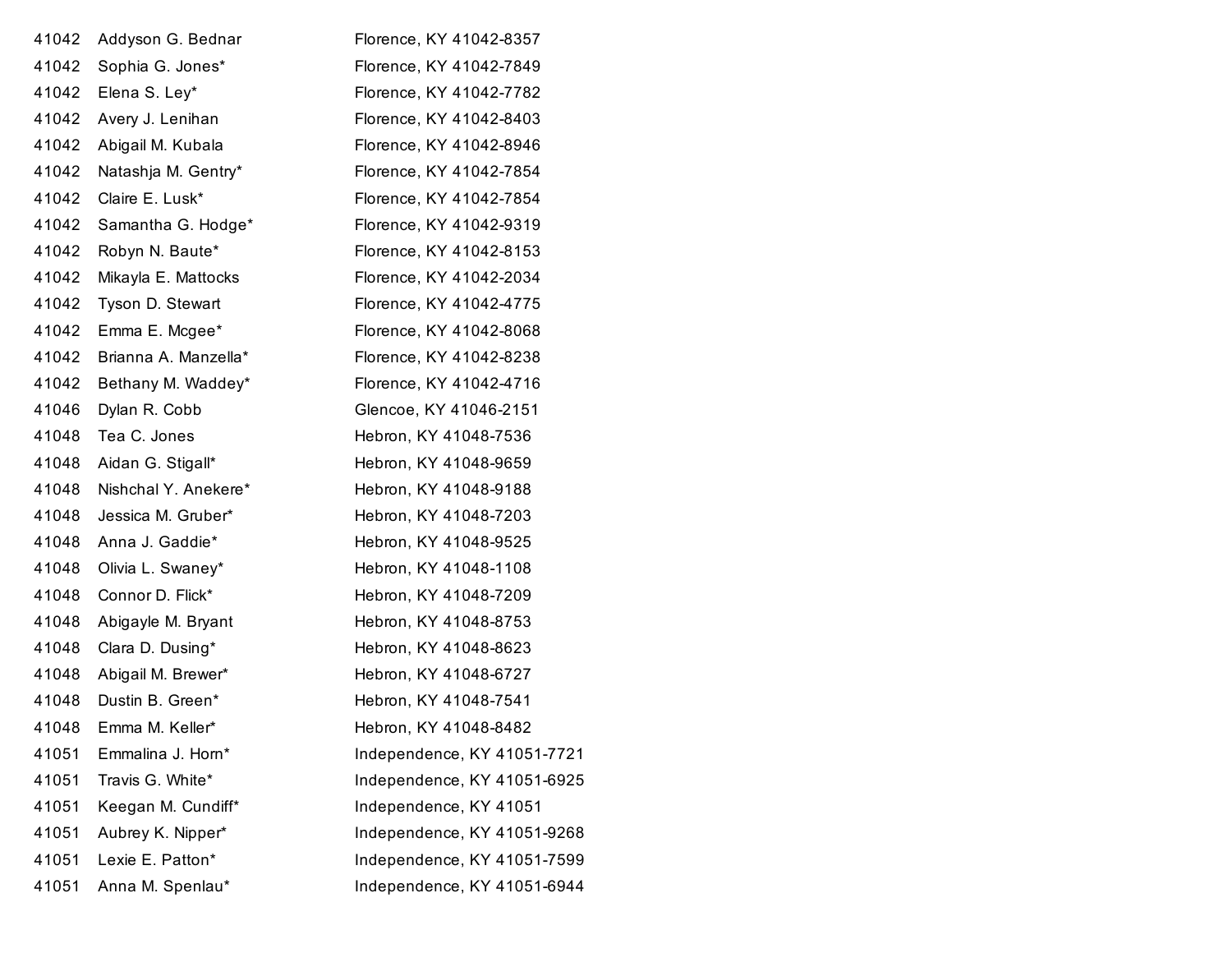| | | |
|---|---|---|
| 41042 | Addyson G. Bednar | Florence, KY 41042-8357 |
| 41042 | Sophia G. Jones* | Florence, KY 41042-7849 |
| 41042 | Elena S. Ley* | Florence, KY 41042-7782 |
| 41042 | Avery J. Lenihan | Florence, KY 41042-8403 |
| 41042 | Abigail M. Kubala | Florence, KY 41042-8946 |
| 41042 | Natashja M. Gentry* | Florence, KY 41042-7854 |
| 41042 | Claire E. Lusk* | Florence, KY 41042-7854 |
| 41042 | Samantha G. Hodge* | Florence, KY 41042-9319 |
| 41042 | Robyn N. Baute* | Florence, KY 41042-8153 |
| 41042 | Mikayla E. Mattocks | Florence, KY 41042-2034 |
| 41042 | Tyson D. Stewart | Florence, KY 41042-4775 |
| 41042 | Emma E. Mcgee* | Florence, KY 41042-8068 |
| 41042 | Brianna A. Manzella* | Florence, KY 41042-8238 |
| 41042 | Bethany M. Waddey* | Florence, KY 41042-4716 |
| 41046 | Dylan R. Cobb | Glencoe, KY 41046-2151 |
| 41048 | Tea C. Jones | Hebron, KY 41048-7536 |
| 41048 | Aidan G. Stigall* | Hebron, KY 41048-9659 |
| 41048 | Nishchal Y. Anekere* | Hebron, KY 41048-9188 |
| 41048 | Jessica M. Gruber* | Hebron, KY 41048-7203 |
| 41048 | Anna J. Gaddie* | Hebron, KY 41048-9525 |
| 41048 | Olivia L. Swaney* | Hebron, KY 41048-1108 |
| 41048 | Connor D. Flick* | Hebron, KY 41048-7209 |
| 41048 | Abigayle M. Bryant | Hebron, KY 41048-8753 |
| 41048 | Clara D. Dusing* | Hebron, KY 41048-8623 |
| 41048 | Abigail M. Brewer* | Hebron, KY 41048-6727 |
| 41048 | Dustin B. Green* | Hebron, KY 41048-7541 |
| 41048 | Emma M. Keller* | Hebron, KY 41048-8482 |
| 41051 | Emmalina J. Horn* | Independence, KY 41051-7721 |
| 41051 | Travis G. White* | Independence, KY 41051-6925 |
| 41051 | Keegan M. Cundiff* | Independence, KY 41051 |
| 41051 | Aubrey K. Nipper* | Independence, KY 41051-9268 |
| 41051 | Lexie E. Patton* | Independence, KY 41051-7599 |
| 41051 | Anna M. Spenlau* | Independence, KY 41051-6944 |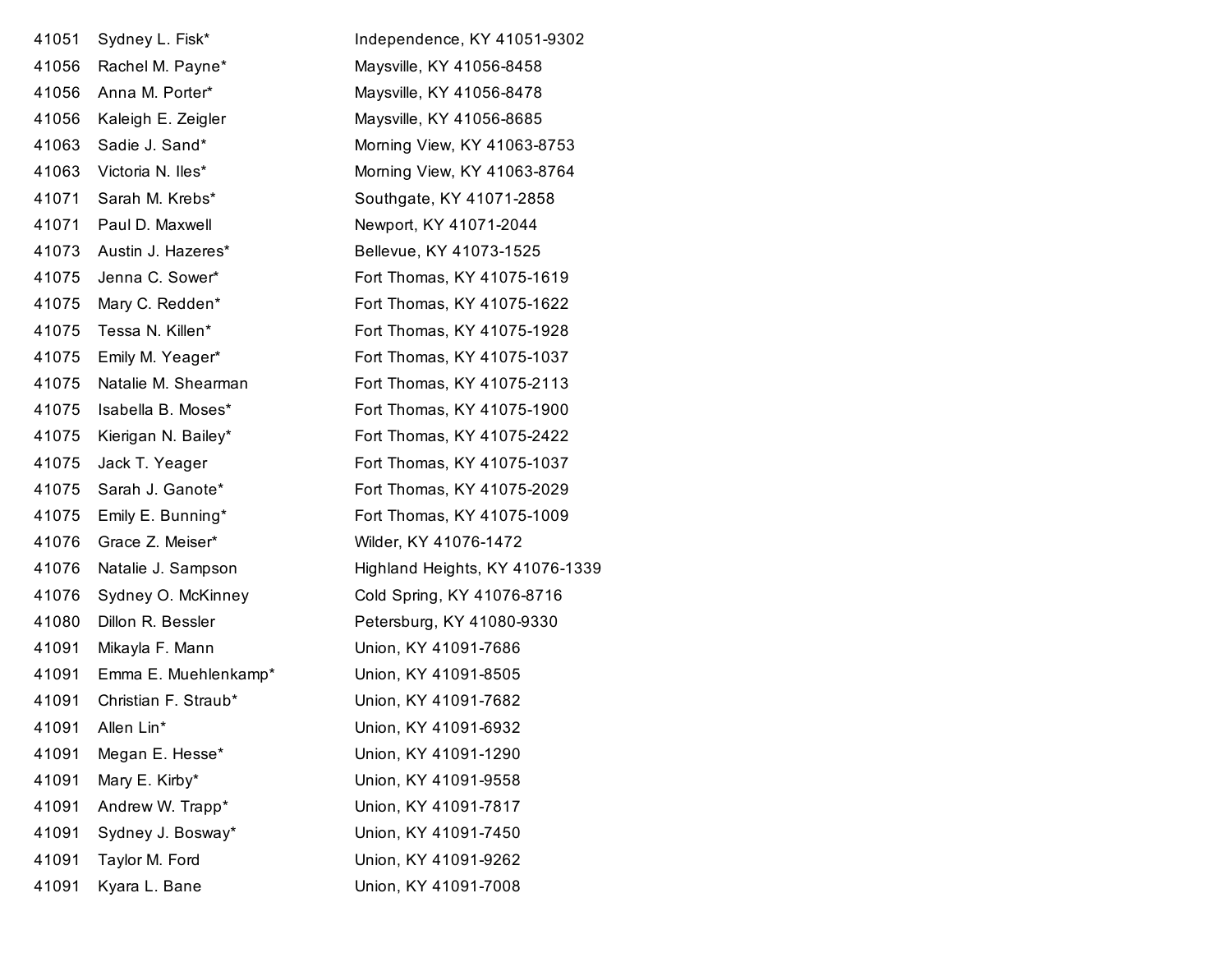| | | |
|---|---|---|
| 41051 | Sydney L. Fisk* | Independence, KY 41051-9302 |
| 41056 | Rachel M. Payne* | Maysville, KY 41056-8458 |
| 41056 | Anna M. Porter* | Maysville, KY 41056-8478 |
| 41056 | Kaleigh E. Zeigler | Maysville, KY 41056-8685 |
| 41063 | Sadie J. Sand* | Morning View, KY 41063-8753 |
| 41063 | Victoria N. Iles* | Morning View, KY 41063-8764 |
| 41071 | Sarah M. Krebs* | Southgate, KY 41071-2858 |
| 41071 | Paul D. Maxwell | Newport, KY 41071-2044 |
| 41073 | Austin J. Hazeres* | Bellevue, KY 41073-1525 |
| 41075 | Jenna C. Sower* | Fort Thomas, KY 41075-1619 |
| 41075 | Mary C. Redden* | Fort Thomas, KY 41075-1622 |
| 41075 | Tessa N. Killen* | Fort Thomas, KY 41075-1928 |
| 41075 | Emily M. Yeager* | Fort Thomas, KY 41075-1037 |
| 41075 | Natalie M. Shearman | Fort Thomas, KY 41075-2113 |
| 41075 | Isabella B. Moses* | Fort Thomas, KY 41075-1900 |
| 41075 | Kierigan N. Bailey* | Fort Thomas, KY 41075-2422 |
| 41075 | Jack T. Yeager | Fort Thomas, KY 41075-1037 |
| 41075 | Sarah J. Ganote* | Fort Thomas, KY 41075-2029 |
| 41075 | Emily E. Bunning* | Fort Thomas, KY 41075-1009 |
| 41076 | Grace Z. Meiser* | Wilder, KY 41076-1472 |
| 41076 | Natalie J. Sampson | Highland Heights, KY 41076-1339 |
| 41076 | Sydney O. McKinney | Cold Spring, KY 41076-8716 |
| 41080 | Dillon R. Bessler | Petersburg, KY 41080-9330 |
| 41091 | Mikayla F. Mann | Union, KY 41091-7686 |
| 41091 | Emma E. Muehlenkamp* | Union, KY 41091-8505 |
| 41091 | Christian F. Straub* | Union, KY 41091-7682 |
| 41091 | Allen Lin* | Union, KY 41091-6932 |
| 41091 | Megan E. Hesse* | Union, KY 41091-1290 |
| 41091 | Mary E. Kirby* | Union, KY 41091-9558 |
| 41091 | Andrew W. Trapp* | Union, KY 41091-7817 |
| 41091 | Sydney J. Bosway* | Union, KY 41091-7450 |
| 41091 | Taylor M. Ford | Union, KY 41091-9262 |
| 41091 | Kyara L. Bane | Union, KY 41091-7008 |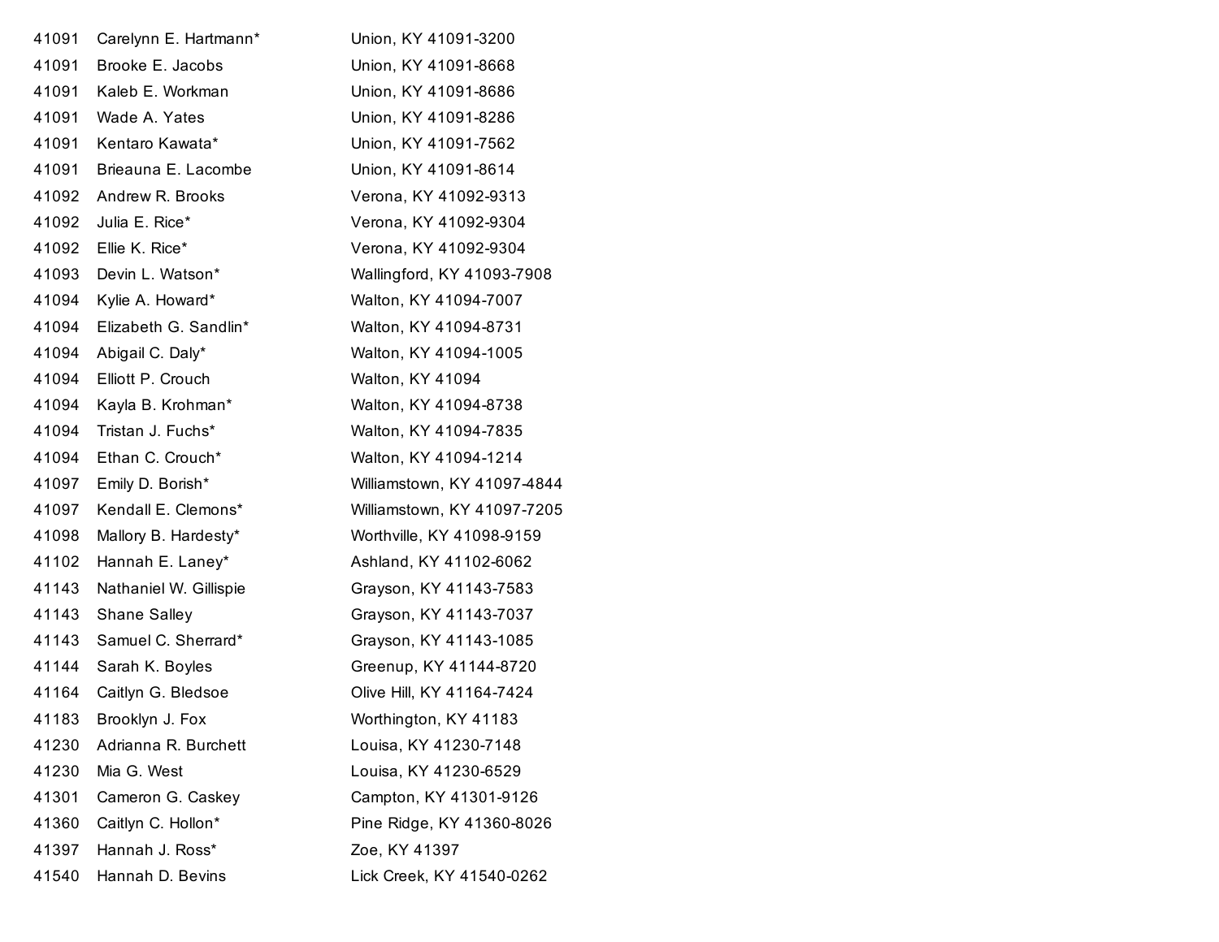| | | |
|---|---|---|
| 41091 | Carelynn E. Hartmann* | Union, KY 41091-3200 |
| 41091 | Brooke E. Jacobs | Union, KY 41091-8668 |
| 41091 | Kaleb E. Workman | Union, KY 41091-8686 |
| 41091 | Wade A. Yates | Union, KY 41091-8286 |
| 41091 | Kentaro Kawata* | Union, KY 41091-7562 |
| 41091 | Brieauna E. Lacombe | Union, KY 41091-8614 |
| 41092 | Andrew R. Brooks | Verona, KY 41092-9313 |
| 41092 | Julia E. Rice* | Verona, KY 41092-9304 |
| 41092 | Ellie K. Rice* | Verona, KY 41092-9304 |
| 41093 | Devin L. Watson* | Wallingford, KY 41093-7908 |
| 41094 | Kylie A. Howard* | Walton, KY 41094-7007 |
| 41094 | Elizabeth G. Sandlin* | Walton, KY 41094-8731 |
| 41094 | Abigail C. Daly* | Walton, KY 41094-1005 |
| 41094 | Elliott P. Crouch | Walton, KY 41094 |
| 41094 | Kayla B. Krohman* | Walton, KY 41094-8738 |
| 41094 | Tristan J. Fuchs* | Walton, KY 41094-7835 |
| 41094 | Ethan C. Crouch* | Walton, KY 41094-1214 |
| 41097 | Emily D. Borish* | Williamstown, KY 41097-4844 |
| 41097 | Kendall E. Clemons* | Williamstown, KY 41097-7205 |
| 41098 | Mallory B. Hardesty* | Worthville, KY 41098-9159 |
| 41102 | Hannah E. Laney* | Ashland, KY 41102-6062 |
| 41143 | Nathaniel W. Gillispie | Grayson, KY 41143-7583 |
| 41143 | Shane Salley | Grayson, KY 41143-7037 |
| 41143 | Samuel C. Sherrard* | Grayson, KY 41143-1085 |
| 41144 | Sarah K. Boyles | Greenup, KY 41144-8720 |
| 41164 | Caitlyn G. Bledsoe | Olive Hill, KY 41164-7424 |
| 41183 | Brooklyn J. Fox | Worthington, KY 41183 |
| 41230 | Adrianna R. Burchett | Louisa, KY 41230-7148 |
| 41230 | Mia G. West | Louisa, KY 41230-6529 |
| 41301 | Cameron G. Caskey | Campton, KY 41301-9126 |
| 41360 | Caitlyn C. Hollon* | Pine Ridge, KY 41360-8026 |
| 41397 | Hannah J. Ross* | Zoe, KY 41397 |
| 41540 | Hannah D. Bevins | Lick Creek, KY 41540-0262 |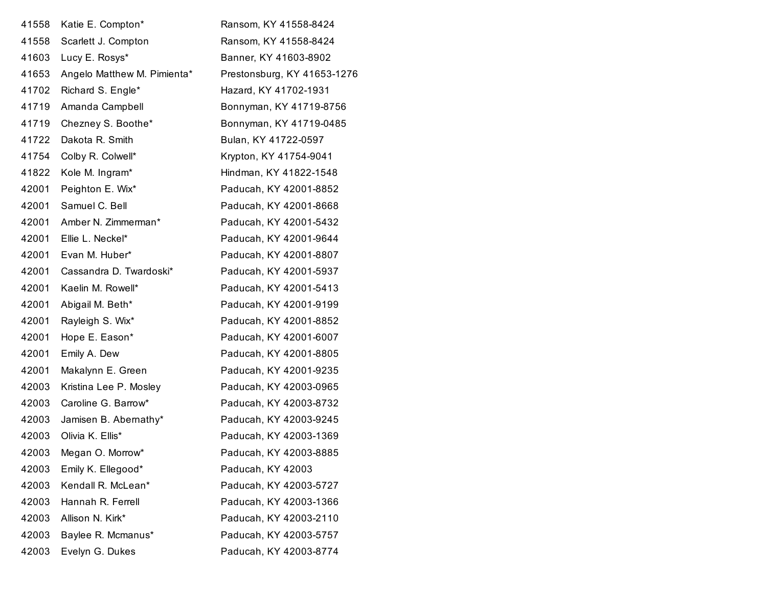| | | |
|---|---|---|
| 41558 | Katie E. Compton* | Ransom, KY 41558-8424 |
| 41558 | Scarlett J. Compton | Ransom, KY 41558-8424 |
| 41603 | Lucy E. Rosys* | Banner, KY 41603-8902 |
| 41653 | Angelo Matthew M. Pimienta* | Prestonsburg, KY 41653-1276 |
| 41702 | Richard S. Engle* | Hazard, KY 41702-1931 |
| 41719 | Amanda Campbell | Bonnyman, KY 41719-8756 |
| 41719 | Chezney S. Boothe* | Bonnyman, KY 41719-0485 |
| 41722 | Dakota R. Smith | Bulan, KY 41722-0597 |
| 41754 | Colby R. Colwell* | Krypton, KY 41754-9041 |
| 41822 | Kole M. Ingram* | Hindman, KY 41822-1548 |
| 42001 | Peighton E. Wix* | Paducah, KY 42001-8852 |
| 42001 | Samuel C. Bell | Paducah, KY 42001-8668 |
| 42001 | Amber N. Zimmerman* | Paducah, KY 42001-5432 |
| 42001 | Ellie L. Neckel* | Paducah, KY 42001-9644 |
| 42001 | Evan M. Huber* | Paducah, KY 42001-8807 |
| 42001 | Cassandra D. Twardoski* | Paducah, KY 42001-5937 |
| 42001 | Kaelin M. Rowell* | Paducah, KY 42001-5413 |
| 42001 | Abigail M. Beth* | Paducah, KY 42001-9199 |
| 42001 | Rayleigh S. Wix* | Paducah, KY 42001-8852 |
| 42001 | Hope E. Eason* | Paducah, KY 42001-6007 |
| 42001 | Emily A. Dew | Paducah, KY 42001-8805 |
| 42001 | Makalynn E. Green | Paducah, KY 42001-9235 |
| 42003 | Kristina Lee P. Mosley | Paducah, KY 42003-0965 |
| 42003 | Caroline G. Barrow* | Paducah, KY 42003-8732 |
| 42003 | Jamisen B. Abernathy* | Paducah, KY 42003-9245 |
| 42003 | Olivia K. Ellis* | Paducah, KY 42003-1369 |
| 42003 | Megan O. Morrow* | Paducah, KY 42003-8885 |
| 42003 | Emily K. Ellegood* | Paducah, KY 42003 |
| 42003 | Kendall R. McLean* | Paducah, KY 42003-5727 |
| 42003 | Hannah R. Ferrell | Paducah, KY 42003-1366 |
| 42003 | Allison N. Kirk* | Paducah, KY 42003-2110 |
| 42003 | Baylee R. Mcmanus* | Paducah, KY 42003-5757 |
| 42003 | Evelyn G. Dukes | Paducah, KY 42003-8774 |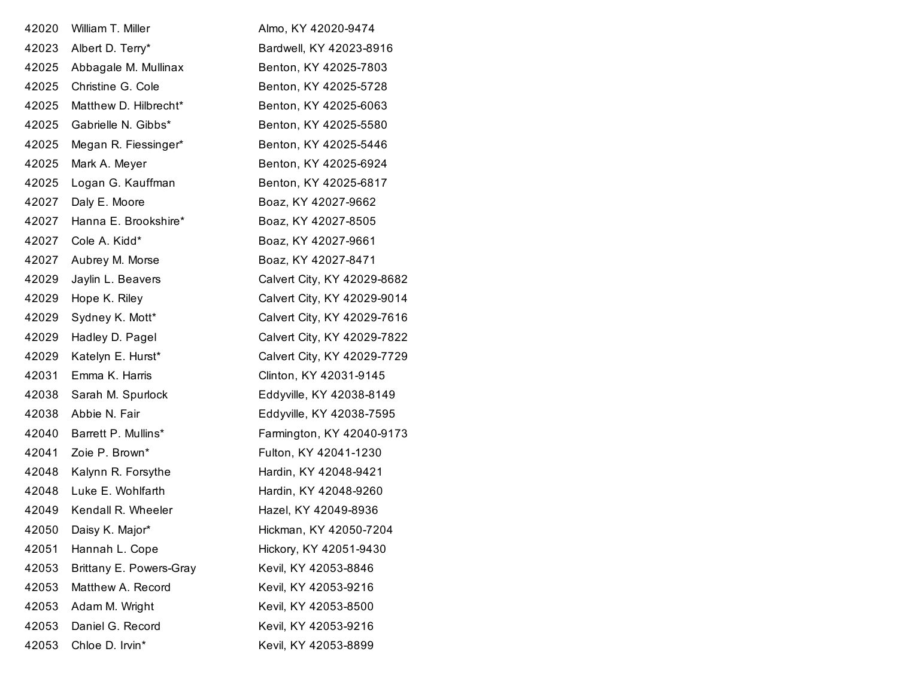| | | |
|---|---|---|
| 42020 | William T. Miller | Almo, KY 42020-9474 |
| 42023 | Albert D. Terry* | Bardwell, KY 42023-8916 |
| 42025 | Abbagale M. Mullinax | Benton, KY 42025-7803 |
| 42025 | Christine G. Cole | Benton, KY 42025-5728 |
| 42025 | Matthew D. Hilbrecht* | Benton, KY 42025-6063 |
| 42025 | Gabrielle N. Gibbs* | Benton, KY 42025-5580 |
| 42025 | Megan R. Fiessinger* | Benton, KY 42025-5446 |
| 42025 | Mark A. Meyer | Benton, KY 42025-6924 |
| 42025 | Logan G. Kauffman | Benton, KY 42025-6817 |
| 42027 | Daly E. Moore | Boaz, KY 42027-9662 |
| 42027 | Hanna E. Brookshire* | Boaz, KY 42027-8505 |
| 42027 | Cole A. Kidd* | Boaz, KY 42027-9661 |
| 42027 | Aubrey M. Morse | Boaz, KY 42027-8471 |
| 42029 | Jaylin L. Beavers | Calvert City, KY 42029-8682 |
| 42029 | Hope K. Riley | Calvert City, KY 42029-9014 |
| 42029 | Sydney K. Mott* | Calvert City, KY 42029-7616 |
| 42029 | Hadley D. Pagel | Calvert City, KY 42029-7822 |
| 42029 | Katelyn E. Hurst* | Calvert City, KY 42029-7729 |
| 42031 | Emma K. Harris | Clinton, KY 42031-9145 |
| 42038 | Sarah M. Spurlock | Eddyville, KY 42038-8149 |
| 42038 | Abbie N. Fair | Eddyville, KY 42038-7595 |
| 42040 | Barrett P. Mullins* | Farmington, KY 42040-9173 |
| 42041 | Zoie P. Brown* | Fulton, KY 42041-1230 |
| 42048 | Kalynn R. Forsythe | Hardin, KY 42048-9421 |
| 42048 | Luke E. Wohlfarth | Hardin, KY 42048-9260 |
| 42049 | Kendall R. Wheeler | Hazel, KY 42049-8936 |
| 42050 | Daisy K. Major* | Hickman, KY 42050-7204 |
| 42051 | Hannah L. Cope | Hickory, KY 42051-9430 |
| 42053 | Brittany E. Powers-Gray | Kevil, KY 42053-8846 |
| 42053 | Matthew A. Record | Kevil, KY 42053-9216 |
| 42053 | Adam M. Wright | Kevil, KY 42053-8500 |
| 42053 | Daniel G. Record | Kevil, KY 42053-9216 |
| 42053 | Chloe D. Irvin* | Kevil, KY 42053-8899 |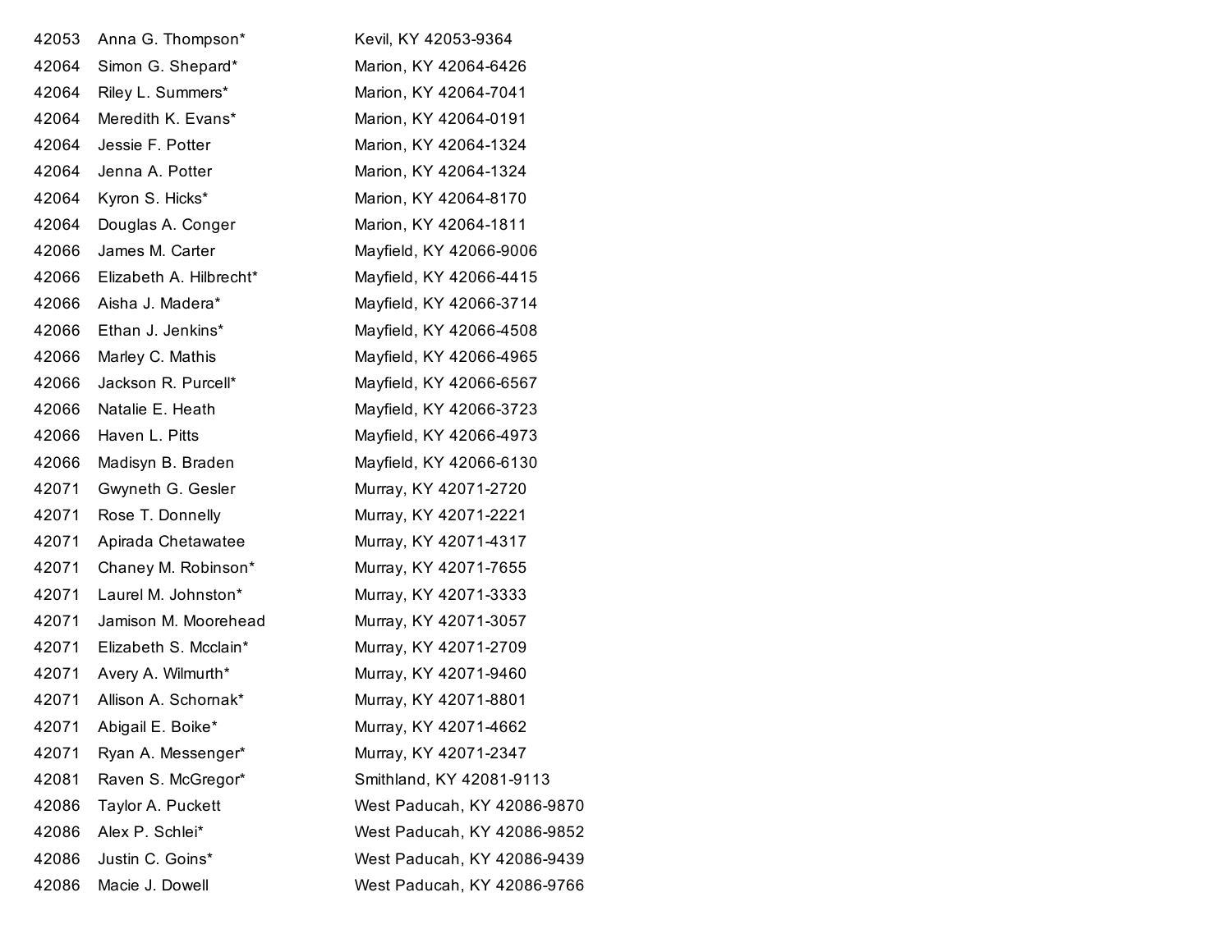| | | |
|---|---|---|
| 42053 | Anna G. Thompson* | Kevil, KY 42053-9364 |
| 42064 | Simon G. Shepard* | Marion, KY 42064-6426 |
| 42064 | Riley L. Summers* | Marion, KY 42064-7041 |
| 42064 | Meredith K. Evans* | Marion, KY 42064-0191 |
| 42064 | Jessie F. Potter | Marion, KY 42064-1324 |
| 42064 | Jenna A. Potter | Marion, KY 42064-1324 |
| 42064 | Kyron S. Hicks* | Marion, KY 42064-8170 |
| 42064 | Douglas A. Conger | Marion, KY 42064-1811 |
| 42066 | James M. Carter | Mayfield, KY 42066-9006 |
| 42066 | Elizabeth A. Hilbrecht* | Mayfield, KY 42066-4415 |
| 42066 | Aisha J. Madera* | Mayfield, KY 42066-3714 |
| 42066 | Ethan J. Jenkins* | Mayfield, KY 42066-4508 |
| 42066 | Marley C. Mathis | Mayfield, KY 42066-4965 |
| 42066 | Jackson R. Purcell* | Mayfield, KY 42066-6567 |
| 42066 | Natalie E. Heath | Mayfield, KY 42066-3723 |
| 42066 | Haven L. Pitts | Mayfield, KY 42066-4973 |
| 42066 | Madisyn B. Braden | Mayfield, KY 42066-6130 |
| 42071 | Gwyneth G. Gesler | Murray, KY 42071-2720 |
| 42071 | Rose T. Donnelly | Murray, KY 42071-2221 |
| 42071 | Apirada Chetawatee | Murray, KY 42071-4317 |
| 42071 | Chaney M. Robinson* | Murray, KY 42071-7655 |
| 42071 | Laurel M. Johnston* | Murray, KY 42071-3333 |
| 42071 | Jamison M. Moorehead | Murray, KY 42071-3057 |
| 42071 | Elizabeth S. Mcclain* | Murray, KY 42071-2709 |
| 42071 | Avery A. Wilmurth* | Murray, KY 42071-9460 |
| 42071 | Allison A. Schornak* | Murray, KY 42071-8801 |
| 42071 | Abigail E. Boike* | Murray, KY 42071-4662 |
| 42071 | Ryan A. Messenger* | Murray, KY 42071-2347 |
| 42081 | Raven S. McGregor* | Smithland, KY 42081-9113 |
| 42086 | Taylor A. Puckett | West Paducah, KY 42086-9870 |
| 42086 | Alex P. Schlei* | West Paducah, KY 42086-9852 |
| 42086 | Justin C. Goins* | West Paducah, KY 42086-9439 |
| 42086 | Macie J. Dowell | West Paducah, KY 42086-9766 |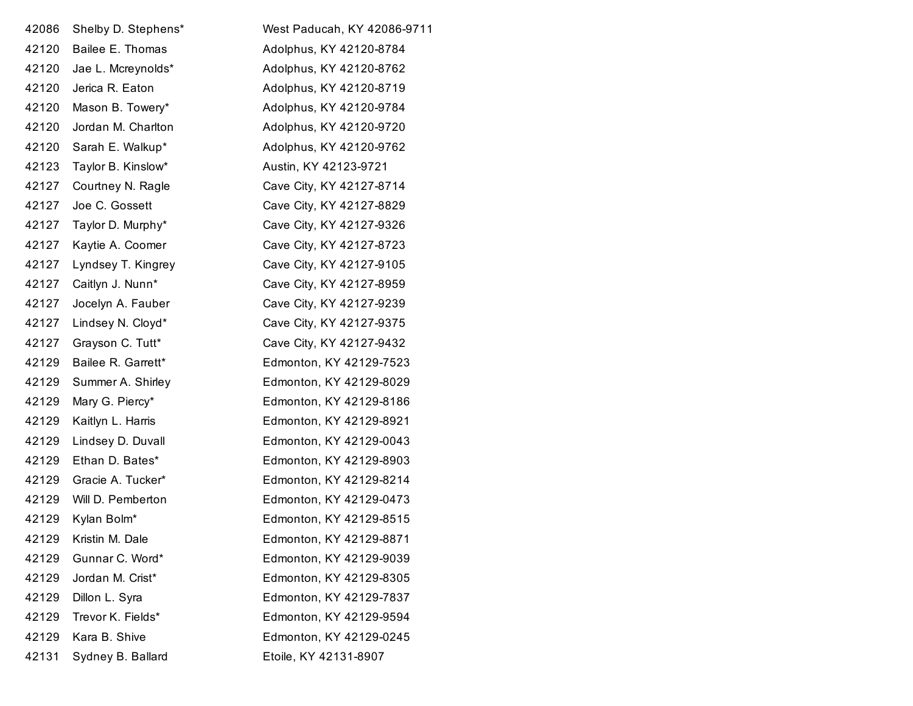| | | |
|---|---|---|
| 42086 | Shelby D. Stephens* | West Paducah, KY 42086-9711 |
| 42120 | Bailee E. Thomas | Adolphus, KY 42120-8784 |
| 42120 | Jae L. Mcreynolds* | Adolphus, KY 42120-8762 |
| 42120 | Jerica R. Eaton | Adolphus, KY 42120-8719 |
| 42120 | Mason B. Towery* | Adolphus, KY 42120-9784 |
| 42120 | Jordan M. Charlton | Adolphus, KY 42120-9720 |
| 42120 | Sarah E. Walkup* | Adolphus, KY 42120-9762 |
| 42123 | Taylor B. Kinslow* | Austin, KY 42123-9721 |
| 42127 | Courtney N. Ragle | Cave City, KY 42127-8714 |
| 42127 | Joe C. Gossett | Cave City, KY 42127-8829 |
| 42127 | Taylor D. Murphy* | Cave City, KY 42127-9326 |
| 42127 | Kaytie A. Coomer | Cave City, KY 42127-8723 |
| 42127 | Lyndsey T. Kingrey | Cave City, KY 42127-9105 |
| 42127 | Caitlyn J. Nunn* | Cave City, KY 42127-8959 |
| 42127 | Jocelyn A. Fauber | Cave City, KY 42127-9239 |
| 42127 | Lindsey N. Cloyd* | Cave City, KY 42127-9375 |
| 42127 | Grayson C. Tutt* | Cave City, KY 42127-9432 |
| 42129 | Bailee R. Garrett* | Edmonton, KY 42129-7523 |
| 42129 | Summer A. Shirley | Edmonton, KY 42129-8029 |
| 42129 | Mary G. Piercy* | Edmonton, KY 42129-8186 |
| 42129 | Kaitlyn L. Harris | Edmonton, KY 42129-8921 |
| 42129 | Lindsey D. Duvall | Edmonton, KY 42129-0043 |
| 42129 | Ethan D. Bates* | Edmonton, KY 42129-8903 |
| 42129 | Gracie A. Tucker* | Edmonton, KY 42129-8214 |
| 42129 | Will D. Pemberton | Edmonton, KY 42129-0473 |
| 42129 | Kylan Bolm* | Edmonton, KY 42129-8515 |
| 42129 | Kristin M. Dale | Edmonton, KY 42129-8871 |
| 42129 | Gunnar C. Word* | Edmonton, KY 42129-9039 |
| 42129 | Jordan M. Crist* | Edmonton, KY 42129-8305 |
| 42129 | Dillon L. Syra | Edmonton, KY 42129-7837 |
| 42129 | Trevor K. Fields* | Edmonton, KY 42129-9594 |
| 42129 | Kara B. Shive | Edmonton, KY 42129-0245 |
| 42131 | Sydney B. Ballard | Etoile, KY 42131-8907 |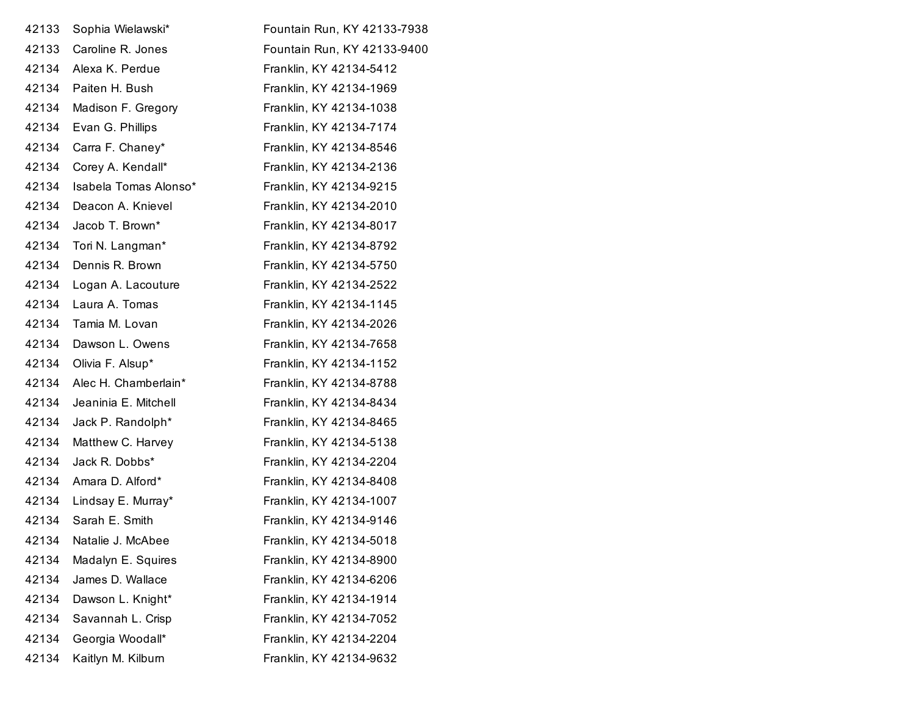| | | |
|---|---|---|
| 42133 | Sophia Wielawski* | Fountain Run, KY 42133-7938 |
| 42133 | Caroline R. Jones | Fountain Run, KY 42133-9400 |
| 42134 | Alexa K. Perdue | Franklin, KY 42134-5412 |
| 42134 | Paiten H. Bush | Franklin, KY 42134-1969 |
| 42134 | Madison F. Gregory | Franklin, KY 42134-1038 |
| 42134 | Evan G. Phillips | Franklin, KY 42134-7174 |
| 42134 | Carra F. Chaney* | Franklin, KY 42134-8546 |
| 42134 | Corey A. Kendall* | Franklin, KY 42134-2136 |
| 42134 | Isabela Tomas Alonso* | Franklin, KY 42134-9215 |
| 42134 | Deacon A. Knievel | Franklin, KY 42134-2010 |
| 42134 | Jacob T. Brown* | Franklin, KY 42134-8017 |
| 42134 | Tori N. Langman* | Franklin, KY 42134-8792 |
| 42134 | Dennis R. Brown | Franklin, KY 42134-5750 |
| 42134 | Logan A. Lacouture | Franklin, KY 42134-2522 |
| 42134 | Laura A. Tomas | Franklin, KY 42134-1145 |
| 42134 | Tamia M. Lovan | Franklin, KY 42134-2026 |
| 42134 | Dawson L. Owens | Franklin, KY 42134-7658 |
| 42134 | Olivia F. Alsup* | Franklin, KY 42134-1152 |
| 42134 | Alec H. Chamberlain* | Franklin, KY 42134-8788 |
| 42134 | Jeaninia E. Mitchell | Franklin, KY 42134-8434 |
| 42134 | Jack P. Randolph* | Franklin, KY 42134-8465 |
| 42134 | Matthew C. Harvey | Franklin, KY 42134-5138 |
| 42134 | Jack R. Dobbs* | Franklin, KY 42134-2204 |
| 42134 | Amara D. Alford* | Franklin, KY 42134-8408 |
| 42134 | Lindsay E. Murray* | Franklin, KY 42134-1007 |
| 42134 | Sarah E. Smith | Franklin, KY 42134-9146 |
| 42134 | Natalie J. McAbee | Franklin, KY 42134-5018 |
| 42134 | Madalyn E. Squires | Franklin, KY 42134-8900 |
| 42134 | James D. Wallace | Franklin, KY 42134-6206 |
| 42134 | Dawson L. Knight* | Franklin, KY 42134-1914 |
| 42134 | Savannah L. Crisp | Franklin, KY 42134-7052 |
| 42134 | Georgia Woodall* | Franklin, KY 42134-2204 |
| 42134 | Kaitlyn M. Kilburn | Franklin, KY 42134-9632 |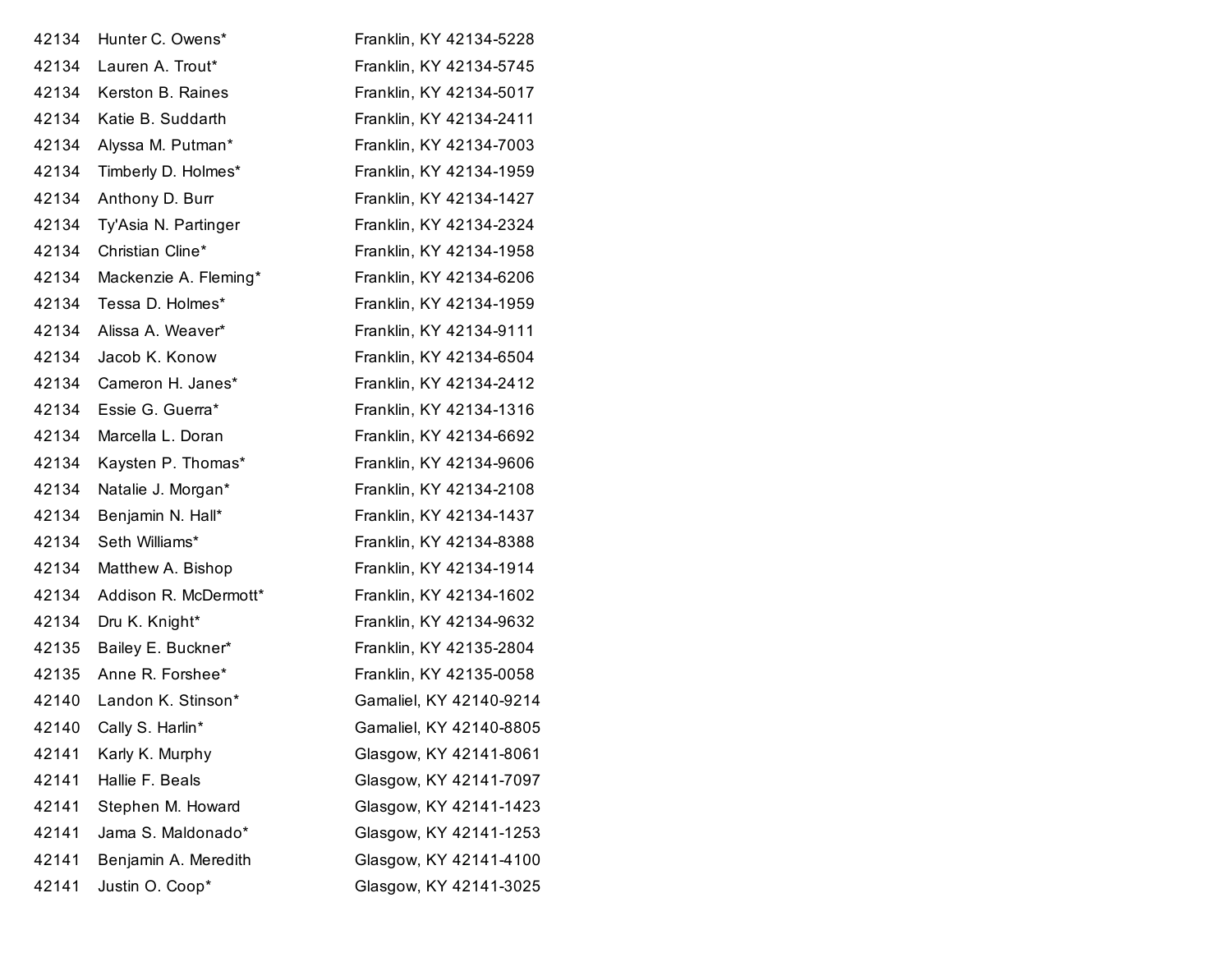| | | |
|---|---|---|
| 42134 | Hunter C. Owens* | Franklin, KY 42134-5228 |
| 42134 | Lauren A. Trout* | Franklin, KY 42134-5745 |
| 42134 | Kerston B. Raines | Franklin, KY 42134-5017 |
| 42134 | Katie B. Suddarth | Franklin, KY 42134-2411 |
| 42134 | Alyssa M. Putman* | Franklin, KY 42134-7003 |
| 42134 | Timberly D. Holmes* | Franklin, KY 42134-1959 |
| 42134 | Anthony D. Burr | Franklin, KY 42134-1427 |
| 42134 | Ty'Asia N. Partinger | Franklin, KY 42134-2324 |
| 42134 | Christian Cline* | Franklin, KY 42134-1958 |
| 42134 | Mackenzie A. Fleming* | Franklin, KY 42134-6206 |
| 42134 | Tessa D. Holmes* | Franklin, KY 42134-1959 |
| 42134 | Alissa A. Weaver* | Franklin, KY 42134-9111 |
| 42134 | Jacob K. Konow | Franklin, KY 42134-6504 |
| 42134 | Cameron H. Janes* | Franklin, KY 42134-2412 |
| 42134 | Essie G. Guerra* | Franklin, KY 42134-1316 |
| 42134 | Marcella L. Doran | Franklin, KY 42134-6692 |
| 42134 | Kaysten P. Thomas* | Franklin, KY 42134-9606 |
| 42134 | Natalie J. Morgan* | Franklin, KY 42134-2108 |
| 42134 | Benjamin N. Hall* | Franklin, KY 42134-1437 |
| 42134 | Seth Williams* | Franklin, KY 42134-8388 |
| 42134 | Matthew A. Bishop | Franklin, KY 42134-1914 |
| 42134 | Addison R. McDermott* | Franklin, KY 42134-1602 |
| 42134 | Dru K. Knight* | Franklin, KY 42134-9632 |
| 42135 | Bailey E. Buckner* | Franklin, KY 42135-2804 |
| 42135 | Anne R. Forshee* | Franklin, KY 42135-0058 |
| 42140 | Landon K. Stinson* | Gamaliel, KY 42140-9214 |
| 42140 | Cally S. Harlin* | Gamaliel, KY 42140-8805 |
| 42141 | Karly K. Murphy | Glasgow, KY 42141-8061 |
| 42141 | Hallie F. Beals | Glasgow, KY 42141-7097 |
| 42141 | Stephen M. Howard | Glasgow, KY 42141-1423 |
| 42141 | Jama S. Maldonado* | Glasgow, KY 42141-1253 |
| 42141 | Benjamin A. Meredith | Glasgow, KY 42141-4100 |
| 42141 | Justin O. Coop* | Glasgow, KY 42141-3025 |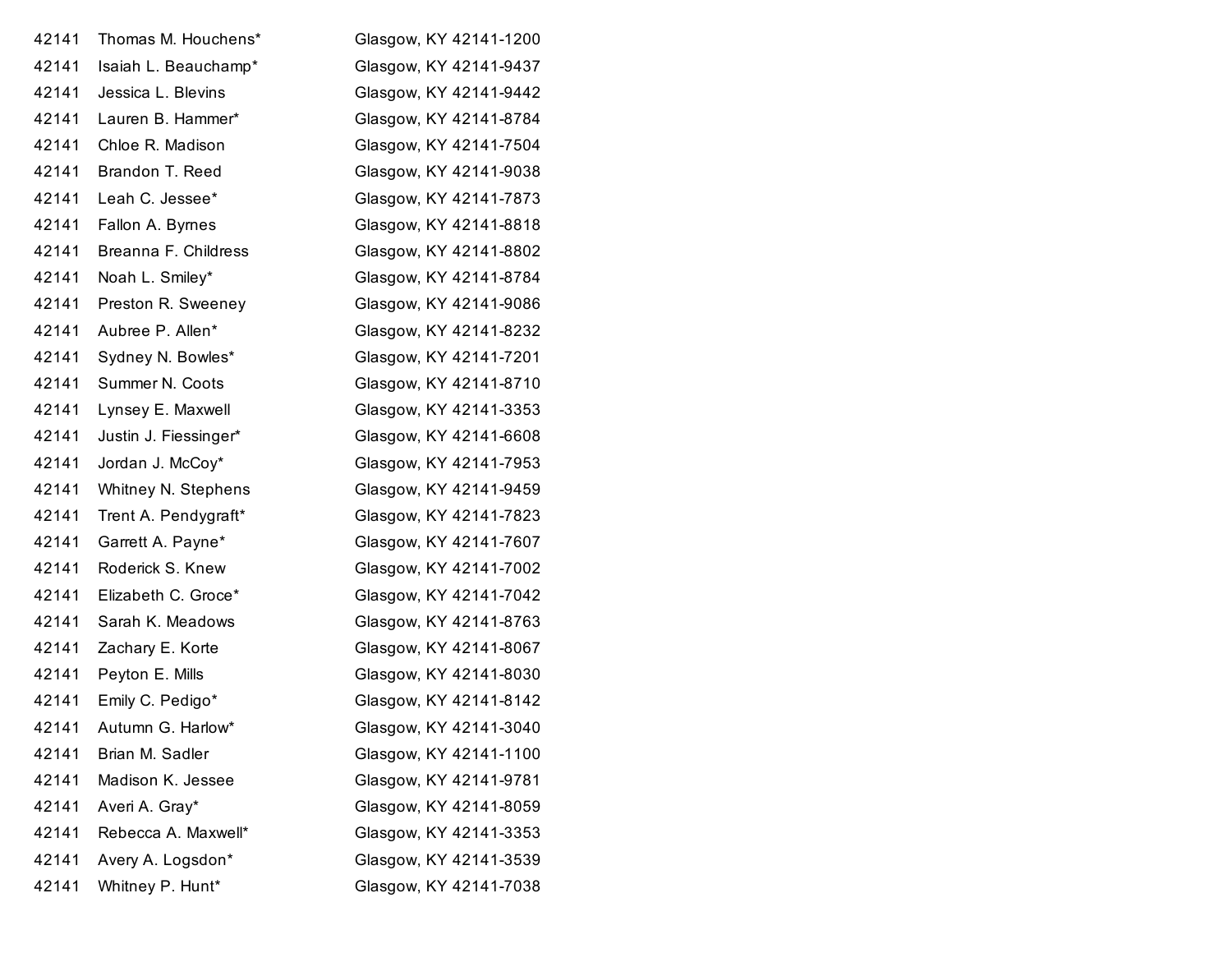| | | |
|---|---|---|
| 42141 | Thomas M. Houchens* | Glasgow, KY 42141-1200 |
| 42141 | Isaiah L. Beauchamp* | Glasgow, KY 42141-9437 |
| 42141 | Jessica L. Blevins | Glasgow, KY 42141-9442 |
| 42141 | Lauren B. Hammer* | Glasgow, KY 42141-8784 |
| 42141 | Chloe R. Madison | Glasgow, KY 42141-7504 |
| 42141 | Brandon T. Reed | Glasgow, KY 42141-9038 |
| 42141 | Leah C. Jessee* | Glasgow, KY 42141-7873 |
| 42141 | Fallon A. Byrnes | Glasgow, KY 42141-8818 |
| 42141 | Breanna F. Childress | Glasgow, KY 42141-8802 |
| 42141 | Noah L. Smiley* | Glasgow, KY 42141-8784 |
| 42141 | Preston R. Sweeney | Glasgow, KY 42141-9086 |
| 42141 | Aubree P. Allen* | Glasgow, KY 42141-8232 |
| 42141 | Sydney N. Bowles* | Glasgow, KY 42141-7201 |
| 42141 | Summer N. Coots | Glasgow, KY 42141-8710 |
| 42141 | Lynsey E. Maxwell | Glasgow, KY 42141-3353 |
| 42141 | Justin J. Fiessinger* | Glasgow, KY 42141-6608 |
| 42141 | Jordan J. McCoy* | Glasgow, KY 42141-7953 |
| 42141 | Whitney N. Stephens | Glasgow, KY 42141-9459 |
| 42141 | Trent A. Pendygraft* | Glasgow, KY 42141-7823 |
| 42141 | Garrett A. Payne* | Glasgow, KY 42141-7607 |
| 42141 | Roderick S. Knew | Glasgow, KY 42141-7002 |
| 42141 | Elizabeth C. Groce* | Glasgow, KY 42141-7042 |
| 42141 | Sarah K. Meadows | Glasgow, KY 42141-8763 |
| 42141 | Zachary E. Korte | Glasgow, KY 42141-8067 |
| 42141 | Peyton E. Mills | Glasgow, KY 42141-8030 |
| 42141 | Emily C. Pedigo* | Glasgow, KY 42141-8142 |
| 42141 | Autumn G. Harlow* | Glasgow, KY 42141-3040 |
| 42141 | Brian M. Sadler | Glasgow, KY 42141-1100 |
| 42141 | Madison K. Jessee | Glasgow, KY 42141-9781 |
| 42141 | Averi A. Gray* | Glasgow, KY 42141-8059 |
| 42141 | Rebecca A. Maxwell* | Glasgow, KY 42141-3353 |
| 42141 | Avery A. Logsdon* | Glasgow, KY 42141-3539 |
| 42141 | Whitney P. Hunt* | Glasgow, KY 42141-7038 |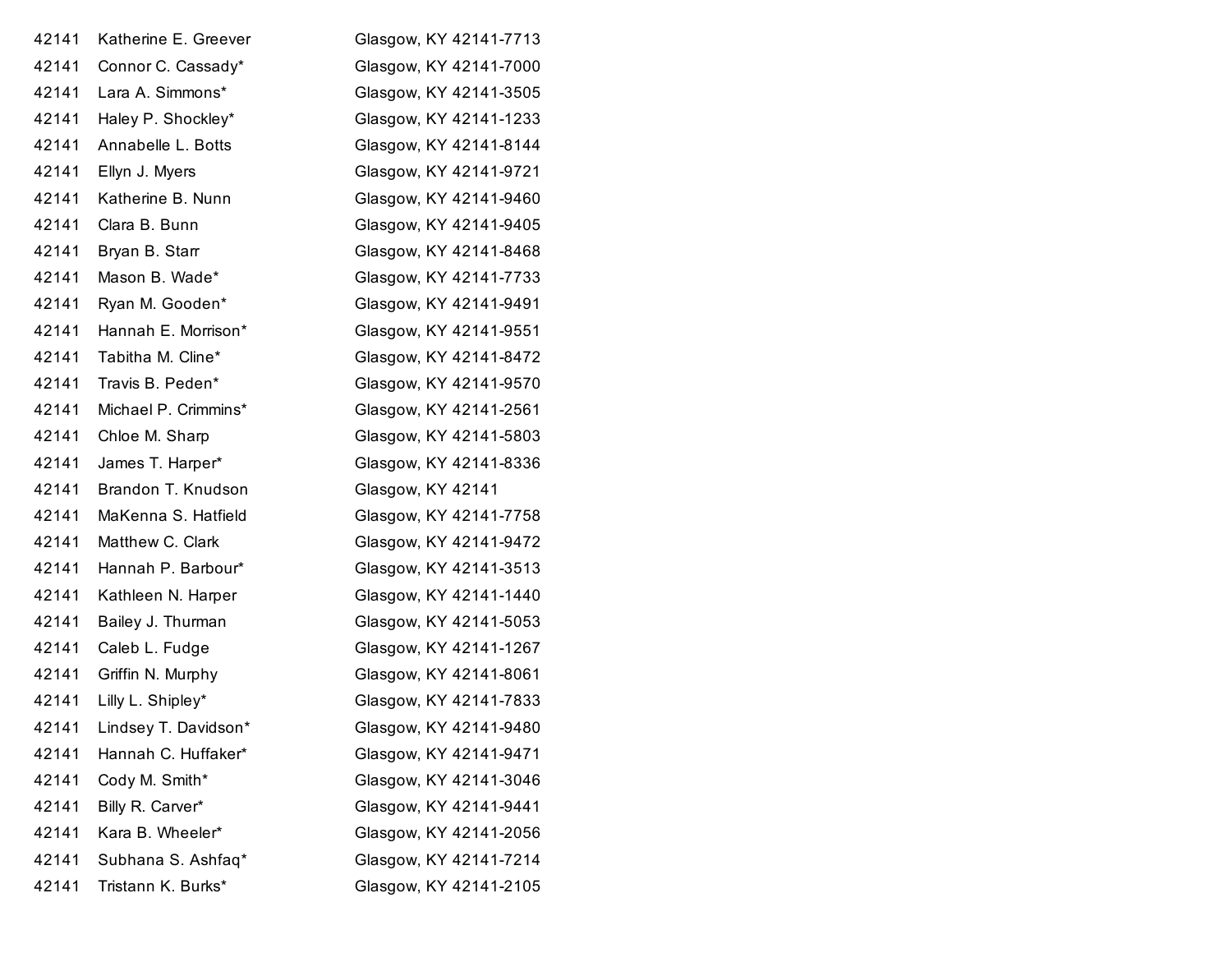| | | |
|---|---|---|
| 42141 | Katherine E. Greever | Glasgow, KY 42141-7713 |
| 42141 | Connor C. Cassady* | Glasgow, KY 42141-7000 |
| 42141 | Lara A. Simmons* | Glasgow, KY 42141-3505 |
| 42141 | Haley P. Shockley* | Glasgow, KY 42141-1233 |
| 42141 | Annabelle L. Botts | Glasgow, KY 42141-8144 |
| 42141 | Ellyn J. Myers | Glasgow, KY 42141-9721 |
| 42141 | Katherine B. Nunn | Glasgow, KY 42141-9460 |
| 42141 | Clara B. Bunn | Glasgow, KY 42141-9405 |
| 42141 | Bryan B. Starr | Glasgow, KY 42141-8468 |
| 42141 | Mason B. Wade* | Glasgow, KY 42141-7733 |
| 42141 | Ryan M. Gooden* | Glasgow, KY 42141-9491 |
| 42141 | Hannah E. Morrison* | Glasgow, KY 42141-9551 |
| 42141 | Tabitha M. Cline* | Glasgow, KY 42141-8472 |
| 42141 | Travis B. Peden* | Glasgow, KY 42141-9570 |
| 42141 | Michael P. Crimmins* | Glasgow, KY 42141-2561 |
| 42141 | Chloe M. Sharp | Glasgow, KY 42141-5803 |
| 42141 | James T. Harper* | Glasgow, KY 42141-8336 |
| 42141 | Brandon T. Knudson | Glasgow, KY 42141 |
| 42141 | MaKenna S. Hatfield | Glasgow, KY 42141-7758 |
| 42141 | Matthew C. Clark | Glasgow, KY 42141-9472 |
| 42141 | Hannah P. Barbour* | Glasgow, KY 42141-3513 |
| 42141 | Kathleen N. Harper | Glasgow, KY 42141-1440 |
| 42141 | Bailey J. Thurman | Glasgow, KY 42141-5053 |
| 42141 | Caleb L. Fudge | Glasgow, KY 42141-1267 |
| 42141 | Griffin N. Murphy | Glasgow, KY 42141-8061 |
| 42141 | Lilly L. Shipley* | Glasgow, KY 42141-7833 |
| 42141 | Lindsey T. Davidson* | Glasgow, KY 42141-9480 |
| 42141 | Hannah C. Huffaker* | Glasgow, KY 42141-9471 |
| 42141 | Cody M. Smith* | Glasgow, KY 42141-3046 |
| 42141 | Billy R. Carver* | Glasgow, KY 42141-9441 |
| 42141 | Kara B. Wheeler* | Glasgow, KY 42141-2056 |
| 42141 | Subhana S. Ashfaq* | Glasgow, KY 42141-7214 |
| 42141 | Tristann K. Burks* | Glasgow, KY 42141-2105 |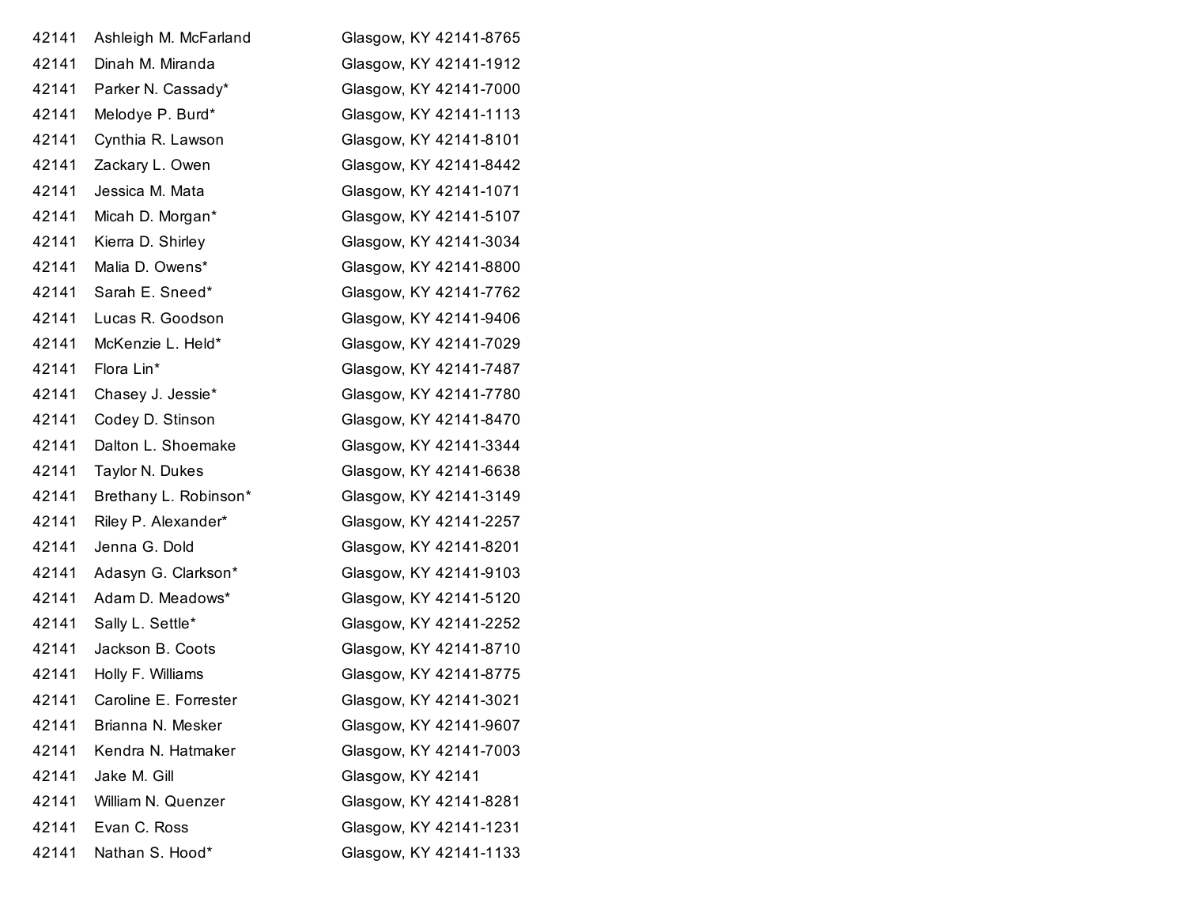| | | |
|---|---|---|
| 42141 | Ashleigh M. McFarland | Glasgow, KY 42141-8765 |
| 42141 | Dinah M. Miranda | Glasgow, KY 42141-1912 |
| 42141 | Parker N. Cassady* | Glasgow, KY 42141-7000 |
| 42141 | Melodye P. Burd* | Glasgow, KY 42141-1113 |
| 42141 | Cynthia R. Lawson | Glasgow, KY 42141-8101 |
| 42141 | Zackary L. Owen | Glasgow, KY 42141-8442 |
| 42141 | Jessica M. Mata | Glasgow, KY 42141-1071 |
| 42141 | Micah D. Morgan* | Glasgow, KY 42141-5107 |
| 42141 | Kierra D. Shirley | Glasgow, KY 42141-3034 |
| 42141 | Malia D. Owens* | Glasgow, KY 42141-8800 |
| 42141 | Sarah E. Sneed* | Glasgow, KY 42141-7762 |
| 42141 | Lucas R. Goodson | Glasgow, KY 42141-9406 |
| 42141 | McKenzie L. Held* | Glasgow, KY 42141-7029 |
| 42141 | Flora Lin* | Glasgow, KY 42141-7487 |
| 42141 | Chasey J. Jessie* | Glasgow, KY 42141-7780 |
| 42141 | Codey D. Stinson | Glasgow, KY 42141-8470 |
| 42141 | Dalton L. Shoemake | Glasgow, KY 42141-3344 |
| 42141 | Taylor N. Dukes | Glasgow, KY 42141-6638 |
| 42141 | Brethany L. Robinson* | Glasgow, KY 42141-3149 |
| 42141 | Riley P. Alexander* | Glasgow, KY 42141-2257 |
| 42141 | Jenna G. Dold | Glasgow, KY 42141-8201 |
| 42141 | Adasyn G. Clarkson* | Glasgow, KY 42141-9103 |
| 42141 | Adam D. Meadows* | Glasgow, KY 42141-5120 |
| 42141 | Sally L. Settle* | Glasgow, KY 42141-2252 |
| 42141 | Jackson B. Coots | Glasgow, KY 42141-8710 |
| 42141 | Holly F. Williams | Glasgow, KY 42141-8775 |
| 42141 | Caroline E. Forrester | Glasgow, KY 42141-3021 |
| 42141 | Brianna N. Mesker | Glasgow, KY 42141-9607 |
| 42141 | Kendra N. Hatmaker | Glasgow, KY 42141-7003 |
| 42141 | Jake M. Gill | Glasgow, KY 42141 |
| 42141 | William N. Quenzer | Glasgow, KY 42141-8281 |
| 42141 | Evan C. Ross | Glasgow, KY 42141-1231 |
| 42141 | Nathan S. Hood* | Glasgow, KY 42141-1133 |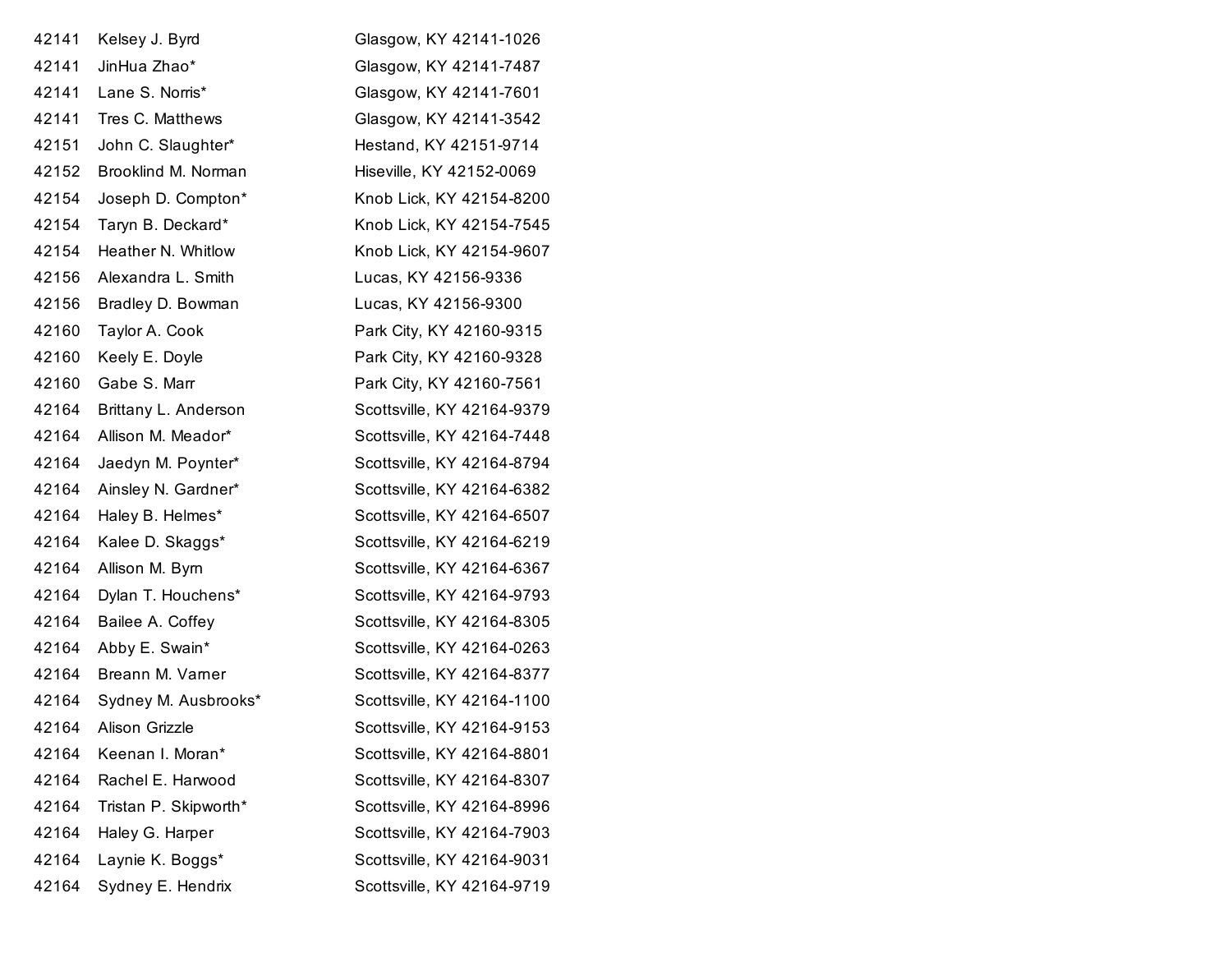| | | |
|---|---|---|
| 42141 | Kelsey J. Byrd | Glasgow, KY 42141-1026 |
| 42141 | JinHua Zhao* | Glasgow, KY 42141-7487 |
| 42141 | Lane S. Norris* | Glasgow, KY 42141-7601 |
| 42141 | Tres C. Matthews | Glasgow, KY 42141-3542 |
| 42151 | John C. Slaughter* | Hestand, KY 42151-9714 |
| 42152 | Brooklind M. Norman | Hiseville, KY 42152-0069 |
| 42154 | Joseph D. Compton* | Knob Lick, KY 42154-8200 |
| 42154 | Taryn B. Deckard* | Knob Lick, KY 42154-7545 |
| 42154 | Heather N. Whitlow | Knob Lick, KY 42154-9607 |
| 42156 | Alexandra L. Smith | Lucas, KY 42156-9336 |
| 42156 | Bradley D. Bowman | Lucas, KY 42156-9300 |
| 42160 | Taylor A. Cook | Park City, KY 42160-9315 |
| 42160 | Keely E. Doyle | Park City, KY 42160-9328 |
| 42160 | Gabe S. Marr | Park City, KY 42160-7561 |
| 42164 | Brittany L. Anderson | Scottsville, KY 42164-9379 |
| 42164 | Allison M. Meador* | Scottsville, KY 42164-7448 |
| 42164 | Jaedyn M. Poynter* | Scottsville, KY 42164-8794 |
| 42164 | Ainsley N. Gardner* | Scottsville, KY 42164-6382 |
| 42164 | Haley B. Helmes* | Scottsville, KY 42164-6507 |
| 42164 | Kalee D. Skaggs* | Scottsville, KY 42164-6219 |
| 42164 | Allison M. Byrn | Scottsville, KY 42164-6367 |
| 42164 | Dylan T. Houchens* | Scottsville, KY 42164-9793 |
| 42164 | Bailee A. Coffey | Scottsville, KY 42164-8305 |
| 42164 | Abby E. Swain* | Scottsville, KY 42164-0263 |
| 42164 | Breann M. Varner | Scottsville, KY 42164-8377 |
| 42164 | Sydney M. Ausbrooks* | Scottsville, KY 42164-1100 |
| 42164 | Alison Grizzle | Scottsville, KY 42164-9153 |
| 42164 | Keenan I. Moran* | Scottsville, KY 42164-8801 |
| 42164 | Rachel E. Harwood | Scottsville, KY 42164-8307 |
| 42164 | Tristan P. Skipworth* | Scottsville, KY 42164-8996 |
| 42164 | Haley G. Harper | Scottsville, KY 42164-7903 |
| 42164 | Laynie K. Boggs* | Scottsville, KY 42164-9031 |
| 42164 | Sydney E. Hendrix | Scottsville, KY 42164-9719 |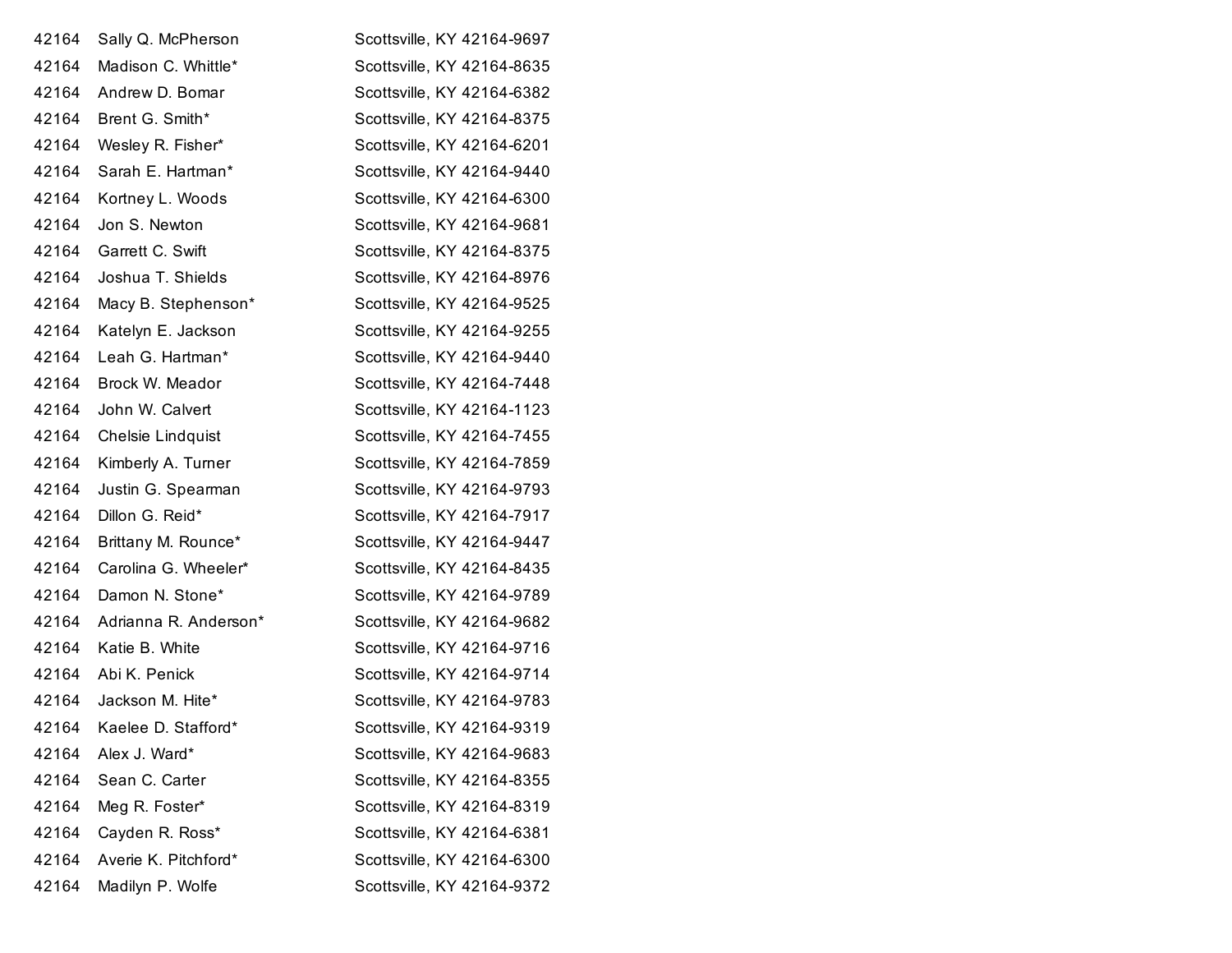| | | |
|---|---|---|
| 42164 | Sally Q. McPherson | Scottsville, KY 42164-9697 |
| 42164 | Madison C. Whittle* | Scottsville, KY 42164-8635 |
| 42164 | Andrew D. Bomar | Scottsville, KY 42164-6382 |
| 42164 | Brent G. Smith* | Scottsville, KY 42164-8375 |
| 42164 | Wesley R. Fisher* | Scottsville, KY 42164-6201 |
| 42164 | Sarah E. Hartman* | Scottsville, KY 42164-9440 |
| 42164 | Kortney L. Woods | Scottsville, KY 42164-6300 |
| 42164 | Jon S. Newton | Scottsville, KY 42164-9681 |
| 42164 | Garrett C. Swift | Scottsville, KY 42164-8375 |
| 42164 | Joshua T. Shields | Scottsville, KY 42164-8976 |
| 42164 | Macy B. Stephenson* | Scottsville, KY 42164-9525 |
| 42164 | Katelyn E. Jackson | Scottsville, KY 42164-9255 |
| 42164 | Leah G. Hartman* | Scottsville, KY 42164-9440 |
| 42164 | Brock W. Meador | Scottsville, KY 42164-7448 |
| 42164 | John W. Calvert | Scottsville, KY 42164-1123 |
| 42164 | Chelsie Lindquist | Scottsville, KY 42164-7455 |
| 42164 | Kimberly A. Turner | Scottsville, KY 42164-7859 |
| 42164 | Justin G. Spearman | Scottsville, KY 42164-9793 |
| 42164 | Dillon G. Reid* | Scottsville, KY 42164-7917 |
| 42164 | Brittany M. Rounce* | Scottsville, KY 42164-9447 |
| 42164 | Carolina G. Wheeler* | Scottsville, KY 42164-8435 |
| 42164 | Damon N. Stone* | Scottsville, KY 42164-9789 |
| 42164 | Adrianna R. Anderson* | Scottsville, KY 42164-9682 |
| 42164 | Katie B. White | Scottsville, KY 42164-9716 |
| 42164 | Abi K. Penick | Scottsville, KY 42164-9714 |
| 42164 | Jackson M. Hite* | Scottsville, KY 42164-9783 |
| 42164 | Kaelee D. Stafford* | Scottsville, KY 42164-9319 |
| 42164 | Alex J. Ward* | Scottsville, KY 42164-9683 |
| 42164 | Sean C. Carter | Scottsville, KY 42164-8355 |
| 42164 | Meg R. Foster* | Scottsville, KY 42164-8319 |
| 42164 | Cayden R. Ross* | Scottsville, KY 42164-6381 |
| 42164 | Averie K. Pitchford* | Scottsville, KY 42164-6300 |
| 42164 | Madilyn P. Wolfe | Scottsville, KY 42164-9372 |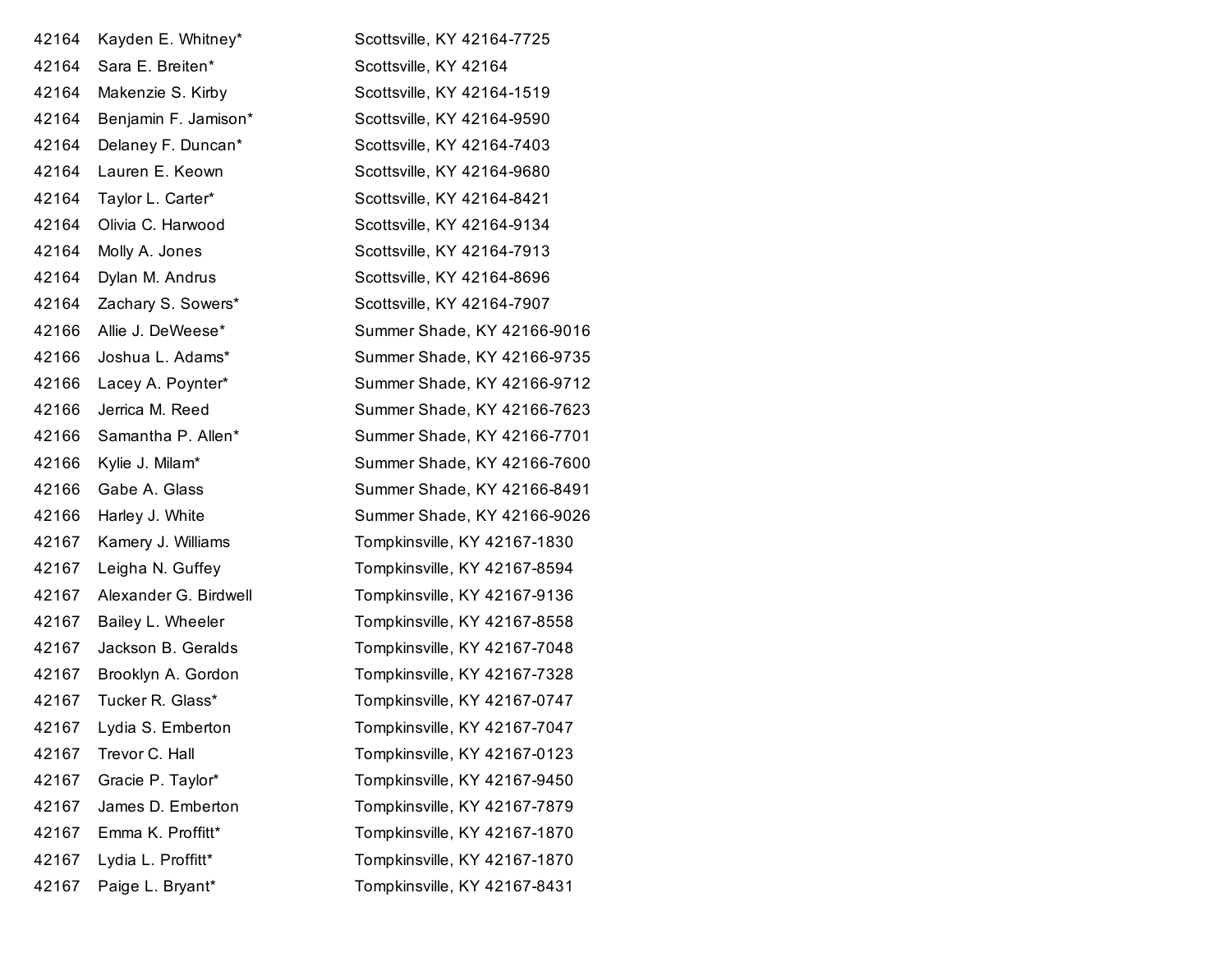| | | |
|---|---|---|
| 42164 | Kayden E. Whitney* | Scottsville, KY 42164-7725 |
| 42164 | Sara E. Breiten* | Scottsville, KY 42164 |
| 42164 | Makenzie S. Kirby | Scottsville, KY 42164-1519 |
| 42164 | Benjamin F. Jamison* | Scottsville, KY 42164-9590 |
| 42164 | Delaney F. Duncan* | Scottsville, KY 42164-7403 |
| 42164 | Lauren E. Keown | Scottsville, KY 42164-9680 |
| 42164 | Taylor L. Carter* | Scottsville, KY 42164-8421 |
| 42164 | Olivia C. Harwood | Scottsville, KY 42164-9134 |
| 42164 | Molly A. Jones | Scottsville, KY 42164-7913 |
| 42164 | Dylan M. Andrus | Scottsville, KY 42164-8696 |
| 42164 | Zachary S. Sowers* | Scottsville, KY 42164-7907 |
| 42166 | Allie J. DeWeese* | Summer Shade, KY 42166-9016 |
| 42166 | Joshua L. Adams* | Summer Shade, KY 42166-9735 |
| 42166 | Lacey A. Poynter* | Summer Shade, KY 42166-9712 |
| 42166 | Jerrica M. Reed | Summer Shade, KY 42166-7623 |
| 42166 | Samantha P. Allen* | Summer Shade, KY 42166-7701 |
| 42166 | Kylie J. Milam* | Summer Shade, KY 42166-7600 |
| 42166 | Gabe A. Glass | Summer Shade, KY 42166-8491 |
| 42166 | Harley J. White | Summer Shade, KY 42166-9026 |
| 42167 | Kamery J. Williams | Tompkinsville, KY 42167-1830 |
| 42167 | Leigha N. Guffey | Tompkinsville, KY 42167-8594 |
| 42167 | Alexander G. Birdwell | Tompkinsville, KY 42167-9136 |
| 42167 | Bailey L. Wheeler | Tompkinsville, KY 42167-8558 |
| 42167 | Jackson B. Geralds | Tompkinsville, KY 42167-7048 |
| 42167 | Brooklyn A. Gordon | Tompkinsville, KY 42167-7328 |
| 42167 | Tucker R. Glass* | Tompkinsville, KY 42167-0747 |
| 42167 | Lydia S. Emberton | Tompkinsville, KY 42167-7047 |
| 42167 | Trevor C. Hall | Tompkinsville, KY 42167-0123 |
| 42167 | Gracie P. Taylor* | Tompkinsville, KY 42167-9450 |
| 42167 | James D. Emberton | Tompkinsville, KY 42167-7879 |
| 42167 | Emma K. Proffitt* | Tompkinsville, KY 42167-1870 |
| 42167 | Lydia L. Proffitt* | Tompkinsville, KY 42167-1870 |
| 42167 | Paige L. Bryant* | Tompkinsville, KY 42167-8431 |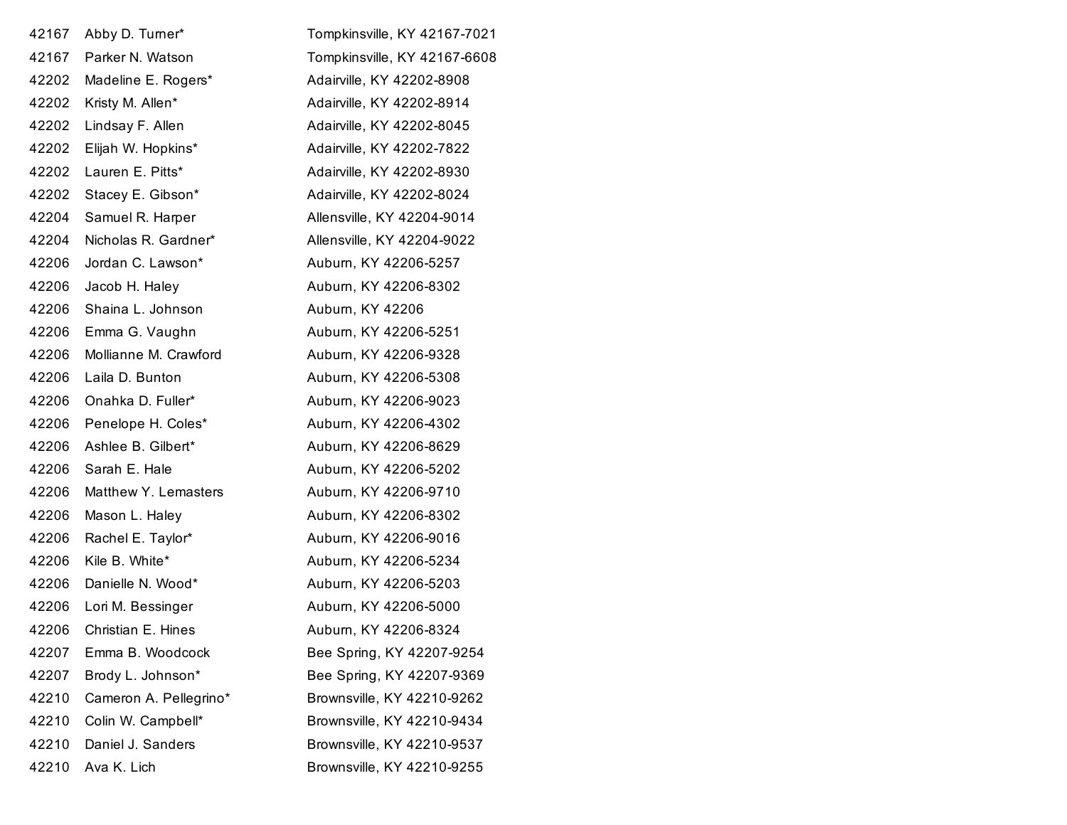| | | |
|---|---|---|
| 42167 | Abby D. Turner* | Tompkinsville, KY 42167-7021 |
| 42167 | Parker N. Watson | Tompkinsville, KY 42167-6608 |
| 42202 | Madeline E. Rogers* | Adairville, KY 42202-8908 |
| 42202 | Kristy M. Allen* | Adairville, KY 42202-8914 |
| 42202 | Lindsay F. Allen | Adairville, KY 42202-8045 |
| 42202 | Elijah W. Hopkins* | Adairville, KY 42202-7822 |
| 42202 | Lauren E. Pitts* | Adairville, KY 42202-8930 |
| 42202 | Stacey E. Gibson* | Adairville, KY 42202-8024 |
| 42204 | Samuel R. Harper | Allensville, KY 42204-9014 |
| 42204 | Nicholas R. Gardner* | Allensville, KY 42204-9022 |
| 42206 | Jordan C. Lawson* | Auburn, KY 42206-5257 |
| 42206 | Jacob H. Haley | Auburn, KY 42206-8302 |
| 42206 | Shaina L. Johnson | Auburn, KY 42206 |
| 42206 | Emma G. Vaughn | Auburn, KY 42206-5251 |
| 42206 | Mollianne M. Crawford | Auburn, KY 42206-9328 |
| 42206 | Laila D. Bunton | Auburn, KY 42206-5308 |
| 42206 | Onahka D. Fuller* | Auburn, KY 42206-9023 |
| 42206 | Penelope H. Coles* | Auburn, KY 42206-4302 |
| 42206 | Ashlee B. Gilbert* | Auburn, KY 42206-8629 |
| 42206 | Sarah E. Hale | Auburn, KY 42206-5202 |
| 42206 | Matthew Y. Lemasters | Auburn, KY 42206-9710 |
| 42206 | Mason L. Haley | Auburn, KY 42206-8302 |
| 42206 | Rachel E. Taylor* | Auburn, KY 42206-9016 |
| 42206 | Kile B. White* | Auburn, KY 42206-5234 |
| 42206 | Danielle N. Wood* | Auburn, KY 42206-5203 |
| 42206 | Lori M. Bessinger | Auburn, KY 42206-5000 |
| 42206 | Christian E. Hines | Auburn, KY 42206-8324 |
| 42207 | Emma B. Woodcock | Bee Spring, KY 42207-9254 |
| 42207 | Brody L. Johnson* | Bee Spring, KY 42207-9369 |
| 42210 | Cameron A. Pellegrino* | Brownsville, KY 42210-9262 |
| 42210 | Colin W. Campbell* | Brownsville, KY 42210-9434 |
| 42210 | Daniel J. Sanders | Brownsville, KY 42210-9537 |
| 42210 | Ava K. Lich | Brownsville, KY 42210-9255 |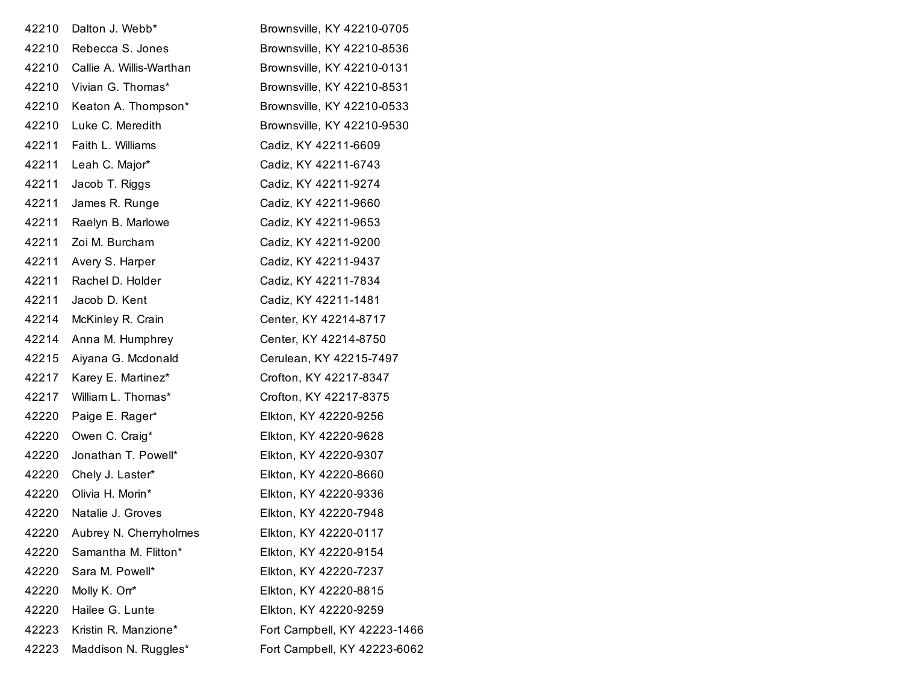| | | |
|---|---|---|
| 42210 | Dalton J. Webb* | Brownsville, KY 42210-0705 |
| 42210 | Rebecca S. Jones | Brownsville, KY 42210-8536 |
| 42210 | Callie A. Willis-Warthan | Brownsville, KY 42210-0131 |
| 42210 | Vivian G. Thomas* | Brownsville, KY 42210-8531 |
| 42210 | Keaton A. Thompson* | Brownsville, KY 42210-0533 |
| 42210 | Luke C. Meredith | Brownsville, KY 42210-9530 |
| 42211 | Faith L. Williams | Cadiz, KY 42211-6609 |
| 42211 | Leah C. Major* | Cadiz, KY 42211-6743 |
| 42211 | Jacob T. Riggs | Cadiz, KY 42211-9274 |
| 42211 | James R. Runge | Cadiz, KY 42211-9660 |
| 42211 | Raelyn B. Marlowe | Cadiz, KY 42211-9653 |
| 42211 | Zoi M. Burcham | Cadiz, KY 42211-9200 |
| 42211 | Avery S. Harper | Cadiz, KY 42211-9437 |
| 42211 | Rachel D. Holder | Cadiz, KY 42211-7834 |
| 42211 | Jacob D. Kent | Cadiz, KY 42211-1481 |
| 42214 | McKinley R. Crain | Center, KY 42214-8717 |
| 42214 | Anna M. Humphrey | Center, KY 42214-8750 |
| 42215 | Aiyana G. Mcdonald | Cerulean, KY 42215-7497 |
| 42217 | Karey E. Martinez* | Crofton, KY 42217-8347 |
| 42217 | William L. Thomas* | Crofton, KY 42217-8375 |
| 42220 | Paige E. Rager* | Elkton, KY 42220-9256 |
| 42220 | Owen C. Craig* | Elkton, KY 42220-9628 |
| 42220 | Jonathan T. Powell* | Elkton, KY 42220-9307 |
| 42220 | Chely J. Laster* | Elkton, KY 42220-8660 |
| 42220 | Olivia H. Morin* | Elkton, KY 42220-9336 |
| 42220 | Natalie J. Groves | Elkton, KY 42220-7948 |
| 42220 | Aubrey N. Cherryholmes | Elkton, KY 42220-0117 |
| 42220 | Samantha M. Flitton* | Elkton, KY 42220-9154 |
| 42220 | Sara M. Powell* | Elkton, KY 42220-7237 |
| 42220 | Molly K. Orr* | Elkton, KY 42220-8815 |
| 42220 | Hailee G. Lunte | Elkton, KY 42220-9259 |
| 42223 | Kristin R. Manzione* | Fort Campbell, KY 42223-1466 |
| 42223 | Maddison N. Ruggles* | Fort Campbell, KY 42223-6062 |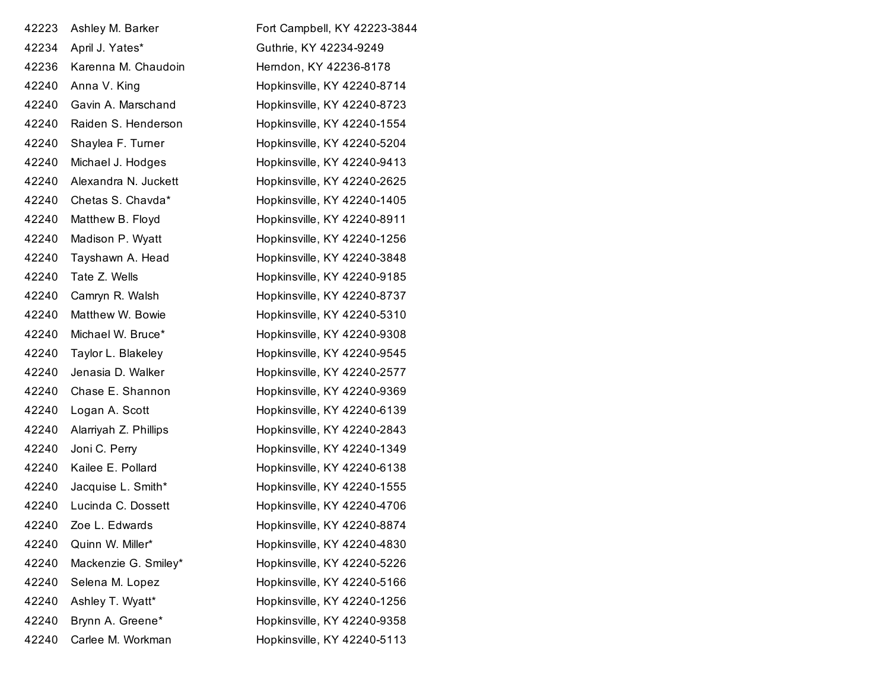| | | |
|---|---|---|
| 42223 | Ashley M. Barker | Fort Campbell, KY 42223-3844 |
| 42234 | April J. Yates* | Guthrie, KY 42234-9249 |
| 42236 | Karenna M. Chaudoin | Herndon, KY 42236-8178 |
| 42240 | Anna V. King | Hopkinsville, KY 42240-8714 |
| 42240 | Gavin A. Marschand | Hopkinsville, KY 42240-8723 |
| 42240 | Raiden S. Henderson | Hopkinsville, KY 42240-1554 |
| 42240 | Shaylea F. Turner | Hopkinsville, KY 42240-5204 |
| 42240 | Michael J. Hodges | Hopkinsville, KY 42240-9413 |
| 42240 | Alexandra N. Juckett | Hopkinsville, KY 42240-2625 |
| 42240 | Chetas S. Chavda* | Hopkinsville, KY 42240-1405 |
| 42240 | Matthew B. Floyd | Hopkinsville, KY 42240-8911 |
| 42240 | Madison P. Wyatt | Hopkinsville, KY 42240-1256 |
| 42240 | Tayshawn A. Head | Hopkinsville, KY 42240-3848 |
| 42240 | Tate Z. Wells | Hopkinsville, KY 42240-9185 |
| 42240 | Camryn R. Walsh | Hopkinsville, KY 42240-8737 |
| 42240 | Matthew W. Bowie | Hopkinsville, KY 42240-5310 |
| 42240 | Michael W. Bruce* | Hopkinsville, KY 42240-9308 |
| 42240 | Taylor L. Blakeley | Hopkinsville, KY 42240-9545 |
| 42240 | Jenasia D. Walker | Hopkinsville, KY 42240-2577 |
| 42240 | Chase E. Shannon | Hopkinsville, KY 42240-9369 |
| 42240 | Logan A. Scott | Hopkinsville, KY 42240-6139 |
| 42240 | Alarriyah Z. Phillips | Hopkinsville, KY 42240-2843 |
| 42240 | Joni C. Perry | Hopkinsville, KY 42240-1349 |
| 42240 | Kailee E. Pollard | Hopkinsville, KY 42240-6138 |
| 42240 | Jacquise L. Smith* | Hopkinsville, KY 42240-1555 |
| 42240 | Lucinda C. Dossett | Hopkinsville, KY 42240-4706 |
| 42240 | Zoe L. Edwards | Hopkinsville, KY 42240-8874 |
| 42240 | Quinn W. Miller* | Hopkinsville, KY 42240-4830 |
| 42240 | Mackenzie G. Smiley* | Hopkinsville, KY 42240-5226 |
| 42240 | Selena M. Lopez | Hopkinsville, KY 42240-5166 |
| 42240 | Ashley T. Wyatt* | Hopkinsville, KY 42240-1256 |
| 42240 | Brynn A. Greene* | Hopkinsville, KY 42240-9358 |
| 42240 | Carlee M. Workman | Hopkinsville, KY 42240-5113 |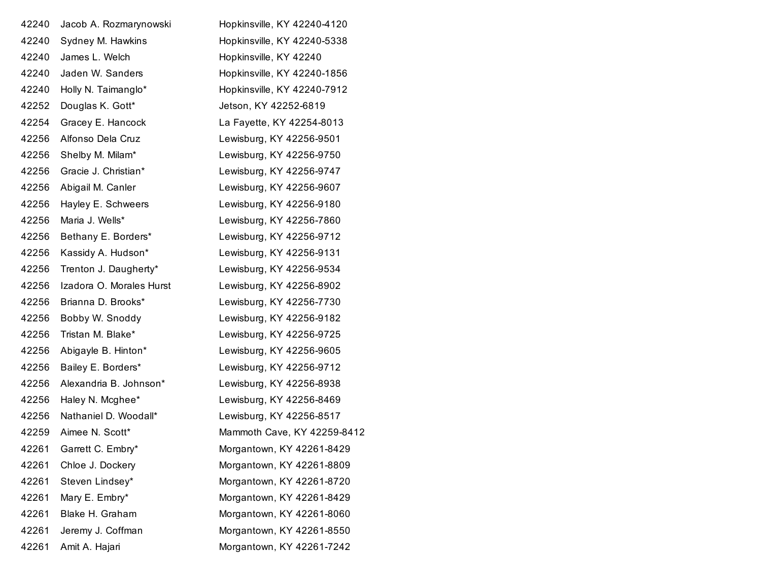| | | |
|---|---|---|
| 42240 | Jacob A. Rozmarynowski | Hopkinsville, KY 42240-4120 |
| 42240 | Sydney M. Hawkins | Hopkinsville, KY 42240-5338 |
| 42240 | James L. Welch | Hopkinsville, KY 42240 |
| 42240 | Jaden W. Sanders | Hopkinsville, KY 42240-1856 |
| 42240 | Holly N. Taimanglo* | Hopkinsville, KY 42240-7912 |
| 42252 | Douglas K. Gott* | Jetson, KY 42252-6819 |
| 42254 | Gracey E. Hancock | La Fayette, KY 42254-8013 |
| 42256 | Alfonso Dela Cruz | Lewisburg, KY 42256-9501 |
| 42256 | Shelby M. Milam* | Lewisburg, KY 42256-9750 |
| 42256 | Gracie J. Christian* | Lewisburg, KY 42256-9747 |
| 42256 | Abigail M. Canler | Lewisburg, KY 42256-9607 |
| 42256 | Hayley E. Schweers | Lewisburg, KY 42256-9180 |
| 42256 | Maria J. Wells* | Lewisburg, KY 42256-7860 |
| 42256 | Bethany E. Borders* | Lewisburg, KY 42256-9712 |
| 42256 | Kassidy A. Hudson* | Lewisburg, KY 42256-9131 |
| 42256 | Trenton J. Daugherty* | Lewisburg, KY 42256-9534 |
| 42256 | Izadora O. Morales Hurst | Lewisburg, KY 42256-8902 |
| 42256 | Brianna D. Brooks* | Lewisburg, KY 42256-7730 |
| 42256 | Bobby W. Snoddy | Lewisburg, KY 42256-9182 |
| 42256 | Tristan M. Blake* | Lewisburg, KY 42256-9725 |
| 42256 | Abigayle B. Hinton* | Lewisburg, KY 42256-9605 |
| 42256 | Bailey E. Borders* | Lewisburg, KY 42256-9712 |
| 42256 | Alexandria B. Johnson* | Lewisburg, KY 42256-8938 |
| 42256 | Haley N. Mcghee* | Lewisburg, KY 42256-8469 |
| 42256 | Nathaniel D. Woodall* | Lewisburg, KY 42256-8517 |
| 42259 | Aimee N. Scott* | Mammoth Cave, KY 42259-8412 |
| 42261 | Garrett C. Embry* | Morgantown, KY 42261-8429 |
| 42261 | Chloe J. Dockery | Morgantown, KY 42261-8809 |
| 42261 | Steven Lindsey* | Morgantown, KY 42261-8720 |
| 42261 | Mary E. Embry* | Morgantown, KY 42261-8429 |
| 42261 | Blake H. Graham | Morgantown, KY 42261-8060 |
| 42261 | Jeremy J. Coffman | Morgantown, KY 42261-8550 |
| 42261 | Amit A. Hajari | Morgantown, KY 42261-7242 |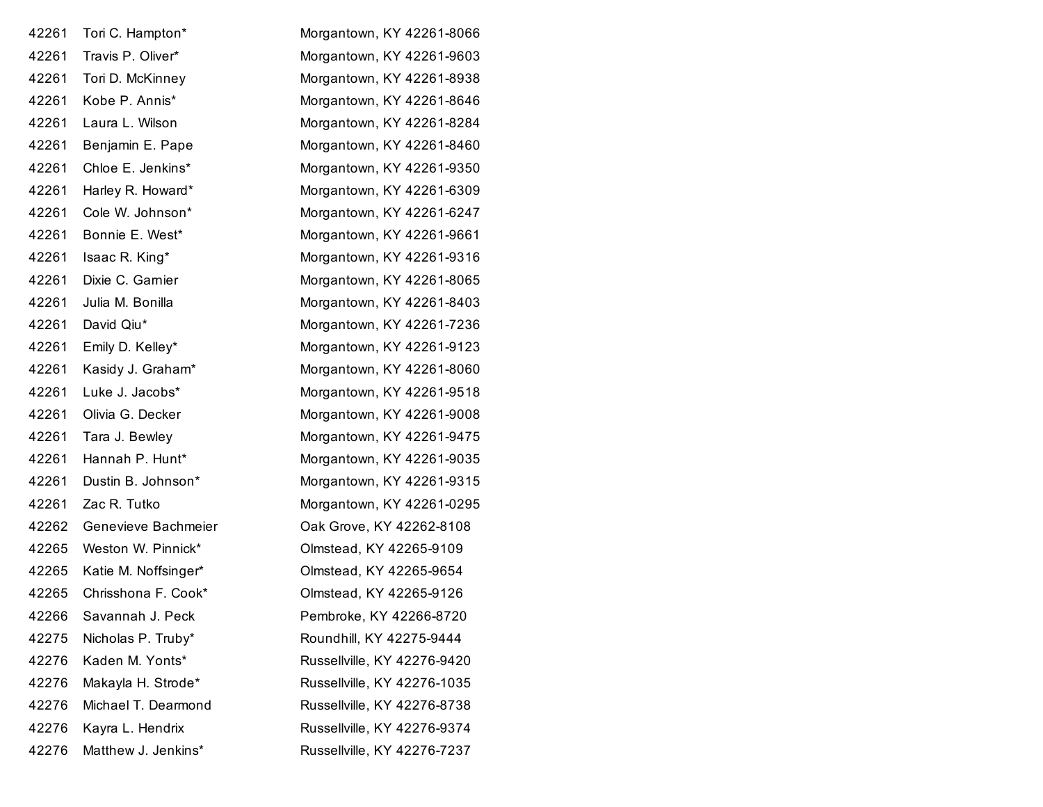| | | |
|---|---|---|
| 42261 | Tori C. Hampton* | Morgantown, KY 42261-8066 |
| 42261 | Travis P. Oliver* | Morgantown, KY 42261-9603 |
| 42261 | Tori D. McKinney | Morgantown, KY 42261-8938 |
| 42261 | Kobe P. Annis* | Morgantown, KY 42261-8646 |
| 42261 | Laura L. Wilson | Morgantown, KY 42261-8284 |
| 42261 | Benjamin E. Pape | Morgantown, KY 42261-8460 |
| 42261 | Chloe E. Jenkins* | Morgantown, KY 42261-9350 |
| 42261 | Harley R. Howard* | Morgantown, KY 42261-6309 |
| 42261 | Cole W. Johnson* | Morgantown, KY 42261-6247 |
| 42261 | Bonnie E. West* | Morgantown, KY 42261-9661 |
| 42261 | Isaac R. King* | Morgantown, KY 42261-9316 |
| 42261 | Dixie C. Garnier | Morgantown, KY 42261-8065 |
| 42261 | Julia M. Bonilla | Morgantown, KY 42261-8403 |
| 42261 | David Qiu* | Morgantown, KY 42261-7236 |
| 42261 | Emily D. Kelley* | Morgantown, KY 42261-9123 |
| 42261 | Kasidy J. Graham* | Morgantown, KY 42261-8060 |
| 42261 | Luke J. Jacobs* | Morgantown, KY 42261-9518 |
| 42261 | Olivia G. Decker | Morgantown, KY 42261-9008 |
| 42261 | Tara J. Bewley | Morgantown, KY 42261-9475 |
| 42261 | Hannah P. Hunt* | Morgantown, KY 42261-9035 |
| 42261 | Dustin B. Johnson* | Morgantown, KY 42261-9315 |
| 42261 | Zac R. Tutko | Morgantown, KY 42261-0295 |
| 42262 | Genevieve Bachmeier | Oak Grove, KY 42262-8108 |
| 42265 | Weston W. Pinnick* | Olmstead, KY 42265-9109 |
| 42265 | Katie M. Noffsinger* | Olmstead, KY 42265-9654 |
| 42265 | Chrisshona F. Cook* | Olmstead, KY 42265-9126 |
| 42266 | Savannah J. Peck | Pembroke, KY 42266-8720 |
| 42275 | Nicholas P. Truby* | Roundhill, KY 42275-9444 |
| 42276 | Kaden M. Yonts* | Russellville, KY 42276-9420 |
| 42276 | Makayla H. Strode* | Russellville, KY 42276-1035 |
| 42276 | Michael T. Dearmond | Russellville, KY 42276-8738 |
| 42276 | Kayra L. Hendrix | Russellville, KY 42276-9374 |
| 42276 | Matthew J. Jenkins* | Russellville, KY 42276-7237 |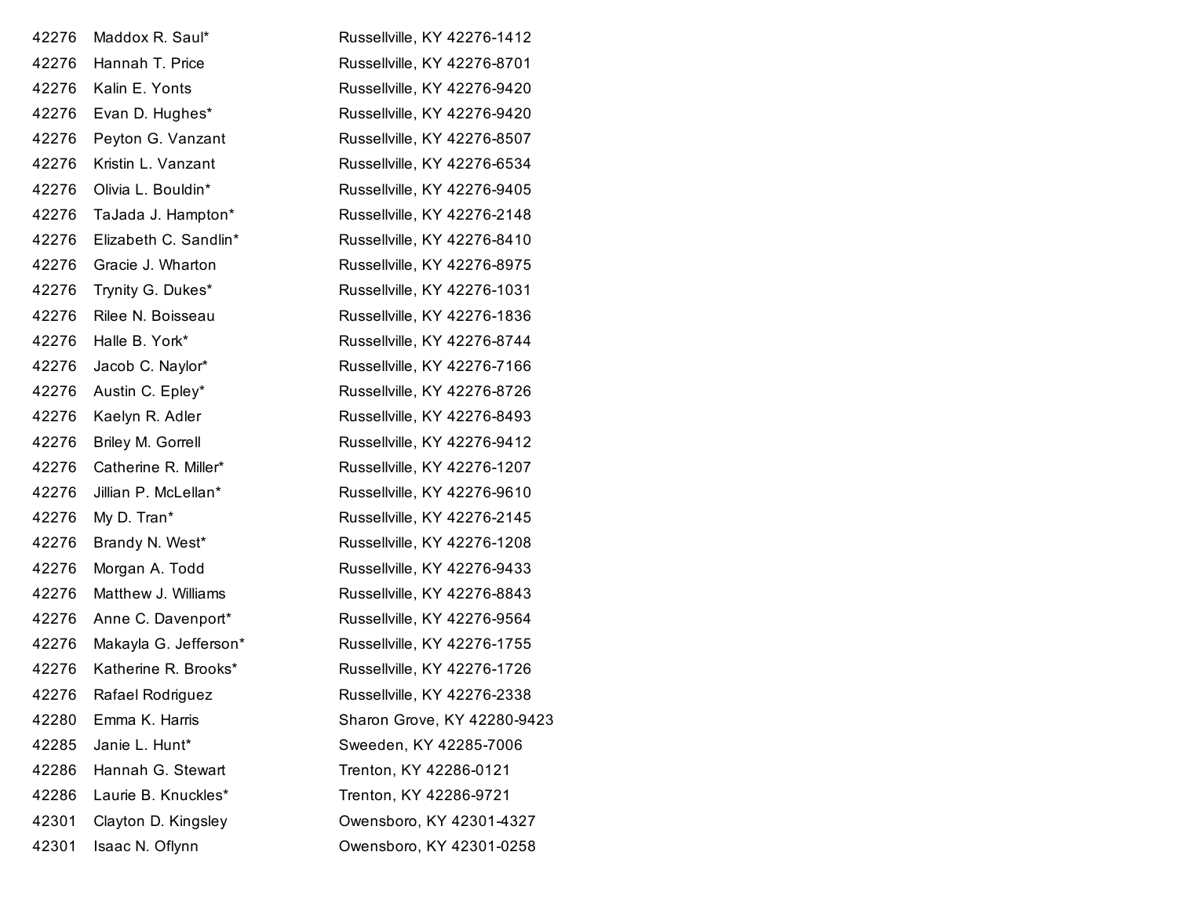| | | |
|---|---|---|
| 42276 | Maddox R. Saul* | Russellville, KY 42276-1412 |
| 42276 | Hannah T. Price | Russellville, KY 42276-8701 |
| 42276 | Kalin E. Yonts | Russellville, KY 42276-9420 |
| 42276 | Evan D. Hughes* | Russellville, KY 42276-9420 |
| 42276 | Peyton G. Vanzant | Russellville, KY 42276-8507 |
| 42276 | Kristin L. Vanzant | Russellville, KY 42276-6534 |
| 42276 | Olivia L. Bouldin* | Russellville, KY 42276-9405 |
| 42276 | TaJada J. Hampton* | Russellville, KY 42276-2148 |
| 42276 | Elizabeth C. Sandlin* | Russellville, KY 42276-8410 |
| 42276 | Gracie J. Wharton | Russellville, KY 42276-8975 |
| 42276 | Trynity G. Dukes* | Russellville, KY 42276-1031 |
| 42276 | Rilee N. Boisseau | Russellville, KY 42276-1836 |
| 42276 | Halle B. York* | Russellville, KY 42276-8744 |
| 42276 | Jacob C. Naylor* | Russellville, KY 42276-7166 |
| 42276 | Austin C. Epley* | Russellville, KY 42276-8726 |
| 42276 | Kaelyn R. Adler | Russellville, KY 42276-8493 |
| 42276 | Briley M. Gorrell | Russellville, KY 42276-9412 |
| 42276 | Catherine R. Miller* | Russellville, KY 42276-1207 |
| 42276 | Jillian P. McLellan* | Russellville, KY 42276-9610 |
| 42276 | My D. Tran* | Russellville, KY 42276-2145 |
| 42276 | Brandy N. West* | Russellville, KY 42276-1208 |
| 42276 | Morgan A. Todd | Russellville, KY 42276-9433 |
| 42276 | Matthew J. Williams | Russellville, KY 42276-8843 |
| 42276 | Anne C. Davenport* | Russellville, KY 42276-9564 |
| 42276 | Makayla G. Jefferson* | Russellville, KY 42276-1755 |
| 42276 | Katherine R. Brooks* | Russellville, KY 42276-1726 |
| 42276 | Rafael Rodriguez | Russellville, KY 42276-2338 |
| 42280 | Emma K. Harris | Sharon Grove, KY 42280-9423 |
| 42285 | Janie L. Hunt* | Sweeden, KY 42285-7006 |
| 42286 | Hannah G. Stewart | Trenton, KY 42286-0121 |
| 42286 | Laurie B. Knuckles* | Trenton, KY 42286-9721 |
| 42301 | Clayton D. Kingsley | Owensboro, KY 42301-4327 |
| 42301 | Isaac N. Oflynn | Owensboro, KY 42301-0258 |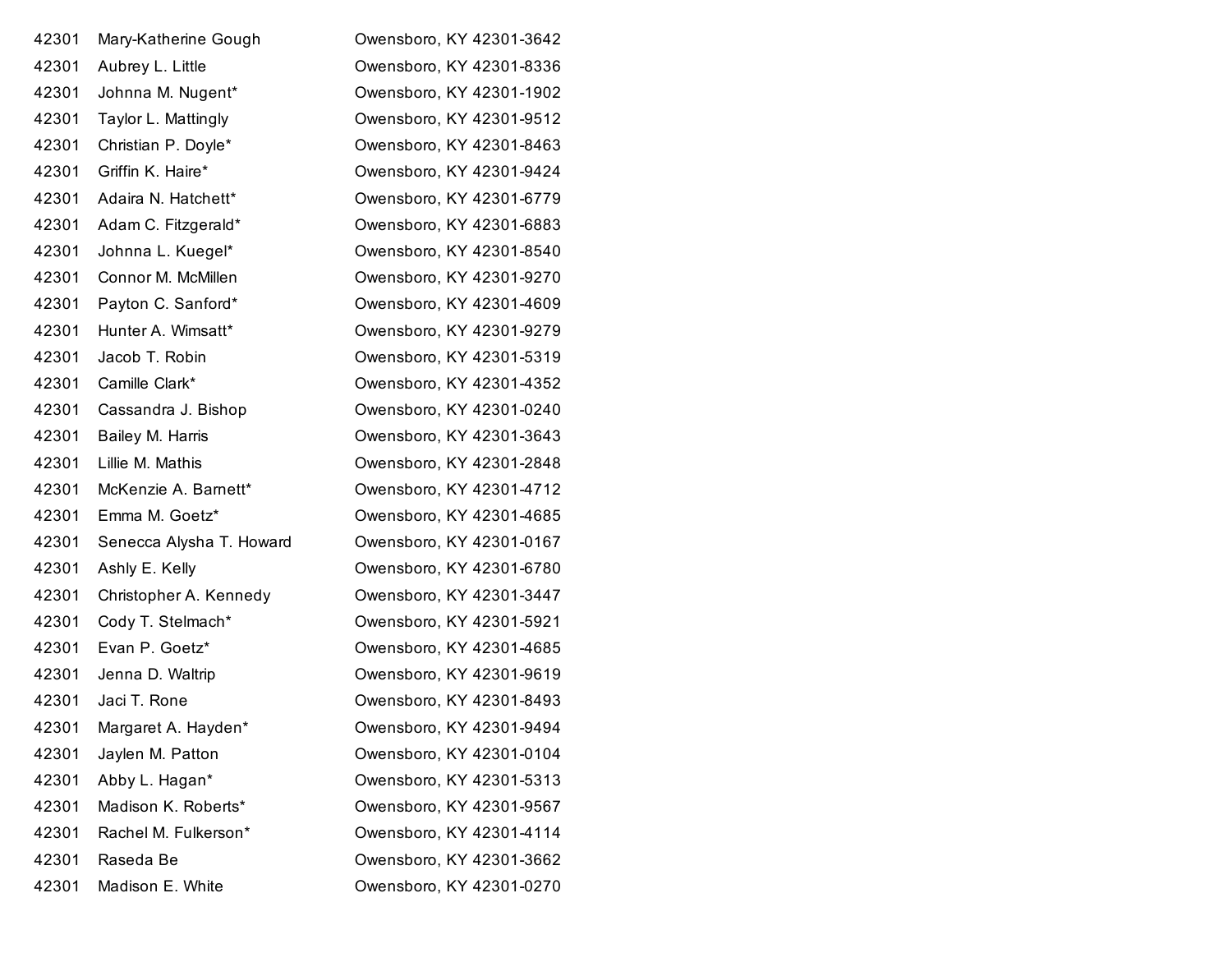| | | |
|---|---|---|
| 42301 | Mary-Katherine Gough | Owensboro, KY 42301-3642 |
| 42301 | Aubrey L. Little | Owensboro, KY 42301-8336 |
| 42301 | Johnna M. Nugent* | Owensboro, KY 42301-1902 |
| 42301 | Taylor L. Mattingly | Owensboro, KY 42301-9512 |
| 42301 | Christian P. Doyle* | Owensboro, KY 42301-8463 |
| 42301 | Griffin K. Haire* | Owensboro, KY 42301-9424 |
| 42301 | Adaira N. Hatchett* | Owensboro, KY 42301-6779 |
| 42301 | Adam C. Fitzgerald* | Owensboro, KY 42301-6883 |
| 42301 | Johnna L. Kuegel* | Owensboro, KY 42301-8540 |
| 42301 | Connor M. McMillen | Owensboro, KY 42301-9270 |
| 42301 | Payton C. Sanford* | Owensboro, KY 42301-4609 |
| 42301 | Hunter A. Wimsatt* | Owensboro, KY 42301-9279 |
| 42301 | Jacob T. Robin | Owensboro, KY 42301-5319 |
| 42301 | Camille Clark* | Owensboro, KY 42301-4352 |
| 42301 | Cassandra J. Bishop | Owensboro, KY 42301-0240 |
| 42301 | Bailey M. Harris | Owensboro, KY 42301-3643 |
| 42301 | Lillie M. Mathis | Owensboro, KY 42301-2848 |
| 42301 | McKenzie A. Barnett* | Owensboro, KY 42301-4712 |
| 42301 | Emma M. Goetz* | Owensboro, KY 42301-4685 |
| 42301 | Senecca Alysha T. Howard | Owensboro, KY 42301-0167 |
| 42301 | Ashly E. Kelly | Owensboro, KY 42301-6780 |
| 42301 | Christopher A. Kennedy | Owensboro, KY 42301-3447 |
| 42301 | Cody T. Stelmach* | Owensboro, KY 42301-5921 |
| 42301 | Evan P. Goetz* | Owensboro, KY 42301-4685 |
| 42301 | Jenna D. Waltrip | Owensboro, KY 42301-9619 |
| 42301 | Jaci T. Rone | Owensboro, KY 42301-8493 |
| 42301 | Margaret A. Hayden* | Owensboro, KY 42301-9494 |
| 42301 | Jaylen M. Patton | Owensboro, KY 42301-0104 |
| 42301 | Abby L. Hagan* | Owensboro, KY 42301-5313 |
| 42301 | Madison K. Roberts* | Owensboro, KY 42301-9567 |
| 42301 | Rachel M. Fulkerson* | Owensboro, KY 42301-4114 |
| 42301 | Raseda Be | Owensboro, KY 42301-3662 |
| 42301 | Madison E. White | Owensboro, KY 42301-0270 |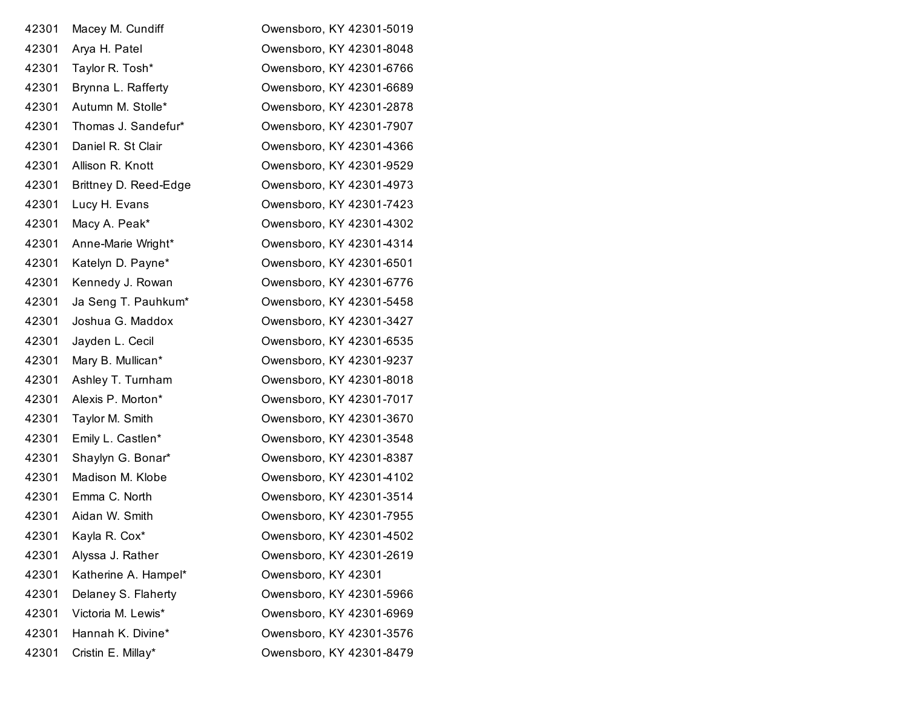| | | |
|---|---|---|
| 42301 | Macey M. Cundiff | Owensboro, KY 42301-5019 |
| 42301 | Arya H. Patel | Owensboro, KY 42301-8048 |
| 42301 | Taylor R. Tosh* | Owensboro, KY 42301-6766 |
| 42301 | Brynna L. Rafferty | Owensboro, KY 42301-6689 |
| 42301 | Autumn M. Stolle* | Owensboro, KY 42301-2878 |
| 42301 | Thomas J. Sandefur* | Owensboro, KY 42301-7907 |
| 42301 | Daniel R. St Clair | Owensboro, KY 42301-4366 |
| 42301 | Allison R. Knott | Owensboro, KY 42301-9529 |
| 42301 | Brittney D. Reed-Edge | Owensboro, KY 42301-4973 |
| 42301 | Lucy H. Evans | Owensboro, KY 42301-7423 |
| 42301 | Macy A. Peak* | Owensboro, KY 42301-4302 |
| 42301 | Anne-Marie Wright* | Owensboro, KY 42301-4314 |
| 42301 | Katelyn D. Payne* | Owensboro, KY 42301-6501 |
| 42301 | Kennedy J. Rowan | Owensboro, KY 42301-6776 |
| 42301 | Ja Seng T. Pauhkum* | Owensboro, KY 42301-5458 |
| 42301 | Joshua G. Maddox | Owensboro, KY 42301-3427 |
| 42301 | Jayden L. Cecil | Owensboro, KY 42301-6535 |
| 42301 | Mary B. Mullican* | Owensboro, KY 42301-9237 |
| 42301 | Ashley T. Turnham | Owensboro, KY 42301-8018 |
| 42301 | Alexis P. Morton* | Owensboro, KY 42301-7017 |
| 42301 | Taylor M. Smith | Owensboro, KY 42301-3670 |
| 42301 | Emily L. Castlen* | Owensboro, KY 42301-3548 |
| 42301 | Shaylyn G. Bonar* | Owensboro, KY 42301-8387 |
| 42301 | Madison M. Klobe | Owensboro, KY 42301-4102 |
| 42301 | Emma C. North | Owensboro, KY 42301-3514 |
| 42301 | Aidan W. Smith | Owensboro, KY 42301-7955 |
| 42301 | Kayla R. Cox* | Owensboro, KY 42301-4502 |
| 42301 | Alyssa J. Rather | Owensboro, KY 42301-2619 |
| 42301 | Katherine A. Hampel* | Owensboro, KY 42301 |
| 42301 | Delaney S. Flaherty | Owensboro, KY 42301-5966 |
| 42301 | Victoria M. Lewis* | Owensboro, KY 42301-6969 |
| 42301 | Hannah K. Divine* | Owensboro, KY 42301-3576 |
| 42301 | Cristin E. Millay* | Owensboro, KY 42301-8479 |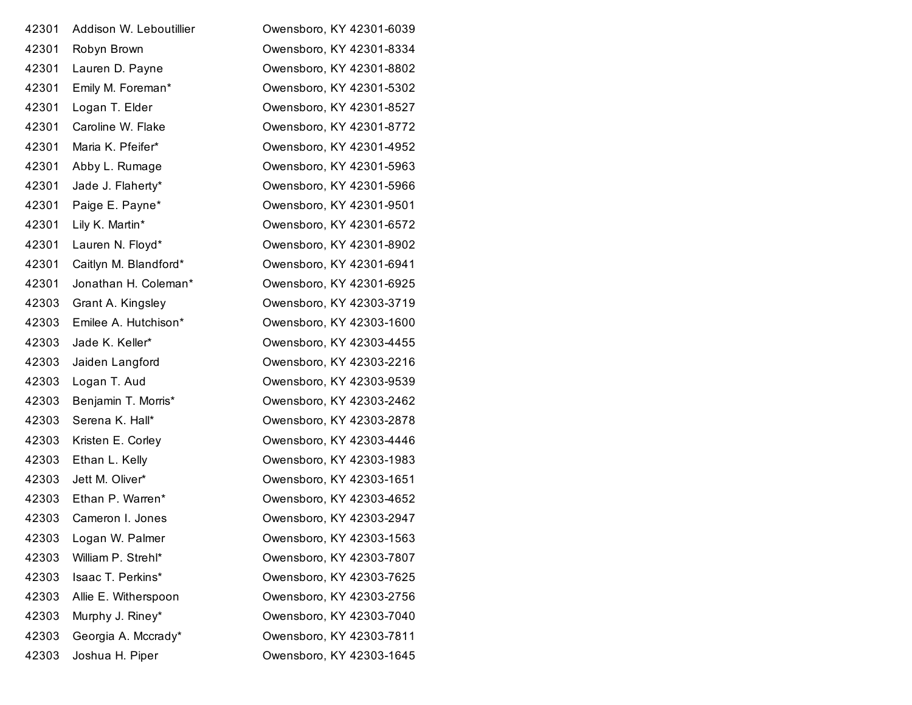| | | |
|---|---|---|
| 42301 | Addison W. Leboutillier | Owensboro, KY 42301-6039 |
| 42301 | Robyn Brown | Owensboro, KY 42301-8334 |
| 42301 | Lauren D. Payne | Owensboro, KY 42301-8802 |
| 42301 | Emily M. Foreman* | Owensboro, KY 42301-5302 |
| 42301 | Logan T. Elder | Owensboro, KY 42301-8527 |
| 42301 | Caroline W. Flake | Owensboro, KY 42301-8772 |
| 42301 | Maria K. Pfeifer* | Owensboro, KY 42301-4952 |
| 42301 | Abby L. Rumage | Owensboro, KY 42301-5963 |
| 42301 | Jade J. Flaherty* | Owensboro, KY 42301-5966 |
| 42301 | Paige E. Payne* | Owensboro, KY 42301-9501 |
| 42301 | Lily K. Martin* | Owensboro, KY 42301-6572 |
| 42301 | Lauren N. Floyd* | Owensboro, KY 42301-8902 |
| 42301 | Caitlyn M. Blandford* | Owensboro, KY 42301-6941 |
| 42301 | Jonathan H. Coleman* | Owensboro, KY 42301-6925 |
| 42303 | Grant A. Kingsley | Owensboro, KY 42303-3719 |
| 42303 | Emilee A. Hutchison* | Owensboro, KY 42303-1600 |
| 42303 | Jade K. Keller* | Owensboro, KY 42303-4455 |
| 42303 | Jaiden Langford | Owensboro, KY 42303-2216 |
| 42303 | Logan T. Aud | Owensboro, KY 42303-9539 |
| 42303 | Benjamin T. Morris* | Owensboro, KY 42303-2462 |
| 42303 | Serena K. Hall* | Owensboro, KY 42303-2878 |
| 42303 | Kristen E. Corley | Owensboro, KY 42303-4446 |
| 42303 | Ethan L. Kelly | Owensboro, KY 42303-1983 |
| 42303 | Jett M. Oliver* | Owensboro, KY 42303-1651 |
| 42303 | Ethan P. Warren* | Owensboro, KY 42303-4652 |
| 42303 | Cameron I. Jones | Owensboro, KY 42303-2947 |
| 42303 | Logan W. Palmer | Owensboro, KY 42303-1563 |
| 42303 | William P. Strehl* | Owensboro, KY 42303-7807 |
| 42303 | Isaac T. Perkins* | Owensboro, KY 42303-7625 |
| 42303 | Allie E. Witherspoon | Owensboro, KY 42303-2756 |
| 42303 | Murphy J. Riney* | Owensboro, KY 42303-7040 |
| 42303 | Georgia A. Mccrady* | Owensboro, KY 42303-7811 |
| 42303 | Joshua H. Piper | Owensboro, KY 42303-1645 |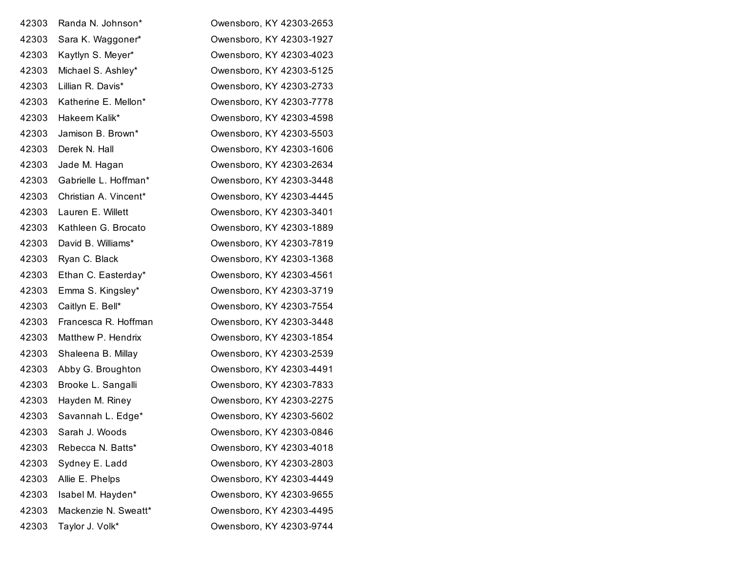| | | |
|---|---|---|
| 42303 | Randa N. Johnson* | Owensboro, KY 42303-2653 |
| 42303 | Sara K. Waggoner* | Owensboro, KY 42303-1927 |
| 42303 | Kaytlyn S. Meyer* | Owensboro, KY 42303-4023 |
| 42303 | Michael S. Ashley* | Owensboro, KY 42303-5125 |
| 42303 | Lillian R. Davis* | Owensboro, KY 42303-2733 |
| 42303 | Katherine E. Mellon* | Owensboro, KY 42303-7778 |
| 42303 | Hakeem Kalik* | Owensboro, KY 42303-4598 |
| 42303 | Jamison B. Brown* | Owensboro, KY 42303-5503 |
| 42303 | Derek N. Hall | Owensboro, KY 42303-1606 |
| 42303 | Jade M. Hagan | Owensboro, KY 42303-2634 |
| 42303 | Gabrielle L. Hoffman* | Owensboro, KY 42303-3448 |
| 42303 | Christian A. Vincent* | Owensboro, KY 42303-4445 |
| 42303 | Lauren E. Willett | Owensboro, KY 42303-3401 |
| 42303 | Kathleen G. Brocato | Owensboro, KY 42303-1889 |
| 42303 | David B. Williams* | Owensboro, KY 42303-7819 |
| 42303 | Ryan C. Black | Owensboro, KY 42303-1368 |
| 42303 | Ethan C. Easterday* | Owensboro, KY 42303-4561 |
| 42303 | Emma S. Kingsley* | Owensboro, KY 42303-3719 |
| 42303 | Caitlyn E. Bell* | Owensboro, KY 42303-7554 |
| 42303 | Francesca R. Hoffman | Owensboro, KY 42303-3448 |
| 42303 | Matthew P. Hendrix | Owensboro, KY 42303-1854 |
| 42303 | Shaleena B. Millay | Owensboro, KY 42303-2539 |
| 42303 | Abby G. Broughton | Owensboro, KY 42303-4491 |
| 42303 | Brooke L. Sangalli | Owensboro, KY 42303-7833 |
| 42303 | Hayden M. Riney | Owensboro, KY 42303-2275 |
| 42303 | Savannah L. Edge* | Owensboro, KY 42303-5602 |
| 42303 | Sarah J. Woods | Owensboro, KY 42303-0846 |
| 42303 | Rebecca N. Batts* | Owensboro, KY 42303-4018 |
| 42303 | Sydney E. Ladd | Owensboro, KY 42303-2803 |
| 42303 | Allie E. Phelps | Owensboro, KY 42303-4449 |
| 42303 | Isabel M. Hayden* | Owensboro, KY 42303-9655 |
| 42303 | Mackenzie N. Sweatt* | Owensboro, KY 42303-4495 |
| 42303 | Taylor J. Volk* | Owensboro, KY 42303-9744 |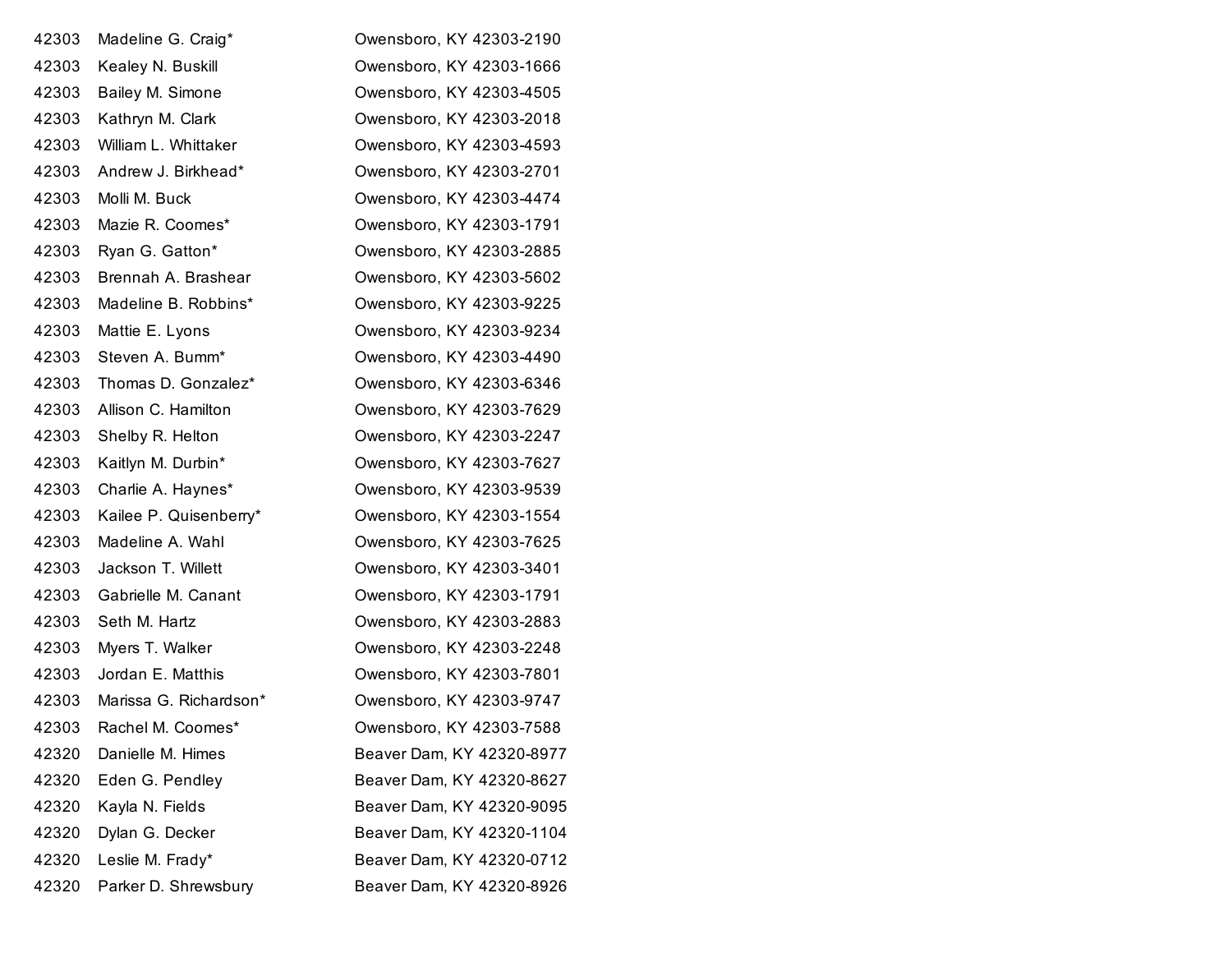| | | |
|---|---|---|
| 42303 | Madeline G. Craig* | Owensboro, KY 42303-2190 |
| 42303 | Kealey N. Buskill | Owensboro, KY 42303-1666 |
| 42303 | Bailey M. Simone | Owensboro, KY 42303-4505 |
| 42303 | Kathryn M. Clark | Owensboro, KY 42303-2018 |
| 42303 | William L. Whittaker | Owensboro, KY 42303-4593 |
| 42303 | Andrew J. Birkhead* | Owensboro, KY 42303-2701 |
| 42303 | Molli M. Buck | Owensboro, KY 42303-4474 |
| 42303 | Mazie R. Coomes* | Owensboro, KY 42303-1791 |
| 42303 | Ryan G. Gatton* | Owensboro, KY 42303-2885 |
| 42303 | Brennah A. Brashear | Owensboro, KY 42303-5602 |
| 42303 | Madeline B. Robbins* | Owensboro, KY 42303-9225 |
| 42303 | Mattie E. Lyons | Owensboro, KY 42303-9234 |
| 42303 | Steven A. Bumm* | Owensboro, KY 42303-4490 |
| 42303 | Thomas D. Gonzalez* | Owensboro, KY 42303-6346 |
| 42303 | Allison C. Hamilton | Owensboro, KY 42303-7629 |
| 42303 | Shelby R. Helton | Owensboro, KY 42303-2247 |
| 42303 | Kaitlyn M. Durbin* | Owensboro, KY 42303-7627 |
| 42303 | Charlie A. Haynes* | Owensboro, KY 42303-9539 |
| 42303 | Kailee P. Quisenberry* | Owensboro, KY 42303-1554 |
| 42303 | Madeline A. Wahl | Owensboro, KY 42303-7625 |
| 42303 | Jackson T. Willett | Owensboro, KY 42303-3401 |
| 42303 | Gabrielle M. Canant | Owensboro, KY 42303-1791 |
| 42303 | Seth M. Hartz | Owensboro, KY 42303-2883 |
| 42303 | Myers T. Walker | Owensboro, KY 42303-2248 |
| 42303 | Jordan E. Matthis | Owensboro, KY 42303-7801 |
| 42303 | Marissa G. Richardson* | Owensboro, KY 42303-9747 |
| 42303 | Rachel M. Coomes* | Owensboro, KY 42303-7588 |
| 42320 | Danielle M. Himes | Beaver Dam, KY 42320-8977 |
| 42320 | Eden G. Pendley | Beaver Dam, KY 42320-8627 |
| 42320 | Kayla N. Fields | Beaver Dam, KY 42320-9095 |
| 42320 | Dylan G. Decker | Beaver Dam, KY 42320-1104 |
| 42320 | Leslie M. Frady* | Beaver Dam, KY 42320-0712 |
| 42320 | Parker D. Shrewsbury | Beaver Dam, KY 42320-8926 |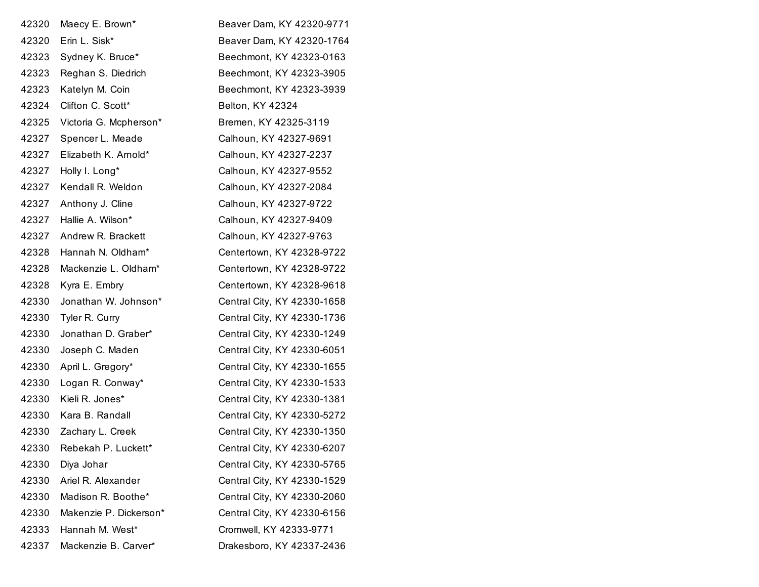| | | |
|---|---|---|
| 42320 | Maecy E. Brown* | Beaver Dam, KY 42320-9771 |
| 42320 | Erin L. Sisk* | Beaver Dam, KY 42320-1764 |
| 42323 | Sydney K. Bruce* | Beechmont, KY 42323-0163 |
| 42323 | Reghan S. Diedrich | Beechmont, KY 42323-3905 |
| 42323 | Katelyn M. Coin | Beechmont, KY 42323-3939 |
| 42324 | Clifton C. Scott* | Belton, KY 42324 |
| 42325 | Victoria G. Mcpherson* | Bremen, KY 42325-3119 |
| 42327 | Spencer L. Meade | Calhoun, KY 42327-9691 |
| 42327 | Elizabeth K. Arnold* | Calhoun, KY 42327-2237 |
| 42327 | Holly I. Long* | Calhoun, KY 42327-9552 |
| 42327 | Kendall R. Weldon | Calhoun, KY 42327-2084 |
| 42327 | Anthony J. Cline | Calhoun, KY 42327-9722 |
| 42327 | Hallie A. Wilson* | Calhoun, KY 42327-9409 |
| 42327 | Andrew R. Brackett | Calhoun, KY 42327-9763 |
| 42328 | Hannah N. Oldham* | Centertown, KY 42328-9722 |
| 42328 | Mackenzie L. Oldham* | Centertown, KY 42328-9722 |
| 42328 | Kyra E. Embry | Centertown, KY 42328-9618 |
| 42330 | Jonathan W. Johnson* | Central City, KY 42330-1658 |
| 42330 | Tyler R. Curry | Central City, KY 42330-1736 |
| 42330 | Jonathan D. Graber* | Central City, KY 42330-1249 |
| 42330 | Joseph C. Maden | Central City, KY 42330-6051 |
| 42330 | April L. Gregory* | Central City, KY 42330-1655 |
| 42330 | Logan R. Conway* | Central City, KY 42330-1533 |
| 42330 | Kieli R. Jones* | Central City, KY 42330-1381 |
| 42330 | Kara B. Randall | Central City, KY 42330-5272 |
| 42330 | Zachary L. Creek | Central City, KY 42330-1350 |
| 42330 | Rebekah P. Luckett* | Central City, KY 42330-6207 |
| 42330 | Diya Johar | Central City, KY 42330-5765 |
| 42330 | Ariel R. Alexander | Central City, KY 42330-1529 |
| 42330 | Madison R. Boothe* | Central City, KY 42330-2060 |
| 42330 | Makenzie P. Dickerson* | Central City, KY 42330-6156 |
| 42333 | Hannah M. West* | Cromwell, KY 42333-9771 |
| 42337 | Mackenzie B. Carver* | Drakesboro, KY 42337-2436 |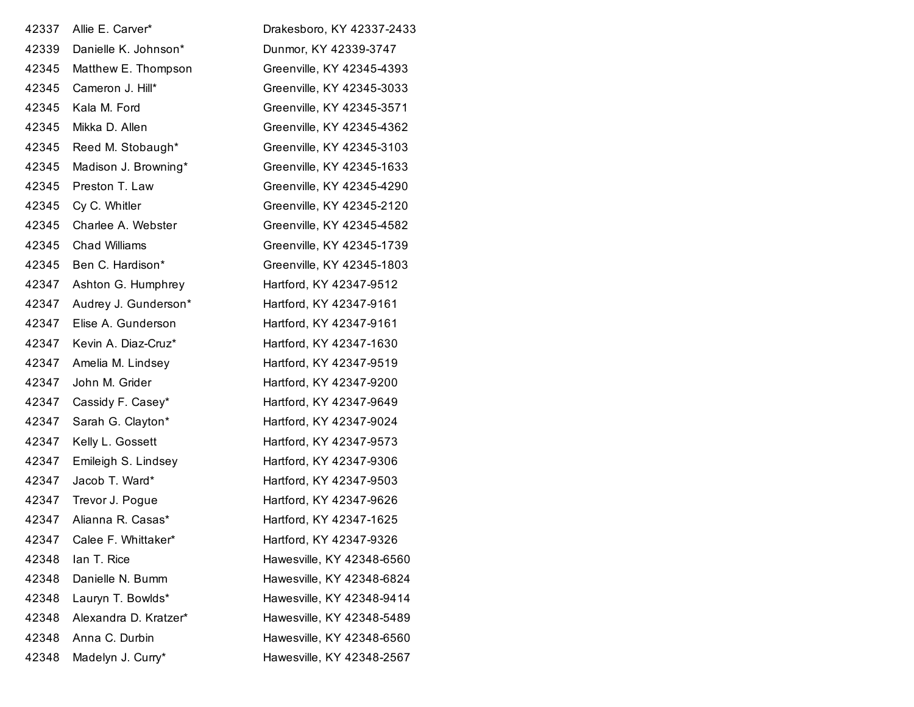| | | |
|---|---|---|
| 42337 | Allie E. Carver* | Drakesboro, KY 42337-2433 |
| 42339 | Danielle K. Johnson* | Dunmor, KY 42339-3747 |
| 42345 | Matthew E. Thompson | Greenville, KY 42345-4393 |
| 42345 | Cameron J. Hill* | Greenville, KY 42345-3033 |
| 42345 | Kala M. Ford | Greenville, KY 42345-3571 |
| 42345 | Mikka D. Allen | Greenville, KY 42345-4362 |
| 42345 | Reed M. Stobaugh* | Greenville, KY 42345-3103 |
| 42345 | Madison J. Browning* | Greenville, KY 42345-1633 |
| 42345 | Preston T. Law | Greenville, KY 42345-4290 |
| 42345 | Cy C. Whitler | Greenville, KY 42345-2120 |
| 42345 | Charlee A. Webster | Greenville, KY 42345-4582 |
| 42345 | Chad Williams | Greenville, KY 42345-1739 |
| 42345 | Ben C. Hardison* | Greenville, KY 42345-1803 |
| 42347 | Ashton G. Humphrey | Hartford, KY 42347-9512 |
| 42347 | Audrey J. Gunderson* | Hartford, KY 42347-9161 |
| 42347 | Elise A. Gunderson | Hartford, KY 42347-9161 |
| 42347 | Kevin A. Diaz-Cruz* | Hartford, KY 42347-1630 |
| 42347 | Amelia M. Lindsey | Hartford, KY 42347-9519 |
| 42347 | John M. Grider | Hartford, KY 42347-9200 |
| 42347 | Cassidy F. Casey* | Hartford, KY 42347-9649 |
| 42347 | Sarah G. Clayton* | Hartford, KY 42347-9024 |
| 42347 | Kelly L. Gossett | Hartford, KY 42347-9573 |
| 42347 | Emileigh S. Lindsey | Hartford, KY 42347-9306 |
| 42347 | Jacob T. Ward* | Hartford, KY 42347-9503 |
| 42347 | Trevor J. Pogue | Hartford, KY 42347-9626 |
| 42347 | Alianna R. Casas* | Hartford, KY 42347-1625 |
| 42347 | Calee F. Whittaker* | Hartford, KY 42347-9326 |
| 42348 | Ian T. Rice | Hawesville, KY 42348-6560 |
| 42348 | Danielle N. Bumm | Hawesville, KY 42348-6824 |
| 42348 | Lauryn T. Bowlds* | Hawesville, KY 42348-9414 |
| 42348 | Alexandra D. Kratzer* | Hawesville, KY 42348-5489 |
| 42348 | Anna C. Durbin | Hawesville, KY 42348-6560 |
| 42348 | Madelyn J. Curry* | Hawesville, KY 42348-2567 |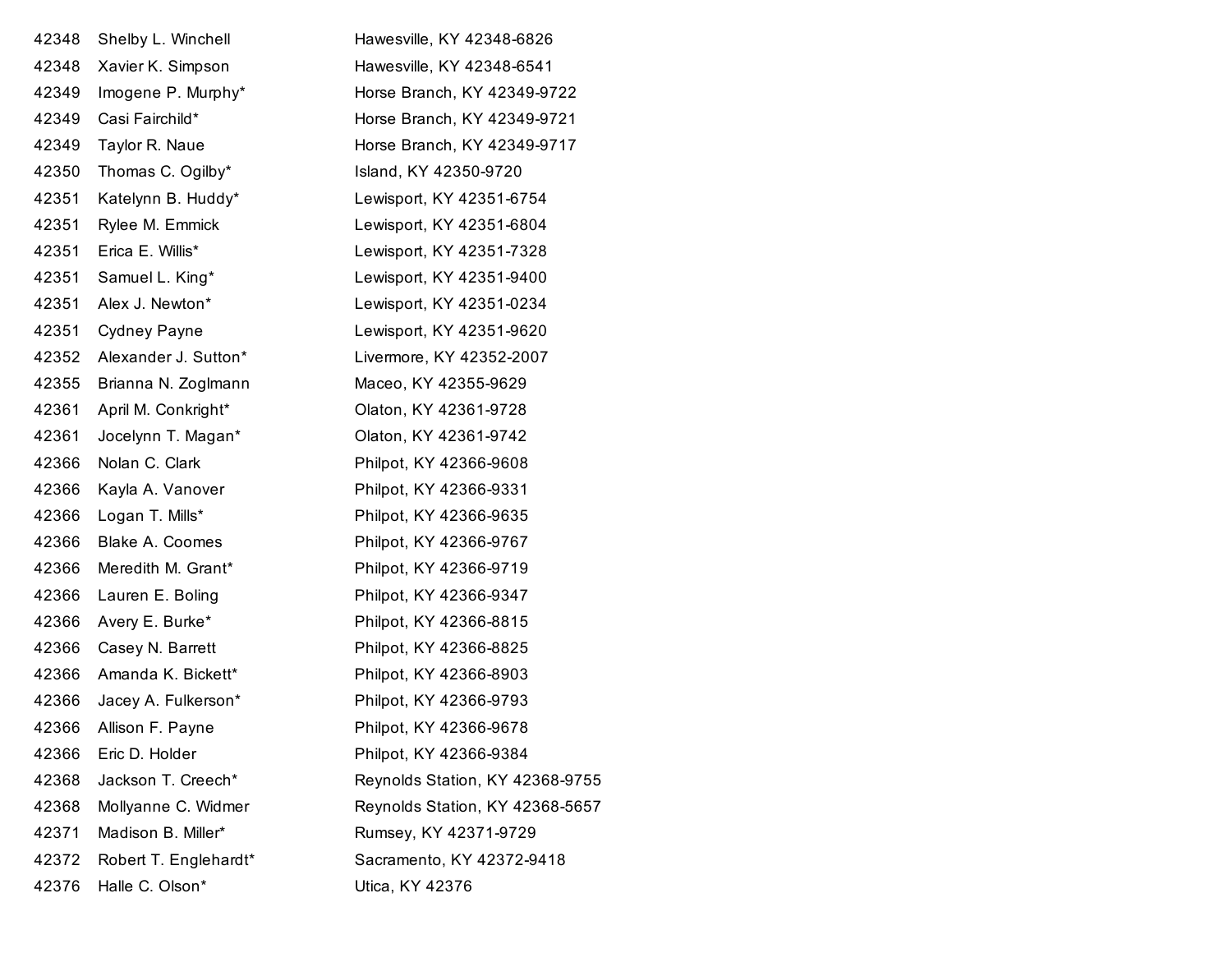| | | |
|---|---|---|
| 42348 | Shelby L. Winchell | Hawesville, KY 42348-6826 |
| 42348 | Xavier K. Simpson | Hawesville, KY 42348-6541 |
| 42349 | Imogene P. Murphy* | Horse Branch, KY 42349-9722 |
| 42349 | Casi Fairchild* | Horse Branch, KY 42349-9721 |
| 42349 | Taylor R. Naue | Horse Branch, KY 42349-9717 |
| 42350 | Thomas C. Ogilby* | Island, KY 42350-9720 |
| 42351 | Katelynn B. Huddy* | Lewisport, KY 42351-6754 |
| 42351 | Rylee M. Emmick | Lewisport, KY 42351-6804 |
| 42351 | Erica E. Willis* | Lewisport, KY 42351-7328 |
| 42351 | Samuel L. King* | Lewisport, KY 42351-9400 |
| 42351 | Alex J. Newton* | Lewisport, KY 42351-0234 |
| 42351 | Cydney Payne | Lewisport, KY 42351-9620 |
| 42352 | Alexander J. Sutton* | Livermore, KY 42352-2007 |
| 42355 | Brianna N. Zoglmann | Maceo, KY 42355-9629 |
| 42361 | April M. Conkright* | Olaton, KY 42361-9728 |
| 42361 | Jocelynn T. Magan* | Olaton, KY 42361-9742 |
| 42366 | Nolan C. Clark | Philpot, KY 42366-9608 |
| 42366 | Kayla A. Vanover | Philpot, KY 42366-9331 |
| 42366 | Logan T. Mills* | Philpot, KY 42366-9635 |
| 42366 | Blake A. Coomes | Philpot, KY 42366-9767 |
| 42366 | Meredith M. Grant* | Philpot, KY 42366-9719 |
| 42366 | Lauren E. Boling | Philpot, KY 42366-9347 |
| 42366 | Avery E. Burke* | Philpot, KY 42366-8815 |
| 42366 | Casey N. Barrett | Philpot, KY 42366-8825 |
| 42366 | Amanda K. Bickett* | Philpot, KY 42366-8903 |
| 42366 | Jacey A. Fulkerson* | Philpot, KY 42366-9793 |
| 42366 | Allison F. Payne | Philpot, KY 42366-9678 |
| 42366 | Eric D. Holder | Philpot, KY 42366-9384 |
| 42368 | Jackson T. Creech* | Reynolds Station, KY 42368-9755 |
| 42368 | Mollyanne C. Widmer | Reynolds Station, KY 42368-5657 |
| 42371 | Madison B. Miller* | Rumsey, KY 42371-9729 |
| 42372 | Robert T. Englehardt* | Sacramento, KY 42372-9418 |
| 42376 | Halle C. Olson* | Utica, KY 42376 |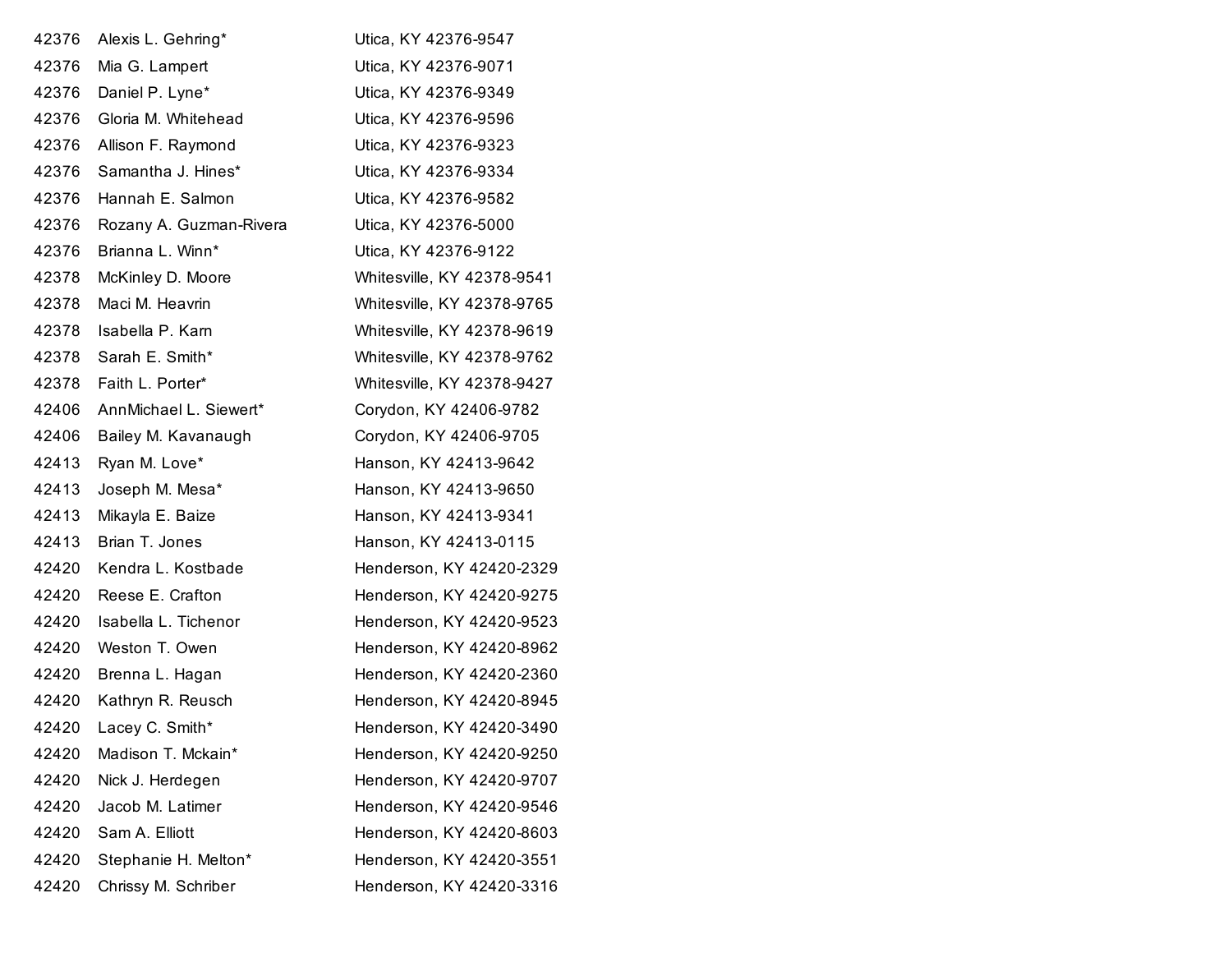| | | |
|---|---|---|
| 42376 | Alexis L. Gehring* | Utica, KY 42376-9547 |
| 42376 | Mia G. Lampert | Utica, KY 42376-9071 |
| 42376 | Daniel P. Lyne* | Utica, KY 42376-9349 |
| 42376 | Gloria M. Whitehead | Utica, KY 42376-9596 |
| 42376 | Allison F. Raymond | Utica, KY 42376-9323 |
| 42376 | Samantha J. Hines* | Utica, KY 42376-9334 |
| 42376 | Hannah E. Salmon | Utica, KY 42376-9582 |
| 42376 | Rozany A. Guzman-Rivera | Utica, KY 42376-5000 |
| 42376 | Brianna L. Winn* | Utica, KY 42376-9122 |
| 42378 | McKinley D. Moore | Whitesville, KY 42378-9541 |
| 42378 | Maci M. Heavrin | Whitesville, KY 42378-9765 |
| 42378 | Isabella P. Karn | Whitesville, KY 42378-9619 |
| 42378 | Sarah E. Smith* | Whitesville, KY 42378-9762 |
| 42378 | Faith L. Porter* | Whitesville, KY 42378-9427 |
| 42406 | AnnMichael L. Siewert* | Corydon, KY 42406-9782 |
| 42406 | Bailey M. Kavanaugh | Corydon, KY 42406-9705 |
| 42413 | Ryan M. Love* | Hanson, KY 42413-9642 |
| 42413 | Joseph M. Mesa* | Hanson, KY 42413-9650 |
| 42413 | Mikayla E. Baize | Hanson, KY 42413-9341 |
| 42413 | Brian T. Jones | Hanson, KY 42413-0115 |
| 42420 | Kendra L. Kostbade | Henderson, KY 42420-2329 |
| 42420 | Reese E. Crafton | Henderson, KY 42420-9275 |
| 42420 | Isabella L. Tichenor | Henderson, KY 42420-9523 |
| 42420 | Weston T. Owen | Henderson, KY 42420-8962 |
| 42420 | Brenna L. Hagan | Henderson, KY 42420-2360 |
| 42420 | Kathryn R. Reusch | Henderson, KY 42420-8945 |
| 42420 | Lacey C. Smith* | Henderson, KY 42420-3490 |
| 42420 | Madison T. Mckain* | Henderson, KY 42420-9250 |
| 42420 | Nick J. Herdegen | Henderson, KY 42420-9707 |
| 42420 | Jacob M. Latimer | Henderson, KY 42420-9546 |
| 42420 | Sam A. Elliott | Henderson, KY 42420-8603 |
| 42420 | Stephanie H. Melton* | Henderson, KY 42420-3551 |
| 42420 | Chrissy M. Schriber | Henderson, KY 42420-3316 |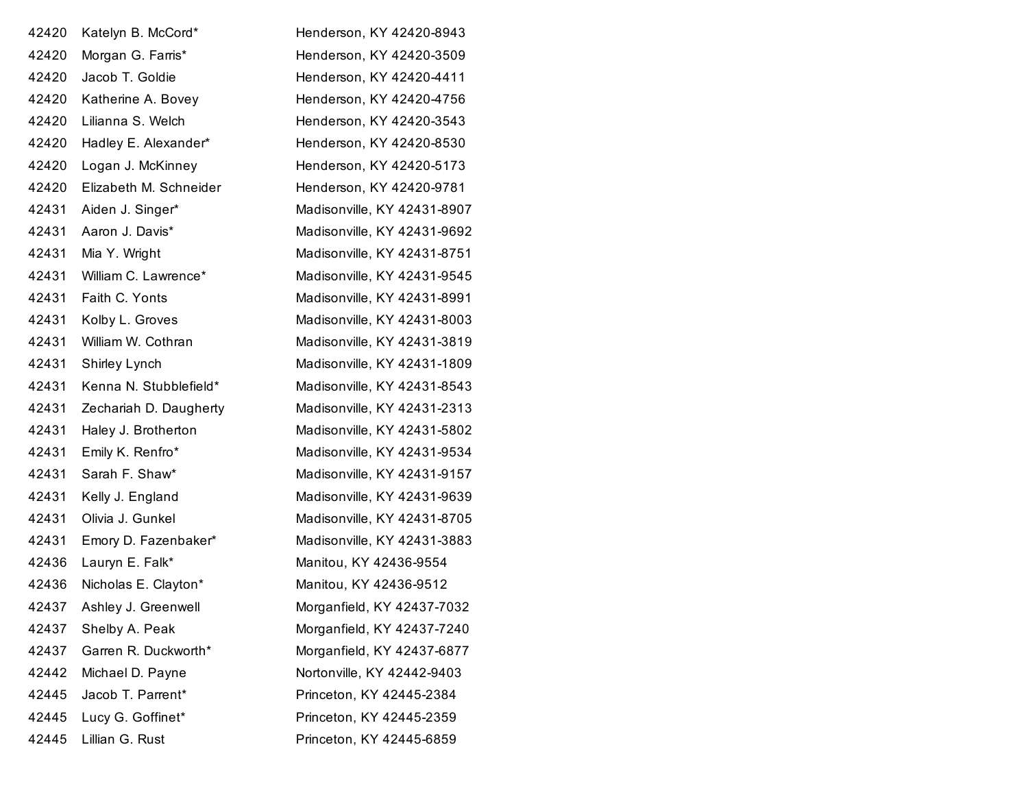| | | |
|---|---|---|
| 42420 | Katelyn B. McCord* | Henderson, KY 42420-8943 |
| 42420 | Morgan G. Farris* | Henderson, KY 42420-3509 |
| 42420 | Jacob T. Goldie | Henderson, KY 42420-4411 |
| 42420 | Katherine A. Bovey | Henderson, KY 42420-4756 |
| 42420 | Lilianna S. Welch | Henderson, KY 42420-3543 |
| 42420 | Hadley E. Alexander* | Henderson, KY 42420-8530 |
| 42420 | Logan J. McKinney | Henderson, KY 42420-5173 |
| 42420 | Elizabeth M. Schneider | Henderson, KY 42420-9781 |
| 42431 | Aiden J. Singer* | Madisonville, KY 42431-8907 |
| 42431 | Aaron J. Davis* | Madisonville, KY 42431-9692 |
| 42431 | Mia Y. Wright | Madisonville, KY 42431-8751 |
| 42431 | William C. Lawrence* | Madisonville, KY 42431-9545 |
| 42431 | Faith C. Yonts | Madisonville, KY 42431-8991 |
| 42431 | Kolby L. Groves | Madisonville, KY 42431-8003 |
| 42431 | William W. Cothran | Madisonville, KY 42431-3819 |
| 42431 | Shirley Lynch | Madisonville, KY 42431-1809 |
| 42431 | Kenna N. Stubblefield* | Madisonville, KY 42431-8543 |
| 42431 | Zechariah D. Daugherty | Madisonville, KY 42431-2313 |
| 42431 | Haley J. Brotherton | Madisonville, KY 42431-5802 |
| 42431 | Emily K. Renfro* | Madisonville, KY 42431-9534 |
| 42431 | Sarah F. Shaw* | Madisonville, KY 42431-9157 |
| 42431 | Kelly J. England | Madisonville, KY 42431-9639 |
| 42431 | Olivia J. Gunkel | Madisonville, KY 42431-8705 |
| 42431 | Emory D. Fazenbaker* | Madisonville, KY 42431-3883 |
| 42436 | Lauryn E. Falk* | Manitou, KY 42436-9554 |
| 42436 | Nicholas E. Clayton* | Manitou, KY 42436-9512 |
| 42437 | Ashley J. Greenwell | Morganfield, KY 42437-7032 |
| 42437 | Shelby A. Peak | Morganfield, KY 42437-7240 |
| 42437 | Garren R. Duckworth* | Morganfield, KY 42437-6877 |
| 42442 | Michael D. Payne | Nortonville, KY 42442-9403 |
| 42445 | Jacob T. Parrent* | Princeton, KY 42445-2384 |
| 42445 | Lucy G. Goffinet* | Princeton, KY 42445-2359 |
| 42445 | Lillian G. Rust | Princeton, KY 42445-6859 |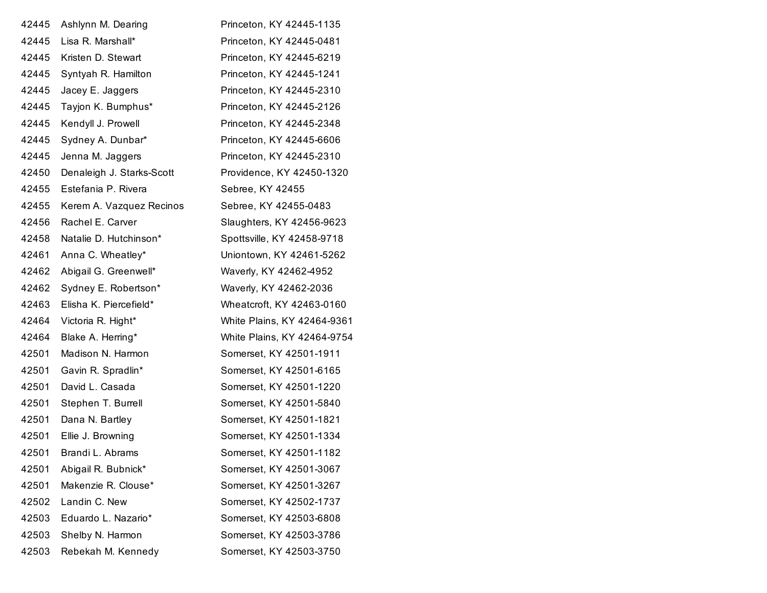| | | |
|---|---|---|
| 42445 | Ashlynn M. Dearing | Princeton, KY 42445-1135 |
| 42445 | Lisa R. Marshall* | Princeton, KY 42445-0481 |
| 42445 | Kristen D. Stewart | Princeton, KY 42445-6219 |
| 42445 | Syntyah R. Hamilton | Princeton, KY 42445-1241 |
| 42445 | Jacey E. Jaggers | Princeton, KY 42445-2310 |
| 42445 | Tayjon K. Bumphus* | Princeton, KY 42445-2126 |
| 42445 | Kendyll J. Prowell | Princeton, KY 42445-2348 |
| 42445 | Sydney A. Dunbar* | Princeton, KY 42445-6606 |
| 42445 | Jenna M. Jaggers | Princeton, KY 42445-2310 |
| 42450 | Denaleigh J. Starks-Scott | Providence, KY 42450-1320 |
| 42455 | Estefania P. Rivera | Sebree, KY 42455 |
| 42455 | Kerem A. Vazquez Recinos | Sebree, KY 42455-0483 |
| 42456 | Rachel E. Carver | Slaughters, KY 42456-9623 |
| 42458 | Natalie D. Hutchinson* | Spottsville, KY 42458-9718 |
| 42461 | Anna C. Wheatley* | Uniontown, KY 42461-5262 |
| 42462 | Abigail G. Greenwell* | Waverly, KY 42462-4952 |
| 42462 | Sydney E. Robertson* | Waverly, KY 42462-2036 |
| 42463 | Elisha K. Piercefield* | Wheatcroft, KY 42463-0160 |
| 42464 | Victoria R. Hight* | White Plains, KY 42464-9361 |
| 42464 | Blake A. Herring* | White Plains, KY 42464-9754 |
| 42501 | Madison N. Harmon | Somerset, KY 42501-1911 |
| 42501 | Gavin R. Spradlin* | Somerset, KY 42501-6165 |
| 42501 | David L. Casada | Somerset, KY 42501-1220 |
| 42501 | Stephen T. Burrell | Somerset, KY 42501-5840 |
| 42501 | Dana N. Bartley | Somerset, KY 42501-1821 |
| 42501 | Ellie J. Browning | Somerset, KY 42501-1334 |
| 42501 | Brandi L. Abrams | Somerset, KY 42501-1182 |
| 42501 | Abigail R. Bubnick* | Somerset, KY 42501-3067 |
| 42501 | Makenzie R. Clouse* | Somerset, KY 42501-3267 |
| 42502 | Landin C. New | Somerset, KY 42502-1737 |
| 42503 | Eduardo L. Nazario* | Somerset, KY 42503-6808 |
| 42503 | Shelby N. Harmon | Somerset, KY 42503-3786 |
| 42503 | Rebekah M. Kennedy | Somerset, KY 42503-3750 |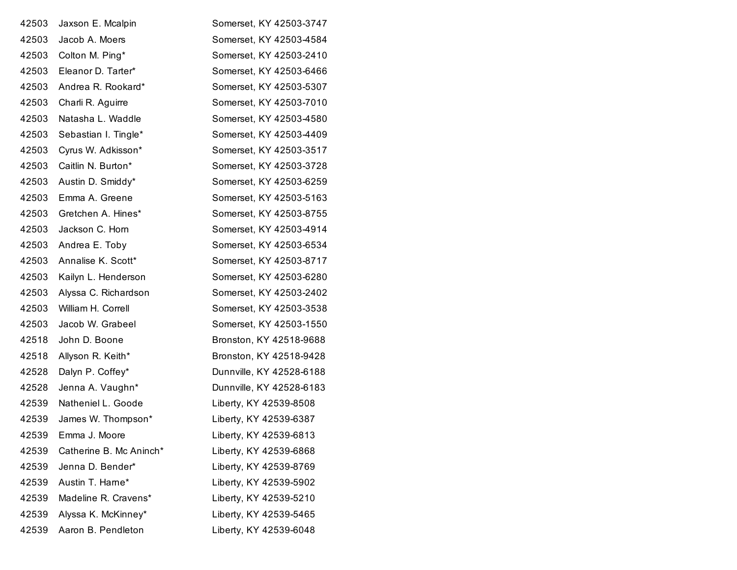| | | |
|---|---|---|
| 42503 | Jaxson E. Mcalpin | Somerset, KY 42503-3747 |
| 42503 | Jacob A. Moers | Somerset, KY 42503-4584 |
| 42503 | Colton M. Ping* | Somerset, KY 42503-2410 |
| 42503 | Eleanor D. Tarter* | Somerset, KY 42503-6466 |
| 42503 | Andrea R. Rookard* | Somerset, KY 42503-5307 |
| 42503 | Charli R. Aguirre | Somerset, KY 42503-7010 |
| 42503 | Natasha L. Waddle | Somerset, KY 42503-4580 |
| 42503 | Sebastian I. Tingle* | Somerset, KY 42503-4409 |
| 42503 | Cyrus W. Adkisson* | Somerset, KY 42503-3517 |
| 42503 | Caitlin N. Burton* | Somerset, KY 42503-3728 |
| 42503 | Austin D. Smiddy* | Somerset, KY 42503-6259 |
| 42503 | Emma A. Greene | Somerset, KY 42503-5163 |
| 42503 | Gretchen A. Hines* | Somerset, KY 42503-8755 |
| 42503 | Jackson C. Horn | Somerset, KY 42503-4914 |
| 42503 | Andrea E. Toby | Somerset, KY 42503-6534 |
| 42503 | Annalise K. Scott* | Somerset, KY 42503-8717 |
| 42503 | Kailyn L. Henderson | Somerset, KY 42503-6280 |
| 42503 | Alyssa C. Richardson | Somerset, KY 42503-2402 |
| 42503 | William H. Correll | Somerset, KY 42503-3538 |
| 42503 | Jacob W. Grabeel | Somerset, KY 42503-1550 |
| 42518 | John D. Boone | Bronston, KY 42518-9688 |
| 42518 | Allyson R. Keith* | Bronston, KY 42518-9428 |
| 42528 | Dalyn P. Coffey* | Dunnville, KY 42528-6188 |
| 42528 | Jenna A. Vaughn* | Dunnville, KY 42528-6183 |
| 42539 | Natheniel L. Goode | Liberty, KY 42539-8508 |
| 42539 | James W. Thompson* | Liberty, KY 42539-6387 |
| 42539 | Emma J. Moore | Liberty, KY 42539-6813 |
| 42539 | Catherine B. Mc Aninch* | Liberty, KY 42539-6868 |
| 42539 | Jenna D. Bender* | Liberty, KY 42539-8769 |
| 42539 | Austin T. Harne* | Liberty, KY 42539-5902 |
| 42539 | Madeline R. Cravens* | Liberty, KY 42539-5210 |
| 42539 | Alyssa K. McKinney* | Liberty, KY 42539-5465 |
| 42539 | Aaron B. Pendleton | Liberty, KY 42539-6048 |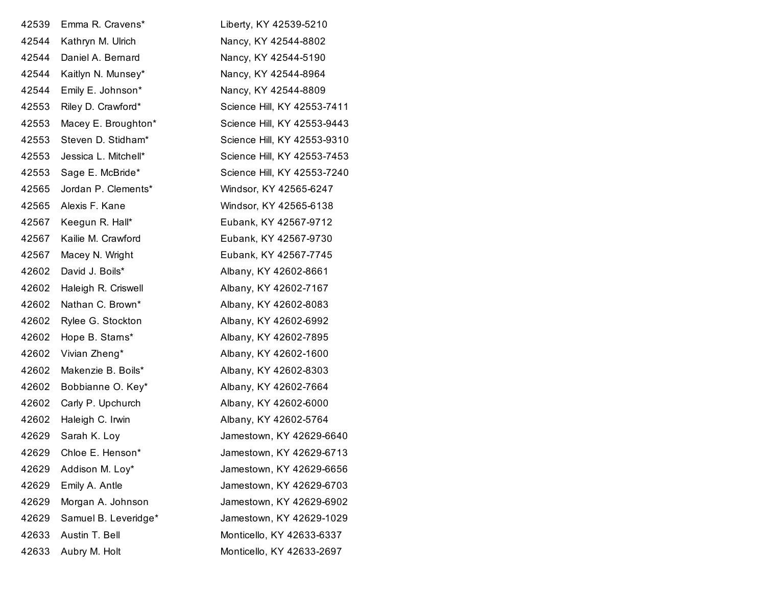| | | |
|---|---|---|
| 42539 | Emma R. Cravens* | Liberty, KY 42539-5210 |
| 42544 | Kathryn M. Ulrich | Nancy, KY 42544-8802 |
| 42544 | Daniel A. Bernard | Nancy, KY 42544-5190 |
| 42544 | Kaitlyn N. Munsey* | Nancy, KY 42544-8964 |
| 42544 | Emily E. Johnson* | Nancy, KY 42544-8809 |
| 42553 | Riley D. Crawford* | Science Hill, KY 42553-7411 |
| 42553 | Macey E. Broughton* | Science Hill, KY 42553-9443 |
| 42553 | Steven D. Stidham* | Science Hill, KY 42553-9310 |
| 42553 | Jessica L. Mitchell* | Science Hill, KY 42553-7453 |
| 42553 | Sage E. McBride* | Science Hill, KY 42553-7240 |
| 42565 | Jordan P. Clements* | Windsor, KY 42565-6247 |
| 42565 | Alexis F. Kane | Windsor, KY 42565-6138 |
| 42567 | Keegun R. Hall* | Eubank, KY 42567-9712 |
| 42567 | Kailie M. Crawford | Eubank, KY 42567-9730 |
| 42567 | Macey N. Wright | Eubank, KY 42567-7745 |
| 42602 | David J. Boils* | Albany, KY 42602-8661 |
| 42602 | Haleigh R. Criswell | Albany, KY 42602-7167 |
| 42602 | Nathan C. Brown* | Albany, KY 42602-8083 |
| 42602 | Rylee G. Stockton | Albany, KY 42602-6992 |
| 42602 | Hope B. Starns* | Albany, KY 42602-7895 |
| 42602 | Vivian Zheng* | Albany, KY 42602-1600 |
| 42602 | Makenzie B. Boils* | Albany, KY 42602-8303 |
| 42602 | Bobbianne O. Key* | Albany, KY 42602-7664 |
| 42602 | Carly P. Upchurch | Albany, KY 42602-6000 |
| 42602 | Haleigh C. Irwin | Albany, KY 42602-5764 |
| 42629 | Sarah K. Loy | Jamestown, KY 42629-6640 |
| 42629 | Chloe E. Henson* | Jamestown, KY 42629-6713 |
| 42629 | Addison M. Loy* | Jamestown, KY 42629-6656 |
| 42629 | Emily A. Antle | Jamestown, KY 42629-6703 |
| 42629 | Morgan A. Johnson | Jamestown, KY 42629-6902 |
| 42629 | Samuel B. Leveridge* | Jamestown, KY 42629-1029 |
| 42633 | Austin T. Bell | Monticello, KY 42633-6337 |
| 42633 | Aubry M. Holt | Monticello, KY 42633-2697 |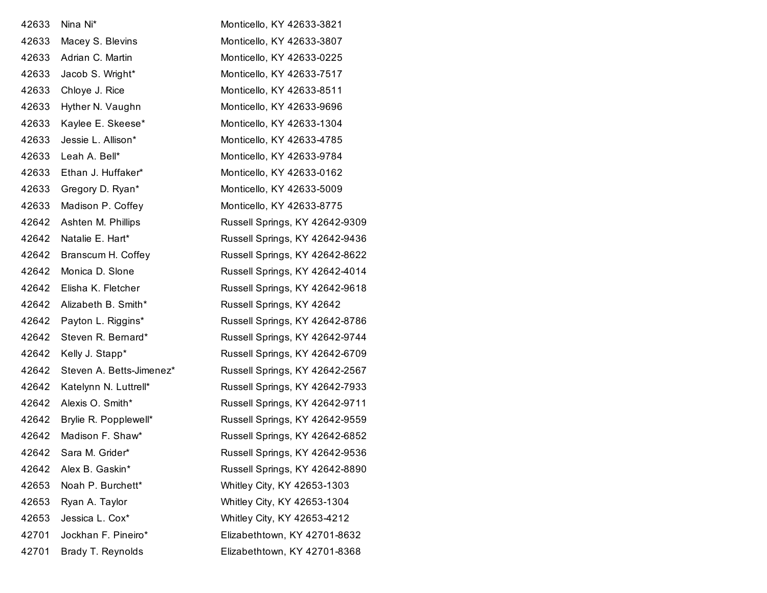| | | |
|---|---|---|
| 42633 | Nina Ni* | Monticello, KY 42633-3821 |
| 42633 | Macey S. Blevins | Monticello, KY 42633-3807 |
| 42633 | Adrian C. Martin | Monticello, KY 42633-0225 |
| 42633 | Jacob S. Wright* | Monticello, KY 42633-7517 |
| 42633 | Chloye J. Rice | Monticello, KY 42633-8511 |
| 42633 | Hyther N. Vaughn | Monticello, KY 42633-9696 |
| 42633 | Kaylee E. Skeese* | Monticello, KY 42633-1304 |
| 42633 | Jessie L. Allison* | Monticello, KY 42633-4785 |
| 42633 | Leah A. Bell* | Monticello, KY 42633-9784 |
| 42633 | Ethan J. Huffaker* | Monticello, KY 42633-0162 |
| 42633 | Gregory D. Ryan* | Monticello, KY 42633-5009 |
| 42633 | Madison P. Coffey | Monticello, KY 42633-8775 |
| 42642 | Ashten M. Phillips | Russell Springs, KY 42642-9309 |
| 42642 | Natalie E. Hart* | Russell Springs, KY 42642-9436 |
| 42642 | Branscum H. Coffey | Russell Springs, KY 42642-8622 |
| 42642 | Monica D. Slone | Russell Springs, KY 42642-4014 |
| 42642 | Elisha K. Fletcher | Russell Springs, KY 42642-9618 |
| 42642 | Alizabeth B. Smith* | Russell Springs, KY 42642 |
| 42642 | Payton L. Riggins* | Russell Springs, KY 42642-8786 |
| 42642 | Steven R. Bernard* | Russell Springs, KY 42642-9744 |
| 42642 | Kelly J. Stapp* | Russell Springs, KY 42642-6709 |
| 42642 | Steven A. Betts-Jimenez* | Russell Springs, KY 42642-2567 |
| 42642 | Katelynn N. Luttrell* | Russell Springs, KY 42642-7933 |
| 42642 | Alexis O. Smith* | Russell Springs, KY 42642-9711 |
| 42642 | Brylie R. Popplewell* | Russell Springs, KY 42642-9559 |
| 42642 | Madison F. Shaw* | Russell Springs, KY 42642-6852 |
| 42642 | Sara M. Grider* | Russell Springs, KY 42642-9536 |
| 42642 | Alex B. Gaskin* | Russell Springs, KY 42642-8890 |
| 42653 | Noah P. Burchett* | Whitley City, KY 42653-1303 |
| 42653 | Ryan A. Taylor | Whitley City, KY 42653-1304 |
| 42653 | Jessica L. Cox* | Whitley City, KY 42653-4212 |
| 42701 | Jockhan F. Pineiro* | Elizabethtown, KY 42701-8632 |
| 42701 | Brady T. Reynolds | Elizabethtown, KY 42701-8368 |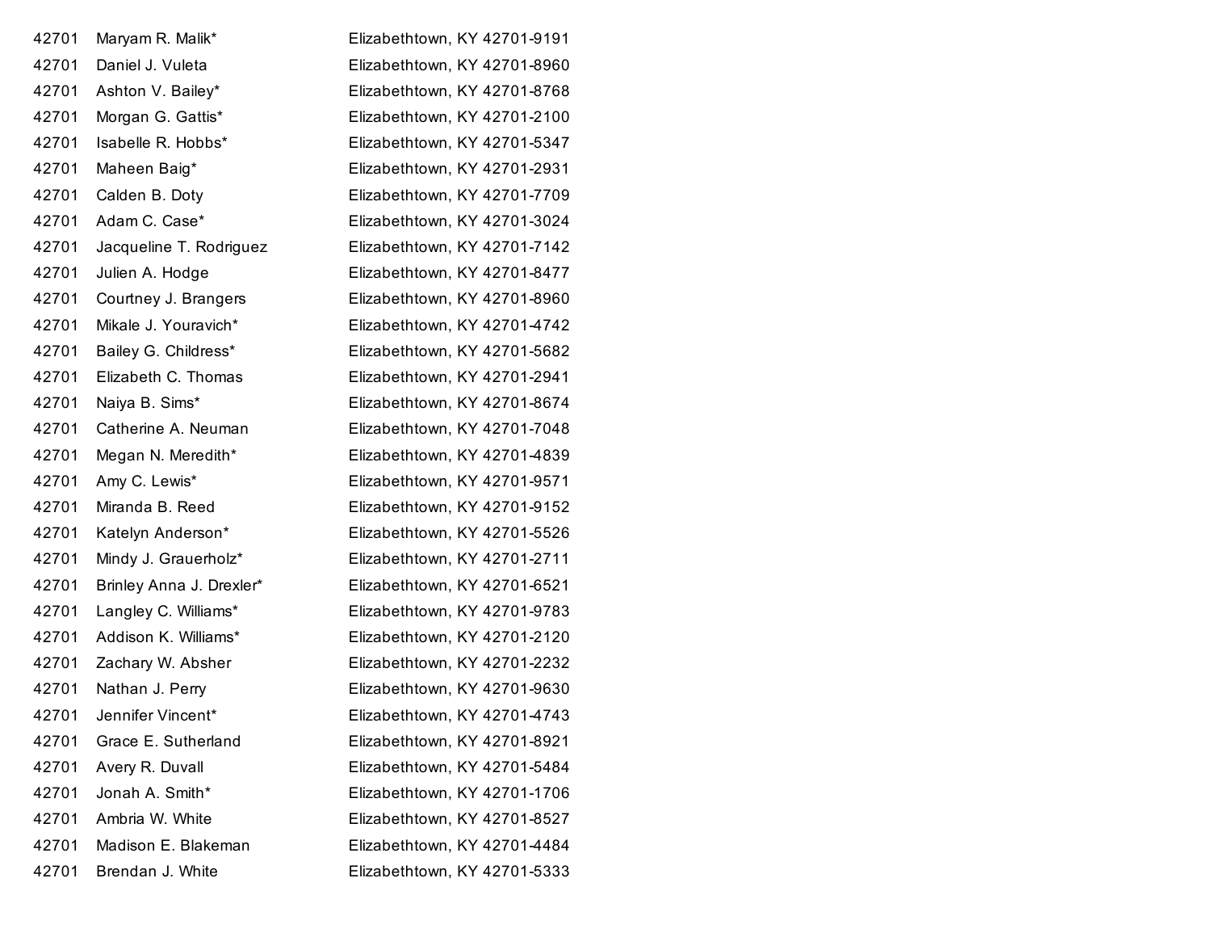| | | |
|---|---|---|
| 42701 | Maryam R. Malik* | Elizabethtown, KY 42701-9191 |
| 42701 | Daniel J. Vuleta | Elizabethtown, KY 42701-8960 |
| 42701 | Ashton V. Bailey* | Elizabethtown, KY 42701-8768 |
| 42701 | Morgan G. Gattis* | Elizabethtown, KY 42701-2100 |
| 42701 | Isabelle R. Hobbs* | Elizabethtown, KY 42701-5347 |
| 42701 | Maheen Baig* | Elizabethtown, KY 42701-2931 |
| 42701 | Calden B. Doty | Elizabethtown, KY 42701-7709 |
| 42701 | Adam C. Case* | Elizabethtown, KY 42701-3024 |
| 42701 | Jacqueline T. Rodriguez | Elizabethtown, KY 42701-7142 |
| 42701 | Julien A. Hodge | Elizabethtown, KY 42701-8477 |
| 42701 | Courtney J. Brangers | Elizabethtown, KY 42701-8960 |
| 42701 | Mikale J. Youravich* | Elizabethtown, KY 42701-4742 |
| 42701 | Bailey G. Childress* | Elizabethtown, KY 42701-5682 |
| 42701 | Elizabeth C. Thomas | Elizabethtown, KY 42701-2941 |
| 42701 | Naiya B. Sims* | Elizabethtown, KY 42701-8674 |
| 42701 | Catherine A. Neuman | Elizabethtown, KY 42701-7048 |
| 42701 | Megan N. Meredith* | Elizabethtown, KY 42701-4839 |
| 42701 | Amy C. Lewis* | Elizabethtown, KY 42701-9571 |
| 42701 | Miranda B. Reed | Elizabethtown, KY 42701-9152 |
| 42701 | Katelyn Anderson* | Elizabethtown, KY 42701-5526 |
| 42701 | Mindy J. Grauerholz* | Elizabethtown, KY 42701-2711 |
| 42701 | Brinley Anna J. Drexler* | Elizabethtown, KY 42701-6521 |
| 42701 | Langley C. Williams* | Elizabethtown, KY 42701-9783 |
| 42701 | Addison K. Williams* | Elizabethtown, KY 42701-2120 |
| 42701 | Zachary W. Absher | Elizabethtown, KY 42701-2232 |
| 42701 | Nathan J. Perry | Elizabethtown, KY 42701-9630 |
| 42701 | Jennifer Vincent* | Elizabethtown, KY 42701-4743 |
| 42701 | Grace E. Sutherland | Elizabethtown, KY 42701-8921 |
| 42701 | Avery R. Duvall | Elizabethtown, KY 42701-5484 |
| 42701 | Jonah A. Smith* | Elizabethtown, KY 42701-1706 |
| 42701 | Ambria W. White | Elizabethtown, KY 42701-8527 |
| 42701 | Madison E. Blakeman | Elizabethtown, KY 42701-4484 |
| 42701 | Brendan J. White | Elizabethtown, KY 42701-5333 |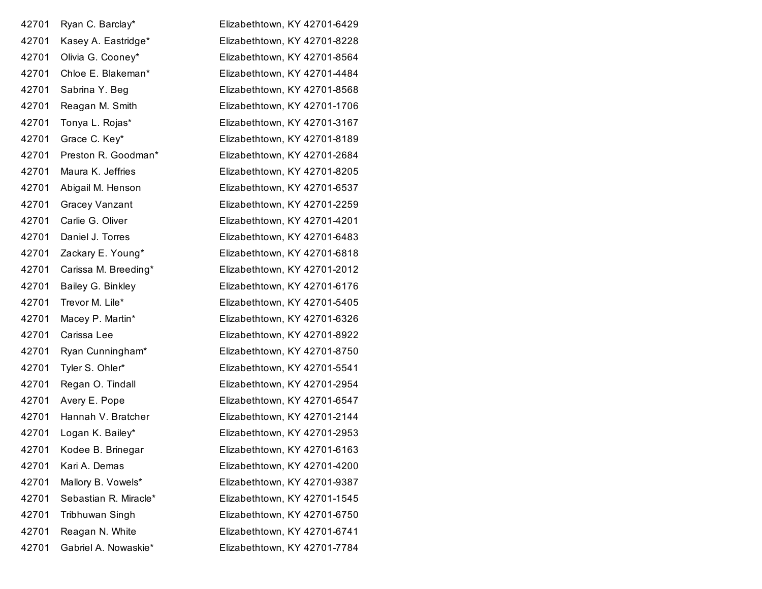| | | |
|---|---|---|
| 42701 | Ryan C. Barclay* | Elizabethtown, KY 42701-6429 |
| 42701 | Kasey A. Eastridge* | Elizabethtown, KY 42701-8228 |
| 42701 | Olivia G. Cooney* | Elizabethtown, KY 42701-8564 |
| 42701 | Chloe E. Blakeman* | Elizabethtown, KY 42701-4484 |
| 42701 | Sabrina Y. Beg | Elizabethtown, KY 42701-8568 |
| 42701 | Reagan M. Smith | Elizabethtown, KY 42701-1706 |
| 42701 | Tonya L. Rojas* | Elizabethtown, KY 42701-3167 |
| 42701 | Grace C. Key* | Elizabethtown, KY 42701-8189 |
| 42701 | Preston R. Goodman* | Elizabethtown, KY 42701-2684 |
| 42701 | Maura K. Jeffries | Elizabethtown, KY 42701-8205 |
| 42701 | Abigail M. Henson | Elizabethtown, KY 42701-6537 |
| 42701 | Gracey Vanzant | Elizabethtown, KY 42701-2259 |
| 42701 | Carlie G. Oliver | Elizabethtown, KY 42701-4201 |
| 42701 | Daniel J. Torres | Elizabethtown, KY 42701-6483 |
| 42701 | Zackary E. Young* | Elizabethtown, KY 42701-6818 |
| 42701 | Carissa M. Breeding* | Elizabethtown, KY 42701-2012 |
| 42701 | Bailey G. Binkley | Elizabethtown, KY 42701-6176 |
| 42701 | Trevor M. Lile* | Elizabethtown, KY 42701-5405 |
| 42701 | Macey P. Martin* | Elizabethtown, KY 42701-6326 |
| 42701 | Carissa Lee | Elizabethtown, KY 42701-8922 |
| 42701 | Ryan Cunningham* | Elizabethtown, KY 42701-8750 |
| 42701 | Tyler S. Ohler* | Elizabethtown, KY 42701-5541 |
| 42701 | Regan O. Tindall | Elizabethtown, KY 42701-2954 |
| 42701 | Avery E. Pope | Elizabethtown, KY 42701-6547 |
| 42701 | Hannah V. Bratcher | Elizabethtown, KY 42701-2144 |
| 42701 | Logan K. Bailey* | Elizabethtown, KY 42701-2953 |
| 42701 | Kodee B. Brinegar | Elizabethtown, KY 42701-6163 |
| 42701 | Kari A. Demas | Elizabethtown, KY 42701-4200 |
| 42701 | Mallory B. Vowels* | Elizabethtown, KY 42701-9387 |
| 42701 | Sebastian R. Miracle* | Elizabethtown, KY 42701-1545 |
| 42701 | Tribhuwan Singh | Elizabethtown, KY 42701-6750 |
| 42701 | Reagan N. White | Elizabethtown, KY 42701-6741 |
| 42701 | Gabriel A. Nowaskie* | Elizabethtown, KY 42701-7784 |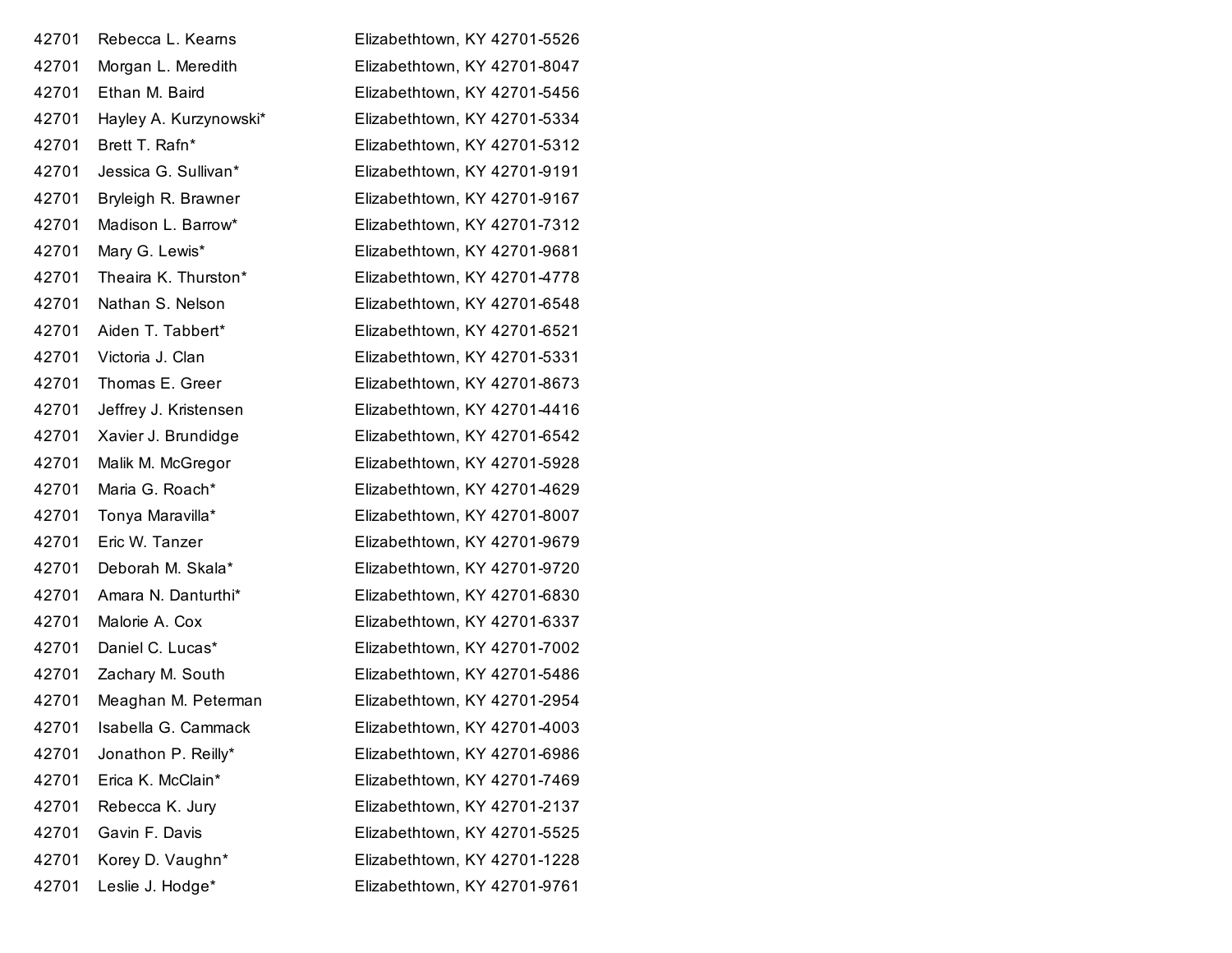| | | |
|---|---|---|
| 42701 | Rebecca L. Kearns | Elizabethtown, KY 42701-5526 |
| 42701 | Morgan L. Meredith | Elizabethtown, KY 42701-8047 |
| 42701 | Ethan M. Baird | Elizabethtown, KY 42701-5456 |
| 42701 | Hayley A. Kurzynowski* | Elizabethtown, KY 42701-5334 |
| 42701 | Brett T. Rafn* | Elizabethtown, KY 42701-5312 |
| 42701 | Jessica G. Sullivan* | Elizabethtown, KY 42701-9191 |
| 42701 | Bryleigh R. Brawner | Elizabethtown, KY 42701-9167 |
| 42701 | Madison L. Barrow* | Elizabethtown, KY 42701-7312 |
| 42701 | Mary G. Lewis* | Elizabethtown, KY 42701-9681 |
| 42701 | Theaira K. Thurston* | Elizabethtown, KY 42701-4778 |
| 42701 | Nathan S. Nelson | Elizabethtown, KY 42701-6548 |
| 42701 | Aiden T. Tabbert* | Elizabethtown, KY 42701-6521 |
| 42701 | Victoria J. Clan | Elizabethtown, KY 42701-5331 |
| 42701 | Thomas E. Greer | Elizabethtown, KY 42701-8673 |
| 42701 | Jeffrey J. Kristensen | Elizabethtown, KY 42701-4416 |
| 42701 | Xavier J. Brundidge | Elizabethtown, KY 42701-6542 |
| 42701 | Malik M. McGregor | Elizabethtown, KY 42701-5928 |
| 42701 | Maria G. Roach* | Elizabethtown, KY 42701-4629 |
| 42701 | Tonya Maravilla* | Elizabethtown, KY 42701-8007 |
| 42701 | Eric W. Tanzer | Elizabethtown, KY 42701-9679 |
| 42701 | Deborah M. Skala* | Elizabethtown, KY 42701-9720 |
| 42701 | Amara N. Danturthi* | Elizabethtown, KY 42701-6830 |
| 42701 | Malorie A. Cox | Elizabethtown, KY 42701-6337 |
| 42701 | Daniel C. Lucas* | Elizabethtown, KY 42701-7002 |
| 42701 | Zachary M. South | Elizabethtown, KY 42701-5486 |
| 42701 | Meaghan M. Peterman | Elizabethtown, KY 42701-2954 |
| 42701 | Isabella G. Cammack | Elizabethtown, KY 42701-4003 |
| 42701 | Jonathon P. Reilly* | Elizabethtown, KY 42701-6986 |
| 42701 | Erica K. McClain* | Elizabethtown, KY 42701-7469 |
| 42701 | Rebecca K. Jury | Elizabethtown, KY 42701-2137 |
| 42701 | Gavin F. Davis | Elizabethtown, KY 42701-5525 |
| 42701 | Korey D. Vaughn* | Elizabethtown, KY 42701-1228 |
| 42701 | Leslie J. Hodge* | Elizabethtown, KY 42701-9761 |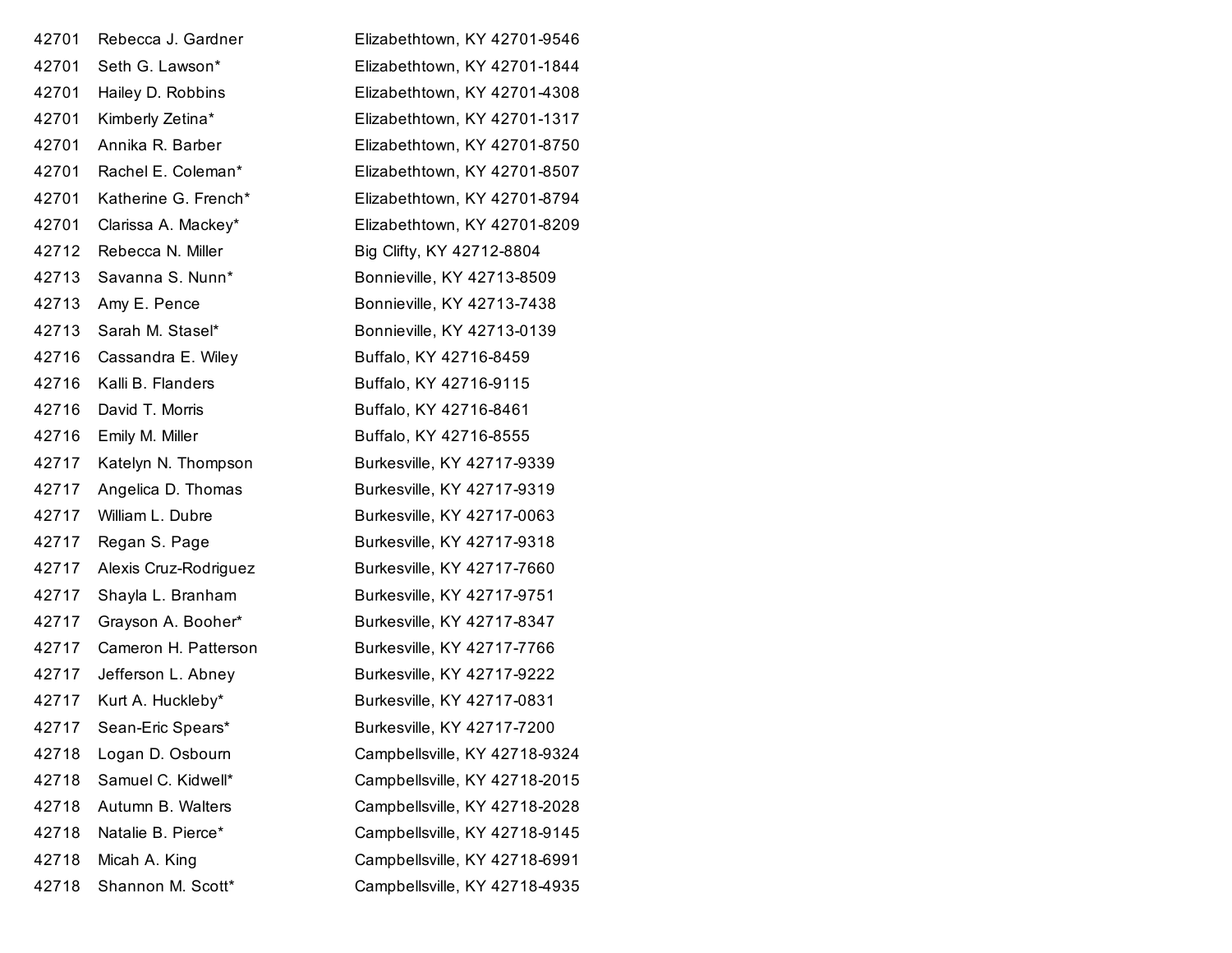| | | |
|---|---|---|
| 42701 | Rebecca J. Gardner | Elizabethtown, KY 42701-9546 |
| 42701 | Seth G. Lawson* | Elizabethtown, KY 42701-1844 |
| 42701 | Hailey D. Robbins | Elizabethtown, KY 42701-4308 |
| 42701 | Kimberly Zetina* | Elizabethtown, KY 42701-1317 |
| 42701 | Annika R. Barber | Elizabethtown, KY 42701-8750 |
| 42701 | Rachel E. Coleman* | Elizabethtown, KY 42701-8507 |
| 42701 | Katherine G. French* | Elizabethtown, KY 42701-8794 |
| 42701 | Clarissa A. Mackey* | Elizabethtown, KY 42701-8209 |
| 42712 | Rebecca N. Miller | Big Clifty, KY 42712-8804 |
| 42713 | Savanna S. Nunn* | Bonnieville, KY 42713-8509 |
| 42713 | Amy E. Pence | Bonnieville, KY 42713-7438 |
| 42713 | Sarah M. Stasel* | Bonnieville, KY 42713-0139 |
| 42716 | Cassandra E. Wiley | Buffalo, KY 42716-8459 |
| 42716 | Kalli B. Flanders | Buffalo, KY 42716-9115 |
| 42716 | David T. Morris | Buffalo, KY 42716-8461 |
| 42716 | Emily M. Miller | Buffalo, KY 42716-8555 |
| 42717 | Katelyn N. Thompson | Burkesville, KY 42717-9339 |
| 42717 | Angelica D. Thomas | Burkesville, KY 42717-9319 |
| 42717 | William L. Dubre | Burkesville, KY 42717-0063 |
| 42717 | Regan S. Page | Burkesville, KY 42717-9318 |
| 42717 | Alexis Cruz-Rodriguez | Burkesville, KY 42717-7660 |
| 42717 | Shayla L. Branham | Burkesville, KY 42717-9751 |
| 42717 | Grayson A. Booher* | Burkesville, KY 42717-8347 |
| 42717 | Cameron H. Patterson | Burkesville, KY 42717-7766 |
| 42717 | Jefferson L. Abney | Burkesville, KY 42717-9222 |
| 42717 | Kurt A. Huckleby* | Burkesville, KY 42717-0831 |
| 42717 | Sean-Eric Spears* | Burkesville, KY 42717-7200 |
| 42718 | Logan D. Osbourn | Campbellsville, KY 42718-9324 |
| 42718 | Samuel C. Kidwell* | Campbellsville, KY 42718-2015 |
| 42718 | Autumn B. Walters | Campbellsville, KY 42718-2028 |
| 42718 | Natalie B. Pierce* | Campbellsville, KY 42718-9145 |
| 42718 | Micah A. King | Campbellsville, KY 42718-6991 |
| 42718 | Shannon M. Scott* | Campbellsville, KY 42718-4935 |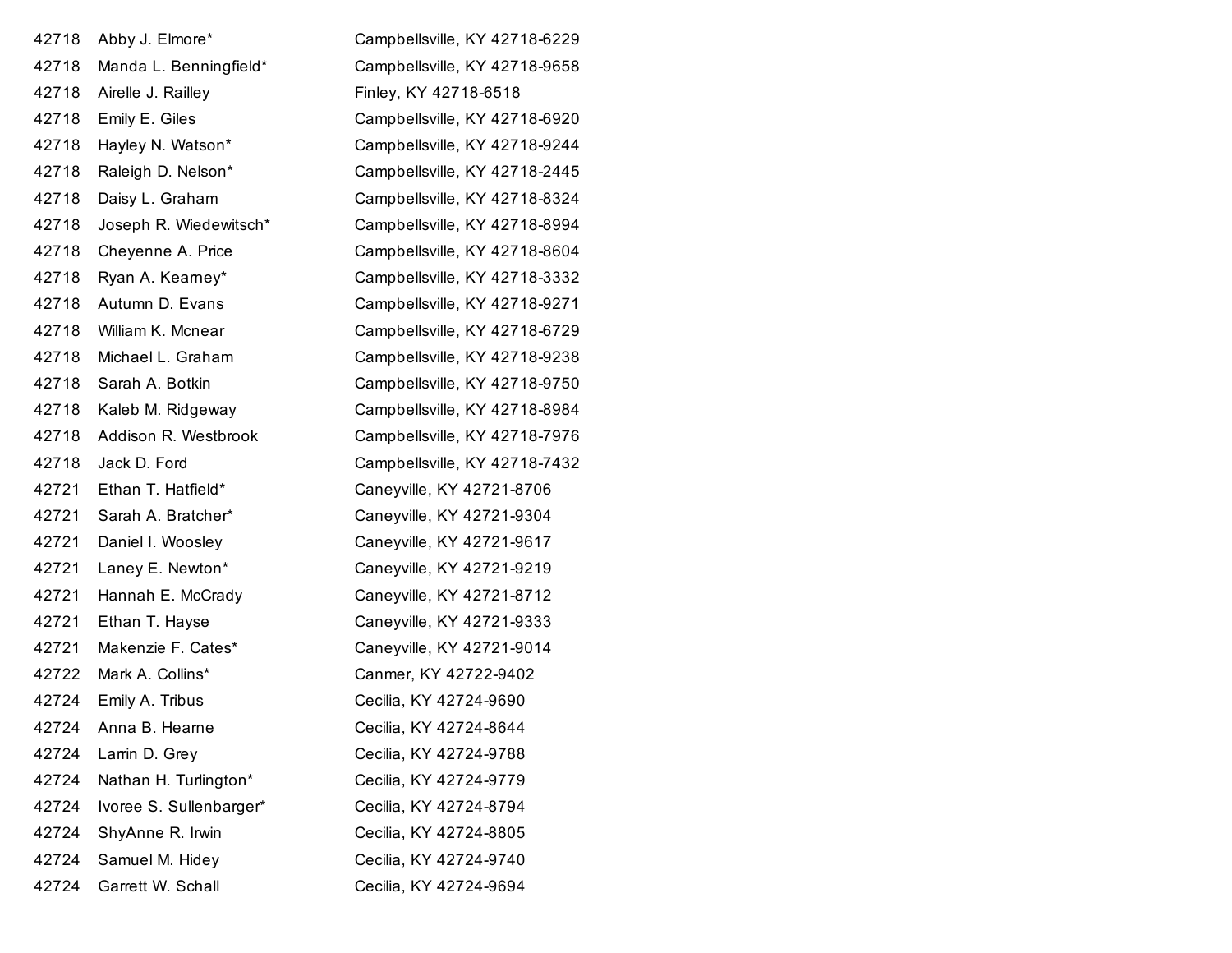| | | |
|---|---|---|
| 42718 | Abby J. Elmore* | Campbellsville, KY 42718-6229 |
| 42718 | Manda L. Benningfield* | Campbellsville, KY 42718-9658 |
| 42718 | Airelle J. Railley | Finley, KY 42718-6518 |
| 42718 | Emily E. Giles | Campbellsville, KY 42718-6920 |
| 42718 | Hayley N. Watson* | Campbellsville, KY 42718-9244 |
| 42718 | Raleigh D. Nelson* | Campbellsville, KY 42718-2445 |
| 42718 | Daisy L. Graham | Campbellsville, KY 42718-8324 |
| 42718 | Joseph R. Wiedewitsch* | Campbellsville, KY 42718-8994 |
| 42718 | Cheyenne A. Price | Campbellsville, KY 42718-8604 |
| 42718 | Ryan A. Kearney* | Campbellsville, KY 42718-3332 |
| 42718 | Autumn D. Evans | Campbellsville, KY 42718-9271 |
| 42718 | William K. Mcnear | Campbellsville, KY 42718-6729 |
| 42718 | Michael L. Graham | Campbellsville, KY 42718-9238 |
| 42718 | Sarah A. Botkin | Campbellsville, KY 42718-9750 |
| 42718 | Kaleb M. Ridgeway | Campbellsville, KY 42718-8984 |
| 42718 | Addison R. Westbrook | Campbellsville, KY 42718-7976 |
| 42718 | Jack D. Ford | Campbellsville, KY 42718-7432 |
| 42721 | Ethan T. Hatfield* | Caneyville, KY 42721-8706 |
| 42721 | Sarah A. Bratcher* | Caneyville, KY 42721-9304 |
| 42721 | Daniel I. Woosley | Caneyville, KY 42721-9617 |
| 42721 | Laney E. Newton* | Caneyville, KY 42721-9219 |
| 42721 | Hannah E. McCrady | Caneyville, KY 42721-8712 |
| 42721 | Ethan T. Hayse | Caneyville, KY 42721-9333 |
| 42721 | Makenzie F. Cates* | Caneyville, KY 42721-9014 |
| 42722 | Mark A. Collins* | Canmer, KY 42722-9402 |
| 42724 | Emily A. Tribus | Cecilia, KY 42724-9690 |
| 42724 | Anna B. Hearne | Cecilia, KY 42724-8644 |
| 42724 | Larrin D. Grey | Cecilia, KY 42724-9788 |
| 42724 | Nathan H. Turlington* | Cecilia, KY 42724-9779 |
| 42724 | Ivoree S. Sullenbarger* | Cecilia, KY 42724-8794 |
| 42724 | ShyAnne R. Irwin | Cecilia, KY 42724-8805 |
| 42724 | Samuel M. Hidey | Cecilia, KY 42724-9740 |
| 42724 | Garrett W. Schall | Cecilia, KY 42724-9694 |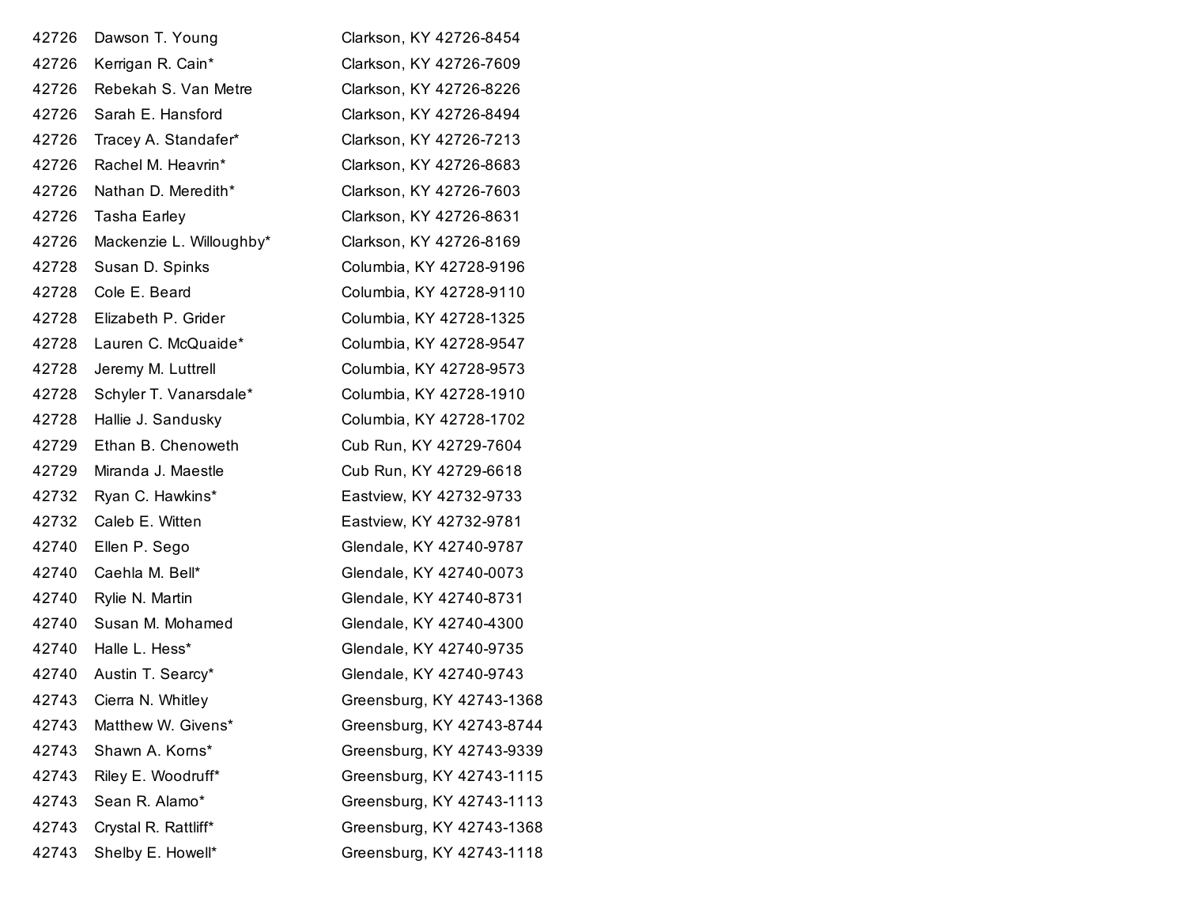| | | |
|---|---|---|
| 42726 | Dawson T. Young | Clarkson, KY 42726-8454 |
| 42726 | Kerrigan R. Cain* | Clarkson, KY 42726-7609 |
| 42726 | Rebekah S. Van Metre | Clarkson, KY 42726-8226 |
| 42726 | Sarah E. Hansford | Clarkson, KY 42726-8494 |
| 42726 | Tracey A. Standafer* | Clarkson, KY 42726-7213 |
| 42726 | Rachel M. Heavrin* | Clarkson, KY 42726-8683 |
| 42726 | Nathan D. Meredith* | Clarkson, KY 42726-7603 |
| 42726 | Tasha Earley | Clarkson, KY 42726-8631 |
| 42726 | Mackenzie L. Willoughby* | Clarkson, KY 42726-8169 |
| 42728 | Susan D. Spinks | Columbia, KY 42728-9196 |
| 42728 | Cole E. Beard | Columbia, KY 42728-9110 |
| 42728 | Elizabeth P. Grider | Columbia, KY 42728-1325 |
| 42728 | Lauren C. McQuaide* | Columbia, KY 42728-9547 |
| 42728 | Jeremy M. Luttrell | Columbia, KY 42728-9573 |
| 42728 | Schyler T. Vanarsdale* | Columbia, KY 42728-1910 |
| 42728 | Hallie J. Sandusky | Columbia, KY 42728-1702 |
| 42729 | Ethan B. Chenoweth | Cub Run, KY 42729-7604 |
| 42729 | Miranda J. Maestle | Cub Run, KY 42729-6618 |
| 42732 | Ryan C. Hawkins* | Eastview, KY 42732-9733 |
| 42732 | Caleb E. Witten | Eastview, KY 42732-9781 |
| 42740 | Ellen P. Sego | Glendale, KY 42740-9787 |
| 42740 | Caehla M. Bell* | Glendale, KY 42740-0073 |
| 42740 | Rylie N. Martin | Glendale, KY 42740-8731 |
| 42740 | Susan M. Mohamed | Glendale, KY 42740-4300 |
| 42740 | Halle L. Hess* | Glendale, KY 42740-9735 |
| 42740 | Austin T. Searcy* | Glendale, KY 42740-9743 |
| 42743 | Cierra N. Whitley | Greensburg, KY 42743-1368 |
| 42743 | Matthew W. Givens* | Greensburg, KY 42743-8744 |
| 42743 | Shawn A. Korns* | Greensburg, KY 42743-9339 |
| 42743 | Riley E. Woodruff* | Greensburg, KY 42743-1115 |
| 42743 | Sean R. Alamo* | Greensburg, KY 42743-1113 |
| 42743 | Crystal R. Rattliff* | Greensburg, KY 42743-1368 |
| 42743 | Shelby E. Howell* | Greensburg, KY 42743-1118 |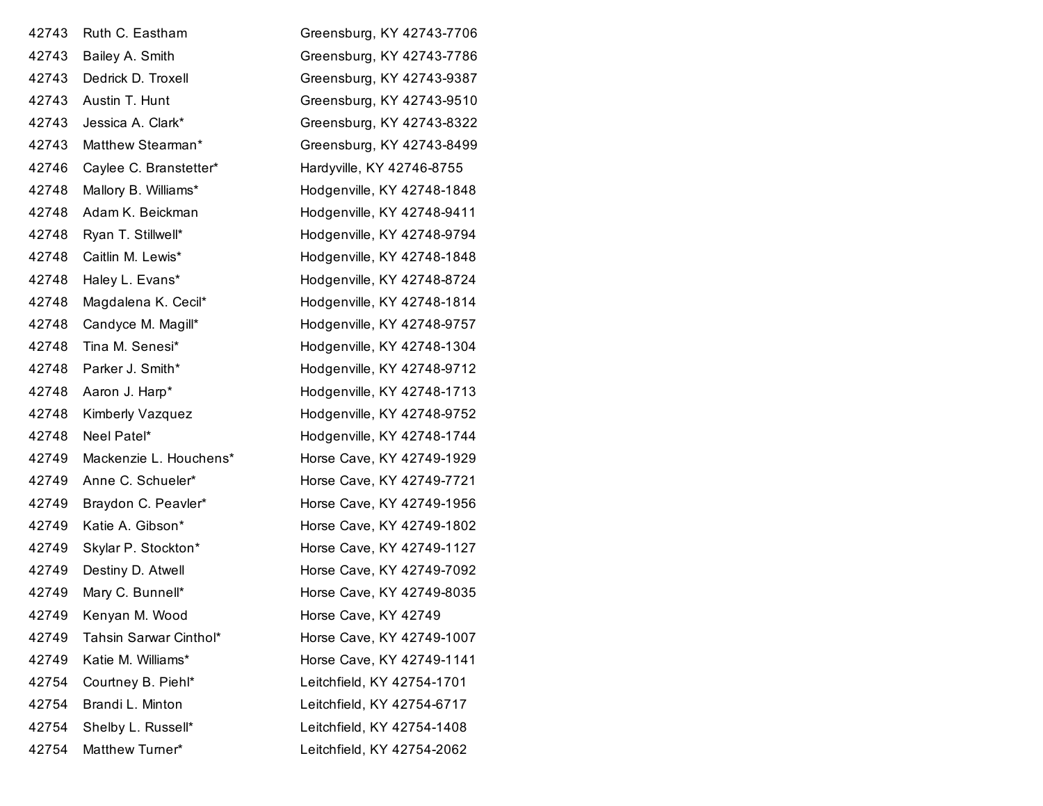| | | |
|---|---|---|
| 42743 | Ruth C. Eastham | Greensburg, KY 42743-7706 |
| 42743 | Bailey A. Smith | Greensburg, KY 42743-7786 |
| 42743 | Dedrick D. Troxell | Greensburg, KY 42743-9387 |
| 42743 | Austin T. Hunt | Greensburg, KY 42743-9510 |
| 42743 | Jessica A. Clark* | Greensburg, KY 42743-8322 |
| 42743 | Matthew Stearman* | Greensburg, KY 42743-8499 |
| 42746 | Caylee C. Branstetter* | Hardyville, KY 42746-8755 |
| 42748 | Mallory B. Williams* | Hodgenville, KY 42748-1848 |
| 42748 | Adam K. Beickman | Hodgenville, KY 42748-9411 |
| 42748 | Ryan T. Stillwell* | Hodgenville, KY 42748-9794 |
| 42748 | Caitlin M. Lewis* | Hodgenville, KY 42748-1848 |
| 42748 | Haley L. Evans* | Hodgenville, KY 42748-8724 |
| 42748 | Magdalena K. Cecil* | Hodgenville, KY 42748-1814 |
| 42748 | Candyce M. Magill* | Hodgenville, KY 42748-9757 |
| 42748 | Tina M. Senesi* | Hodgenville, KY 42748-1304 |
| 42748 | Parker J. Smith* | Hodgenville, KY 42748-9712 |
| 42748 | Aaron J. Harp* | Hodgenville, KY 42748-1713 |
| 42748 | Kimberly Vazquez | Hodgenville, KY 42748-9752 |
| 42748 | Neel Patel* | Hodgenville, KY 42748-1744 |
| 42749 | Mackenzie L. Houchens* | Horse Cave, KY 42749-1929 |
| 42749 | Anne C. Schueler* | Horse Cave, KY 42749-7721 |
| 42749 | Braydon C. Peavler* | Horse Cave, KY 42749-1956 |
| 42749 | Katie A. Gibson* | Horse Cave, KY 42749-1802 |
| 42749 | Skylar P. Stockton* | Horse Cave, KY 42749-1127 |
| 42749 | Destiny D. Atwell | Horse Cave, KY 42749-7092 |
| 42749 | Mary C. Bunnell* | Horse Cave, KY 42749-8035 |
| 42749 | Kenyan M. Wood | Horse Cave, KY 42749 |
| 42749 | Tahsin Sarwar Cinthol* | Horse Cave, KY 42749-1007 |
| 42749 | Katie M. Williams* | Horse Cave, KY 42749-1141 |
| 42754 | Courtney B. Piehl* | Leitchfield, KY 42754-1701 |
| 42754 | Brandi L. Minton | Leitchfield, KY 42754-6717 |
| 42754 | Shelby L. Russell* | Leitchfield, KY 42754-1408 |
| 42754 | Matthew Turner* | Leitchfield, KY 42754-2062 |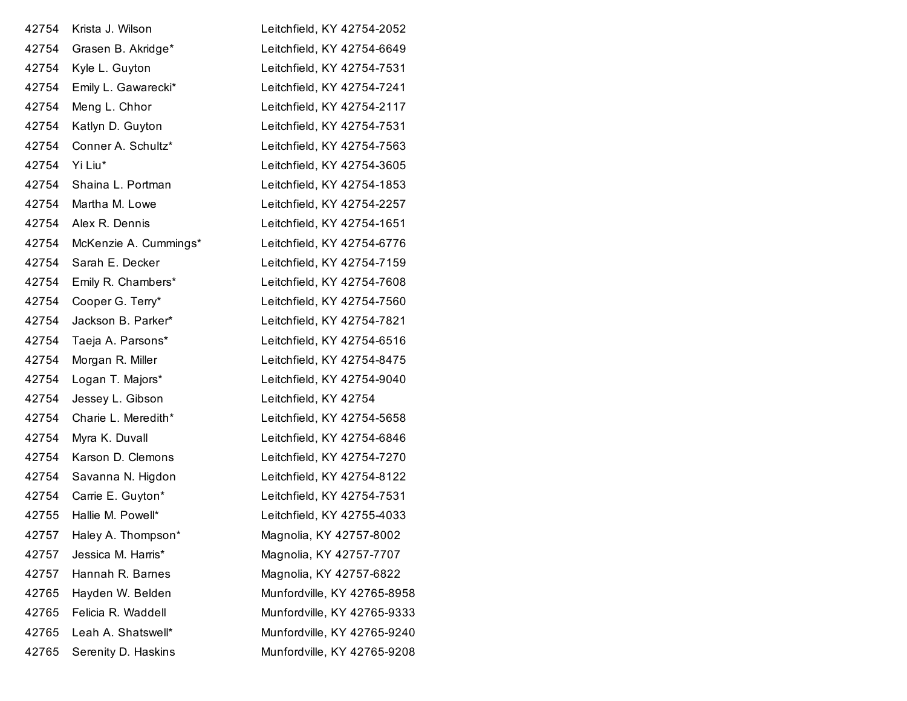| | | |
|---|---|---|
| 42754 | Krista J. Wilson | Leitchfield, KY 42754-2052 |
| 42754 | Grasen B. Akridge* | Leitchfield, KY 42754-6649 |
| 42754 | Kyle L. Guyton | Leitchfield, KY 42754-7531 |
| 42754 | Emily L. Gawarecki* | Leitchfield, KY 42754-7241 |
| 42754 | Meng L. Chhor | Leitchfield, KY 42754-2117 |
| 42754 | Katlyn D. Guyton | Leitchfield, KY 42754-7531 |
| 42754 | Conner A. Schultz* | Leitchfield, KY 42754-7563 |
| 42754 | Yi Liu* | Leitchfield, KY 42754-3605 |
| 42754 | Shaina L. Portman | Leitchfield, KY 42754-1853 |
| 42754 | Martha M. Lowe | Leitchfield, KY 42754-2257 |
| 42754 | Alex R. Dennis | Leitchfield, KY 42754-1651 |
| 42754 | McKenzie A. Cummings* | Leitchfield, KY 42754-6776 |
| 42754 | Sarah E. Decker | Leitchfield, KY 42754-7159 |
| 42754 | Emily R. Chambers* | Leitchfield, KY 42754-7608 |
| 42754 | Cooper G. Terry* | Leitchfield, KY 42754-7560 |
| 42754 | Jackson B. Parker* | Leitchfield, KY 42754-7821 |
| 42754 | Taeja A. Parsons* | Leitchfield, KY 42754-6516 |
| 42754 | Morgan R. Miller | Leitchfield, KY 42754-8475 |
| 42754 | Logan T. Majors* | Leitchfield, KY 42754-9040 |
| 42754 | Jessey L. Gibson | Leitchfield, KY 42754 |
| 42754 | Charie L. Meredith* | Leitchfield, KY 42754-5658 |
| 42754 | Myra K. Duvall | Leitchfield, KY 42754-6846 |
| 42754 | Karson D. Clemons | Leitchfield, KY 42754-7270 |
| 42754 | Savanna N. Higdon | Leitchfield, KY 42754-8122 |
| 42754 | Carrie E. Guyton* | Leitchfield, KY 42754-7531 |
| 42755 | Hallie M. Powell* | Leitchfield, KY 42755-4033 |
| 42757 | Haley A. Thompson* | Magnolia, KY 42757-8002 |
| 42757 | Jessica M. Harris* | Magnolia, KY 42757-7707 |
| 42757 | Hannah R. Barnes | Magnolia, KY 42757-6822 |
| 42765 | Hayden W. Belden | Munfordville, KY 42765-8958 |
| 42765 | Felicia R. Waddell | Munfordville, KY 42765-9333 |
| 42765 | Leah A. Shatswell* | Munfordville, KY 42765-9240 |
| 42765 | Serenity D. Haskins | Munfordville, KY 42765-9208 |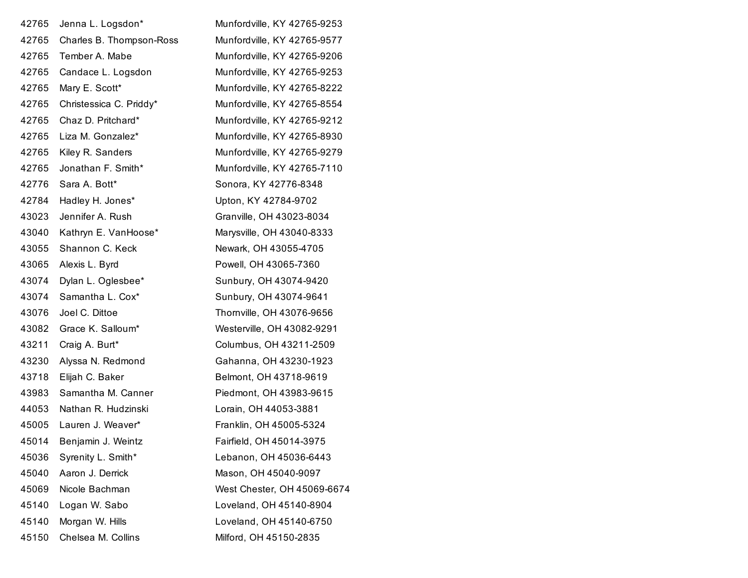| | | |
|---|---|---|
| 42765 | Jenna L. Logsdon* | Munfordville, KY 42765-9253 |
| 42765 | Charles B. Thompson-Ross | Munfordville, KY 42765-9577 |
| 42765 | Tember A. Mabe | Munfordville, KY 42765-9206 |
| 42765 | Candace L. Logsdon | Munfordville, KY 42765-9253 |
| 42765 | Mary E. Scott* | Munfordville, KY 42765-8222 |
| 42765 | Christessica C. Priddy* | Munfordville, KY 42765-8554 |
| 42765 | Chaz D. Pritchard* | Munfordville, KY 42765-9212 |
| 42765 | Liza M. Gonzalez* | Munfordville, KY 42765-8930 |
| 42765 | Kiley R. Sanders | Munfordville, KY 42765-9279 |
| 42765 | Jonathan F. Smith* | Munfordville, KY 42765-7110 |
| 42776 | Sara A. Bott* | Sonora, KY 42776-8348 |
| 42784 | Hadley H. Jones* | Upton, KY 42784-9702 |
| 43023 | Jennifer A. Rush | Granville, OH 43023-8034 |
| 43040 | Kathryn E. VanHoose* | Marysville, OH 43040-8333 |
| 43055 | Shannon C. Keck | Newark, OH 43055-4705 |
| 43065 | Alexis L. Byrd | Powell, OH 43065-7360 |
| 43074 | Dylan L. Oglesbee* | Sunbury, OH 43074-9420 |
| 43074 | Samantha L. Cox* | Sunbury, OH 43074-9641 |
| 43076 | Joel C. Dittoe | Thornville, OH 43076-9656 |
| 43082 | Grace K. Salloum* | Westerville, OH 43082-9291 |
| 43211 | Craig A. Burt* | Columbus, OH 43211-2509 |
| 43230 | Alyssa N. Redmond | Gahanna, OH 43230-1923 |
| 43718 | Elijah C. Baker | Belmont, OH 43718-9619 |
| 43983 | Samantha M. Canner | Piedmont, OH 43983-9615 |
| 44053 | Nathan R. Hudzinski | Lorain, OH 44053-3881 |
| 45005 | Lauren J. Weaver* | Franklin, OH 45005-5324 |
| 45014 | Benjamin J. Weintz | Fairfield, OH 45014-3975 |
| 45036 | Syrenity L. Smith* | Lebanon, OH 45036-6443 |
| 45040 | Aaron J. Derrick | Mason, OH 45040-9097 |
| 45069 | Nicole Bachman | West Chester, OH 45069-6674 |
| 45140 | Logan W. Sabo | Loveland, OH 45140-8904 |
| 45140 | Morgan W. Hills | Loveland, OH 45140-6750 |
| 45150 | Chelsea M. Collins | Milford, OH 45150-2835 |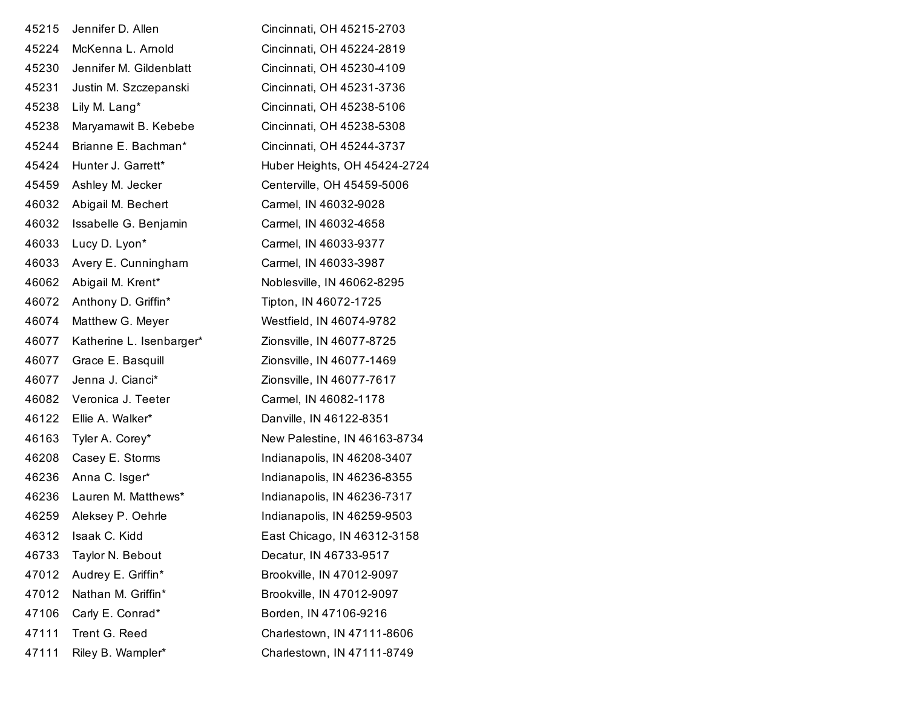| | | |
|---|---|---|
| 45215 | Jennifer D. Allen | Cincinnati, OH 45215-2703 |
| 45224 | McKenna L. Arnold | Cincinnati, OH 45224-2819 |
| 45230 | Jennifer M. Gildenblatt | Cincinnati, OH 45230-4109 |
| 45231 | Justin M. Szczepanski | Cincinnati, OH 45231-3736 |
| 45238 | Lily M. Lang* | Cincinnati, OH 45238-5106 |
| 45238 | Maryamawit B. Kebebe | Cincinnati, OH 45238-5308 |
| 45244 | Brianne E. Bachman* | Cincinnati, OH 45244-3737 |
| 45424 | Hunter J. Garrett* | Huber Heights, OH 45424-2724 |
| 45459 | Ashley M. Jecker | Centerville, OH 45459-5006 |
| 46032 | Abigail M. Bechert | Carmel, IN 46032-9028 |
| 46032 | Issabelle G. Benjamin | Carmel, IN 46032-4658 |
| 46033 | Lucy D. Lyon* | Carmel, IN 46033-9377 |
| 46033 | Avery E. Cunningham | Carmel, IN 46033-3987 |
| 46062 | Abigail M. Krent* | Noblesville, IN 46062-8295 |
| 46072 | Anthony D. Griffin* | Tipton, IN 46072-1725 |
| 46074 | Matthew G. Meyer | Westfield, IN 46074-9782 |
| 46077 | Katherine L. Isenbarger* | Zionsville, IN 46077-8725 |
| 46077 | Grace E. Basquill | Zionsville, IN 46077-1469 |
| 46077 | Jenna J. Cianci* | Zionsville, IN 46077-7617 |
| 46082 | Veronica J. Teeter | Carmel, IN 46082-1178 |
| 46122 | Ellie A. Walker* | Danville, IN 46122-8351 |
| 46163 | Tyler A. Corey* | New Palestine, IN 46163-8734 |
| 46208 | Casey E. Storms | Indianapolis, IN 46208-3407 |
| 46236 | Anna C. Isger* | Indianapolis, IN 46236-8355 |
| 46236 | Lauren M. Matthews* | Indianapolis, IN 46236-7317 |
| 46259 | Aleksey P. Oehrle | Indianapolis, IN 46259-9503 |
| 46312 | Isaak C. Kidd | East Chicago, IN 46312-3158 |
| 46733 | Taylor N. Bebout | Decatur, IN 46733-9517 |
| 47012 | Audrey E. Griffin* | Brookville, IN 47012-9097 |
| 47012 | Nathan M. Griffin* | Brookville, IN 47012-9097 |
| 47106 | Carly E. Conrad* | Borden, IN 47106-9216 |
| 47111 | Trent G. Reed | Charlestown, IN 47111-8606 |
| 47111 | Riley B. Wampler* | Charlestown, IN 47111-8749 |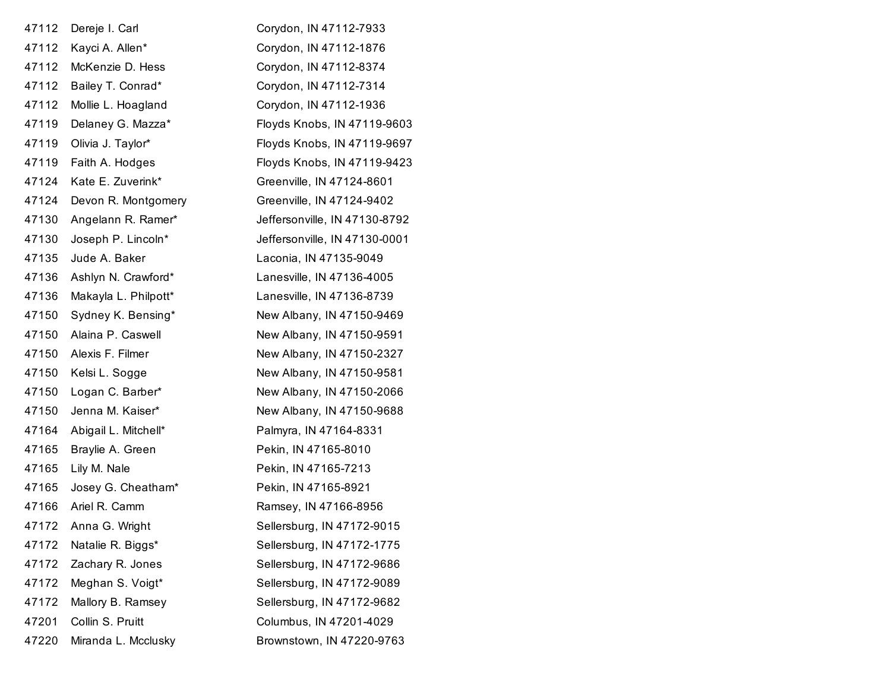| | | |
|---|---|---|
| 47112 | Dereje I. Carl | Corydon, IN 47112-7933 |
| 47112 | Kayci A. Allen* | Corydon, IN 47112-1876 |
| 47112 | McKenzie D. Hess | Corydon, IN 47112-8374 |
| 47112 | Bailey T. Conrad* | Corydon, IN 47112-7314 |
| 47112 | Mollie L. Hoagland | Corydon, IN 47112-1936 |
| 47119 | Delaney G. Mazza* | Floyds Knobs, IN 47119-9603 |
| 47119 | Olivia J. Taylor* | Floyds Knobs, IN 47119-9697 |
| 47119 | Faith A. Hodges | Floyds Knobs, IN 47119-9423 |
| 47124 | Kate E. Zuverink* | Greenville, IN 47124-8601 |
| 47124 | Devon R. Montgomery | Greenville, IN 47124-9402 |
| 47130 | Angelann R. Ramer* | Jeffersonville, IN 47130-8792 |
| 47130 | Joseph P. Lincoln* | Jeffersonville, IN 47130-0001 |
| 47135 | Jude A. Baker | Laconia, IN 47135-9049 |
| 47136 | Ashlyn N. Crawford* | Lanesville, IN 47136-4005 |
| 47136 | Makayla L. Philpott* | Lanesville, IN 47136-8739 |
| 47150 | Sydney K. Bensing* | New Albany, IN 47150-9469 |
| 47150 | Alaina P. Caswell | New Albany, IN 47150-9591 |
| 47150 | Alexis F. Filmer | New Albany, IN 47150-2327 |
| 47150 | Kelsi L. Sogge | New Albany, IN 47150-9581 |
| 47150 | Logan C. Barber* | New Albany, IN 47150-2066 |
| 47150 | Jenna M. Kaiser* | New Albany, IN 47150-9688 |
| 47164 | Abigail L. Mitchell* | Palmyra, IN 47164-8331 |
| 47165 | Braylie A. Green | Pekin, IN 47165-8010 |
| 47165 | Lily M. Nale | Pekin, IN 47165-7213 |
| 47165 | Josey G. Cheatham* | Pekin, IN 47165-8921 |
| 47166 | Ariel R. Camm | Ramsey, IN 47166-8956 |
| 47172 | Anna G. Wright | Sellersburg, IN 47172-9015 |
| 47172 | Natalie R. Biggs* | Sellersburg, IN 47172-1775 |
| 47172 | Zachary R. Jones | Sellersburg, IN 47172-9686 |
| 47172 | Meghan S. Voigt* | Sellersburg, IN 47172-9089 |
| 47172 | Mallory B. Ramsey | Sellersburg, IN 47172-9682 |
| 47201 | Collin S. Pruitt | Columbus, IN 47201-4029 |
| 47220 | Miranda L. Mcclusky | Brownstown, IN 47220-9763 |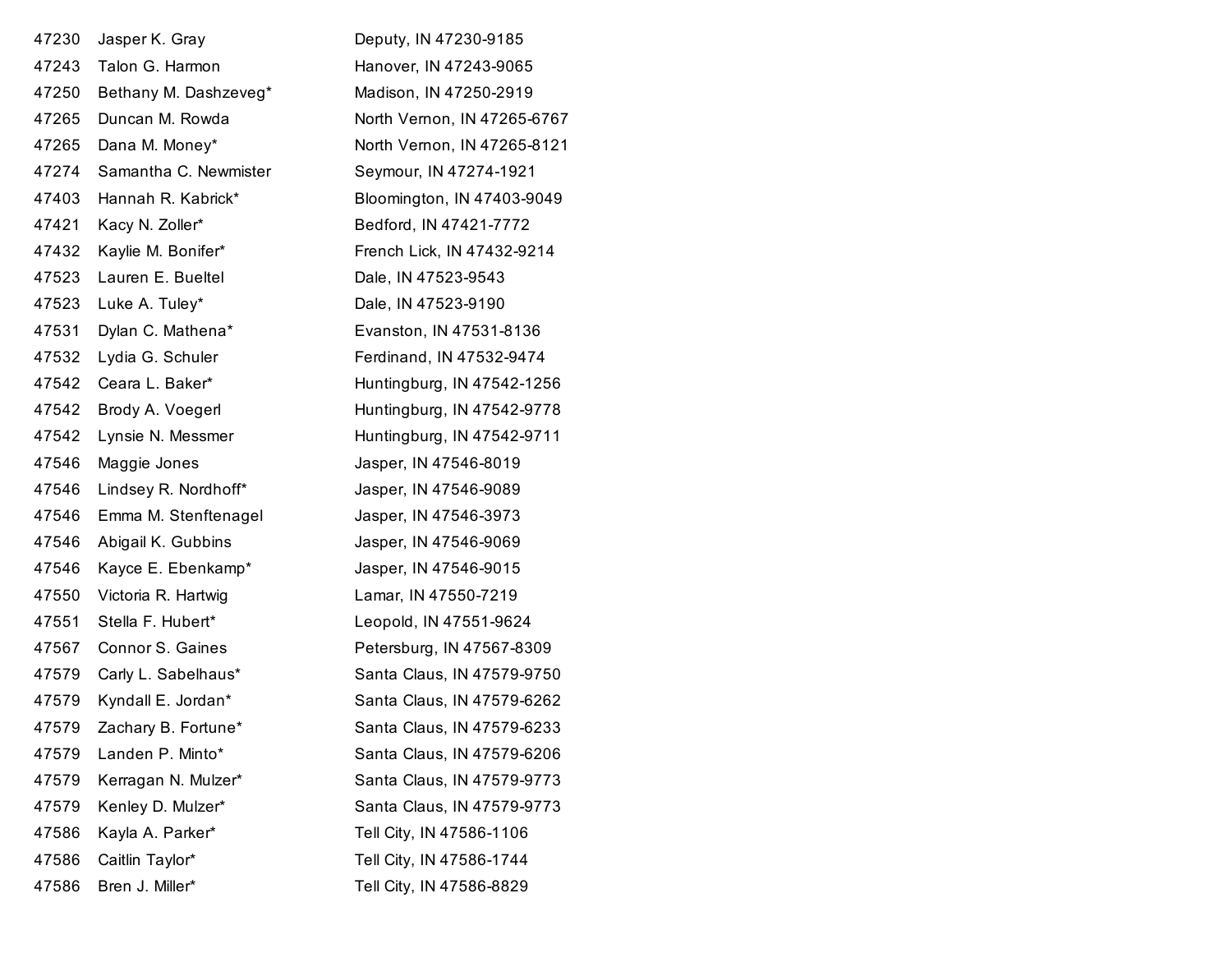| | | |
|---|---|---|
| 47230 | Jasper K. Gray | Deputy, IN 47230-9185 |
| 47243 | Talon G. Harmon | Hanover, IN 47243-9065 |
| 47250 | Bethany M. Dashzeveg* | Madison, IN 47250-2919 |
| 47265 | Duncan M. Rowda | North Vernon, IN 47265-6767 |
| 47265 | Dana M. Money* | North Vernon, IN 47265-8121 |
| 47274 | Samantha C. Newmister | Seymour, IN 47274-1921 |
| 47403 | Hannah R. Kabrick* | Bloomington, IN 47403-9049 |
| 47421 | Kacy N. Zoller* | Bedford, IN 47421-7772 |
| 47432 | Kaylie M. Bonifer* | French Lick, IN 47432-9214 |
| 47523 | Lauren E. Bueltel | Dale, IN 47523-9543 |
| 47523 | Luke A. Tuley* | Dale, IN 47523-9190 |
| 47531 | Dylan C. Mathena* | Evanston, IN 47531-8136 |
| 47532 | Lydia G. Schuler | Ferdinand, IN 47532-9474 |
| 47542 | Ceara L. Baker* | Huntingburg, IN 47542-1256 |
| 47542 | Brody A. Voegerl | Huntingburg, IN 47542-9778 |
| 47542 | Lynsie N. Messmer | Huntingburg, IN 47542-9711 |
| 47546 | Maggie Jones | Jasper, IN 47546-8019 |
| 47546 | Lindsey R. Nordhoff* | Jasper, IN 47546-9089 |
| 47546 | Emma M. Stenftenagel | Jasper, IN 47546-3973 |
| 47546 | Abigail K. Gubbins | Jasper, IN 47546-9069 |
| 47546 | Kayce E. Ebenkamp* | Jasper, IN 47546-9015 |
| 47550 | Victoria R. Hartwig | Lamar, IN 47550-7219 |
| 47551 | Stella F. Hubert* | Leopold, IN 47551-9624 |
| 47567 | Connor S. Gaines | Petersburg, IN 47567-8309 |
| 47579 | Carly L. Sabelhaus* | Santa Claus, IN 47579-9750 |
| 47579 | Kyndall E. Jordan* | Santa Claus, IN 47579-6262 |
| 47579 | Zachary B. Fortune* | Santa Claus, IN 47579-6233 |
| 47579 | Landen P. Minto* | Santa Claus, IN 47579-6206 |
| 47579 | Kerragan N. Mulzer* | Santa Claus, IN 47579-9773 |
| 47579 | Kenley D. Mulzer* | Santa Claus, IN 47579-9773 |
| 47586 | Kayla A. Parker* | Tell City, IN 47586-1106 |
| 47586 | Caitlin Taylor* | Tell City, IN 47586-1744 |
| 47586 | Bren J. Miller* | Tell City, IN 47586-8829 |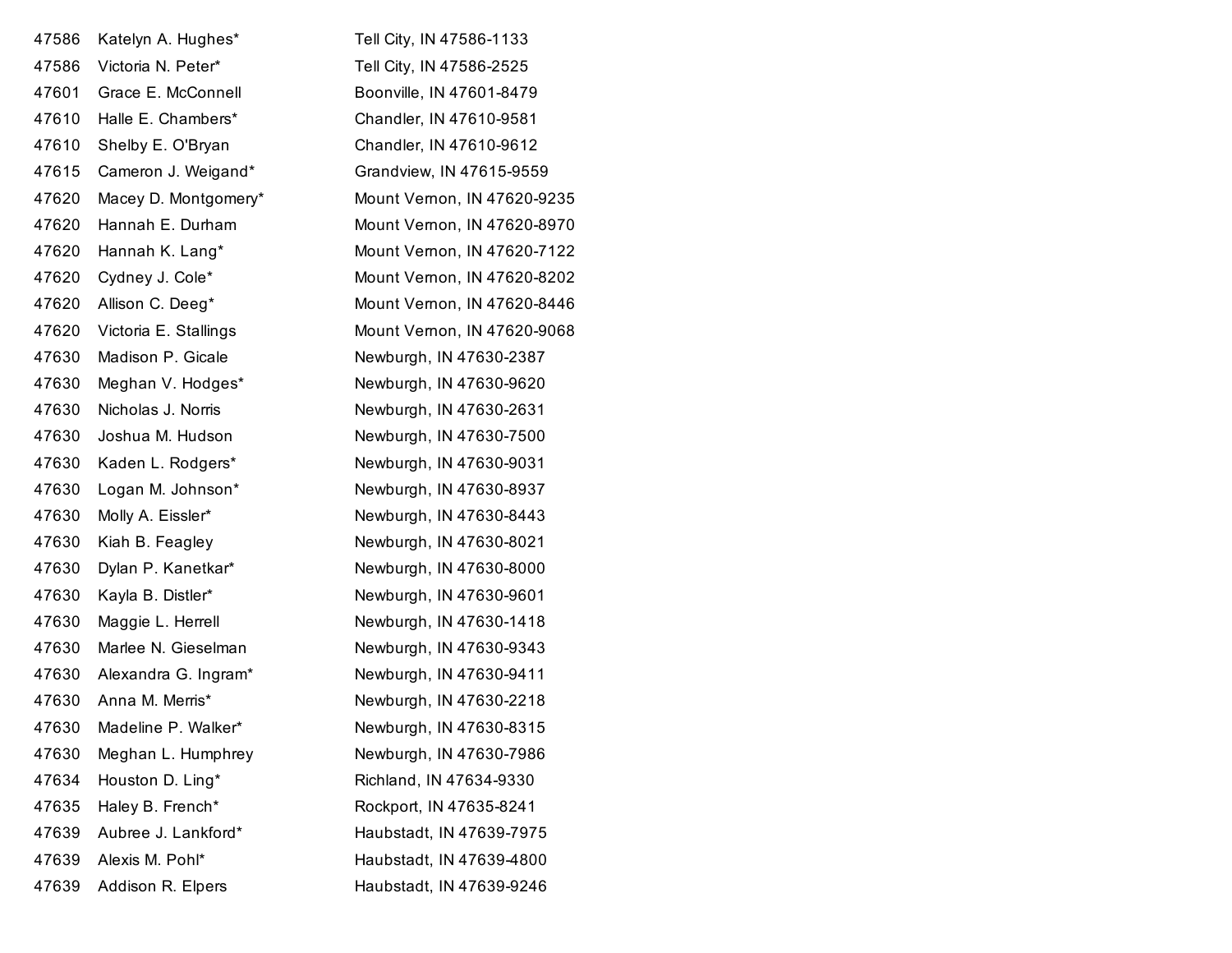| | | |
|---|---|---|
| 47586 | Katelyn A. Hughes* | Tell City, IN 47586-1133 |
| 47586 | Victoria N. Peter* | Tell City, IN 47586-2525 |
| 47601 | Grace E. McConnell | Boonville, IN 47601-8479 |
| 47610 | Halle E. Chambers* | Chandler, IN 47610-9581 |
| 47610 | Shelby E. O'Bryan | Chandler, IN 47610-9612 |
| 47615 | Cameron J. Weigand* | Grandview, IN 47615-9559 |
| 47620 | Macey D. Montgomery* | Mount Vernon, IN 47620-9235 |
| 47620 | Hannah E. Durham | Mount Vernon, IN 47620-8970 |
| 47620 | Hannah K. Lang* | Mount Vernon, IN 47620-7122 |
| 47620 | Cydney J. Cole* | Mount Vernon, IN 47620-8202 |
| 47620 | Allison C. Deeg* | Mount Vernon, IN 47620-8446 |
| 47620 | Victoria E. Stallings | Mount Vernon, IN 47620-9068 |
| 47630 | Madison P. Gicale | Newburgh, IN 47630-2387 |
| 47630 | Meghan V. Hodges* | Newburgh, IN 47630-9620 |
| 47630 | Nicholas J. Norris | Newburgh, IN 47630-2631 |
| 47630 | Joshua M. Hudson | Newburgh, IN 47630-7500 |
| 47630 | Kaden L. Rodgers* | Newburgh, IN 47630-9031 |
| 47630 | Logan M. Johnson* | Newburgh, IN 47630-8937 |
| 47630 | Molly A. Eissler* | Newburgh, IN 47630-8443 |
| 47630 | Kiah B. Feagley | Newburgh, IN 47630-8021 |
| 47630 | Dylan P. Kanetkar* | Newburgh, IN 47630-8000 |
| 47630 | Kayla B. Distler* | Newburgh, IN 47630-9601 |
| 47630 | Maggie L. Herrell | Newburgh, IN 47630-1418 |
| 47630 | Marlee N. Gieselman | Newburgh, IN 47630-9343 |
| 47630 | Alexandra G. Ingram* | Newburgh, IN 47630-9411 |
| 47630 | Anna M. Merris* | Newburgh, IN 47630-2218 |
| 47630 | Madeline P. Walker* | Newburgh, IN 47630-8315 |
| 47630 | Meghan L. Humphrey | Newburgh, IN 47630-7986 |
| 47634 | Houston D. Ling* | Richland, IN 47634-9330 |
| 47635 | Haley B. French* | Rockport, IN 47635-8241 |
| 47639 | Aubree J. Lankford* | Haubstadt, IN 47639-7975 |
| 47639 | Alexis M. Pohl* | Haubstadt, IN 47639-4800 |
| 47639 | Addison R. Elpers | Haubstadt, IN 47639-9246 |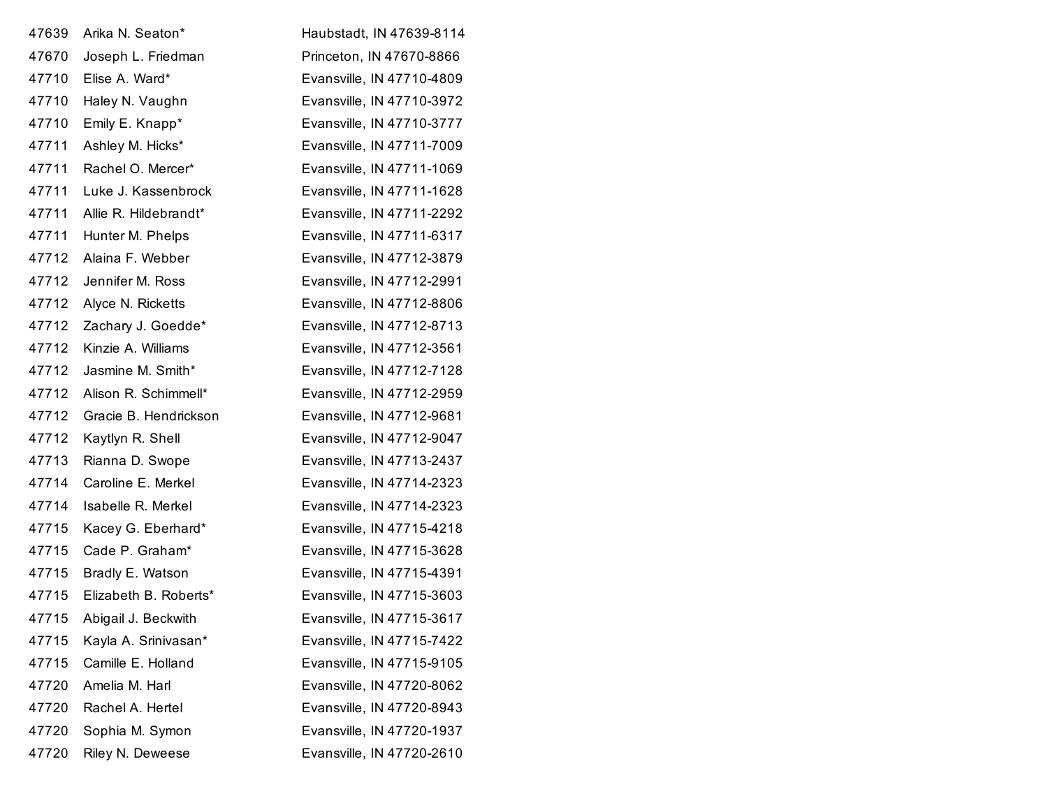| | | |
|---|---|---|
| 47639 | Arika N. Seaton* | Haubstadt, IN 47639-8114 |
| 47670 | Joseph L. Friedman | Princeton, IN 47670-8866 |
| 47710 | Elise A. Ward* | Evansville, IN 47710-4809 |
| 47710 | Haley N. Vaughn | Evansville, IN 47710-3972 |
| 47710 | Emily E. Knapp* | Evansville, IN 47710-3777 |
| 47711 | Ashley M. Hicks* | Evansville, IN 47711-7009 |
| 47711 | Rachel O. Mercer* | Evansville, IN 47711-1069 |
| 47711 | Luke J. Kassenbrock | Evansville, IN 47711-1628 |
| 47711 | Allie R. Hildebrandt* | Evansville, IN 47711-2292 |
| 47711 | Hunter M. Phelps | Evansville, IN 47711-6317 |
| 47712 | Alaina F. Webber | Evansville, IN 47712-3879 |
| 47712 | Jennifer M. Ross | Evansville, IN 47712-2991 |
| 47712 | Alyce N. Ricketts | Evansville, IN 47712-8806 |
| 47712 | Zachary J. Goedde* | Evansville, IN 47712-8713 |
| 47712 | Kinzie A. Williams | Evansville, IN 47712-3561 |
| 47712 | Jasmine M. Smith* | Evansville, IN 47712-7128 |
| 47712 | Alison R. Schimmell* | Evansville, IN 47712-2959 |
| 47712 | Gracie B. Hendrickson | Evansville, IN 47712-9681 |
| 47712 | Kaytlyn R. Shell | Evansville, IN 47712-9047 |
| 47713 | Rianna D. Swope | Evansville, IN 47713-2437 |
| 47714 | Caroline E. Merkel | Evansville, IN 47714-2323 |
| 47714 | Isabelle R. Merkel | Evansville, IN 47714-2323 |
| 47715 | Kacey G. Eberhard* | Evansville, IN 47715-4218 |
| 47715 | Cade P. Graham* | Evansville, IN 47715-3628 |
| 47715 | Bradly E. Watson | Evansville, IN 47715-4391 |
| 47715 | Elizabeth B. Roberts* | Evansville, IN 47715-3603 |
| 47715 | Abigail J. Beckwith | Evansville, IN 47715-3617 |
| 47715 | Kayla A. Srinivasan* | Evansville, IN 47715-7422 |
| 47715 | Camille E. Holland | Evansville, IN 47715-9105 |
| 47720 | Amelia M. Harl | Evansville, IN 47720-8062 |
| 47720 | Rachel A. Hertel | Evansville, IN 47720-8943 |
| 47720 | Sophia M. Symon | Evansville, IN 47720-1937 |
| 47720 | Riley N. Deweese | Evansville, IN 47720-2610 |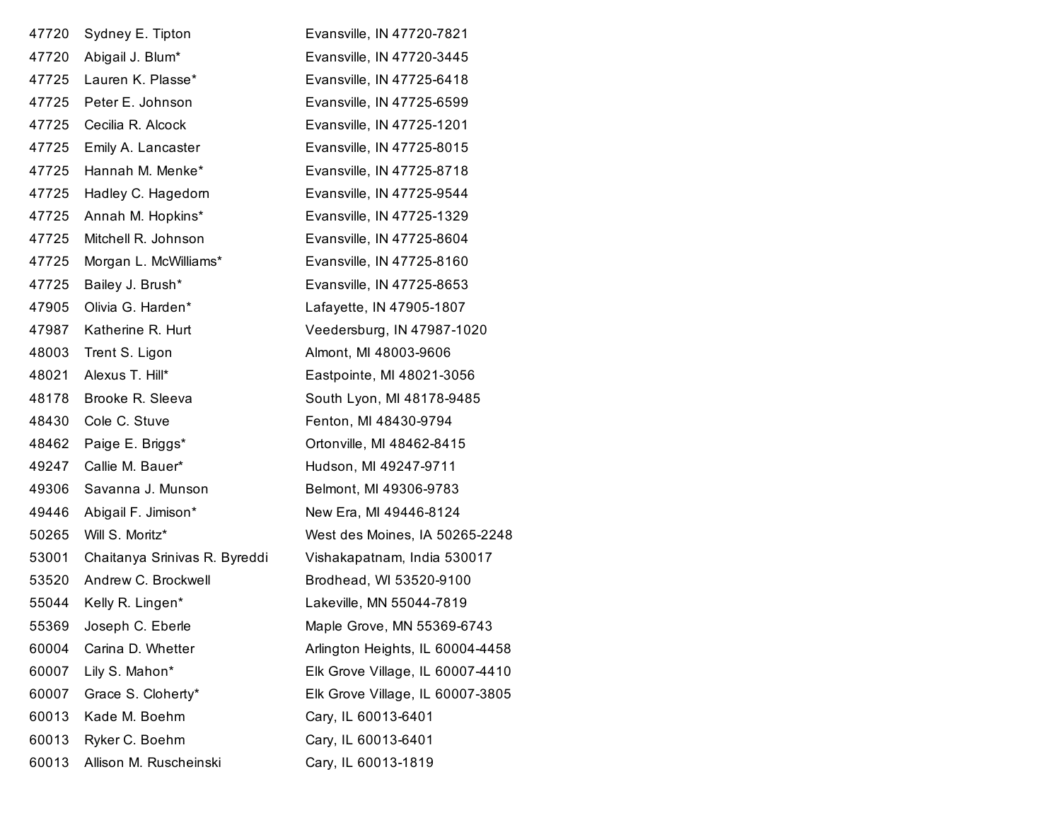| | | |
|---|---|---|
| 47720 | Sydney E. Tipton | Evansville, IN 47720-7821 |
| 47720 | Abigail J. Blum* | Evansville, IN 47720-3445 |
| 47725 | Lauren K. Plasse* | Evansville, IN 47725-6418 |
| 47725 | Peter E. Johnson | Evansville, IN 47725-6599 |
| 47725 | Cecilia R. Alcock | Evansville, IN 47725-1201 |
| 47725 | Emily A. Lancaster | Evansville, IN 47725-8015 |
| 47725 | Hannah M. Menke* | Evansville, IN 47725-8718 |
| 47725 | Hadley C. Hagedorn | Evansville, IN 47725-9544 |
| 47725 | Annah M. Hopkins* | Evansville, IN 47725-1329 |
| 47725 | Mitchell R. Johnson | Evansville, IN 47725-8604 |
| 47725 | Morgan L. McWilliams* | Evansville, IN 47725-8160 |
| 47725 | Bailey J. Brush* | Evansville, IN 47725-8653 |
| 47905 | Olivia G. Harden* | Lafayette, IN 47905-1807 |
| 47987 | Katherine R. Hurt | Veedersburg, IN 47987-1020 |
| 48003 | Trent S. Ligon | Almont, MI 48003-9606 |
| 48021 | Alexus T. Hill* | Eastpointe, MI 48021-3056 |
| 48178 | Brooke R. Sleeva | South Lyon, MI 48178-9485 |
| 48430 | Cole C. Stuve | Fenton, MI 48430-9794 |
| 48462 | Paige E. Briggs* | Ortonville, MI 48462-8415 |
| 49247 | Callie M. Bauer* | Hudson, MI 49247-9711 |
| 49306 | Savanna J. Munson | Belmont, MI 49306-9783 |
| 49446 | Abigail F. Jimison* | New Era, MI 49446-8124 |
| 50265 | Will S. Moritz* | West des Moines, IA 50265-2248 |
| 53001 | Chaitanya Srinivas R. Byreddi | Vishakapatnam, India 530017 |
| 53520 | Andrew C. Brockwell | Brodhead, WI 53520-9100 |
| 55044 | Kelly R. Lingen* | Lakeville, MN 55044-7819 |
| 55369 | Joseph C. Eberle | Maple Grove, MN 55369-6743 |
| 60004 | Carina D. Whetter | Arlington Heights, IL 60004-4458 |
| 60007 | Lily S. Mahon* | Elk Grove Village, IL 60007-4410 |
| 60007 | Grace S. Cloherty* | Elk Grove Village, IL 60007-3805 |
| 60013 | Kade M. Boehm | Cary, IL 60013-6401 |
| 60013 | Ryker C. Boehm | Cary, IL 60013-6401 |
| 60013 | Allison M. Ruscheinski | Cary, IL 60013-1819 |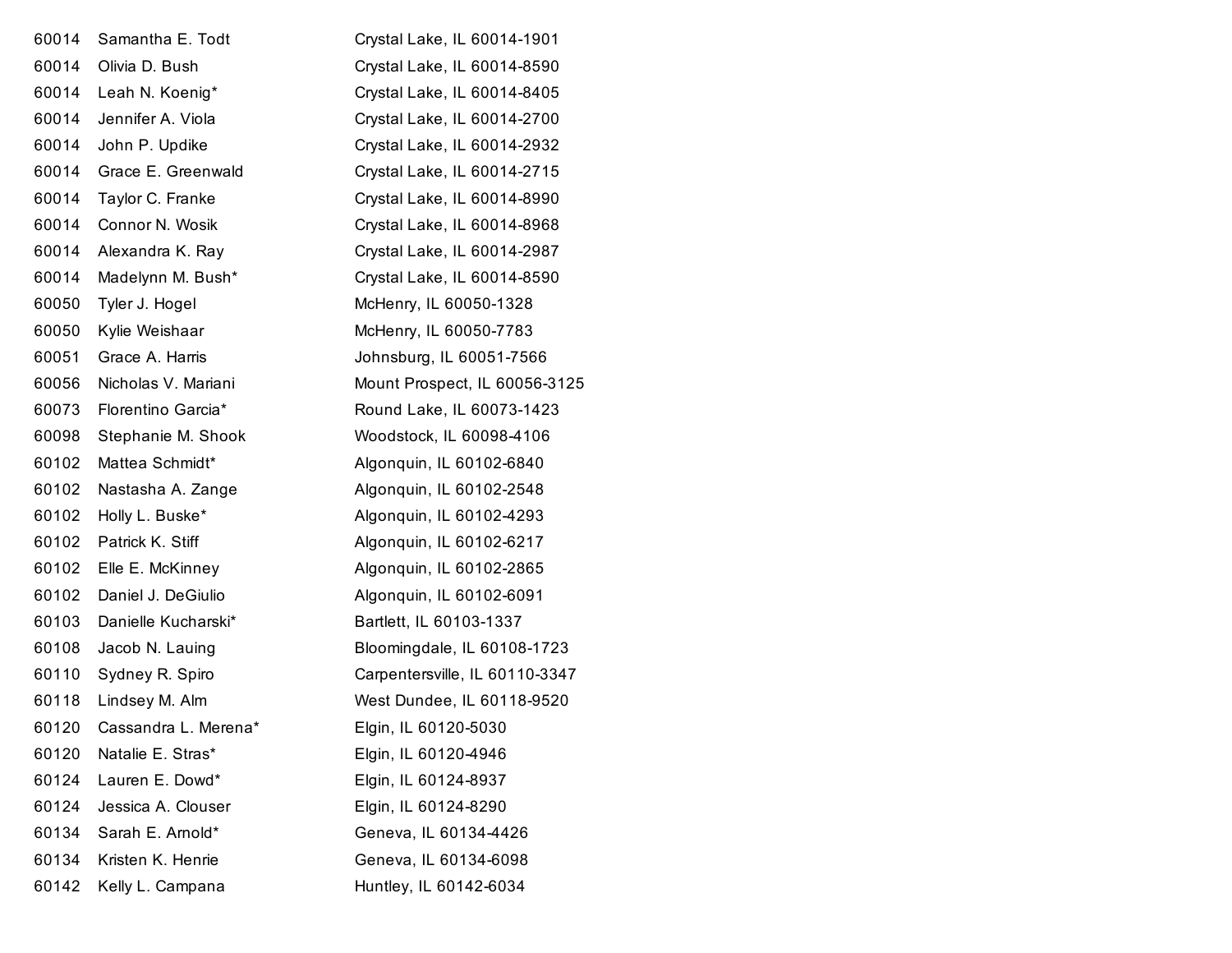| | | |
|---|---|---|
| 60014 | Samantha E. Todt | Crystal Lake, IL 60014-1901 |
| 60014 | Olivia D. Bush | Crystal Lake, IL 60014-8590 |
| 60014 | Leah N. Koenig* | Crystal Lake, IL 60014-8405 |
| 60014 | Jennifer A. Viola | Crystal Lake, IL 60014-2700 |
| 60014 | John P. Updike | Crystal Lake, IL 60014-2932 |
| 60014 | Grace E. Greenwald | Crystal Lake, IL 60014-2715 |
| 60014 | Taylor C. Franke | Crystal Lake, IL 60014-8990 |
| 60014 | Connor N. Wosik | Crystal Lake, IL 60014-8968 |
| 60014 | Alexandra K. Ray | Crystal Lake, IL 60014-2987 |
| 60014 | Madelynn M. Bush* | Crystal Lake, IL 60014-8590 |
| 60050 | Tyler J. Hogel | McHenry, IL 60050-1328 |
| 60050 | Kylie Weishaar | McHenry, IL 60050-7783 |
| 60051 | Grace A. Harris | Johnsburg, IL 60051-7566 |
| 60056 | Nicholas V. Mariani | Mount Prospect, IL 60056-3125 |
| 60073 | Florentino Garcia* | Round Lake, IL 60073-1423 |
| 60098 | Stephanie M. Shook | Woodstock, IL 60098-4106 |
| 60102 | Mattea Schmidt* | Algonquin, IL 60102-6840 |
| 60102 | Nastasha A. Zange | Algonquin, IL 60102-2548 |
| 60102 | Holly L. Buske* | Algonquin, IL 60102-4293 |
| 60102 | Patrick K. Stiff | Algonquin, IL 60102-6217 |
| 60102 | Elle E. McKinney | Algonquin, IL 60102-2865 |
| 60102 | Daniel J. DeGiulio | Algonquin, IL 60102-6091 |
| 60103 | Danielle Kucharski* | Bartlett, IL 60103-1337 |
| 60108 | Jacob N. Lauing | Bloomingdale, IL 60108-1723 |
| 60110 | Sydney R. Spiro | Carpentersville, IL 60110-3347 |
| 60118 | Lindsey M. Alm | West Dundee, IL 60118-9520 |
| 60120 | Cassandra L. Merena* | Elgin, IL 60120-5030 |
| 60120 | Natalie E. Stras* | Elgin, IL 60120-4946 |
| 60124 | Lauren E. Dowd* | Elgin, IL 60124-8937 |
| 60124 | Jessica A. Clouser | Elgin, IL 60124-8290 |
| 60134 | Sarah E. Arnold* | Geneva, IL 60134-4426 |
| 60134 | Kristen K. Henrie | Geneva, IL 60134-6098 |
| 60142 | Kelly L. Campana | Huntley, IL 60142-6034 |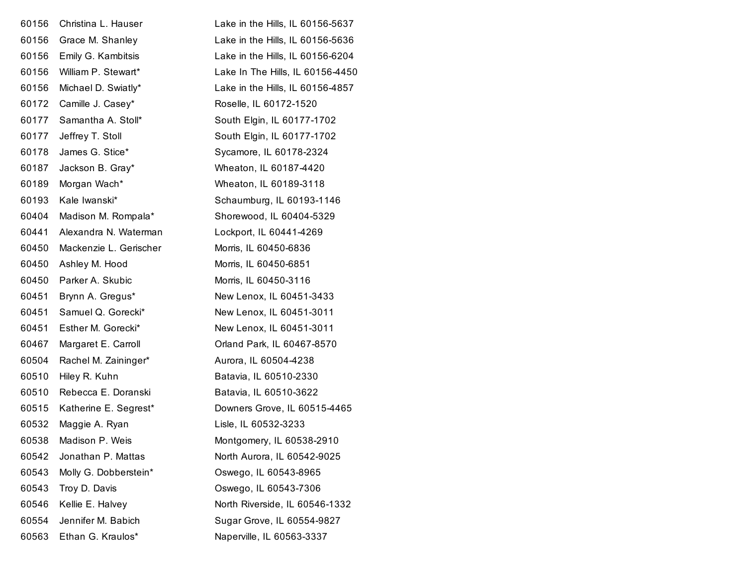| | | |
|---|---|---|
| 60156 | Christina L. Hauser | Lake in the Hills, IL 60156-5637 |
| 60156 | Grace M. Shanley | Lake in the Hills, IL 60156-5636 |
| 60156 | Emily G. Kambitsis | Lake in the Hills, IL 60156-6204 |
| 60156 | William P. Stewart* | Lake In The Hills, IL 60156-4450 |
| 60156 | Michael D. Swiatly* | Lake in the Hills, IL 60156-4857 |
| 60172 | Camille J. Casey* | Roselle, IL 60172-1520 |
| 60177 | Samantha A. Stoll* | South Elgin, IL 60177-1702 |
| 60177 | Jeffrey T. Stoll | South Elgin, IL 60177-1702 |
| 60178 | James G. Stice* | Sycamore, IL 60178-2324 |
| 60187 | Jackson B. Gray* | Wheaton, IL 60187-4420 |
| 60189 | Morgan Wach* | Wheaton, IL 60189-3118 |
| 60193 | Kale Iwanski* | Schaumburg, IL 60193-1146 |
| 60404 | Madison M. Rompala* | Shorewood, IL 60404-5329 |
| 60441 | Alexandra N. Waterman | Lockport, IL 60441-4269 |
| 60450 | Mackenzie L. Gerischer | Morris, IL 60450-6836 |
| 60450 | Ashley M. Hood | Morris, IL 60450-6851 |
| 60450 | Parker A. Skubic | Morris, IL 60450-3116 |
| 60451 | Brynn A. Gregus* | New Lenox, IL 60451-3433 |
| 60451 | Samuel Q. Gorecki* | New Lenox, IL 60451-3011 |
| 60451 | Esther M. Gorecki* | New Lenox, IL 60451-3011 |
| 60467 | Margaret E. Carroll | Orland Park, IL 60467-8570 |
| 60504 | Rachel M. Zaininger* | Aurora, IL 60504-4238 |
| 60510 | Hiley R. Kuhn | Batavia, IL 60510-2330 |
| 60510 | Rebecca E. Doranski | Batavia, IL 60510-3622 |
| 60515 | Katherine E. Segrest* | Downers Grove, IL 60515-4465 |
| 60532 | Maggie A. Ryan | Lisle, IL 60532-3233 |
| 60538 | Madison P. Weis | Montgomery, IL 60538-2910 |
| 60542 | Jonathan P. Mattas | North Aurora, IL 60542-9025 |
| 60543 | Molly G. Dobberstein* | Oswego, IL 60543-8965 |
| 60543 | Troy D. Davis | Oswego, IL 60543-7306 |
| 60546 | Kellie E. Halvey | North Riverside, IL 60546-1332 |
| 60554 | Jennifer M. Babich | Sugar Grove, IL 60554-9827 |
| 60563 | Ethan G. Kraulos* | Naperville, IL 60563-3337 |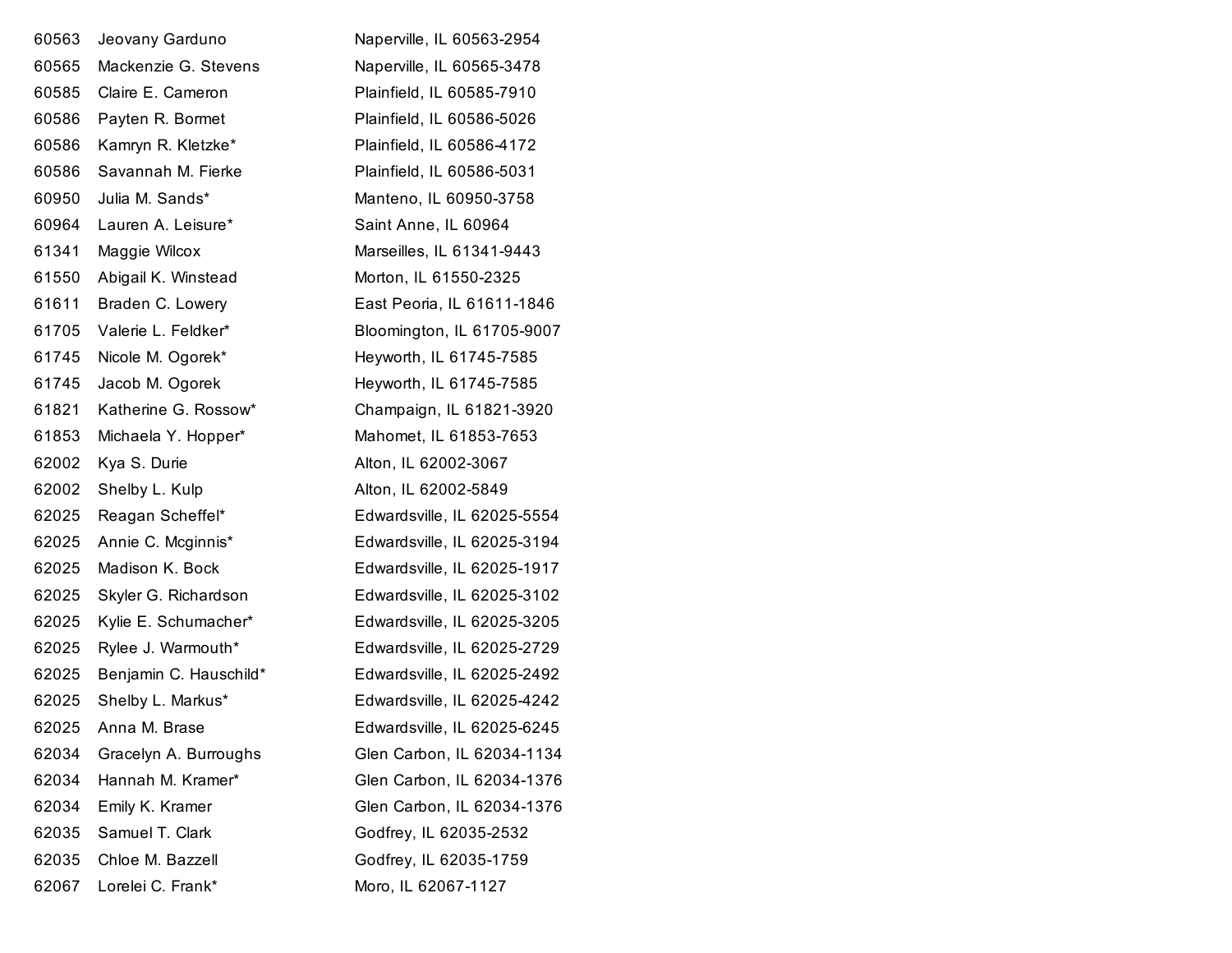| | | |
|---|---|---|
| 60563 | Jeovany Garduno | Naperville, IL 60563-2954 |
| 60565 | Mackenzie G. Stevens | Naperville, IL 60565-3478 |
| 60585 | Claire E. Cameron | Plainfield, IL 60585-7910 |
| 60586 | Payten R. Bormet | Plainfield, IL 60586-5026 |
| 60586 | Kamryn R. Kletzke* | Plainfield, IL 60586-4172 |
| 60586 | Savannah M. Fierke | Plainfield, IL 60586-5031 |
| 60950 | Julia M. Sands* | Manteno, IL 60950-3758 |
| 60964 | Lauren A. Leisure* | Saint Anne, IL 60964 |
| 61341 | Maggie Wilcox | Marseilles, IL 61341-9443 |
| 61550 | Abigail K. Winstead | Morton, IL 61550-2325 |
| 61611 | Braden C. Lowery | East Peoria, IL 61611-1846 |
| 61705 | Valerie L. Feldker* | Bloomington, IL 61705-9007 |
| 61745 | Nicole M. Ogorek* | Heyworth, IL 61745-7585 |
| 61745 | Jacob M. Ogorek | Heyworth, IL 61745-7585 |
| 61821 | Katherine G. Rossow* | Champaign, IL 61821-3920 |
| 61853 | Michaela Y. Hopper* | Mahomet, IL 61853-7653 |
| 62002 | Kya S. Durie | Alton, IL 62002-3067 |
| 62002 | Shelby L. Kulp | Alton, IL 62002-5849 |
| 62025 | Reagan Scheffel* | Edwardsville, IL 62025-5554 |
| 62025 | Annie C. Mcginnis* | Edwardsville, IL 62025-3194 |
| 62025 | Madison K. Bock | Edwardsville, IL 62025-1917 |
| 62025 | Skyler G. Richardson | Edwardsville, IL 62025-3102 |
| 62025 | Kylie E. Schumacher* | Edwardsville, IL 62025-3205 |
| 62025 | Rylee J. Warmouth* | Edwardsville, IL 62025-2729 |
| 62025 | Benjamin C. Hauschild* | Edwardsville, IL 62025-2492 |
| 62025 | Shelby L. Markus* | Edwardsville, IL 62025-4242 |
| 62025 | Anna M. Brase | Edwardsville, IL 62025-6245 |
| 62034 | Gracelyn A. Burroughs | Glen Carbon, IL 62034-1134 |
| 62034 | Hannah M. Kramer* | Glen Carbon, IL 62034-1376 |
| 62034 | Emily K. Kramer | Glen Carbon, IL 62034-1376 |
| 62035 | Samuel T. Clark | Godfrey, IL 62035-2532 |
| 62035 | Chloe M. Bazzell | Godfrey, IL 62035-1759 |
| 62067 | Lorelei C. Frank* | Moro, IL 62067-1127 |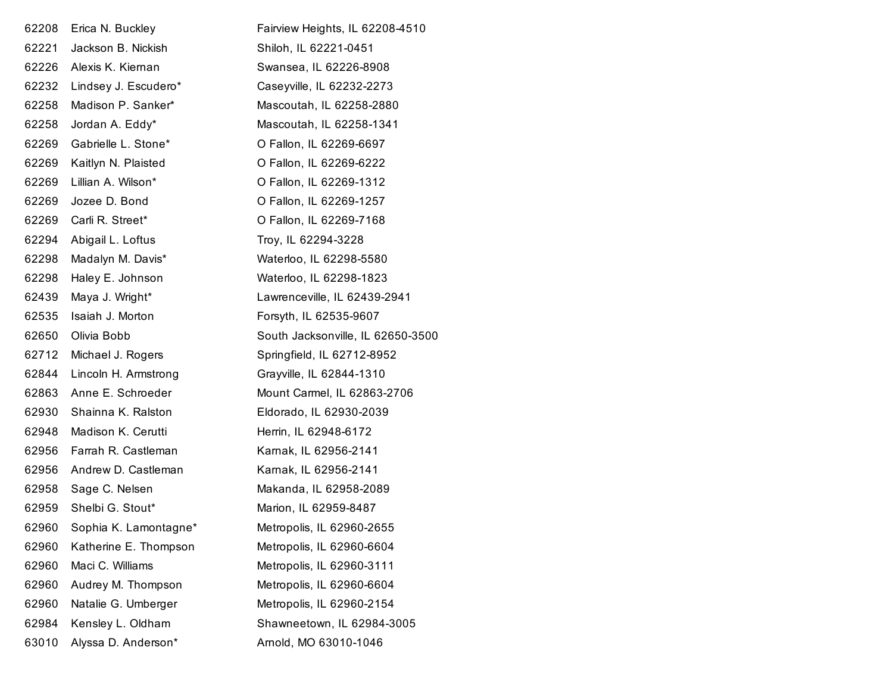| | | |
|---|---|---|
| 62208 | Erica N. Buckley | Fairview Heights, IL 62208-4510 |
| 62221 | Jackson B. Nickish | Shiloh, IL 62221-0451 |
| 62226 | Alexis K. Kiernan | Swansea, IL 62226-8908 |
| 62232 | Lindsey J. Escudero* | Caseyville, IL 62232-2273 |
| 62258 | Madison P. Sanker* | Mascoutah, IL 62258-2880 |
| 62258 | Jordan A. Eddy* | Mascoutah, IL 62258-1341 |
| 62269 | Gabrielle L. Stone* | O Fallon, IL 62269-6697 |
| 62269 | Kaitlyn N. Plaisted | O Fallon, IL 62269-6222 |
| 62269 | Lillian A. Wilson* | O Fallon, IL 62269-1312 |
| 62269 | Jozee D. Bond | O Fallon, IL 62269-1257 |
| 62269 | Carli R. Street* | O Fallon, IL 62269-7168 |
| 62294 | Abigail L. Loftus | Troy, IL 62294-3228 |
| 62298 | Madalyn M. Davis* | Waterloo, IL 62298-5580 |
| 62298 | Haley E. Johnson | Waterloo, IL 62298-1823 |
| 62439 | Maya J. Wright* | Lawrenceville, IL 62439-2941 |
| 62535 | Isaiah J. Morton | Forsyth, IL 62535-9607 |
| 62650 | Olivia Bobb | South Jacksonville, IL 62650-3500 |
| 62712 | Michael J. Rogers | Springfield, IL 62712-8952 |
| 62844 | Lincoln H. Armstrong | Grayville, IL 62844-1310 |
| 62863 | Anne E. Schroeder | Mount Carmel, IL 62863-2706 |
| 62930 | Shainna K. Ralston | Eldorado, IL 62930-2039 |
| 62948 | Madison K. Cerutti | Herrin, IL 62948-6172 |
| 62956 | Farrah R. Castleman | Karnak, IL 62956-2141 |
| 62956 | Andrew D. Castleman | Karnak, IL 62956-2141 |
| 62958 | Sage C. Nelsen | Makanda, IL 62958-2089 |
| 62959 | Shelbi G. Stout* | Marion, IL 62959-8487 |
| 62960 | Sophia K. Lamontagne* | Metropolis, IL 62960-2655 |
| 62960 | Katherine E. Thompson | Metropolis, IL 62960-6604 |
| 62960 | Maci C. Williams | Metropolis, IL 62960-3111 |
| 62960 | Audrey M. Thompson | Metropolis, IL 62960-6604 |
| 62960 | Natalie G. Umberger | Metropolis, IL 62960-2154 |
| 62984 | Kensley L. Oldham | Shawneetown, IL 62984-3005 |
| 63010 | Alyssa D. Anderson* | Arnold, MO 63010-1046 |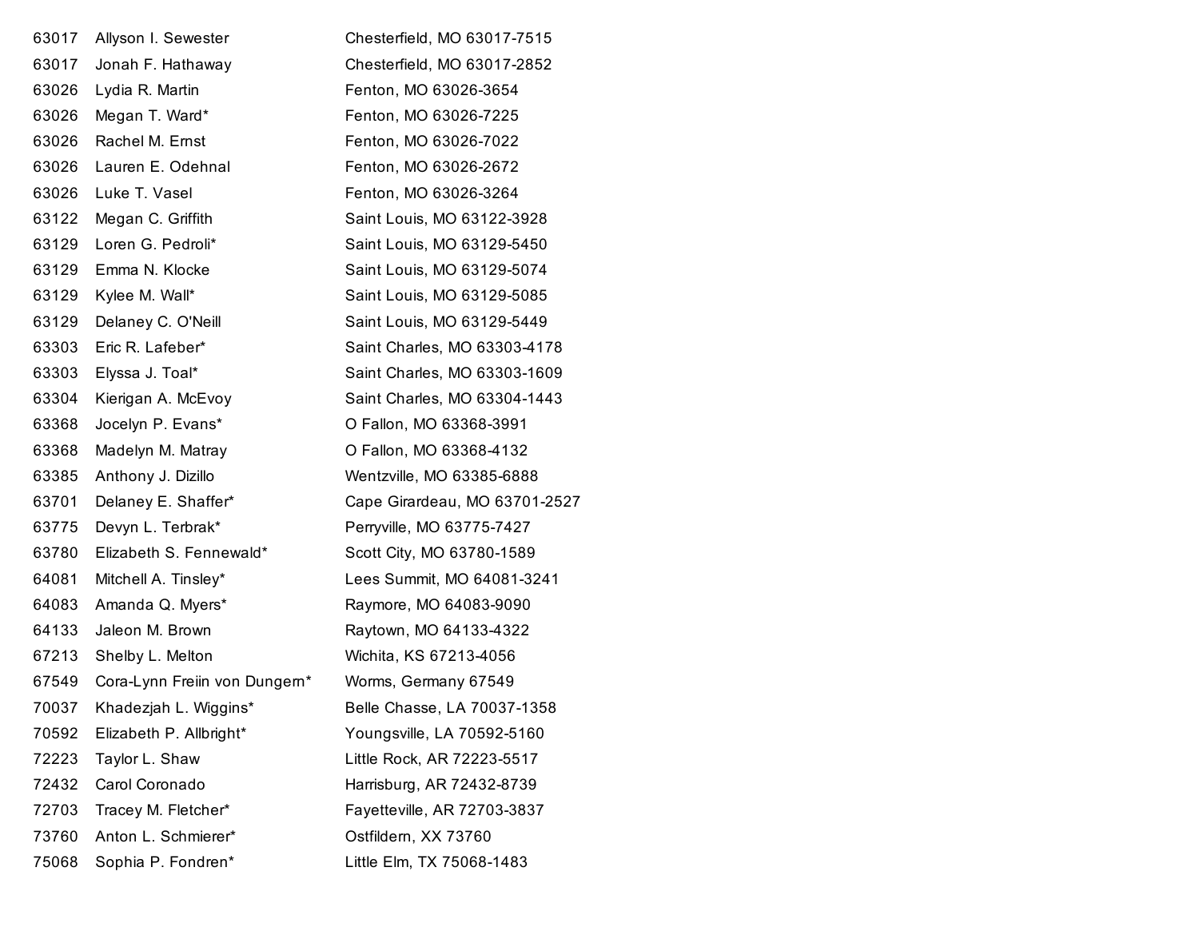| | | |
|---|---|---|
| 63017 | Allyson I. Sewester | Chesterfield, MO 63017-7515 |
| 63017 | Jonah F. Hathaway | Chesterfield, MO 63017-2852 |
| 63026 | Lydia R. Martin | Fenton, MO 63026-3654 |
| 63026 | Megan T. Ward* | Fenton, MO 63026-7225 |
| 63026 | Rachel M. Ernst | Fenton, MO 63026-7022 |
| 63026 | Lauren E. Odehnal | Fenton, MO 63026-2672 |
| 63026 | Luke T. Vasel | Fenton, MO 63026-3264 |
| 63122 | Megan C. Griffith | Saint Louis, MO 63122-3928 |
| 63129 | Loren G. Pedroli* | Saint Louis, MO 63129-5450 |
| 63129 | Emma N. Klocke | Saint Louis, MO 63129-5074 |
| 63129 | Kylee M. Wall* | Saint Louis, MO 63129-5085 |
| 63129 | Delaney C. O'Neill | Saint Louis, MO 63129-5449 |
| 63303 | Eric R. Lafeber* | Saint Charles, MO 63303-4178 |
| 63303 | Elyssa J. Toal* | Saint Charles, MO 63303-1609 |
| 63304 | Kierigan A. McEvoy | Saint Charles, MO 63304-1443 |
| 63368 | Jocelyn P. Evans* | O Fallon, MO 63368-3991 |
| 63368 | Madelyn M. Matray | O Fallon, MO 63368-4132 |
| 63385 | Anthony J. Dizillo | Wentzville, MO 63385-6888 |
| 63701 | Delaney E. Shaffer* | Cape Girardeau, MO 63701-2527 |
| 63775 | Devyn L. Terbrak* | Perryville, MO 63775-7427 |
| 63780 | Elizabeth S. Fennewald* | Scott City, MO 63780-1589 |
| 64081 | Mitchell A. Tinsley* | Lees Summit, MO 64081-3241 |
| 64083 | Amanda Q. Myers* | Raymore, MO 64083-9090 |
| 64133 | Jaleon M. Brown | Raytown, MO 64133-4322 |
| 67213 | Shelby L. Melton | Wichita, KS 67213-4056 |
| 67549 | Cora-Lynn Freiin von Dungern* | Worms, Germany 67549 |
| 70037 | Khadezjah L. Wiggins* | Belle Chasse, LA 70037-1358 |
| 70592 | Elizabeth P. Allbright* | Youngsville, LA 70592-5160 |
| 72223 | Taylor L. Shaw | Little Rock, AR 72223-5517 |
| 72432 | Carol Coronado | Harrisburg, AR 72432-8739 |
| 72703 | Tracey M. Fletcher* | Fayetteville, AR 72703-3837 |
| 73760 | Anton L. Schmierer* | Ostfildern, XX 73760 |
| 75068 | Sophia P. Fondren* | Little Elm, TX 75068-1483 |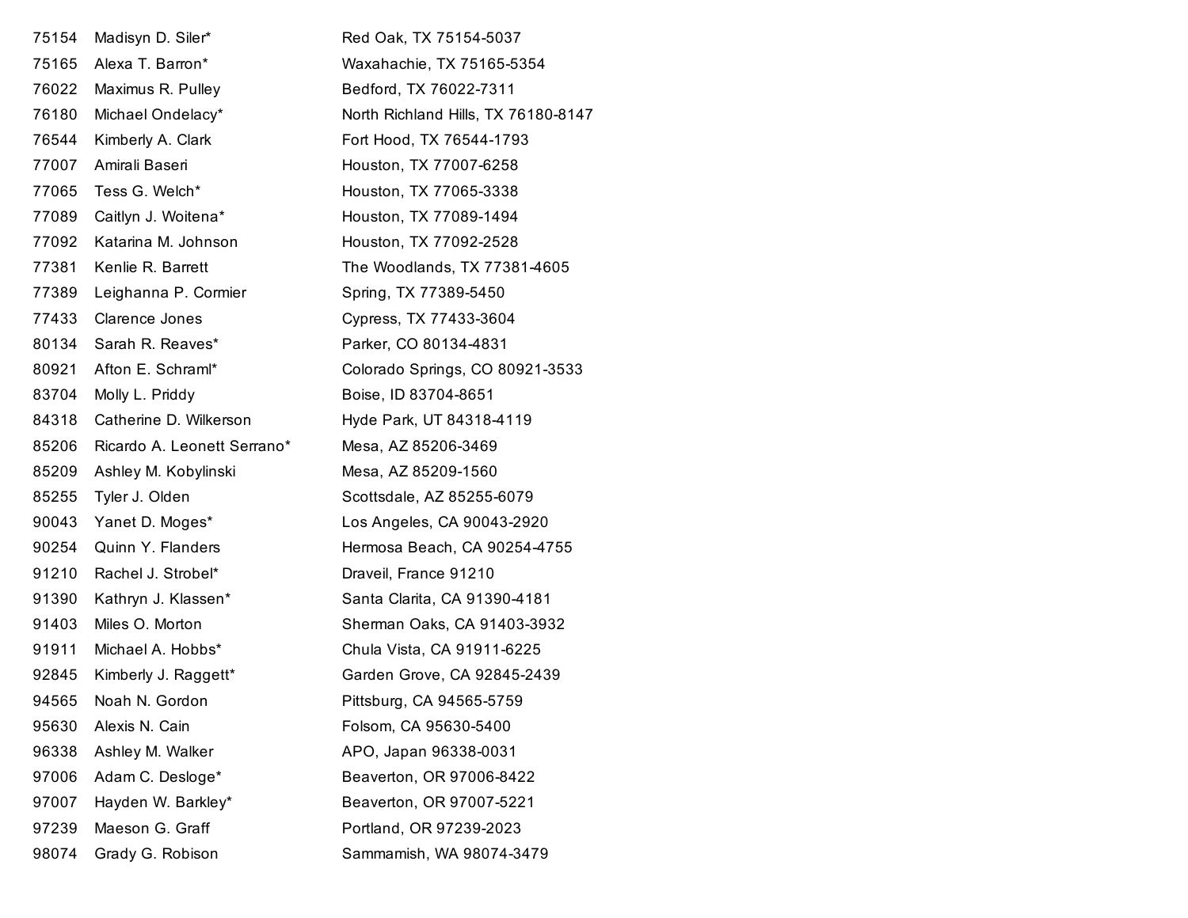| | | |
|---|---|---|
| 75154 | Madisyn D. Siler* | Red Oak, TX 75154-5037 |
| 75165 | Alexa T. Barron* | Waxahachie, TX 75165-5354 |
| 76022 | Maximus R. Pulley | Bedford, TX 76022-7311 |
| 76180 | Michael Ondelacy* | North Richland Hills, TX 76180-8147 |
| 76544 | Kimberly A. Clark | Fort Hood, TX 76544-1793 |
| 77007 | Amirali Baseri | Houston, TX 77007-6258 |
| 77065 | Tess G. Welch* | Houston, TX 77065-3338 |
| 77089 | Caitlyn J. Woitena* | Houston, TX 77089-1494 |
| 77092 | Katarina M. Johnson | Houston, TX 77092-2528 |
| 77381 | Kenlie R. Barrett | The Woodlands, TX 77381-4605 |
| 77389 | Leighanna P. Cormier | Spring, TX 77389-5450 |
| 77433 | Clarence Jones | Cypress, TX 77433-3604 |
| 80134 | Sarah R. Reaves* | Parker, CO 80134-4831 |
| 80921 | Afton E. Schraml* | Colorado Springs, CO 80921-3533 |
| 83704 | Molly L. Priddy | Boise, ID 83704-8651 |
| 84318 | Catherine D. Wilkerson | Hyde Park, UT 84318-4119 |
| 85206 | Ricardo A. Leonett Serrano* | Mesa, AZ 85206-3469 |
| 85209 | Ashley M. Kobylinski | Mesa, AZ 85209-1560 |
| 85255 | Tyler J. Olden | Scottsdale, AZ 85255-6079 |
| 90043 | Yanet D. Moges* | Los Angeles, CA 90043-2920 |
| 90254 | Quinn Y. Flanders | Hermosa Beach, CA 90254-4755 |
| 91210 | Rachel J. Strobel* | Draveil, France 91210 |
| 91390 | Kathryn J. Klassen* | Santa Clarita, CA 91390-4181 |
| 91403 | Miles O. Morton | Sherman Oaks, CA 91403-3932 |
| 91911 | Michael A. Hobbs* | Chula Vista, CA 91911-6225 |
| 92845 | Kimberly J. Raggett* | Garden Grove, CA 92845-2439 |
| 94565 | Noah N. Gordon | Pittsburg, CA 94565-5759 |
| 95630 | Alexis N. Cain | Folsom, CA 95630-5400 |
| 96338 | Ashley M. Walker | APO, Japan 96338-0031 |
| 97006 | Adam C. Desloge* | Beaverton, OR 97006-8422 |
| 97007 | Hayden W. Barkley* | Beaverton, OR 97007-5221 |
| 97239 | Maeson G. Graff | Portland, OR 97239-2023 |
| 98074 | Grady G. Robison | Sammamish, WA 98074-3479 |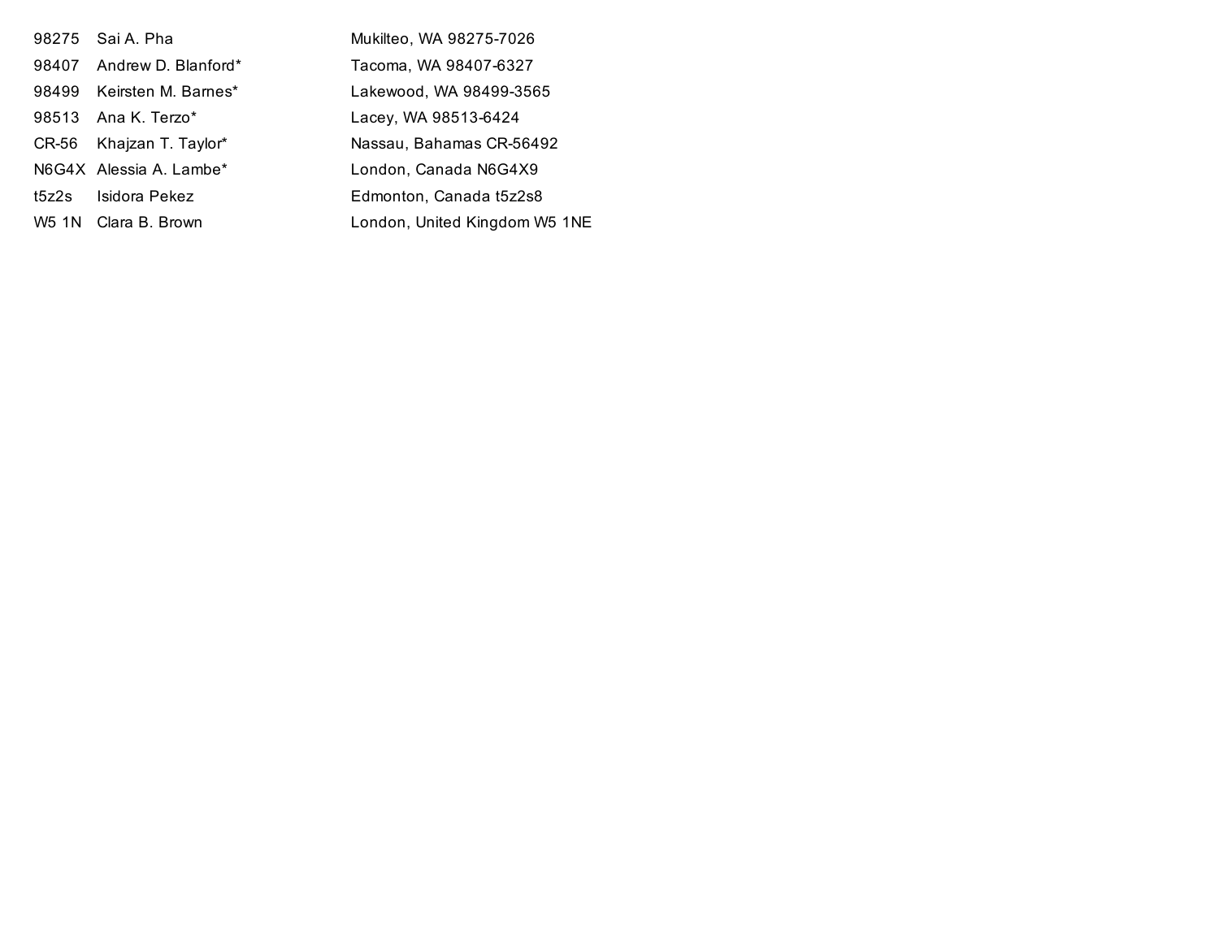| | | |
|---|---|---|
| 98275 | Sai A. Pha | Mukilteo, WA 98275-7026 |
| 98407 | Andrew D. Blanford* | Tacoma, WA 98407-6327 |
| 98499 | Keirsten M. Barnes* | Lakewood, WA 98499-3565 |
| 98513 | Ana K. Terzo* | Lacey, WA 98513-6424 |
| CR-56 | Khajzan T. Taylor* | Nassau, Bahamas CR-56492 |
| N6G4X | Alessia A. Lambe* | London, Canada N6G4X9 |
| t5z2s | Isidora Pekez | Edmonton, Canada t5z2s8 |
| W5 1N | Clara B. Brown | London, United Kingdom W5 1NE |